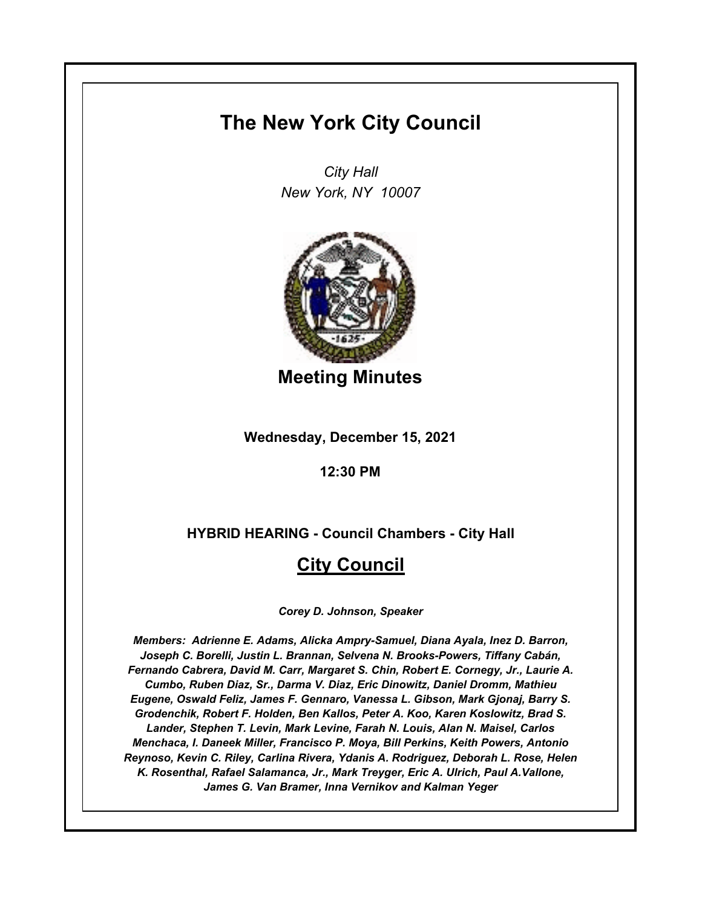# The New York City Council

*City Hall*
*New York, NY 10007*

## Meeting Minutes

**Wednesday, December 15, 2021**

**12:30 PM**

**HYBRID HEARING - Council Chambers - City Hall**

## City Council

***Corey D. Johnson, Speaker***

***Members: Adrienne E. Adams, Alicka Ampry-Samuel, Diana Ayala, Inez D. Barron, Joseph C. Borelli, Justin L. Brannan, Selvena N. Brooks-Powers, Tiffany Cabán, Fernando Cabrera, David M. Carr, Margaret S. Chin, Robert E. Cornegy, Jr., Laurie A. Cumbo, Ruben Diaz, Sr., Darma V. Diaz, Eric Dinowitz, Daniel Dromm, Mathieu Eugene, Oswald Feliz, James F. Gennaro, Vanessa L. Gibson, Mark Gjonaj, Barry S. Grodenchik, Robert F. Holden, Ben Kallos, Peter A. Koo, Karen Koslowitz, Brad S. Lander, Stephen T. Levin, Mark Levine, Farah N. Louis, Alan N. Maisel, Carlos Menchaca, I. Daneek Miller, Francisco P. Moya, Bill Perkins, Keith Powers, Antonio Reynoso, Kevin C. Riley, Carlina Rivera, Ydanis A. Rodriguez, Deborah L. Rose, Helen K. Rosenthal, Rafael Salamanca, Jr., Mark Treyger, Eric A. Ulrich, Paul A.Vallone, James G. Van Bramer, Inna Vernikov and Kalman Yeger***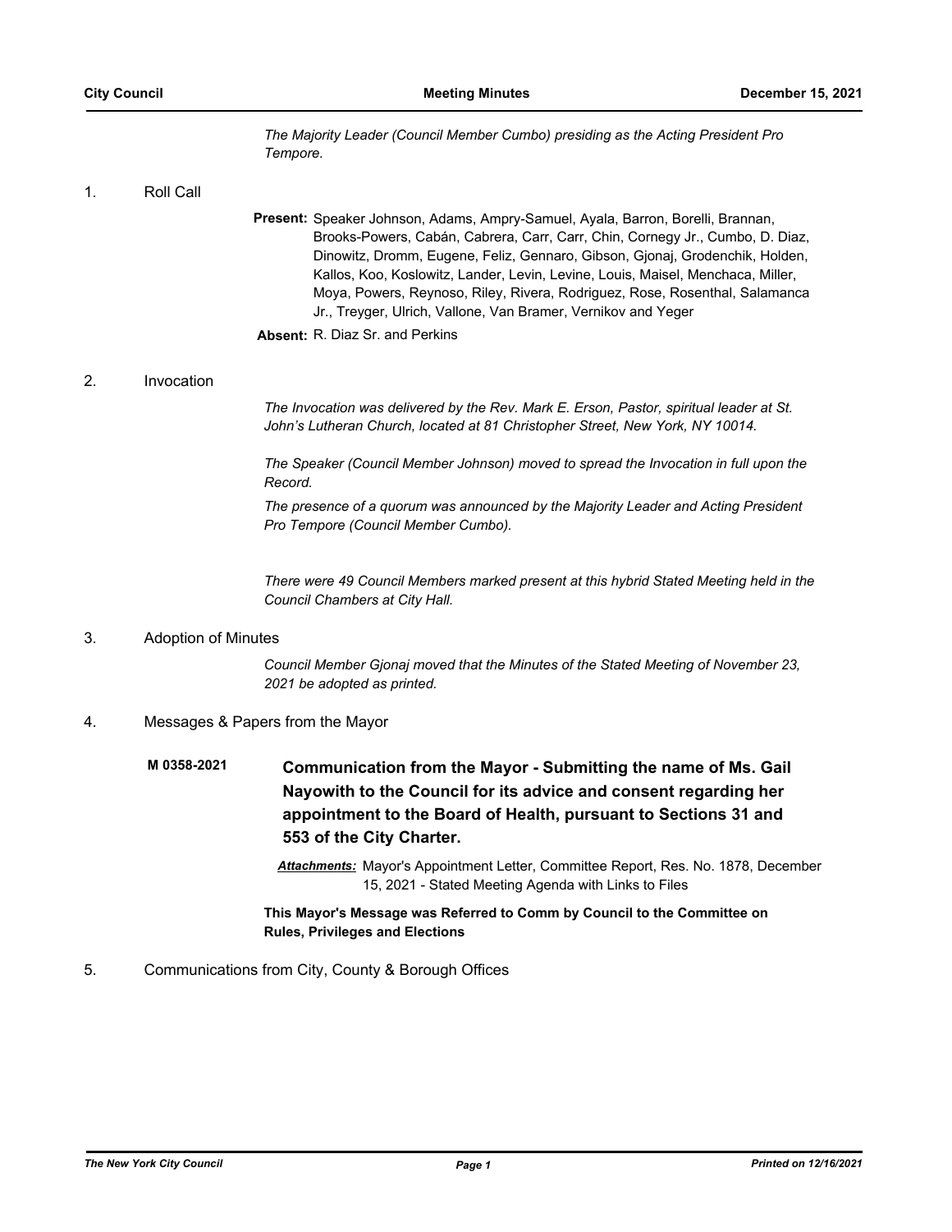*The Majority Leader (Council Member Cumbo) presiding as the Acting President Pro Tempore.*

1. Roll Call

**Present:** Speaker Johnson, Adams, Ampry-Samuel, Ayala, Barron, Borelli, Brannan, Brooks-Powers, Cabán, Cabrera, Carr, Carr, Chin, Cornegy Jr., Cumbo, D. Diaz, Dinowitz, Dromm, Eugene, Feliz, Gennaro, Gibson, Gjonaj, Grodenchik, Holden, Kallos, Koo, Koslowitz, Lander, Levin, Levine, Louis, Maisel, Menchaca, Miller, Moya, Powers, Reynoso, Riley, Rivera, Rodriguez, Rose, Rosenthal, Salamanca Jr., Treyger, Ulrich, Vallone, Van Bramer, Vernikov and Yeger

**Absent:** R. Diaz Sr. and Perkins

2. Invocation

*The Invocation was delivered by the Rev. Mark E. Erson, Pastor, spiritual leader at St. John's Lutheran Church, located at 81 Christopher Street, New York, NY 10014.*

*The Speaker (Council Member Johnson) moved to spread the Invocation in full upon the Record.*

*The presence of a quorum was announced by the Majority Leader and Acting President Pro Tempore (Council Member Cumbo).*

*There were 49 Council Members marked present at this hybrid Stated Meeting held in the Council Chambers at City Hall.*

3. Adoption of Minutes

*Council Member Gjonaj moved that the Minutes of the Stated Meeting of November 23, 2021 be adopted as printed.*

4. Messages & Papers from the Mayor

**M 0358-2021** **Communication from the Mayor - Submitting the name of Ms. Gail Nayowith to the Council for its advice and consent regarding her appointment to the Board of Health, pursuant to Sections 31 and 553 of the City Charter.**

***Attachments:*** Mayor's Appointment Letter, Committee Report, Res. No. 1878, December 15, 2021 - Stated Meeting Agenda with Links to Files

**This Mayor's Message was Referred to Comm by Council to the Committee on Rules, Privileges and Elections**

5. Communications from City, County & Borough Offices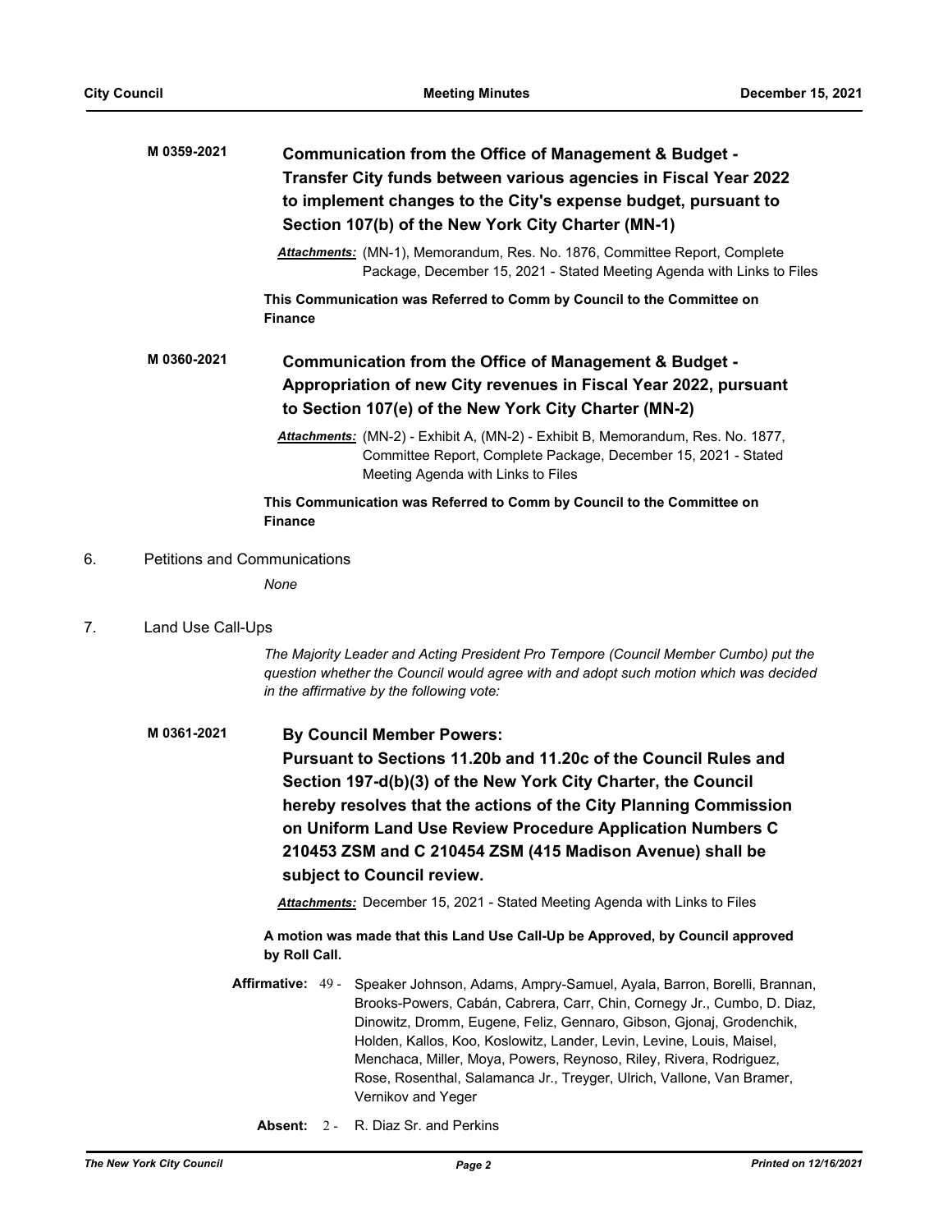**M 0359-2021** **Communication from the Office of Management & Budget - Transfer City funds between various agencies in Fiscal Year 2022 to implement changes to the City's expense budget, pursuant to Section 107(b) of the New York City Charter (MN-1)**

***Attachments:*** (MN-1), Memorandum, Res. No. 1876, Committee Report, Complete Package, December 15, 2021 - Stated Meeting Agenda with Links to Files

**This Communication was Referred to Comm by Council to the Committee on Finance**

**M 0360-2021** **Communication from the Office of Management & Budget - Appropriation of new City revenues in Fiscal Year 2022, pursuant to Section 107(e) of the New York City Charter (MN-2)**

***Attachments:*** (MN-2) - Exhibit A, (MN-2) - Exhibit B, Memorandum, Res. No. 1877, Committee Report, Complete Package, December 15, 2021 - Stated Meeting Agenda with Links to Files

**This Communication was Referred to Comm by Council to the Committee on Finance**

6. Petitions and Communications

*None*

7. Land Use Call-Ups

*The Majority Leader and Acting President Pro Tempore (Council Member Cumbo) put the question whether the Council would agree with and adopt such motion which was decided in the affirmative by the following vote:*

**M 0361-2021** **By Council Member Powers:**
**Pursuant to Sections 11.20b and 11.20c of the Council Rules and Section 197-d(b)(3) of the New York City Charter, the Council hereby resolves that the actions of the City Planning Commission on Uniform Land Use Review Procedure Application Numbers C 210453 ZSM and C 210454 ZSM (415 Madison Avenue) shall be subject to Council review.**

***Attachments:*** December 15, 2021 - Stated Meeting Agenda with Links to Files

**A motion was made that this Land Use Call-Up be Approved, by Council approved by Roll Call.**

**Affirmative:** 49 - Speaker Johnson, Adams, Ampry-Samuel, Ayala, Barron, Borelli, Brannan, Brooks-Powers, Cabán, Cabrera, Carr, Chin, Cornegy Jr., Cumbo, D. Diaz, Dinowitz, Dromm, Eugene, Feliz, Gennaro, Gibson, Gjonaj, Grodenchik, Holden, Kallos, Koo, Koslowitz, Lander, Levin, Levine, Louis, Maisel, Menchaca, Miller, Moya, Powers, Reynoso, Riley, Rivera, Rodriguez, Rose, Rosenthal, Salamanca Jr., Treyger, Ulrich, Vallone, Van Bramer, Vernikov and Yeger

**Absent:** 2 - R. Diaz Sr. and Perkins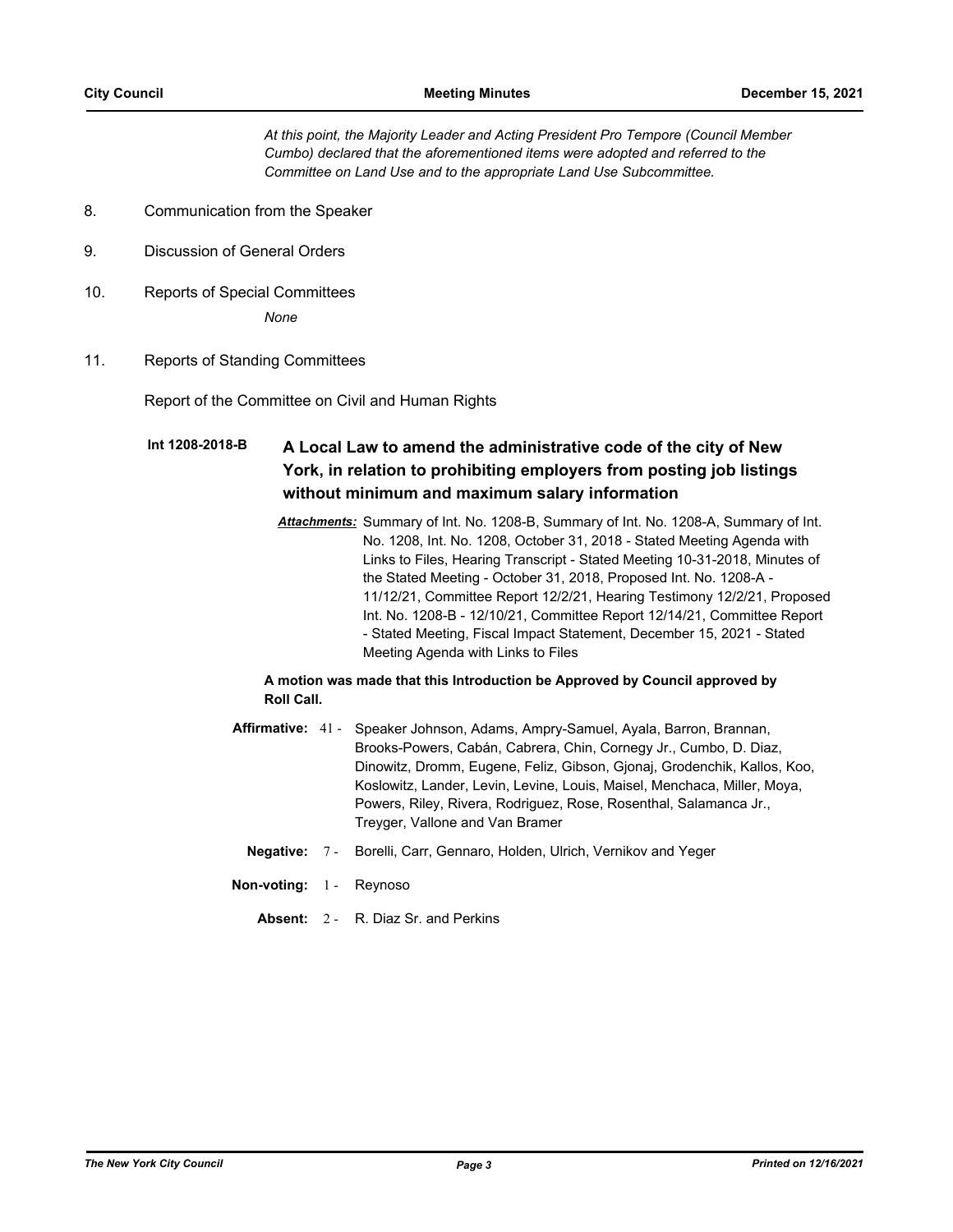*At this point, the Majority Leader and Acting President Pro Tempore (Council Member Cumbo) declared that the aforementioned items were adopted and referred to the Committee on Land Use and to the appropriate Land Use Subcommittee.*

8. Communication from the Speaker

9. Discussion of General Orders

10. Reports of Special Committees

    *None*

11. Reports of Standing Committees

Report of the Committee on Civil and Human Rights

**Int 1208-2018-B** **A Local Law to amend the administrative code of the city of New York, in relation to prohibiting employers from posting job listings without minimum and maximum salary information**

***Attachments:*** Summary of Int. No. 1208-B, Summary of Int. No. 1208-A, Summary of Int. No. 1208, Int. No. 1208, October 31, 2018 - Stated Meeting Agenda with Links to Files, Hearing Transcript - Stated Meeting 10-31-2018, Minutes of the Stated Meeting - October 31, 2018, Proposed Int. No. 1208-A - 11/12/21, Committee Report 12/2/21, Hearing Testimony 12/2/21, Proposed Int. No. 1208-B - 12/10/21, Committee Report 12/14/21, Committee Report - Stated Meeting, Fiscal Impact Statement, December 15, 2021 - Stated Meeting Agenda with Links to Files

**A motion was made that this Introduction be Approved by Council approved by Roll Call.**

**Affirmative:** 41 - Speaker Johnson, Adams, Ampry-Samuel, Ayala, Barron, Brannan, Brooks-Powers, Cabán, Cabrera, Chin, Cornegy Jr., Cumbo, D. Diaz, Dinowitz, Dromm, Eugene, Feliz, Gibson, Gjonaj, Grodenchik, Kallos, Koo, Koslowitz, Lander, Levin, Levine, Louis, Maisel, Menchaca, Miller, Moya, Powers, Riley, Rivera, Rodriguez, Rose, Rosenthal, Salamanca Jr., Treyger, Vallone and Van Bramer

**Negative:** 7 - Borelli, Carr, Gennaro, Holden, Ulrich, Vernikov and Yeger

**Non-voting:** 1 - Reynoso

**Absent:** 2 - R. Diaz Sr. and Perkins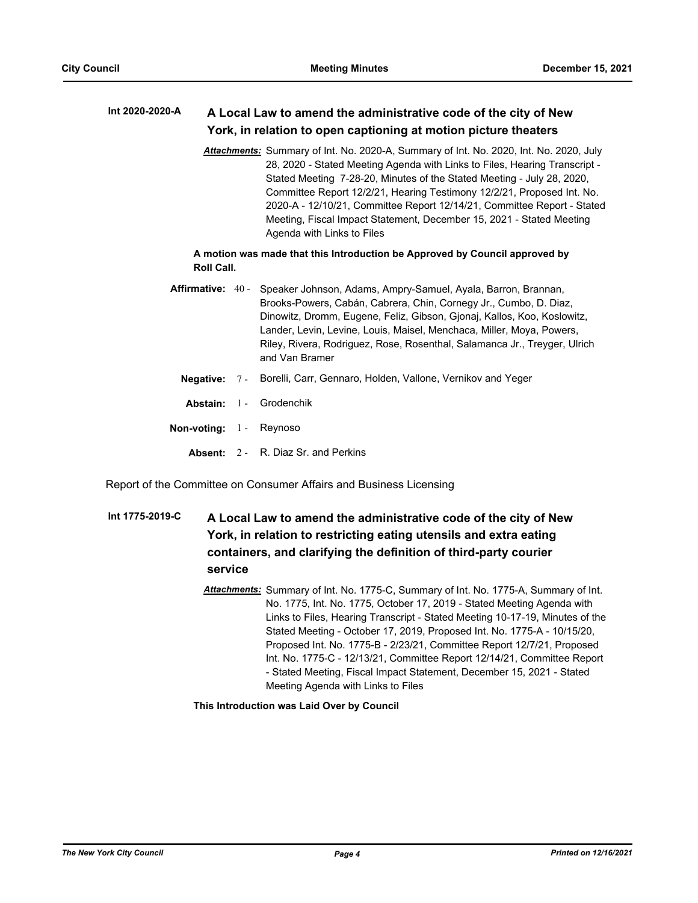**Int 2020-2020-A** **A Local Law to amend the administrative code of the city of New York, in relation to open captioning at motion picture theaters**

***Attachments:*** Summary of Int. No. 2020-A, Summary of Int. No. 2020, Int. No. 2020, July 28, 2020 - Stated Meeting Agenda with Links to Files, Hearing Transcript - Stated Meeting 7-28-20, Minutes of the Stated Meeting - July 28, 2020, Committee Report 12/2/21, Hearing Testimony 12/2/21, Proposed Int. No. 2020-A - 12/10/21, Committee Report 12/14/21, Committee Report - Stated Meeting, Fiscal Impact Statement, December 15, 2021 - Stated Meeting Agenda with Links to Files

**A motion was made that this Introduction be Approved by Council approved by Roll Call.**

**Affirmative:** 40 - Speaker Johnson, Adams, Ampry-Samuel, Ayala, Barron, Brannan, Brooks-Powers, Cabán, Cabrera, Chin, Cornegy Jr., Cumbo, D. Diaz, Dinowitz, Dromm, Eugene, Feliz, Gibson, Gjonaj, Kallos, Koo, Koslowitz, Lander, Levin, Levine, Louis, Maisel, Menchaca, Miller, Moya, Powers, Riley, Rivera, Rodriguez, Rose, Rosenthal, Salamanca Jr., Treyger, Ulrich and Van Bramer

**Negative:** 7 - Borelli, Carr, Gennaro, Holden, Vallone, Vernikov and Yeger

**Abstain:** 1 - Grodenchik

**Non-voting:** 1 - Reynoso

**Absent:** 2 - R. Diaz Sr. and Perkins

Report of the Committee on Consumer Affairs and Business Licensing

**Int 1775-2019-C** **A Local Law to amend the administrative code of the city of New York, in relation to restricting eating utensils and extra eating containers, and clarifying the definition of third-party courier service**

***Attachments:*** Summary of Int. No. 1775-C, Summary of Int. No. 1775-A, Summary of Int. No. 1775, Int. No. 1775, October 17, 2019 - Stated Meeting Agenda with Links to Files, Hearing Transcript - Stated Meeting 10-17-19, Minutes of the Stated Meeting - October 17, 2019, Proposed Int. No. 1775-A - 10/15/20, Proposed Int. No. 1775-B - 2/23/21, Committee Report 12/7/21, Proposed Int. No. 1775-C - 12/13/21, Committee Report 12/14/21, Committee Report - Stated Meeting, Fiscal Impact Statement, December 15, 2021 - Stated Meeting Agenda with Links to Files

**This Introduction was Laid Over by Council**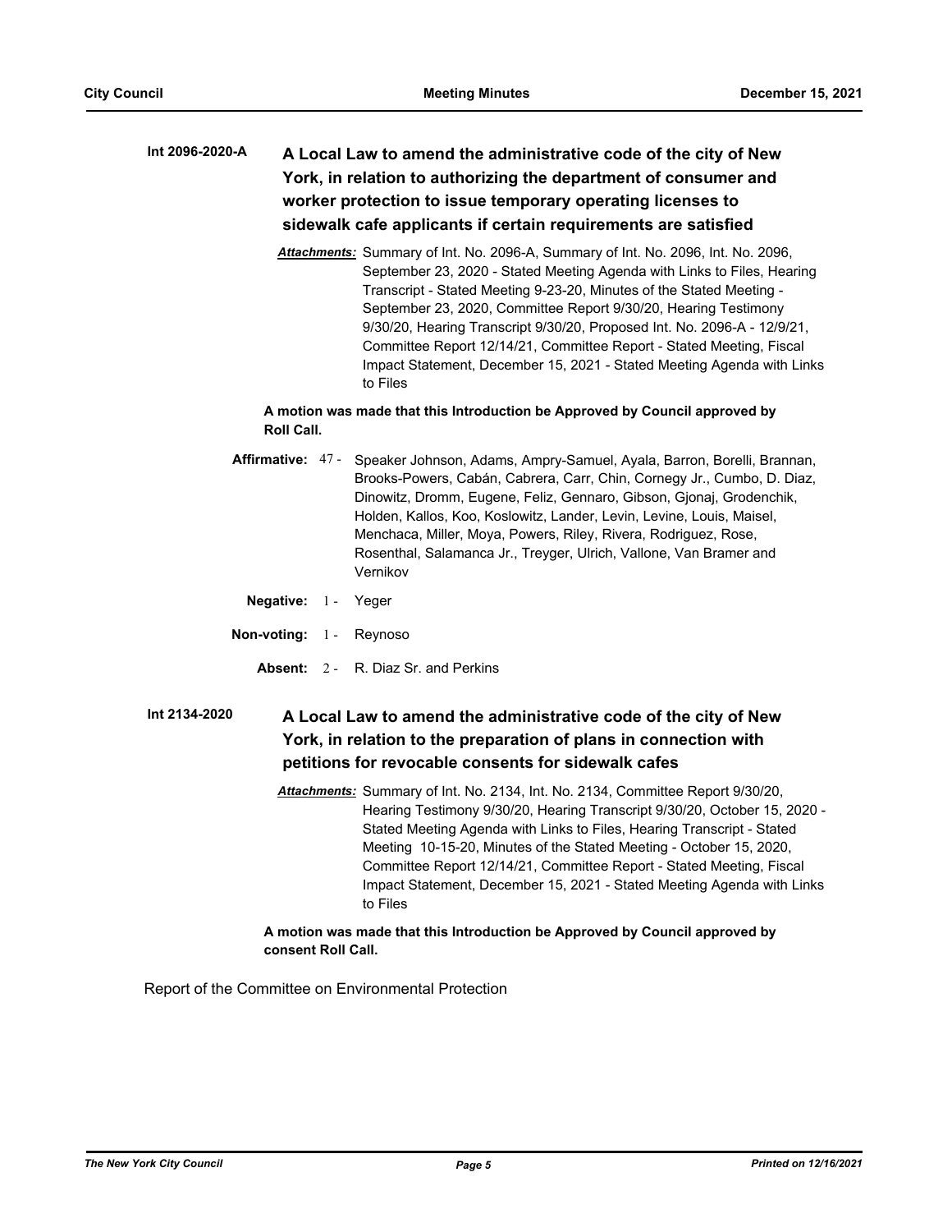**Int 2096-2020-A** **A Local Law to amend the administrative code of the city of New York, in relation to authorizing the department of consumer and worker protection to issue temporary operating licenses to sidewalk cafe applicants if certain requirements are satisfied**

***Attachments:*** Summary of Int. No. 2096-A, Summary of Int. No. 2096, Int. No. 2096, September 23, 2020 - Stated Meeting Agenda with Links to Files, Hearing Transcript - Stated Meeting 9-23-20, Minutes of the Stated Meeting - September 23, 2020, Committee Report 9/30/20, Hearing Testimony 9/30/20, Hearing Transcript 9/30/20, Proposed Int. No. 2096-A - 12/9/21, Committee Report 12/14/21, Committee Report - Stated Meeting, Fiscal Impact Statement, December 15, 2021 - Stated Meeting Agenda with Links to Files

**A motion was made that this Introduction be Approved by Council approved by Roll Call.**

**Affirmative:** 47 - Speaker Johnson, Adams, Ampry-Samuel, Ayala, Barron, Borelli, Brannan, Brooks-Powers, Cabán, Cabrera, Carr, Chin, Cornegy Jr., Cumbo, D. Diaz, Dinowitz, Dromm, Eugene, Feliz, Gennaro, Gibson, Gjonaj, Grodenchik, Holden, Kallos, Koo, Koslowitz, Lander, Levin, Levine, Louis, Maisel, Menchaca, Miller, Moya, Powers, Riley, Rivera, Rodriguez, Rose, Rosenthal, Salamanca Jr., Treyger, Ulrich, Vallone, Van Bramer and Vernikov

**Negative:** 1 - Yeger

**Non-voting:** 1 - Reynoso

**Absent:** 2 - R. Diaz Sr. and Perkins

**Int 2134-2020** **A Local Law to amend the administrative code of the city of New York, in relation to the preparation of plans in connection with petitions for revocable consents for sidewalk cafes**

***Attachments:*** Summary of Int. No. 2134, Int. No. 2134, Committee Report 9/30/20, Hearing Testimony 9/30/20, Hearing Transcript 9/30/20, October 15, 2020 - Stated Meeting Agenda with Links to Files, Hearing Transcript - Stated Meeting 10-15-20, Minutes of the Stated Meeting - October 15, 2020, Committee Report 12/14/21, Committee Report - Stated Meeting, Fiscal Impact Statement, December 15, 2021 - Stated Meeting Agenda with Links to Files

**A motion was made that this Introduction be Approved by Council approved by consent Roll Call.**

Report of the Committee on Environmental Protection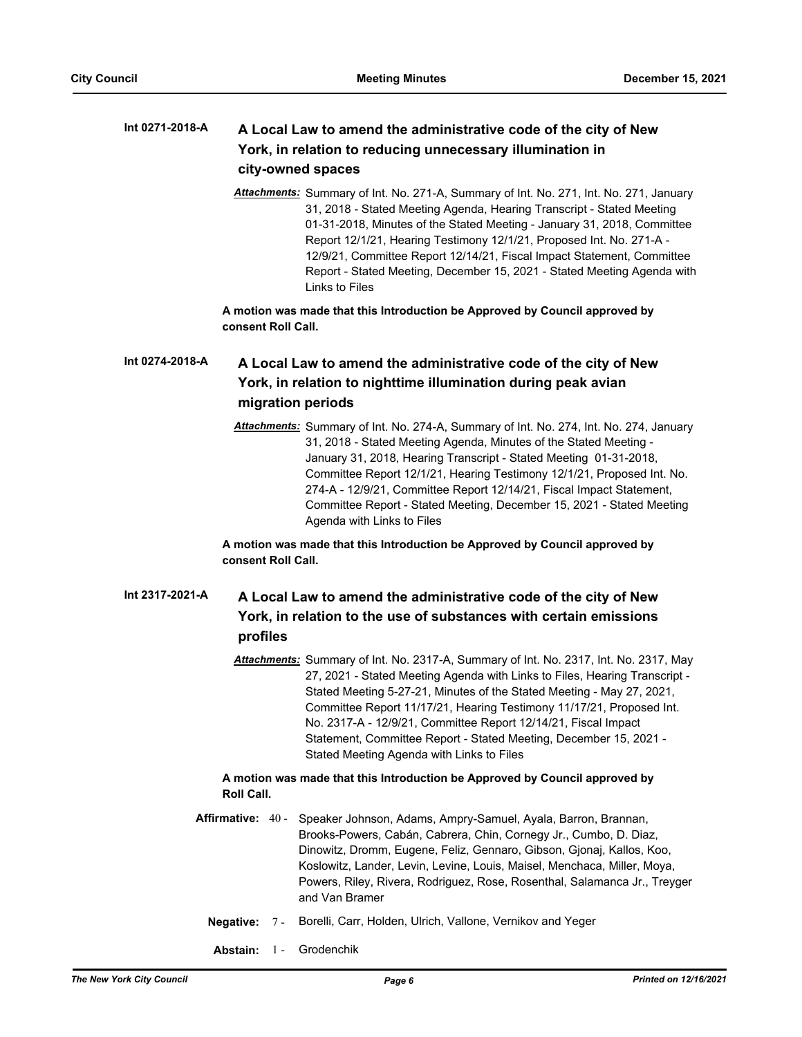**Int 0271-2018-A** **A Local Law to amend the administrative code of the city of New York, in relation to reducing unnecessary illumination in city-owned spaces**

*Attachments:* Summary of Int. No. 271-A, Summary of Int. No. 271, Int. No. 271, January 31, 2018 - Stated Meeting Agenda, Hearing Transcript - Stated Meeting 01-31-2018, Minutes of the Stated Meeting - January 31, 2018, Committee Report 12/1/21, Hearing Testimony 12/1/21, Proposed Int. No. 271-A - 12/9/21, Committee Report 12/14/21, Fiscal Impact Statement, Committee Report - Stated Meeting, December 15, 2021 - Stated Meeting Agenda with Links to Files

**A motion was made that this Introduction be Approved by Council approved by consent Roll Call.**

**Int 0274-2018-A** **A Local Law to amend the administrative code of the city of New York, in relation to nighttime illumination during peak avian migration periods**

*Attachments:* Summary of Int. No. 274-A, Summary of Int. No. 274, Int. No. 274, January 31, 2018 - Stated Meeting Agenda, Minutes of the Stated Meeting - January 31, 2018, Hearing Transcript - Stated Meeting 01-31-2018, Committee Report 12/1/21, Hearing Testimony 12/1/21, Proposed Int. No. 274-A - 12/9/21, Committee Report 12/14/21, Fiscal Impact Statement, Committee Report - Stated Meeting, December 15, 2021 - Stated Meeting Agenda with Links to Files

**A motion was made that this Introduction be Approved by Council approved by consent Roll Call.**

**Int 2317-2021-A** **A Local Law to amend the administrative code of the city of New York, in relation to the use of substances with certain emissions profiles**

*Attachments:* Summary of Int. No. 2317-A, Summary of Int. No. 2317, Int. No. 2317, May 27, 2021 - Stated Meeting Agenda with Links to Files, Hearing Transcript - Stated Meeting 5-27-21, Minutes of the Stated Meeting - May 27, 2021, Committee Report 11/17/21, Hearing Testimony 11/17/21, Proposed Int. No. 2317-A - 12/9/21, Committee Report 12/14/21, Fiscal Impact Statement, Committee Report - Stated Meeting, December 15, 2021 - Stated Meeting Agenda with Links to Files

**A motion was made that this Introduction be Approved by Council approved by Roll Call.**

**Affirmative:** 40 - Speaker Johnson, Adams, Ampry-Samuel, Ayala, Barron, Brannan, Brooks-Powers, Cabán, Cabrera, Chin, Cornegy Jr., Cumbo, D. Diaz, Dinowitz, Dromm, Eugene, Feliz, Gennaro, Gibson, Gjonaj, Kallos, Koo, Koslowitz, Lander, Levin, Levine, Louis, Maisel, Menchaca, Miller, Moya, Powers, Riley, Rivera, Rodriguez, Rose, Rosenthal, Salamanca Jr., Treyger and Van Bramer

**Negative:** 7 - Borelli, Carr, Holden, Ulrich, Vallone, Vernikov and Yeger

**Abstain:** 1 - Grodenchik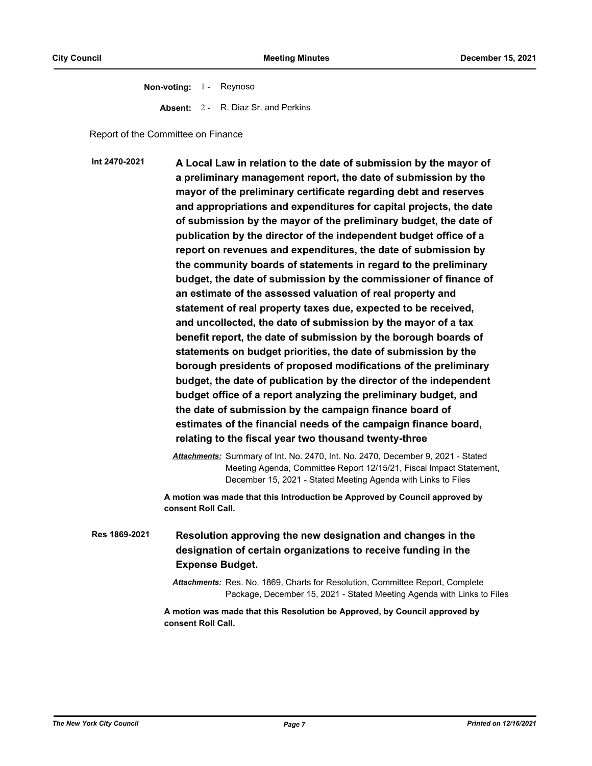**Non-voting:** 1 - Reynoso

**Absent:** 2 - R. Diaz Sr. and Perkins

Report of the Committee on Finance

**Int 2470-2021** **A Local Law in relation to the date of submission by the mayor of a preliminary management report, the date of submission by the mayor of the preliminary certificate regarding debt and reserves and appropriations and expenditures for capital projects, the date of submission by the mayor of the preliminary budget, the date of publication by the director of the independent budget office of a report on revenues and expenditures, the date of submission by the community boards of statements in regard to the preliminary budget, the date of submission by the commissioner of finance of an estimate of the assessed valuation of real property and statement of real property taxes due, expected to be received, and uncollected, the date of submission by the mayor of a tax benefit report, the date of submission by the borough boards of statements on budget priorities, the date of submission by the borough presidents of proposed modifications of the preliminary budget, the date of publication by the director of the independent budget office of a report analyzing the preliminary budget, and the date of submission by the campaign finance board of estimates of the financial needs of the campaign finance board, relating to the fiscal year two thousand twenty-three**

*Attachments:* Summary of Int. No. 2470, Int. No. 2470, December 9, 2021 - Stated Meeting Agenda, Committee Report 12/15/21, Fiscal Impact Statement, December 15, 2021 - Stated Meeting Agenda with Links to Files

**A motion was made that this Introduction be Approved by Council approved by consent Roll Call.**

**Res 1869-2021** **Resolution approving the new designation and changes in the designation of certain organizations to receive funding in the Expense Budget.**

*Attachments:* Res. No. 1869, Charts for Resolution, Committee Report, Complete Package, December 15, 2021 - Stated Meeting Agenda with Links to Files

**A motion was made that this Resolution be Approved, by Council approved by consent Roll Call.**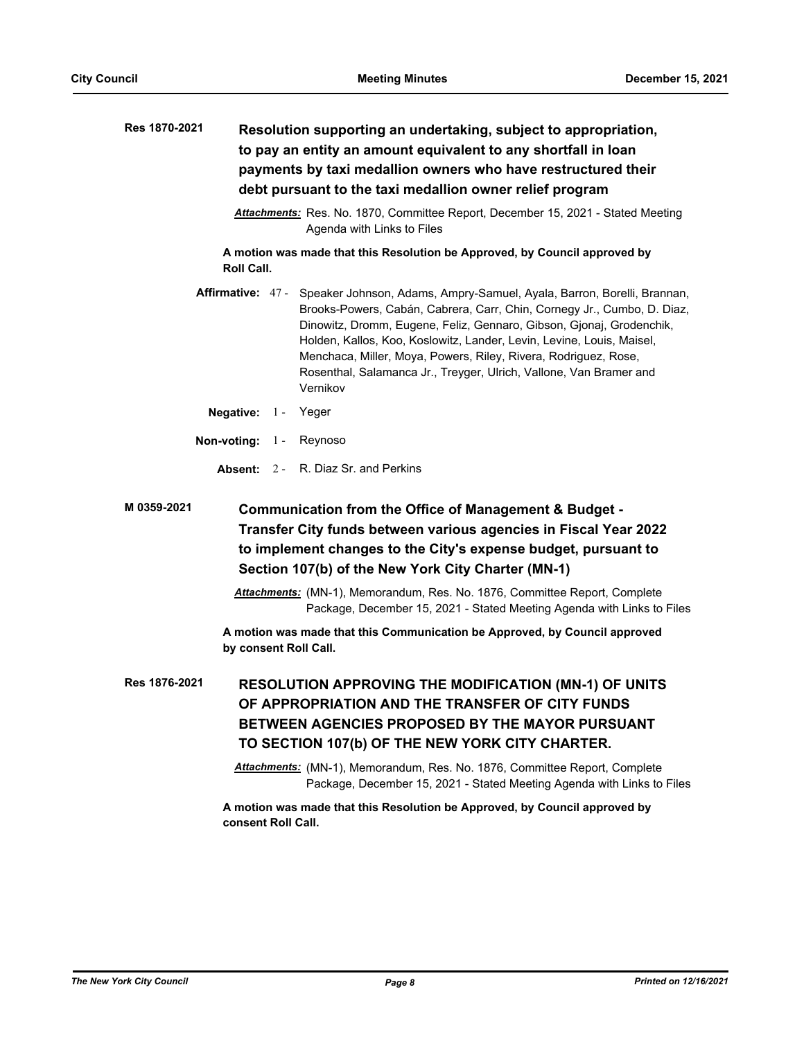**Res 1870-2021** **Resolution supporting an undertaking, subject to appropriation, to pay an entity an amount equivalent to any shortfall in loan payments by taxi medallion owners who have restructured their debt pursuant to the taxi medallion owner relief program**

*Attachments:* Res. No. 1870, Committee Report, December 15, 2021 - Stated Meeting Agenda with Links to Files

**A motion was made that this Resolution be Approved, by Council approved by Roll Call.**

**Affirmative:** 47 - Speaker Johnson, Adams, Ampry-Samuel, Ayala, Barron, Borelli, Brannan, Brooks-Powers, Cabán, Cabrera, Carr, Chin, Cornegy Jr., Cumbo, D. Diaz, Dinowitz, Dromm, Eugene, Feliz, Gennaro, Gibson, Gjonaj, Grodenchik, Holden, Kallos, Koo, Koslowitz, Lander, Levin, Levine, Louis, Maisel, Menchaca, Miller, Moya, Powers, Riley, Rivera, Rodriguez, Rose, Rosenthal, Salamanca Jr., Treyger, Ulrich, Vallone, Van Bramer and Vernikov

**Negative:** 1 - Yeger

**Non-voting:** 1 - Reynoso

**Absent:** 2 - R. Diaz Sr. and Perkins

**M 0359-2021** **Communication from the Office of Management & Budget - Transfer City funds between various agencies in Fiscal Year 2022 to implement changes to the City's expense budget, pursuant to Section 107(b) of the New York City Charter (MN-1)**

*Attachments:* (MN-1), Memorandum, Res. No. 1876, Committee Report, Complete Package, December 15, 2021 - Stated Meeting Agenda with Links to Files

**A motion was made that this Communication be Approved, by Council approved by consent Roll Call.**

**Res 1876-2021** **RESOLUTION APPROVING THE MODIFICATION (MN-1) OF UNITS OF APPROPRIATION AND THE TRANSFER OF CITY FUNDS BETWEEN AGENCIES PROPOSED BY THE MAYOR PURSUANT TO SECTION 107(b) OF THE NEW YORK CITY CHARTER.**

*Attachments:* (MN-1), Memorandum, Res. No. 1876, Committee Report, Complete Package, December 15, 2021 - Stated Meeting Agenda with Links to Files

**A motion was made that this Resolution be Approved, by Council approved by consent Roll Call.**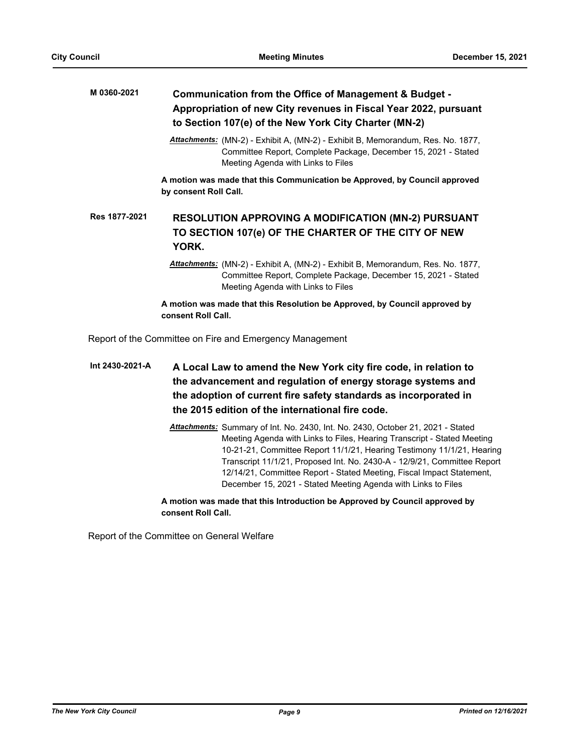**M 0360-2021** **Communication from the Office of Management & Budget - Appropriation of new City revenues in Fiscal Year 2022, pursuant to Section 107(e) of the New York City Charter (MN-2)**

***Attachments:*** (MN-2) - Exhibit A, (MN-2) - Exhibit B, Memorandum, Res. No. 1877, Committee Report, Complete Package, December 15, 2021 - Stated Meeting Agenda with Links to Files

**A motion was made that this Communication be Approved, by Council approved by consent Roll Call.**

**Res 1877-2021** **RESOLUTION APPROVING A MODIFICATION (MN-2) PURSUANT TO SECTION 107(e) OF THE CHARTER OF THE CITY OF NEW YORK.**

***Attachments:*** (MN-2) - Exhibit A, (MN-2) - Exhibit B, Memorandum, Res. No. 1877, Committee Report, Complete Package, December 15, 2021 - Stated Meeting Agenda with Links to Files

**A motion was made that this Resolution be Approved, by Council approved by consent Roll Call.**

Report of the Committee on Fire and Emergency Management

**Int 2430-2021-A** **A Local Law to amend the New York city fire code, in relation to the advancement and regulation of energy storage systems and the adoption of current fire safety standards as incorporated in the 2015 edition of the international fire code.**

***Attachments:*** Summary of Int. No. 2430, Int. No. 2430, October 21, 2021 - Stated Meeting Agenda with Links to Files, Hearing Transcript - Stated Meeting 10-21-21, Committee Report 11/1/21, Hearing Testimony 11/1/21, Hearing Transcript 11/1/21, Proposed Int. No. 2430-A - 12/9/21, Committee Report 12/14/21, Committee Report - Stated Meeting, Fiscal Impact Statement, December 15, 2021 - Stated Meeting Agenda with Links to Files

**A motion was made that this Introduction be Approved by Council approved by consent Roll Call.**

Report of the Committee on General Welfare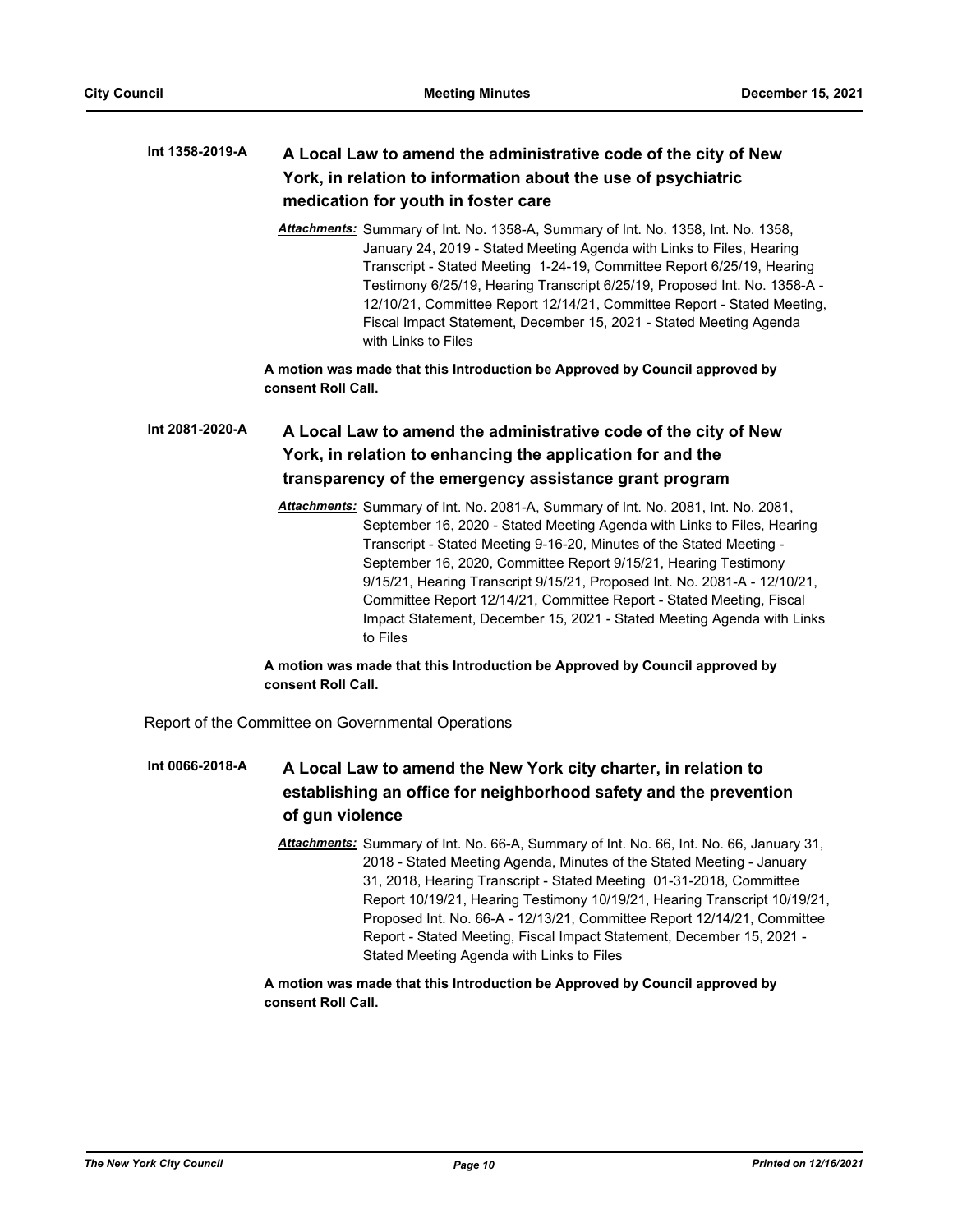**Int 1358-2019-A** **A Local Law to amend the administrative code of the city of New York, in relation to information about the use of psychiatric medication for youth in foster care**

*Attachments:* Summary of Int. No. 1358-A, Summary of Int. No. 1358, Int. No. 1358, January 24, 2019 - Stated Meeting Agenda with Links to Files, Hearing Transcript - Stated Meeting 1-24-19, Committee Report 6/25/19, Hearing Testimony 6/25/19, Hearing Transcript 6/25/19, Proposed Int. No. 1358-A - 12/10/21, Committee Report 12/14/21, Committee Report - Stated Meeting, Fiscal Impact Statement, December 15, 2021 - Stated Meeting Agenda with Links to Files

**A motion was made that this Introduction be Approved by Council approved by consent Roll Call.**

**Int 2081-2020-A** **A Local Law to amend the administrative code of the city of New York, in relation to enhancing the application for and the transparency of the emergency assistance grant program**

*Attachments:* Summary of Int. No. 2081-A, Summary of Int. No. 2081, Int. No. 2081, September 16, 2020 - Stated Meeting Agenda with Links to Files, Hearing Transcript - Stated Meeting 9-16-20, Minutes of the Stated Meeting - September 16, 2020, Committee Report 9/15/21, Hearing Testimony 9/15/21, Hearing Transcript 9/15/21, Proposed Int. No. 2081-A - 12/10/21, Committee Report 12/14/21, Committee Report - Stated Meeting, Fiscal Impact Statement, December 15, 2021 - Stated Meeting Agenda with Links to Files

**A motion was made that this Introduction be Approved by Council approved by consent Roll Call.**

Report of the Committee on Governmental Operations

**Int 0066-2018-A** **A Local Law to amend the New York city charter, in relation to establishing an office for neighborhood safety and the prevention of gun violence**

*Attachments:* Summary of Int. No. 66-A, Summary of Int. No. 66, Int. No. 66, January 31, 2018 - Stated Meeting Agenda, Minutes of the Stated Meeting - January 31, 2018, Hearing Transcript - Stated Meeting 01-31-2018, Committee Report 10/19/21, Hearing Testimony 10/19/21, Hearing Transcript 10/19/21, Proposed Int. No. 66-A - 12/13/21, Committee Report 12/14/21, Committee Report - Stated Meeting, Fiscal Impact Statement, December 15, 2021 - Stated Meeting Agenda with Links to Files

**A motion was made that this Introduction be Approved by Council approved by consent Roll Call.**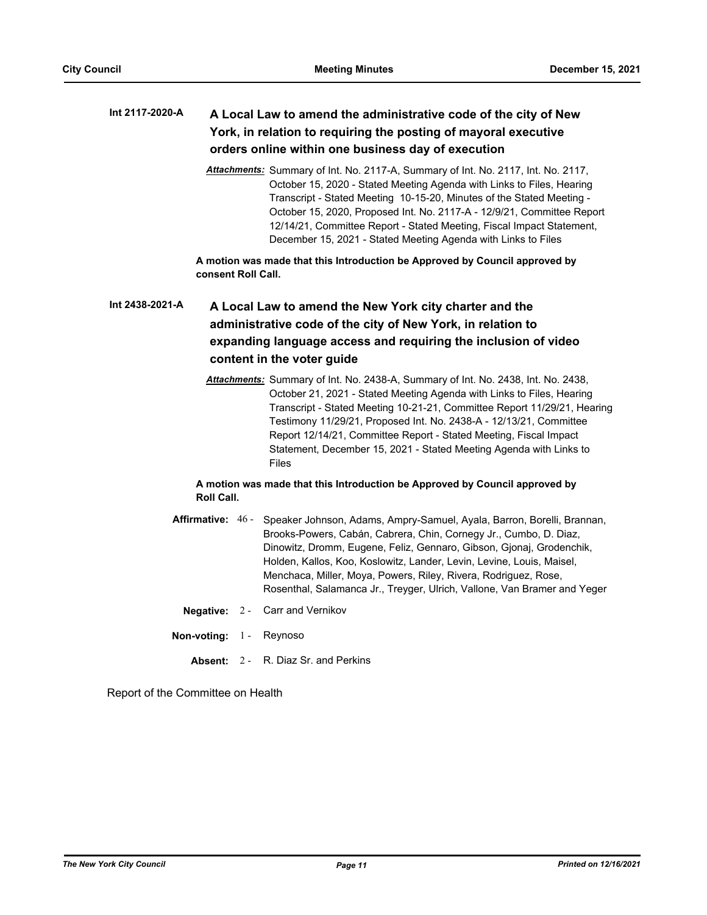**Int 2117-2020-A** **A Local Law to amend the administrative code of the city of New York, in relation to requiring the posting of mayoral executive orders online within one business day of execution**

***Attachments:*** Summary of Int. No. 2117-A, Summary of Int. No. 2117, Int. No. 2117, October 15, 2020 - Stated Meeting Agenda with Links to Files, Hearing Transcript - Stated Meeting 10-15-20, Minutes of the Stated Meeting - October 15, 2020, Proposed Int. No. 2117-A - 12/9/21, Committee Report 12/14/21, Committee Report - Stated Meeting, Fiscal Impact Statement, December 15, 2021 - Stated Meeting Agenda with Links to Files

**A motion was made that this Introduction be Approved by Council approved by consent Roll Call.**

**Int 2438-2021-A** **A Local Law to amend the New York city charter and the administrative code of the city of New York, in relation to expanding language access and requiring the inclusion of video content in the voter guide**

***Attachments:*** Summary of Int. No. 2438-A, Summary of Int. No. 2438, Int. No. 2438, October 21, 2021 - Stated Meeting Agenda with Links to Files, Hearing Transcript - Stated Meeting 10-21-21, Committee Report 11/29/21, Hearing Testimony 11/29/21, Proposed Int. No. 2438-A - 12/13/21, Committee Report 12/14/21, Committee Report - Stated Meeting, Fiscal Impact Statement, December 15, 2021 - Stated Meeting Agenda with Links to Files

**A motion was made that this Introduction be Approved by Council approved by Roll Call.**

**Affirmative:** 46 - Speaker Johnson, Adams, Ampry-Samuel, Ayala, Barron, Borelli, Brannan, Brooks-Powers, Cabán, Cabrera, Chin, Cornegy Jr., Cumbo, D. Diaz, Dinowitz, Dromm, Eugene, Feliz, Gennaro, Gibson, Gjonaj, Grodenchik, Holden, Kallos, Koo, Koslowitz, Lander, Levin, Levine, Louis, Maisel, Menchaca, Miller, Moya, Powers, Riley, Rivera, Rodriguez, Rose, Rosenthal, Salamanca Jr., Treyger, Ulrich, Vallone, Van Bramer and Yeger

**Negative:** 2 - Carr and Vernikov

**Non-voting:** 1 - Reynoso

**Absent:** 2 - R. Diaz Sr. and Perkins

Report of the Committee on Health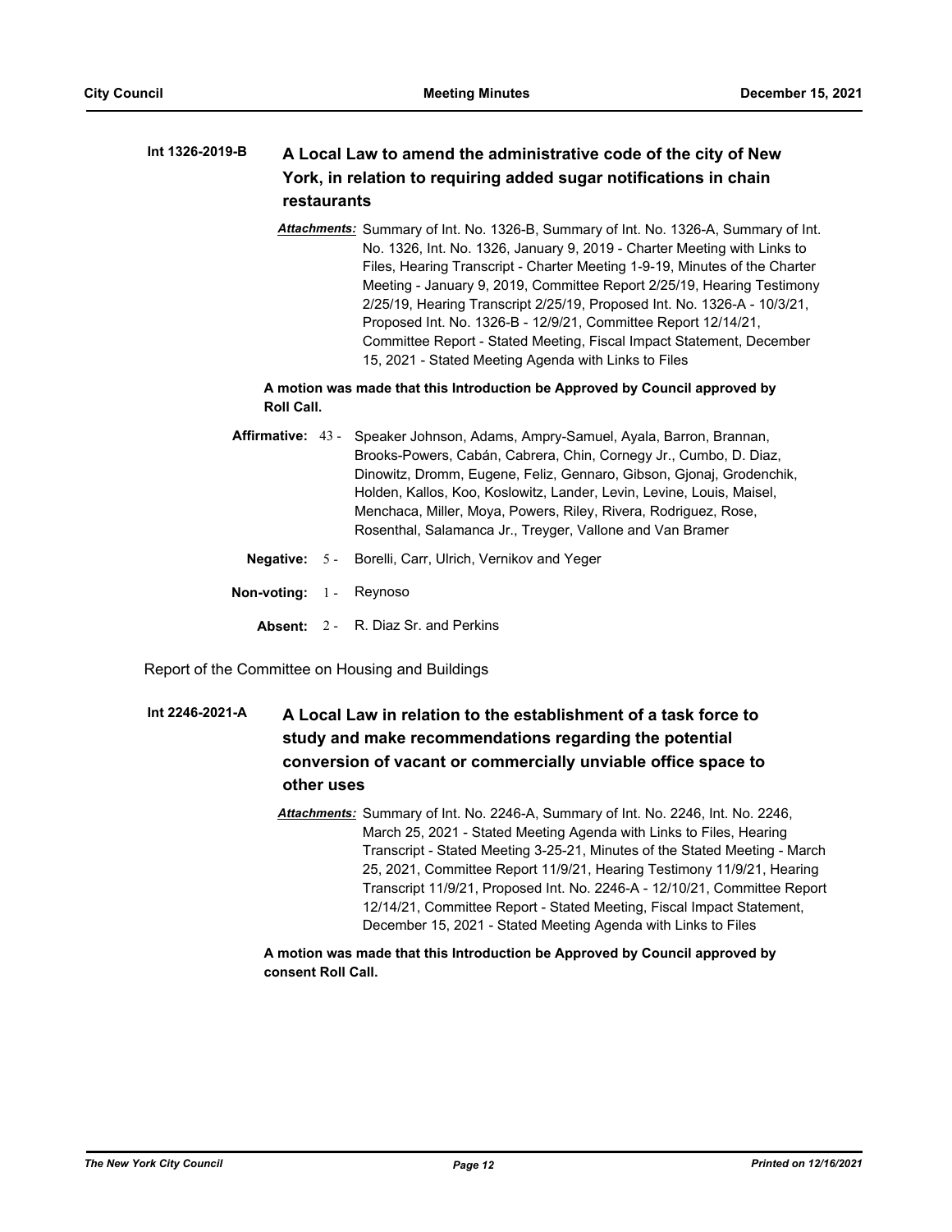**Int 1326-2019-B** **A Local Law to amend the administrative code of the city of New York, in relation to requiring added sugar notifications in chain restaurants**

***Attachments:*** Summary of Int. No. 1326-B, Summary of Int. No. 1326-A, Summary of Int. No. 1326, Int. No. 1326, January 9, 2019 - Charter Meeting with Links to Files, Hearing Transcript - Charter Meeting 1-9-19, Minutes of the Charter Meeting - January 9, 2019, Committee Report 2/25/19, Hearing Testimony 2/25/19, Hearing Transcript 2/25/19, Proposed Int. No. 1326-A - 10/3/21, Proposed Int. No. 1326-B - 12/9/21, Committee Report 12/14/21, Committee Report - Stated Meeting, Fiscal Impact Statement, December 15, 2021 - Stated Meeting Agenda with Links to Files

**A motion was made that this Introduction be Approved by Council approved by Roll Call.**

**Affirmative:** 43 - Speaker Johnson, Adams, Ampry-Samuel, Ayala, Barron, Brannan, Brooks-Powers, Cabán, Cabrera, Chin, Cornegy Jr., Cumbo, D. Diaz, Dinowitz, Dromm, Eugene, Feliz, Gennaro, Gibson, Gjonaj, Grodenchik, Holden, Kallos, Koo, Koslowitz, Lander, Levin, Levine, Louis, Maisel, Menchaca, Miller, Moya, Powers, Riley, Rivera, Rodriguez, Rose, Rosenthal, Salamanca Jr., Treyger, Vallone and Van Bramer

**Negative:** 5 - Borelli, Carr, Ulrich, Vernikov and Yeger

**Non-voting:** 1 - Reynoso

**Absent:** 2 - R. Diaz Sr. and Perkins

Report of the Committee on Housing and Buildings

**Int 2246-2021-A** **A Local Law in relation to the establishment of a task force to study and make recommendations regarding the potential conversion of vacant or commercially unviable office space to other uses**

***Attachments:*** Summary of Int. No. 2246-A, Summary of Int. No. 2246, Int. No. 2246, March 25, 2021 - Stated Meeting Agenda with Links to Files, Hearing Transcript - Stated Meeting 3-25-21, Minutes of the Stated Meeting - March 25, 2021, Committee Report 11/9/21, Hearing Testimony 11/9/21, Hearing Transcript 11/9/21, Proposed Int. No. 2246-A - 12/10/21, Committee Report 12/14/21, Committee Report - Stated Meeting, Fiscal Impact Statement, December 15, 2021 - Stated Meeting Agenda with Links to Files

**A motion was made that this Introduction be Approved by Council approved by consent Roll Call.**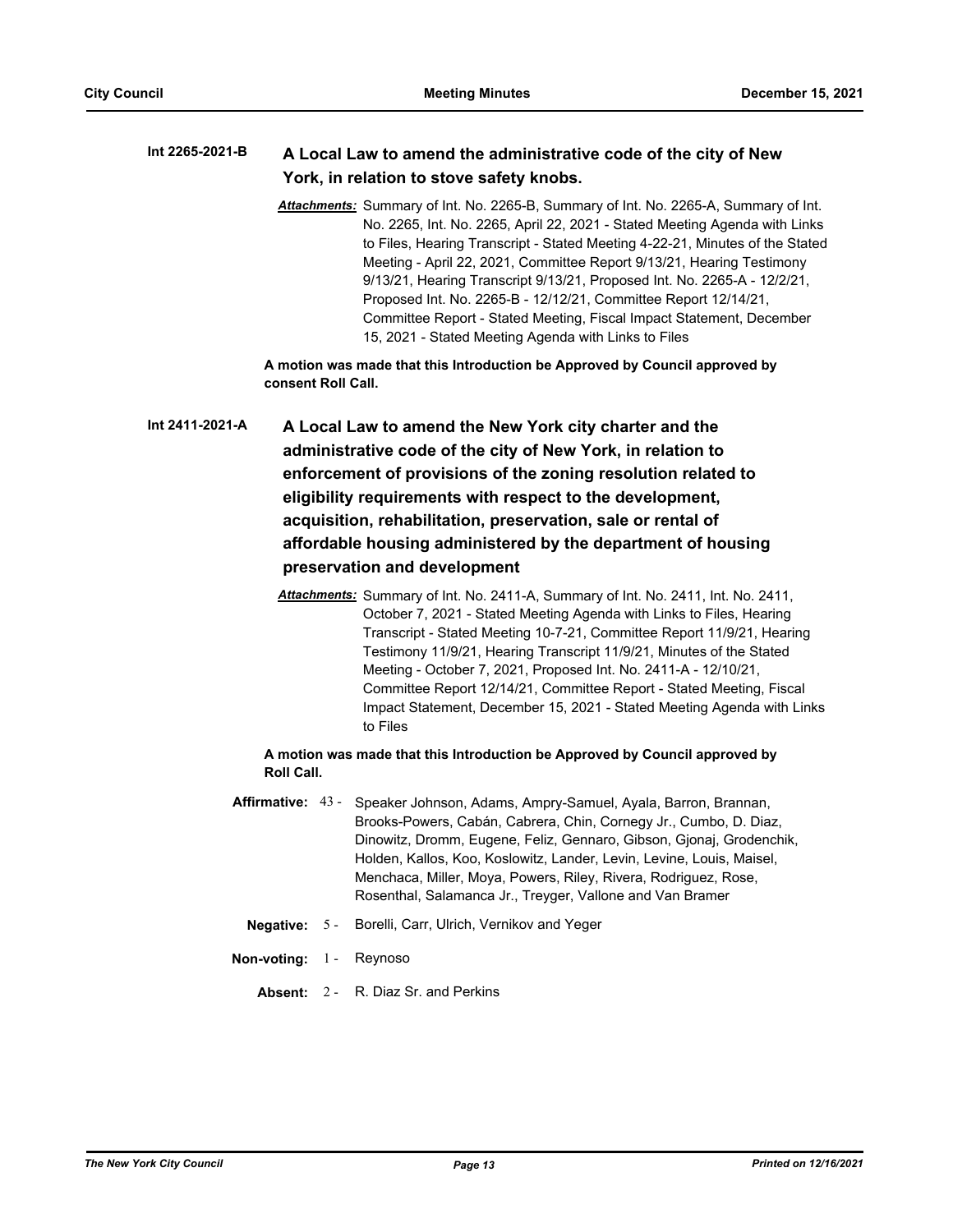**Int 2265-2021-B** **A Local Law to amend the administrative code of the city of New York, in relation to stove safety knobs.**

*Attachments:* Summary of Int. No. 2265-B, Summary of Int. No. 2265-A, Summary of Int. No. 2265, Int. No. 2265, April 22, 2021 - Stated Meeting Agenda with Links to Files, Hearing Transcript - Stated Meeting 4-22-21, Minutes of the Stated Meeting - April 22, 2021, Committee Report 9/13/21, Hearing Testimony 9/13/21, Hearing Transcript 9/13/21, Proposed Int. No. 2265-A - 12/2/21, Proposed Int. No. 2265-B - 12/12/21, Committee Report 12/14/21, Committee Report - Stated Meeting, Fiscal Impact Statement, December 15, 2021 - Stated Meeting Agenda with Links to Files

**A motion was made that this Introduction be Approved by Council approved by consent Roll Call.**

**Int 2411-2021-A** **A Local Law to amend the New York city charter and the administrative code of the city of New York, in relation to enforcement of provisions of the zoning resolution related to eligibility requirements with respect to the development, acquisition, rehabilitation, preservation, sale or rental of affordable housing administered by the department of housing preservation and development**

*Attachments:* Summary of Int. No. 2411-A, Summary of Int. No. 2411, Int. No. 2411, October 7, 2021 - Stated Meeting Agenda with Links to Files, Hearing Transcript - Stated Meeting 10-7-21, Committee Report 11/9/21, Hearing Testimony 11/9/21, Hearing Transcript 11/9/21, Minutes of the Stated Meeting - October 7, 2021, Proposed Int. No. 2411-A - 12/10/21, Committee Report 12/14/21, Committee Report - Stated Meeting, Fiscal Impact Statement, December 15, 2021 - Stated Meeting Agenda with Links to Files

**A motion was made that this Introduction be Approved by Council approved by Roll Call.**

**Affirmative:** 43 - Speaker Johnson, Adams, Ampry-Samuel, Ayala, Barron, Brannan, Brooks-Powers, Cabán, Cabrera, Chin, Cornegy Jr., Cumbo, D. Diaz, Dinowitz, Dromm, Eugene, Feliz, Gennaro, Gibson, Gjonaj, Grodenchik, Holden, Kallos, Koo, Koslowitz, Lander, Levin, Levine, Louis, Maisel, Menchaca, Miller, Moya, Powers, Riley, Rivera, Rodriguez, Rose, Rosenthal, Salamanca Jr., Treyger, Vallone and Van Bramer

**Negative:** 5 - Borelli, Carr, Ulrich, Vernikov and Yeger

**Non-voting:** 1 - Reynoso

**Absent:** 2 - R. Diaz Sr. and Perkins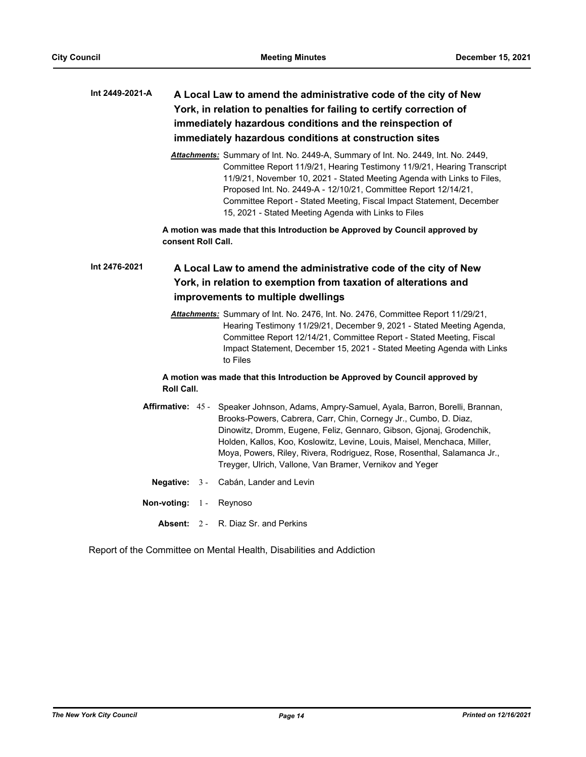**Int 2449-2021-A** **A Local Law to amend the administrative code of the city of New York, in relation to penalties for failing to certify correction of immediately hazardous conditions and the reinspection of immediately hazardous conditions at construction sites**

***Attachments:*** Summary of Int. No. 2449-A, Summary of Int. No. 2449, Int. No. 2449, Committee Report 11/9/21, Hearing Testimony 11/9/21, Hearing Transcript 11/9/21, November 10, 2021 - Stated Meeting Agenda with Links to Files, Proposed Int. No. 2449-A - 12/10/21, Committee Report 12/14/21, Committee Report - Stated Meeting, Fiscal Impact Statement, December 15, 2021 - Stated Meeting Agenda with Links to Files

**A motion was made that this Introduction be Approved by Council approved by consent Roll Call.**

**Int 2476-2021** **A Local Law to amend the administrative code of the city of New York, in relation to exemption from taxation of alterations and improvements to multiple dwellings**

***Attachments:*** Summary of Int. No. 2476, Int. No. 2476, Committee Report 11/29/21, Hearing Testimony 11/29/21, December 9, 2021 - Stated Meeting Agenda, Committee Report 12/14/21, Committee Report - Stated Meeting, Fiscal Impact Statement, December 15, 2021 - Stated Meeting Agenda with Links to Files

**A motion was made that this Introduction be Approved by Council approved by Roll Call.**

**Affirmative:** 45 - Speaker Johnson, Adams, Ampry-Samuel, Ayala, Barron, Borelli, Brannan, Brooks-Powers, Cabrera, Carr, Chin, Cornegy Jr., Cumbo, D. Diaz, Dinowitz, Dromm, Eugene, Feliz, Gennaro, Gibson, Gjonaj, Grodenchik, Holden, Kallos, Koo, Koslowitz, Levine, Louis, Maisel, Menchaca, Miller, Moya, Powers, Riley, Rivera, Rodriguez, Rose, Rosenthal, Salamanca Jr., Treyger, Ulrich, Vallone, Van Bramer, Vernikov and Yeger

**Negative:** 3 - Cabán, Lander and Levin

**Non-voting:** 1 - Reynoso

**Absent:** 2 - R. Diaz Sr. and Perkins

Report of the Committee on Mental Health, Disabilities and Addiction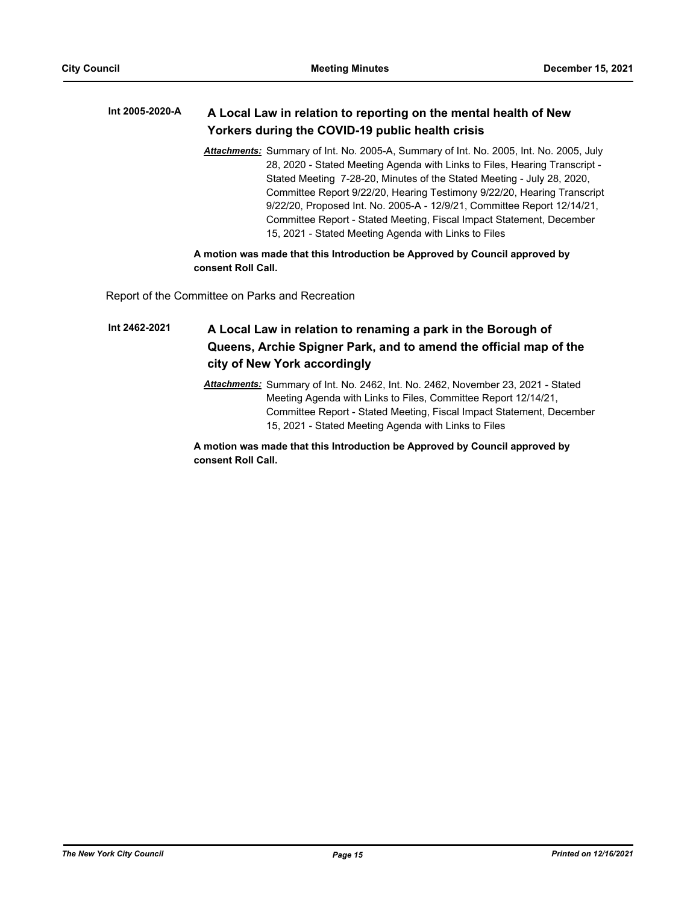**Int 2005-2020-A** **A Local Law in relation to reporting on the mental health of New Yorkers during the COVID-19 public health crisis**

***Attachments:*** Summary of Int. No. 2005-A, Summary of Int. No. 2005, Int. No. 2005, July 28, 2020 - Stated Meeting Agenda with Links to Files, Hearing Transcript - Stated Meeting 7-28-20, Minutes of the Stated Meeting - July 28, 2020, Committee Report 9/22/20, Hearing Testimony 9/22/20, Hearing Transcript 9/22/20, Proposed Int. No. 2005-A - 12/9/21, Committee Report 12/14/21, Committee Report - Stated Meeting, Fiscal Impact Statement, December 15, 2021 - Stated Meeting Agenda with Links to Files

**A motion was made that this Introduction be Approved by Council approved by consent Roll Call.**

Report of the Committee on Parks and Recreation

**Int 2462-2021** **A Local Law in relation to renaming a park in the Borough of Queens, Archie Spigner Park, and to amend the official map of the city of New York accordingly**

***Attachments:*** Summary of Int. No. 2462, Int. No. 2462, November 23, 2021 - Stated Meeting Agenda with Links to Files, Committee Report 12/14/21, Committee Report - Stated Meeting, Fiscal Impact Statement, December 15, 2021 - Stated Meeting Agenda with Links to Files

**A motion was made that this Introduction be Approved by Council approved by consent Roll Call.**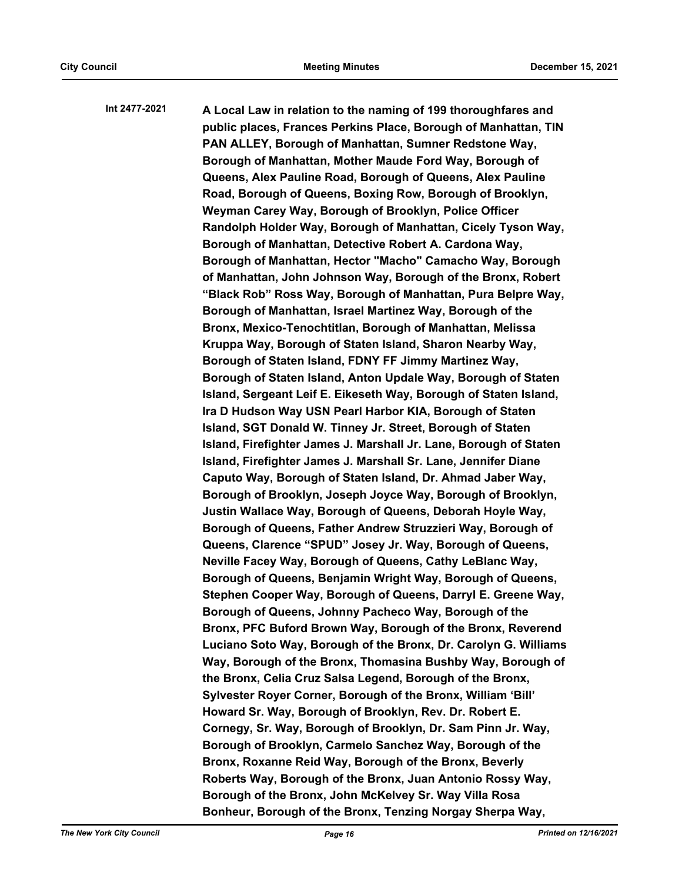**Int 2477-2021** **A Local Law in relation to the naming of 199 thoroughfares and public places, Frances Perkins Place, Borough of Manhattan, TIN PAN ALLEY, Borough of Manhattan, Sumner Redstone Way, Borough of Manhattan, Mother Maude Ford Way, Borough of Queens, Alex Pauline Road, Borough of Queens, Alex Pauline Road, Borough of Queens, Boxing Row, Borough of Brooklyn, Weyman Carey Way, Borough of Brooklyn, Police Officer Randolph Holder Way, Borough of Manhattan, Cicely Tyson Way, Borough of Manhattan, Detective Robert A. Cardona Way, Borough of Manhattan, Hector "Macho" Camacho Way, Borough of Manhattan, John Johnson Way, Borough of the Bronx, Robert "Black Rob" Ross Way, Borough of Manhattan, Pura Belpre Way, Borough of Manhattan, Israel Martinez Way, Borough of the Bronx, Mexico-Tenochtitlan, Borough of Manhattan, Melissa Kruppa Way, Borough of Staten Island, Sharon Nearby Way, Borough of Staten Island, FDNY FF Jimmy Martinez Way, Borough of Staten Island, Anton Updale Way, Borough of Staten Island, Sergeant Leif E. Eikeseth Way, Borough of Staten Island, Ira D Hudson Way USN Pearl Harbor KIA, Borough of Staten Island, SGT Donald W. Tinney Jr. Street, Borough of Staten Island, Firefighter James J. Marshall Jr. Lane, Borough of Staten Island, Firefighter James J. Marshall Sr. Lane, Jennifer Diane Caputo Way, Borough of Staten Island, Dr. Ahmad Jaber Way, Borough of Brooklyn, Joseph Joyce Way, Borough of Brooklyn, Justin Wallace Way, Borough of Queens, Deborah Hoyle Way, Borough of Queens, Father Andrew Struzzieri Way, Borough of Queens, Clarence "SPUD" Josey Jr. Way, Borough of Queens, Neville Facey Way, Borough of Queens, Cathy LeBlanc Way, Borough of Queens, Benjamin Wright Way, Borough of Queens, Stephen Cooper Way, Borough of Queens, Darryl E. Greene Way, Borough of Queens, Johnny Pacheco Way, Borough of the Bronx, PFC Buford Brown Way, Borough of the Bronx, Reverend Luciano Soto Way, Borough of the Bronx, Dr. Carolyn G. Williams Way, Borough of the Bronx, Thomasina Bushby Way, Borough of the Bronx, Celia Cruz Salsa Legend, Borough of the Bronx, Sylvester Royer Corner, Borough of the Bronx, William 'Bill' Howard Sr. Way, Borough of Brooklyn, Rev. Dr. Robert E. Cornegy, Sr. Way, Borough of Brooklyn, Dr. Sam Pinn Jr. Way, Borough of Brooklyn, Carmelo Sanchez Way, Borough of the Bronx, Roxanne Reid Way, Borough of the Bronx, Beverly Roberts Way, Borough of the Bronx, Juan Antonio Rossy Way, Borough of the Bronx, John McKelvey Sr. Way Villa Rosa Bonheur, Borough of the Bronx, Tenzing Norgay Sherpa Way,**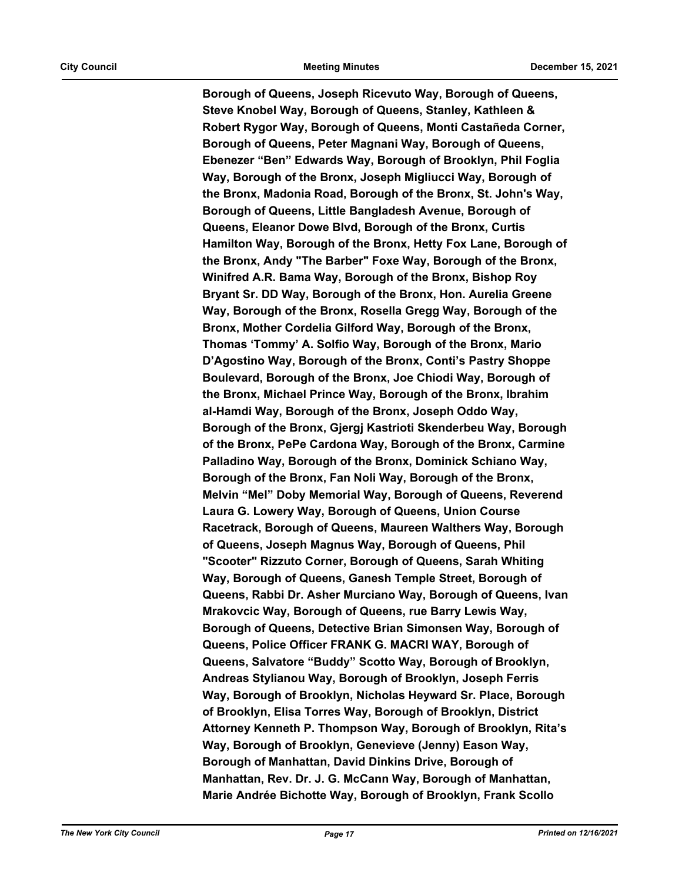**Borough of Queens, Joseph Ricevuto Way, Borough of Queens, Steve Knobel Way, Borough of Queens, Stanley, Kathleen & Robert Rygor Way, Borough of Queens, Monti Castañeda Corner, Borough of Queens, Peter Magnani Way, Borough of Queens, Ebenezer "Ben" Edwards Way, Borough of Brooklyn, Phil Foglia Way, Borough of the Bronx, Joseph Migliucci Way, Borough of the Bronx, Madonia Road, Borough of the Bronx, St. John's Way, Borough of Queens, Little Bangladesh Avenue, Borough of Queens, Eleanor Dowe Blvd, Borough of the Bronx, Curtis Hamilton Way, Borough of the Bronx, Hetty Fox Lane, Borough of the Bronx, Andy "The Barber" Foxe Way, Borough of the Bronx, Winifred A.R. Bama Way, Borough of the Bronx, Bishop Roy Bryant Sr. DD Way, Borough of the Bronx, Hon. Aurelia Greene Way, Borough of the Bronx, Rosella Gregg Way, Borough of the Bronx, Mother Cordelia Gilford Way, Borough of the Bronx, Thomas 'Tommy' A. Solfio Way, Borough of the Bronx, Mario D'Agostino Way, Borough of the Bronx, Conti's Pastry Shoppe Boulevard, Borough of the Bronx, Joe Chiodi Way, Borough of the Bronx, Michael Prince Way, Borough of the Bronx, Ibrahim al-Hamdi Way, Borough of the Bronx, Joseph Oddo Way, Borough of the Bronx, Gjergj Kastrioti Skenderbeu Way, Borough of the Bronx, PePe Cardona Way, Borough of the Bronx, Carmine Palladino Way, Borough of the Bronx, Dominick Schiano Way, Borough of the Bronx, Fan Noli Way, Borough of the Bronx, Melvin "Mel" Doby Memorial Way, Borough of Queens, Reverend Laura G. Lowery Way, Borough of Queens, Union Course Racetrack, Borough of Queens, Maureen Walthers Way, Borough of Queens, Joseph Magnus Way, Borough of Queens, Phil "Scooter" Rizzuto Corner, Borough of Queens, Sarah Whiting Way, Borough of Queens, Ganesh Temple Street, Borough of Queens, Rabbi Dr. Asher Murciano Way, Borough of Queens, Ivan Mrakovcic Way, Borough of Queens, rue Barry Lewis Way, Borough of Queens, Detective Brian Simonsen Way, Borough of Queens, Police Officer FRANK G. MACRI WAY, Borough of Queens, Salvatore "Buddy" Scotto Way, Borough of Brooklyn, Andreas Stylianou Way, Borough of Brooklyn, Joseph Ferris Way, Borough of Brooklyn, Nicholas Heyward Sr. Place, Borough of Brooklyn, Elisa Torres Way, Borough of Brooklyn, District Attorney Kenneth P. Thompson Way, Borough of Brooklyn, Rita's Way, Borough of Brooklyn, Genevieve (Jenny) Eason Way, Borough of Manhattan, David Dinkins Drive, Borough of Manhattan, Rev. Dr. J. G. McCann Way, Borough of Manhattan, Marie Andrée Bichotte Way, Borough of Brooklyn, Frank Scollo**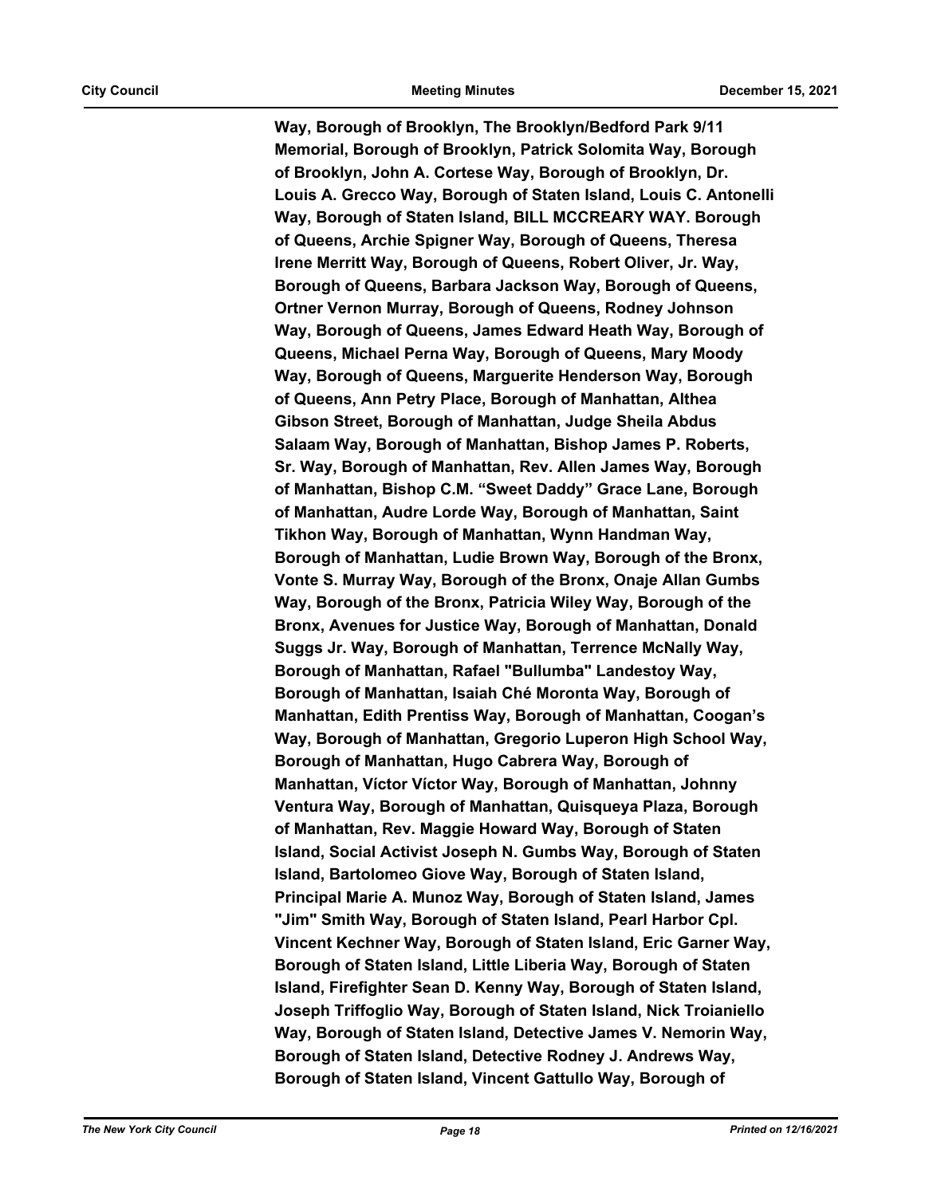**Way, Borough of Brooklyn, The Brooklyn/Bedford Park 9/11 Memorial, Borough of Brooklyn, Patrick Solomita Way, Borough of Brooklyn, John A. Cortese Way, Borough of Brooklyn, Dr. Louis A. Grecco Way, Borough of Staten Island, Louis C. Antonelli Way, Borough of Staten Island, BILL MCCREARY WAY. Borough of Queens, Archie Spigner Way, Borough of Queens, Theresa Irene Merritt Way, Borough of Queens, Robert Oliver, Jr. Way, Borough of Queens, Barbara Jackson Way, Borough of Queens, Ortner Vernon Murray, Borough of Queens, Rodney Johnson Way, Borough of Queens, James Edward Heath Way, Borough of Queens, Michael Perna Way, Borough of Queens, Mary Moody Way, Borough of Queens, Marguerite Henderson Way, Borough of Queens, Ann Petry Place, Borough of Manhattan, Althea Gibson Street, Borough of Manhattan, Judge Sheila Abdus Salaam Way, Borough of Manhattan, Bishop James P. Roberts, Sr. Way, Borough of Manhattan, Rev. Allen James Way, Borough of Manhattan, Bishop C.M. "Sweet Daddy" Grace Lane, Borough of Manhattan, Audre Lorde Way, Borough of Manhattan, Saint Tikhon Way, Borough of Manhattan, Wynn Handman Way, Borough of Manhattan, Ludie Brown Way, Borough of the Bronx, Vonte S. Murray Way, Borough of the Bronx, Onaje Allan Gumbs Way, Borough of the Bronx, Patricia Wiley Way, Borough of the Bronx, Avenues for Justice Way, Borough of Manhattan, Donald Suggs Jr. Way, Borough of Manhattan, Terrence McNally Way, Borough of Manhattan, Rafael "Bullumba" Landestoy Way, Borough of Manhattan, Isaiah Ché Moronta Way, Borough of Manhattan, Edith Prentiss Way, Borough of Manhattan, Coogan's Way, Borough of Manhattan, Gregorio Luperon High School Way, Borough of Manhattan, Hugo Cabrera Way, Borough of Manhattan, Víctor Víctor Way, Borough of Manhattan, Johnny Ventura Way, Borough of Manhattan, Quisqueya Plaza, Borough of Manhattan, Rev. Maggie Howard Way, Borough of Staten Island, Social Activist Joseph N. Gumbs Way, Borough of Staten Island, Bartolomeo Giove Way, Borough of Staten Island, Principal Marie A. Munoz Way, Borough of Staten Island, James "Jim" Smith Way, Borough of Staten Island, Pearl Harbor Cpl. Vincent Kechner Way, Borough of Staten Island, Eric Garner Way, Borough of Staten Island, Little Liberia Way, Borough of Staten Island, Firefighter Sean D. Kenny Way, Borough of Staten Island, Joseph Triffoglio Way, Borough of Staten Island, Nick Troianiello Way, Borough of Staten Island, Detective James V. Nemorin Way, Borough of Staten Island, Detective Rodney J. Andrews Way, Borough of Staten Island, Vincent Gattullo Way, Borough of**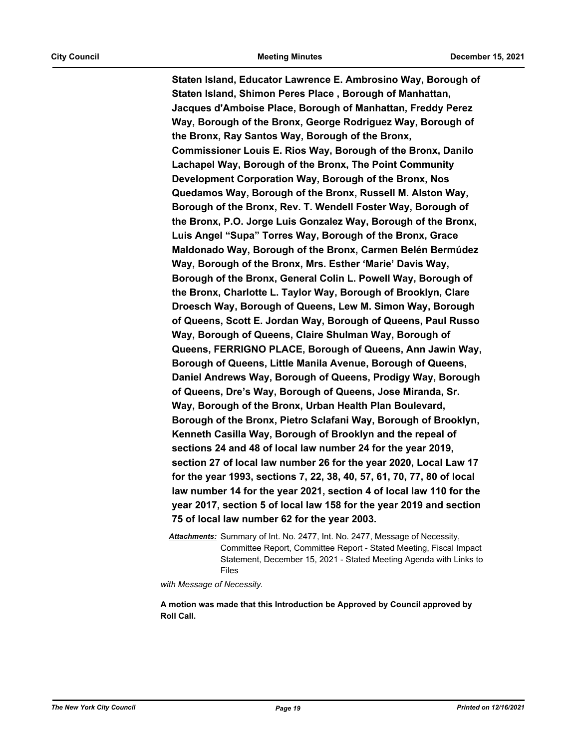**Staten Island, Educator Lawrence E. Ambrosino Way, Borough of Staten Island, Shimon Peres Place , Borough of Manhattan, Jacques d'Amboise Place, Borough of Manhattan, Freddy Perez Way, Borough of the Bronx, George Rodriguez Way, Borough of the Bronx, Ray Santos Way, Borough of the Bronx, Commissioner Louis E. Rios Way, Borough of the Bronx, Danilo Lachapel Way, Borough of the Bronx, The Point Community Development Corporation Way, Borough of the Bronx, Nos Quedamos Way, Borough of the Bronx, Russell M. Alston Way, Borough of the Bronx, Rev. T. Wendell Foster Way, Borough of the Bronx, P.O. Jorge Luis Gonzalez Way, Borough of the Bronx, Luis Angel "Supa" Torres Way, Borough of the Bronx, Grace Maldonado Way, Borough of the Bronx, Carmen Belén Bermúdez Way, Borough of the Bronx, Mrs. Esther 'Marie' Davis Way, Borough of the Bronx, General Colin L. Powell Way, Borough of the Bronx, Charlotte L. Taylor Way, Borough of Brooklyn, Clare Droesch Way, Borough of Queens, Lew M. Simon Way, Borough of Queens, Scott E. Jordan Way, Borough of Queens, Paul Russo Way, Borough of Queens, Claire Shulman Way, Borough of Queens, FERRIGNO PLACE, Borough of Queens, Ann Jawin Way, Borough of Queens, Little Manila Avenue, Borough of Queens, Daniel Andrews Way, Borough of Queens, Prodigy Way, Borough of Queens, Dre's Way, Borough of Queens, Jose Miranda, Sr. Way, Borough of the Bronx, Urban Health Plan Boulevard, Borough of the Bronx, Pietro Sclafani Way, Borough of Brooklyn, Kenneth Casilla Way, Borough of Brooklyn and the repeal of sections 24 and 48 of local law number 24 for the year 2019, section 27 of local law number 26 for the year 2020, Local Law 17 for the year 1993, sections 7, 22, 38, 40, 57, 61, 70, 77, 80 of local law number 14 for the year 2021, section 4 of local law 110 for the year 2017, section 5 of local law 158 for the year 2019 and section 75 of local law number 62 for the year 2003.**

***Attachments:*** Summary of Int. No. 2477, Int. No. 2477, Message of Necessity, Committee Report, Committee Report - Stated Meeting, Fiscal Impact Statement, December 15, 2021 - Stated Meeting Agenda with Links to Files

*with Message of Necessity.*

**A motion was made that this Introduction be Approved by Council approved by Roll Call.**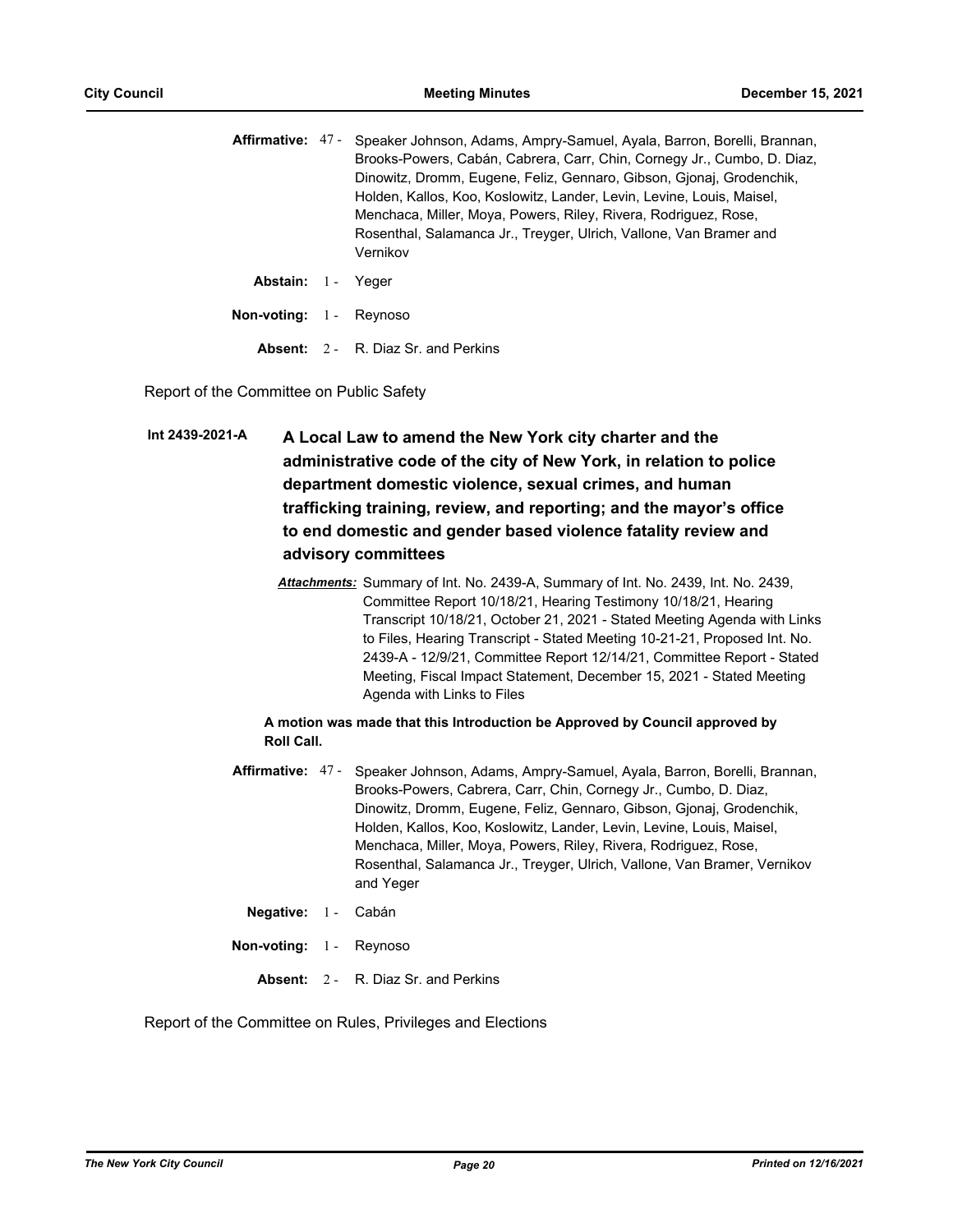**Affirmative:** 47 - Speaker Johnson, Adams, Ampry-Samuel, Ayala, Barron, Borelli, Brannan, Brooks-Powers, Cabán, Cabrera, Carr, Chin, Cornegy Jr., Cumbo, D. Diaz, Dinowitz, Dromm, Eugene, Feliz, Gennaro, Gibson, Gjonaj, Grodenchik, Holden, Kallos, Koo, Koslowitz, Lander, Levin, Levine, Louis, Maisel, Menchaca, Miller, Moya, Powers, Riley, Rivera, Rodriguez, Rose, Rosenthal, Salamanca Jr., Treyger, Ulrich, Vallone, Van Bramer and Vernikov

**Abstain:** 1 - Yeger

**Non-voting:** 1 - Reynoso

**Absent:** 2 - R. Diaz Sr. and Perkins

Report of the Committee on Public Safety

**Int 2439-2021-A** **A Local Law to amend the New York city charter and the administrative code of the city of New York, in relation to police department domestic violence, sexual crimes, and human trafficking training, review, and reporting; and the mayor's office to end domestic and gender based violence fatality review and advisory committees**

***Attachments:*** Summary of Int. No. 2439-A, Summary of Int. No. 2439, Int. No. 2439, Committee Report 10/18/21, Hearing Testimony 10/18/21, Hearing Transcript 10/18/21, October 21, 2021 - Stated Meeting Agenda with Links to Files, Hearing Transcript - Stated Meeting 10-21-21, Proposed Int. No. 2439-A - 12/9/21, Committee Report 12/14/21, Committee Report - Stated Meeting, Fiscal Impact Statement, December 15, 2021 - Stated Meeting Agenda with Links to Files

**A motion was made that this Introduction be Approved by Council approved by Roll Call.**

**Affirmative:** 47 - Speaker Johnson, Adams, Ampry-Samuel, Ayala, Barron, Borelli, Brannan, Brooks-Powers, Cabrera, Carr, Chin, Cornegy Jr., Cumbo, D. Diaz, Dinowitz, Dromm, Eugene, Feliz, Gennaro, Gibson, Gjonaj, Grodenchik, Holden, Kallos, Koo, Koslowitz, Lander, Levin, Levine, Louis, Maisel, Menchaca, Miller, Moya, Powers, Riley, Rivera, Rodriguez, Rose, Rosenthal, Salamanca Jr., Treyger, Ulrich, Vallone, Van Bramer, Vernikov and Yeger

**Negative:** 1 - Cabán

**Non-voting:** 1 - Reynoso

**Absent:** 2 - R. Diaz Sr. and Perkins

Report of the Committee on Rules, Privileges and Elections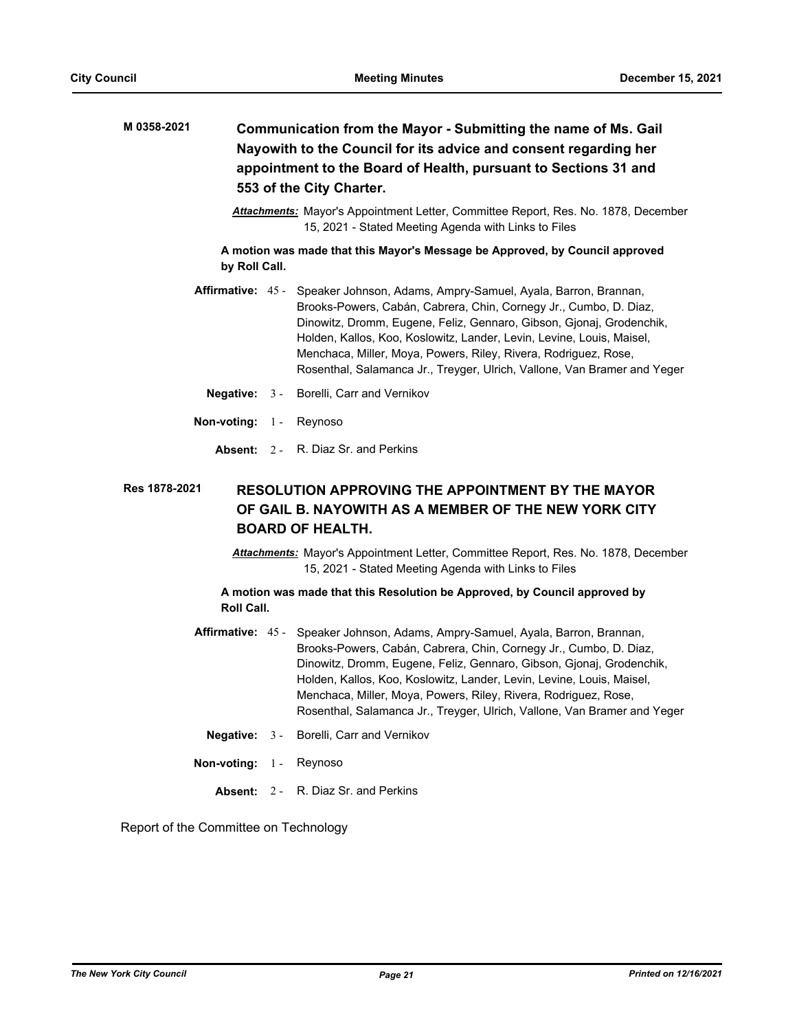**M 0358-2021** **Communication from the Mayor - Submitting the name of Ms. Gail Nayowith to the Council for its advice and consent regarding her appointment to the Board of Health, pursuant to Sections 31 and 553 of the City Charter.**

***Attachments:*** Mayor's Appointment Letter, Committee Report, Res. No. 1878, December 15, 2021 - Stated Meeting Agenda with Links to Files

**A motion was made that this Mayor's Message be Approved, by Council approved by Roll Call.**

**Affirmative:** 45 - Speaker Johnson, Adams, Ampry-Samuel, Ayala, Barron, Brannan, Brooks-Powers, Cabán, Cabrera, Chin, Cornegy Jr., Cumbo, D. Diaz, Dinowitz, Dromm, Eugene, Feliz, Gennaro, Gibson, Gjonaj, Grodenchik, Holden, Kallos, Koo, Koslowitz, Lander, Levin, Levine, Louis, Maisel, Menchaca, Miller, Moya, Powers, Riley, Rivera, Rodriguez, Rose, Rosenthal, Salamanca Jr., Treyger, Ulrich, Vallone, Van Bramer and Yeger

**Negative:** 3 - Borelli, Carr and Vernikov

**Non-voting:** 1 - Reynoso

**Absent:** 2 - R. Diaz Sr. and Perkins

**Res 1878-2021** **RESOLUTION APPROVING THE APPOINTMENT BY THE MAYOR OF GAIL B. NAYOWITH AS A MEMBER OF THE NEW YORK CITY BOARD OF HEALTH.**

***Attachments:*** Mayor's Appointment Letter, Committee Report, Res. No. 1878, December 15, 2021 - Stated Meeting Agenda with Links to Files

**A motion was made that this Resolution be Approved, by Council approved by Roll Call.**

**Affirmative:** 45 - Speaker Johnson, Adams, Ampry-Samuel, Ayala, Barron, Brannan, Brooks-Powers, Cabán, Cabrera, Chin, Cornegy Jr., Cumbo, D. Diaz, Dinowitz, Dromm, Eugene, Feliz, Gennaro, Gibson, Gjonaj, Grodenchik, Holden, Kallos, Koo, Koslowitz, Lander, Levin, Levine, Louis, Maisel, Menchaca, Miller, Moya, Powers, Riley, Rivera, Rodriguez, Rose, Rosenthal, Salamanca Jr., Treyger, Ulrich, Vallone, Van Bramer and Yeger

**Negative:** 3 - Borelli, Carr and Vernikov

**Non-voting:** 1 - Reynoso

**Absent:** 2 - R. Diaz Sr. and Perkins

Report of the Committee on Technology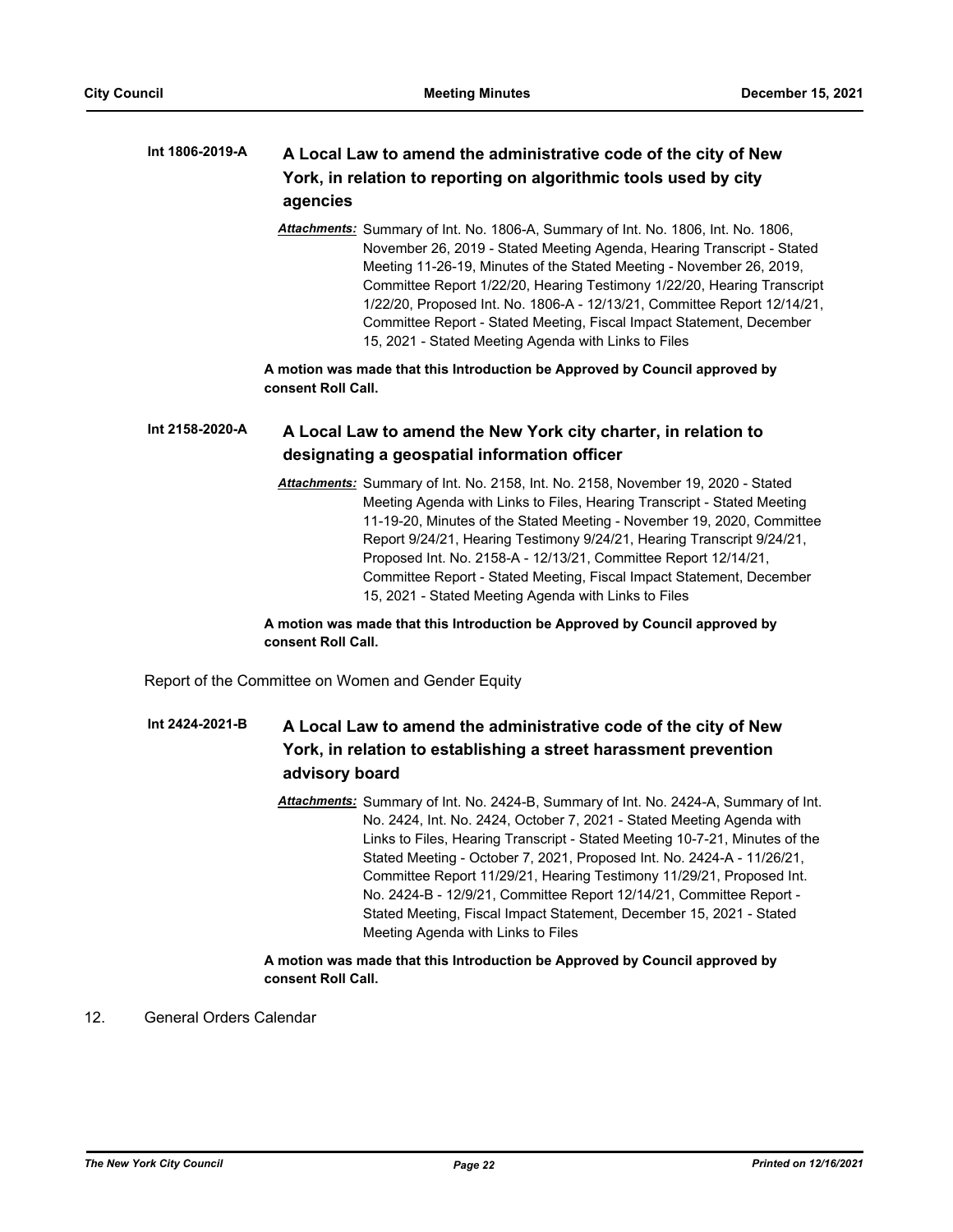**Int 1806-2019-A** **A Local Law to amend the administrative code of the city of New York, in relation to reporting on algorithmic tools used by city agencies**

***Attachments:*** Summary of Int. No. 1806-A, Summary of Int. No. 1806, Int. No. 1806, November 26, 2019 - Stated Meeting Agenda, Hearing Transcript - Stated Meeting 11-26-19, Minutes of the Stated Meeting - November 26, 2019, Committee Report 1/22/20, Hearing Testimony 1/22/20, Hearing Transcript 1/22/20, Proposed Int. No. 1806-A - 12/13/21, Committee Report 12/14/21, Committee Report - Stated Meeting, Fiscal Impact Statement, December 15, 2021 - Stated Meeting Agenda with Links to Files

**A motion was made that this Introduction be Approved by Council approved by consent Roll Call.**

**Int 2158-2020-A** **A Local Law to amend the New York city charter, in relation to designating a geospatial information officer**

***Attachments:*** Summary of Int. No. 2158, Int. No. 2158, November 19, 2020 - Stated Meeting Agenda with Links to Files, Hearing Transcript - Stated Meeting 11-19-20, Minutes of the Stated Meeting - November 19, 2020, Committee Report 9/24/21, Hearing Testimony 9/24/21, Hearing Transcript 9/24/21, Proposed Int. No. 2158-A - 12/13/21, Committee Report 12/14/21, Committee Report - Stated Meeting, Fiscal Impact Statement, December 15, 2021 - Stated Meeting Agenda with Links to Files

**A motion was made that this Introduction be Approved by Council approved by consent Roll Call.**

Report of the Committee on Women and Gender Equity

**Int 2424-2021-B** **A Local Law to amend the administrative code of the city of New York, in relation to establishing a street harassment prevention advisory board**

***Attachments:*** Summary of Int. No. 2424-B, Summary of Int. No. 2424-A, Summary of Int. No. 2424, Int. No. 2424, October 7, 2021 - Stated Meeting Agenda with Links to Files, Hearing Transcript - Stated Meeting 10-7-21, Minutes of the Stated Meeting - October 7, 2021, Proposed Int. No. 2424-A - 11/26/21, Committee Report 11/29/21, Hearing Testimony 11/29/21, Proposed Int. No. 2424-B - 12/9/21, Committee Report 12/14/21, Committee Report - Stated Meeting, Fiscal Impact Statement, December 15, 2021 - Stated Meeting Agenda with Links to Files

**A motion was made that this Introduction be Approved by Council approved by consent Roll Call.**

12. General Orders Calendar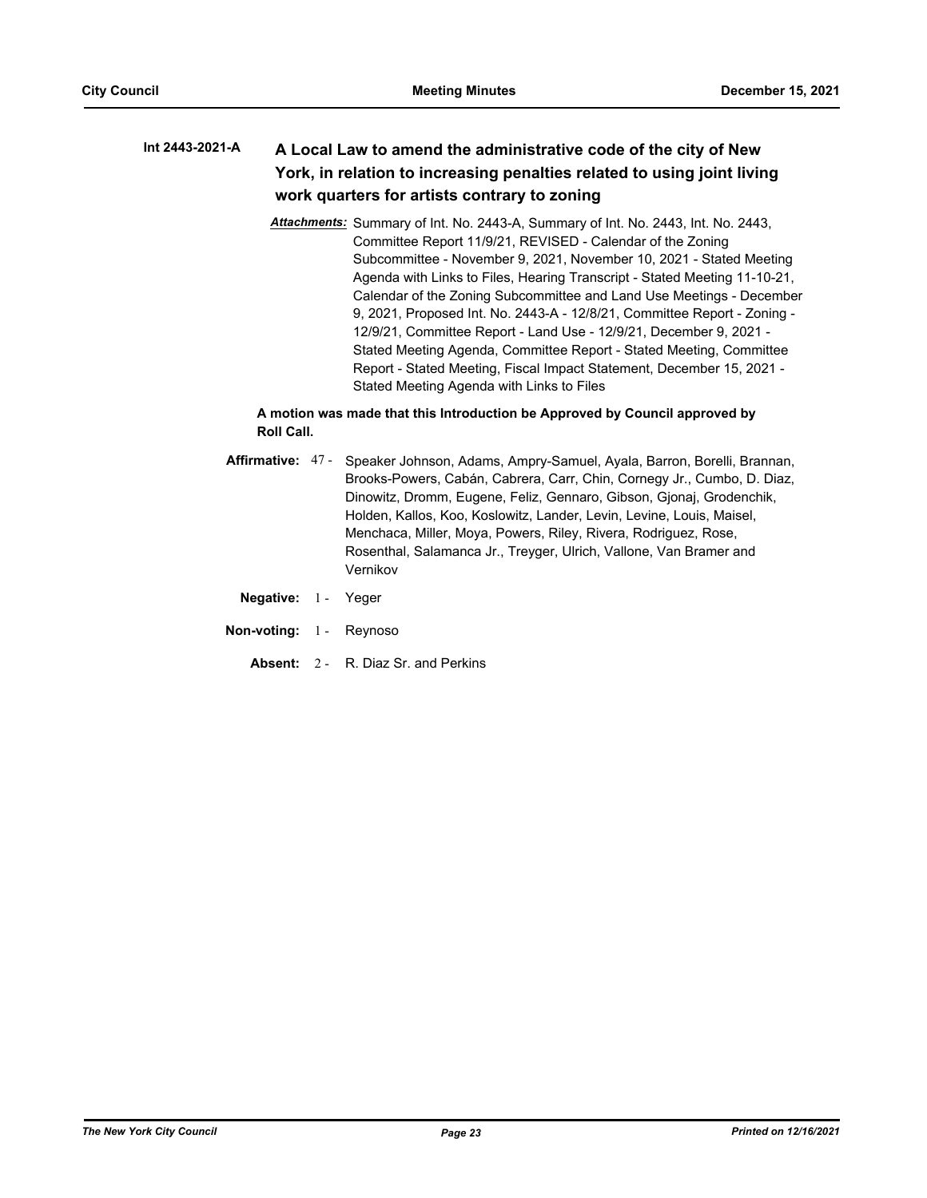**Int 2443-2021-A** **A Local Law to amend the administrative code of the city of New York, in relation to increasing penalties related to using joint living work quarters for artists contrary to zoning**

***Attachments:*** Summary of Int. No. 2443-A, Summary of Int. No. 2443, Int. No. 2443, Committee Report 11/9/21, REVISED - Calendar of the Zoning Subcommittee - November 9, 2021, November 10, 2021 - Stated Meeting Agenda with Links to Files, Hearing Transcript - Stated Meeting 11-10-21, Calendar of the Zoning Subcommittee and Land Use Meetings - December 9, 2021, Proposed Int. No. 2443-A - 12/8/21, Committee Report - Zoning - 12/9/21, Committee Report - Land Use - 12/9/21, December 9, 2021 - Stated Meeting Agenda, Committee Report - Stated Meeting, Committee Report - Stated Meeting, Fiscal Impact Statement, December 15, 2021 - Stated Meeting Agenda with Links to Files

**A motion was made that this Introduction be Approved by Council approved by Roll Call.**

**Affirmative:** 47 - Speaker Johnson, Adams, Ampry-Samuel, Ayala, Barron, Borelli, Brannan, Brooks-Powers, Cabán, Cabrera, Carr, Chin, Cornegy Jr., Cumbo, D. Diaz, Dinowitz, Dromm, Eugene, Feliz, Gennaro, Gibson, Gjonaj, Grodenchik, Holden, Kallos, Koo, Koslowitz, Lander, Levin, Levine, Louis, Maisel, Menchaca, Miller, Moya, Powers, Riley, Rivera, Rodriguez, Rose, Rosenthal, Salamanca Jr., Treyger, Ulrich, Vallone, Van Bramer and Vernikov

**Negative:** 1 - Yeger

**Non-voting:** 1 - Reynoso

**Absent:** 2 - R. Diaz Sr. and Perkins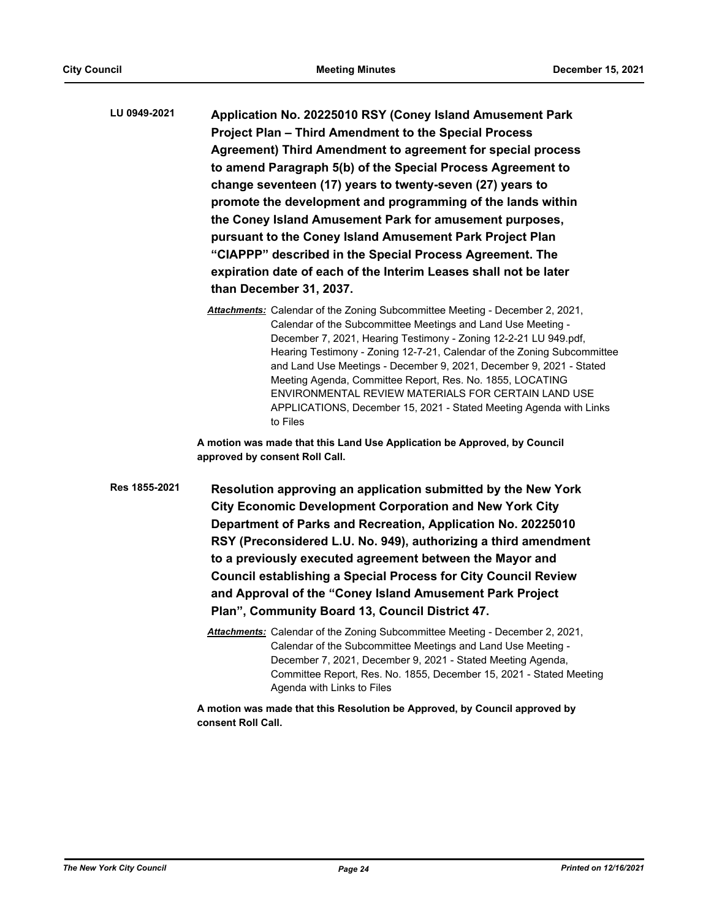**LU 0949-2021** **Application No. 20225010 RSY (Coney Island Amusement Park Project Plan – Third Amendment to the Special Process Agreement) Third Amendment to agreement for special process to amend Paragraph 5(b) of the Special Process Agreement to change seventeen (17) years to twenty-seven (27) years to promote the development and programming of the lands within the Coney Island Amusement Park for amusement purposes, pursuant to the Coney Island Amusement Park Project Plan "CIAPPP" described in the Special Process Agreement. The expiration date of each of the Interim Leases shall not be later than December 31, 2037.**

***Attachments:*** Calendar of the Zoning Subcommittee Meeting - December 2, 2021, Calendar of the Subcommittee Meetings and Land Use Meeting - December 7, 2021, Hearing Testimony - Zoning 12-2-21 LU 949.pdf, Hearing Testimony - Zoning 12-7-21, Calendar of the Zoning Subcommittee and Land Use Meetings - December 9, 2021, December 9, 2021 - Stated Meeting Agenda, Committee Report, Res. No. 1855, LOCATING ENVIRONMENTAL REVIEW MATERIALS FOR CERTAIN LAND USE APPLICATIONS, December 15, 2021 - Stated Meeting Agenda with Links to Files

**A motion was made that this Land Use Application be Approved, by Council approved by consent Roll Call.**

**Res 1855-2021** **Resolution approving an application submitted by the New York City Economic Development Corporation and New York City Department of Parks and Recreation, Application No. 20225010 RSY (Preconsidered L.U. No. 949), authorizing a third amendment to a previously executed agreement between the Mayor and Council establishing a Special Process for City Council Review and Approval of the "Coney Island Amusement Park Project Plan", Community Board 13, Council District 47.**

***Attachments:*** Calendar of the Zoning Subcommittee Meeting - December 2, 2021, Calendar of the Subcommittee Meetings and Land Use Meeting - December 7, 2021, December 9, 2021 - Stated Meeting Agenda, Committee Report, Res. No. 1855, December 15, 2021 - Stated Meeting Agenda with Links to Files

**A motion was made that this Resolution be Approved, by Council approved by consent Roll Call.**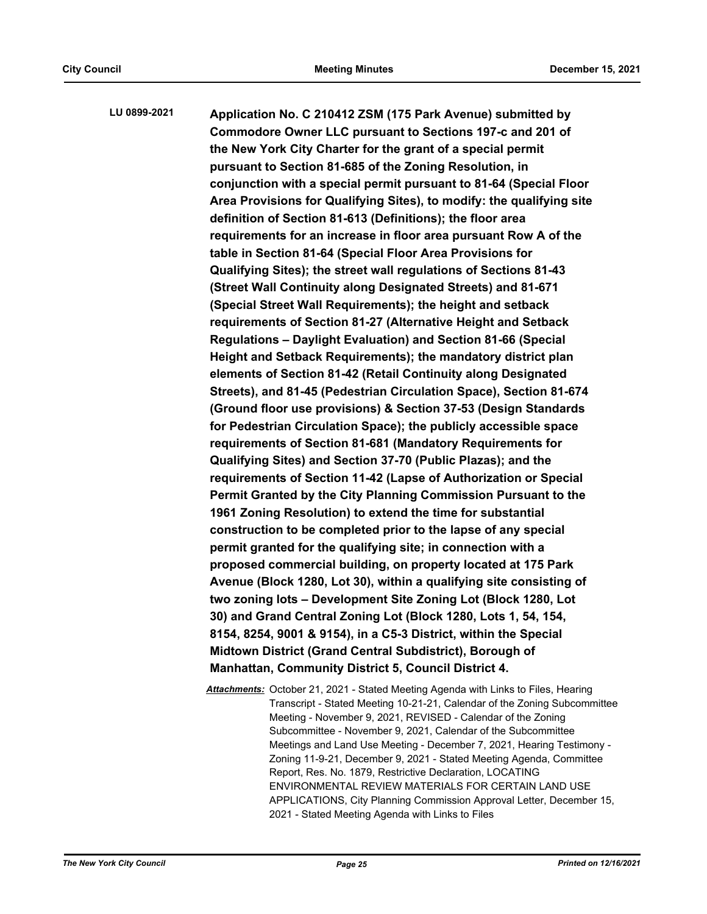**LU 0899-2021** **Application No. C 210412 ZSM (175 Park Avenue) submitted by Commodore Owner LLC pursuant to Sections 197-c and 201 of the New York City Charter for the grant of a special permit pursuant to Section 81-685 of the Zoning Resolution, in conjunction with a special permit pursuant to 81-64 (Special Floor Area Provisions for Qualifying Sites), to modify: the qualifying site definition of Section 81-613 (Definitions); the floor area requirements for an increase in floor area pursuant Row A of the table in Section 81-64 (Special Floor Area Provisions for Qualifying Sites); the street wall regulations of Sections 81-43 (Street Wall Continuity along Designated Streets) and 81-671 (Special Street Wall Requirements); the height and setback requirements of Section 81-27 (Alternative Height and Setback Regulations – Daylight Evaluation) and Section 81-66 (Special Height and Setback Requirements); the mandatory district plan elements of Section 81-42 (Retail Continuity along Designated Streets), and 81-45 (Pedestrian Circulation Space), Section 81-674 (Ground floor use provisions) & Section 37-53 (Design Standards for Pedestrian Circulation Space); the publicly accessible space requirements of Section 81-681 (Mandatory Requirements for Qualifying Sites) and Section 37-70 (Public Plazas); and the requirements of Section 11-42 (Lapse of Authorization or Special Permit Granted by the City Planning Commission Pursuant to the 1961 Zoning Resolution) to extend the time for substantial construction to be completed prior to the lapse of any special permit granted for the qualifying site; in connection with a proposed commercial building, on property located at 175 Park Avenue (Block 1280, Lot 30), within a qualifying site consisting of two zoning lots – Development Site Zoning Lot (Block 1280, Lot 30) and Grand Central Zoning Lot (Block 1280, Lots 1, 54, 154, 8154, 8254, 9001 & 9154), in a C5-3 District, within the Special Midtown District (Grand Central Subdistrict), Borough of Manhattan, Community District 5, Council District 4.**

***Attachments:*** October 21, 2021 - Stated Meeting Agenda with Links to Files, Hearing Transcript - Stated Meeting 10-21-21, Calendar of the Zoning Subcommittee Meeting - November 9, 2021, REVISED - Calendar of the Zoning Subcommittee - November 9, 2021, Calendar of the Subcommittee Meetings and Land Use Meeting - December 7, 2021, Hearing Testimony - Zoning 11-9-21, December 9, 2021 - Stated Meeting Agenda, Committee Report, Res. No. 1879, Restrictive Declaration, LOCATING ENVIRONMENTAL REVIEW MATERIALS FOR CERTAIN LAND USE APPLICATIONS, City Planning Commission Approval Letter, December 15, 2021 - Stated Meeting Agenda with Links to Files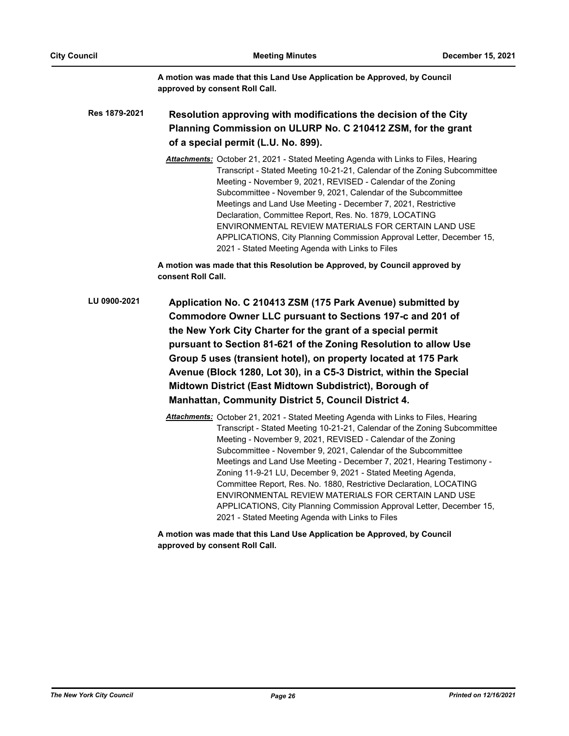**A motion was made that this Land Use Application be Approved, by Council approved by consent Roll Call.**

**Res 1879-2021** **Resolution approving with modifications the decision of the City Planning Commission on ULURP No. C 210412 ZSM, for the grant of a special permit (L.U. No. 899).**

***Attachments:*** October 21, 2021 - Stated Meeting Agenda with Links to Files, Hearing Transcript - Stated Meeting 10-21-21, Calendar of the Zoning Subcommittee Meeting - November 9, 2021, REVISED - Calendar of the Zoning Subcommittee - November 9, 2021, Calendar of the Subcommittee Meetings and Land Use Meeting - December 7, 2021, Restrictive Declaration, Committee Report, Res. No. 1879, LOCATING ENVIRONMENTAL REVIEW MATERIALS FOR CERTAIN LAND USE APPLICATIONS, City Planning Commission Approval Letter, December 15, 2021 - Stated Meeting Agenda with Links to Files

**A motion was made that this Resolution be Approved, by Council approved by consent Roll Call.**

**LU 0900-2021** **Application No. C 210413 ZSM (175 Park Avenue) submitted by Commodore Owner LLC pursuant to Sections 197-c and 201 of the New York City Charter for the grant of a special permit pursuant to Section 81-621 of the Zoning Resolution to allow Use Group 5 uses (transient hotel), on property located at 175 Park Avenue (Block 1280, Lot 30), in a C5-3 District, within the Special Midtown District (East Midtown Subdistrict), Borough of Manhattan, Community District 5, Council District 4.**

***Attachments:*** October 21, 2021 - Stated Meeting Agenda with Links to Files, Hearing Transcript - Stated Meeting 10-21-21, Calendar of the Zoning Subcommittee Meeting - November 9, 2021, REVISED - Calendar of the Zoning Subcommittee - November 9, 2021, Calendar of the Subcommittee Meetings and Land Use Meeting - December 7, 2021, Hearing Testimony - Zoning 11-9-21 LU, December 9, 2021 - Stated Meeting Agenda, Committee Report, Res. No. 1880, Restrictive Declaration, LOCATING ENVIRONMENTAL REVIEW MATERIALS FOR CERTAIN LAND USE APPLICATIONS, City Planning Commission Approval Letter, December 15, 2021 - Stated Meeting Agenda with Links to Files

**A motion was made that this Land Use Application be Approved, by Council approved by consent Roll Call.**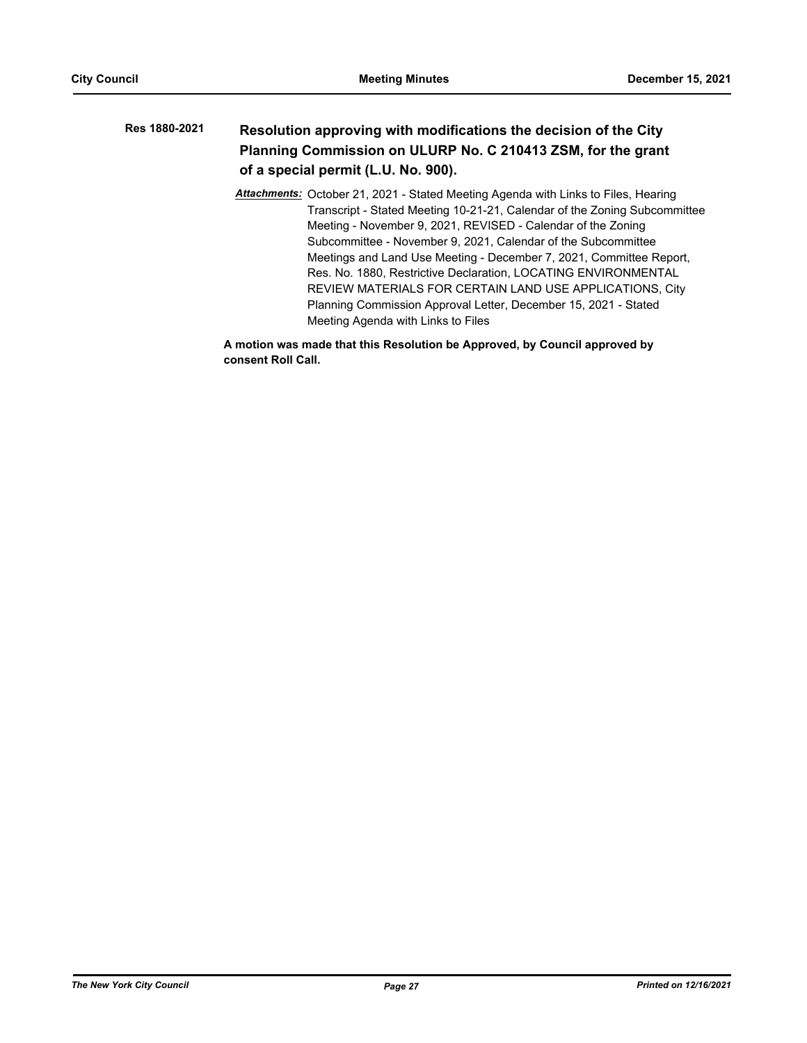**Res 1880-2021** **Resolution approving with modifications the decision of the City Planning Commission on ULURP No. C 210413 ZSM, for the grant of a special permit (L.U. No. 900).**

***Attachments:*** October 21, 2021 - Stated Meeting Agenda with Links to Files, Hearing Transcript - Stated Meeting 10-21-21, Calendar of the Zoning Subcommittee Meeting - November 9, 2021, REVISED - Calendar of the Zoning Subcommittee - November 9, 2021, Calendar of the Subcommittee Meetings and Land Use Meeting - December 7, 2021, Committee Report, Res. No. 1880, Restrictive Declaration, LOCATING ENVIRONMENTAL REVIEW MATERIALS FOR CERTAIN LAND USE APPLICATIONS, City Planning Commission Approval Letter, December 15, 2021 - Stated Meeting Agenda with Links to Files

**A motion was made that this Resolution be Approved, by Council approved by consent Roll Call.**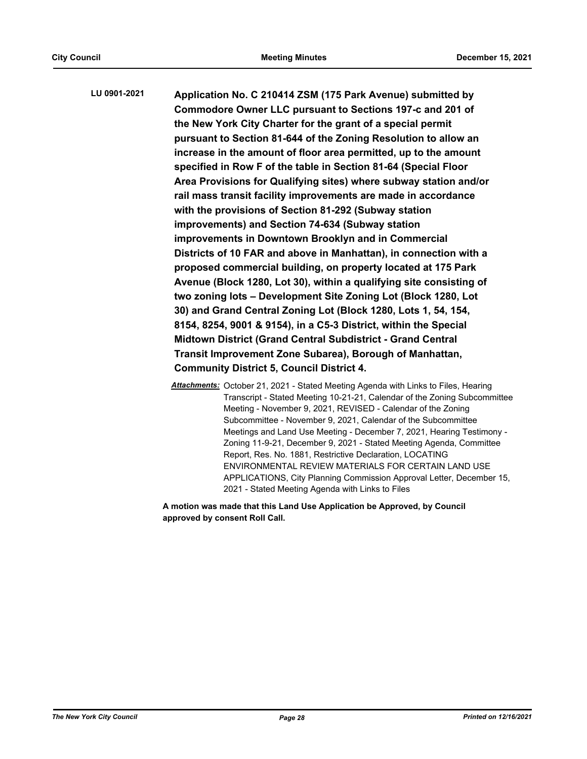**LU 0901-2021** **Application No. C 210414 ZSM (175 Park Avenue) submitted by Commodore Owner LLC pursuant to Sections 197-c and 201 of the New York City Charter for the grant of a special permit pursuant to Section 81-644 of the Zoning Resolution to allow an increase in the amount of floor area permitted, up to the amount specified in Row F of the table in Section 81-64 (Special Floor Area Provisions for Qualifying sites) where subway station and/or rail mass transit facility improvements are made in accordance with the provisions of Section 81-292 (Subway station improvements) and Section 74-634 (Subway station improvements in Downtown Brooklyn and in Commercial Districts of 10 FAR and above in Manhattan), in connection with a proposed commercial building, on property located at 175 Park Avenue (Block 1280, Lot 30), within a qualifying site consisting of two zoning lots – Development Site Zoning Lot (Block 1280, Lot 30) and Grand Central Zoning Lot (Block 1280, Lots 1, 54, 154, 8154, 8254, 9001 & 9154), in a C5-3 District, within the Special Midtown District (Grand Central Subdistrict - Grand Central Transit Improvement Zone Subarea), Borough of Manhattan, Community District 5, Council District 4.**

***Attachments:*** October 21, 2021 - Stated Meeting Agenda with Links to Files, Hearing Transcript - Stated Meeting 10-21-21, Calendar of the Zoning Subcommittee Meeting - November 9, 2021, REVISED - Calendar of the Zoning Subcommittee - November 9, 2021, Calendar of the Subcommittee Meetings and Land Use Meeting - December 7, 2021, Hearing Testimony - Zoning 11-9-21, December 9, 2021 - Stated Meeting Agenda, Committee Report, Res. No. 1881, Restrictive Declaration, LOCATING ENVIRONMENTAL REVIEW MATERIALS FOR CERTAIN LAND USE APPLICATIONS, City Planning Commission Approval Letter, December 15, 2021 - Stated Meeting Agenda with Links to Files

**A motion was made that this Land Use Application be Approved, by Council approved by consent Roll Call.**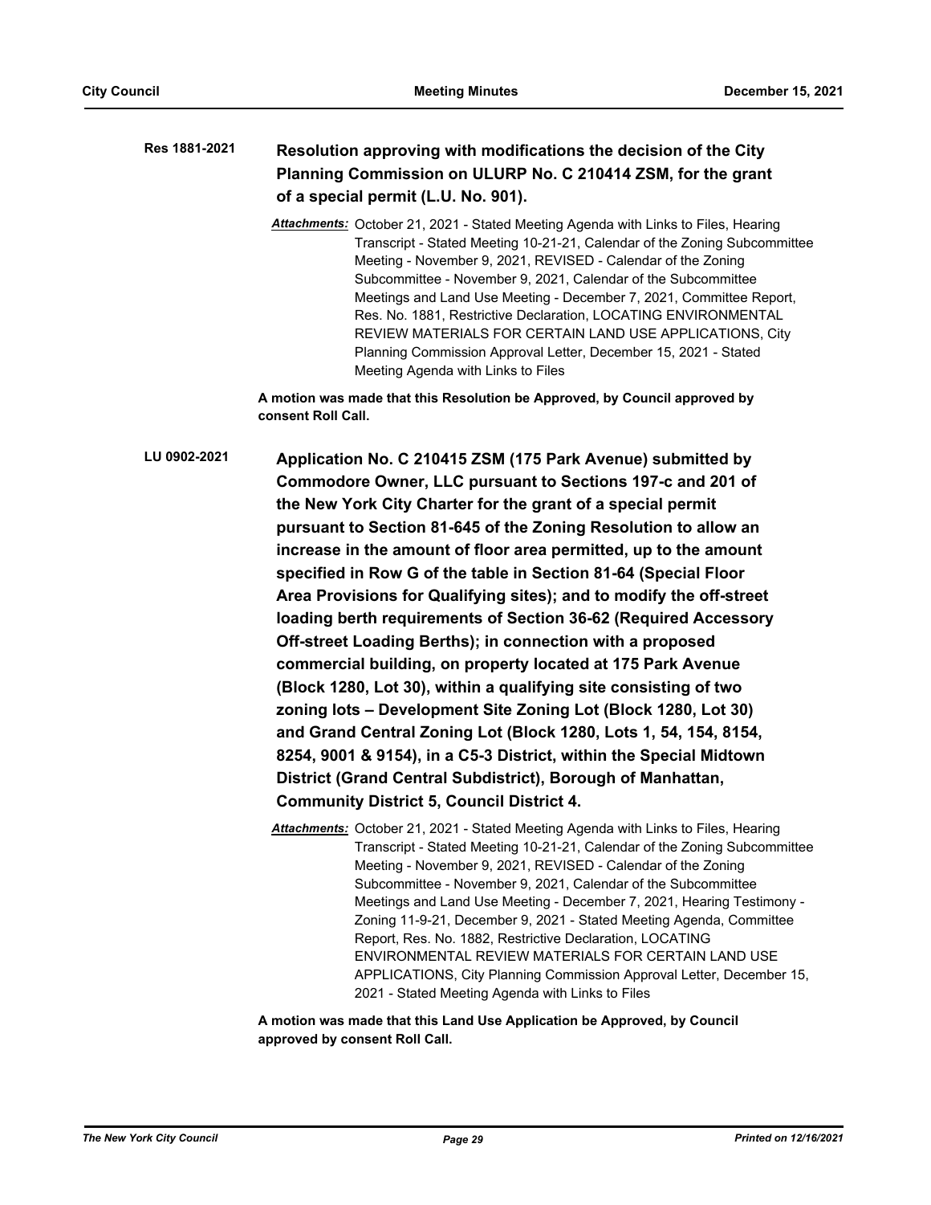**Res 1881-2021** **Resolution approving with modifications the decision of the City Planning Commission on ULURP No. C 210414 ZSM, for the grant of a special permit (L.U. No. 901).**

***Attachments:*** October 21, 2021 - Stated Meeting Agenda with Links to Files, Hearing Transcript - Stated Meeting 10-21-21, Calendar of the Zoning Subcommittee Meeting - November 9, 2021, REVISED - Calendar of the Zoning Subcommittee - November 9, 2021, Calendar of the Subcommittee Meetings and Land Use Meeting - December 7, 2021, Committee Report, Res. No. 1881, Restrictive Declaration, LOCATING ENVIRONMENTAL REVIEW MATERIALS FOR CERTAIN LAND USE APPLICATIONS, City Planning Commission Approval Letter, December 15, 2021 - Stated Meeting Agenda with Links to Files

**A motion was made that this Resolution be Approved, by Council approved by consent Roll Call.**

**LU 0902-2021** **Application No. C 210415 ZSM (175 Park Avenue) submitted by Commodore Owner, LLC pursuant to Sections 197-c and 201 of the New York City Charter for the grant of a special permit pursuant to Section 81-645 of the Zoning Resolution to allow an increase in the amount of floor area permitted, up to the amount specified in Row G of the table in Section 81-64 (Special Floor Area Provisions for Qualifying sites); and to modify the off-street loading berth requirements of Section 36-62 (Required Accessory Off-street Loading Berths); in connection with a proposed commercial building, on property located at 175 Park Avenue (Block 1280, Lot 30), within a qualifying site consisting of two zoning lots – Development Site Zoning Lot (Block 1280, Lot 30) and Grand Central Zoning Lot (Block 1280, Lots 1, 54, 154, 8154, 8254, 9001 & 9154), in a C5-3 District, within the Special Midtown District (Grand Central Subdistrict), Borough of Manhattan, Community District 5, Council District 4.**

***Attachments:*** October 21, 2021 - Stated Meeting Agenda with Links to Files, Hearing Transcript - Stated Meeting 10-21-21, Calendar of the Zoning Subcommittee Meeting - November 9, 2021, REVISED - Calendar of the Zoning Subcommittee - November 9, 2021, Calendar of the Subcommittee Meetings and Land Use Meeting - December 7, 2021, Hearing Testimony - Zoning 11-9-21, December 9, 2021 - Stated Meeting Agenda, Committee Report, Res. No. 1882, Restrictive Declaration, LOCATING ENVIRONMENTAL REVIEW MATERIALS FOR CERTAIN LAND USE APPLICATIONS, City Planning Commission Approval Letter, December 15, 2021 - Stated Meeting Agenda with Links to Files

**A motion was made that this Land Use Application be Approved, by Council approved by consent Roll Call.**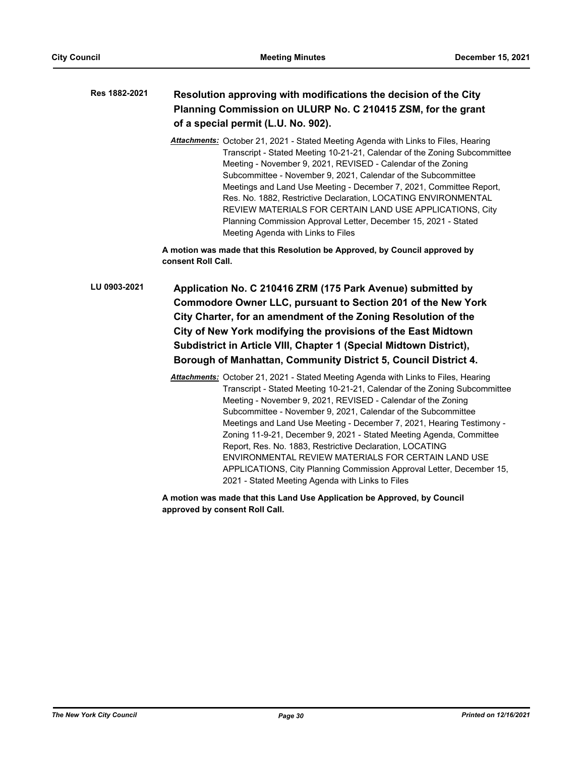**Res 1882-2021** **Resolution approving with modifications the decision of the City Planning Commission on ULURP No. C 210415 ZSM, for the grant of a special permit (L.U. No. 902).**

***Attachments:*** October 21, 2021 - Stated Meeting Agenda with Links to Files, Hearing Transcript - Stated Meeting 10-21-21, Calendar of the Zoning Subcommittee Meeting - November 9, 2021, REVISED - Calendar of the Zoning Subcommittee - November 9, 2021, Calendar of the Subcommittee Meetings and Land Use Meeting - December 7, 2021, Committee Report, Res. No. 1882, Restrictive Declaration, LOCATING ENVIRONMENTAL REVIEW MATERIALS FOR CERTAIN LAND USE APPLICATIONS, City Planning Commission Approval Letter, December 15, 2021 - Stated Meeting Agenda with Links to Files

**A motion was made that this Resolution be Approved, by Council approved by consent Roll Call.**

**LU 0903-2021** **Application No. C 210416 ZRM (175 Park Avenue) submitted by Commodore Owner LLC, pursuant to Section 201 of the New York City Charter, for an amendment of the Zoning Resolution of the City of New York modifying the provisions of the East Midtown Subdistrict in Article VIII, Chapter 1 (Special Midtown District), Borough of Manhattan, Community District 5, Council District 4.**

***Attachments:*** October 21, 2021 - Stated Meeting Agenda with Links to Files, Hearing Transcript - Stated Meeting 10-21-21, Calendar of the Zoning Subcommittee Meeting - November 9, 2021, REVISED - Calendar of the Zoning Subcommittee - November 9, 2021, Calendar of the Subcommittee Meetings and Land Use Meeting - December 7, 2021, Hearing Testimony - Zoning 11-9-21, December 9, 2021 - Stated Meeting Agenda, Committee Report, Res. No. 1883, Restrictive Declaration, LOCATING ENVIRONMENTAL REVIEW MATERIALS FOR CERTAIN LAND USE APPLICATIONS, City Planning Commission Approval Letter, December 15, 2021 - Stated Meeting Agenda with Links to Files

**A motion was made that this Land Use Application be Approved, by Council approved by consent Roll Call.**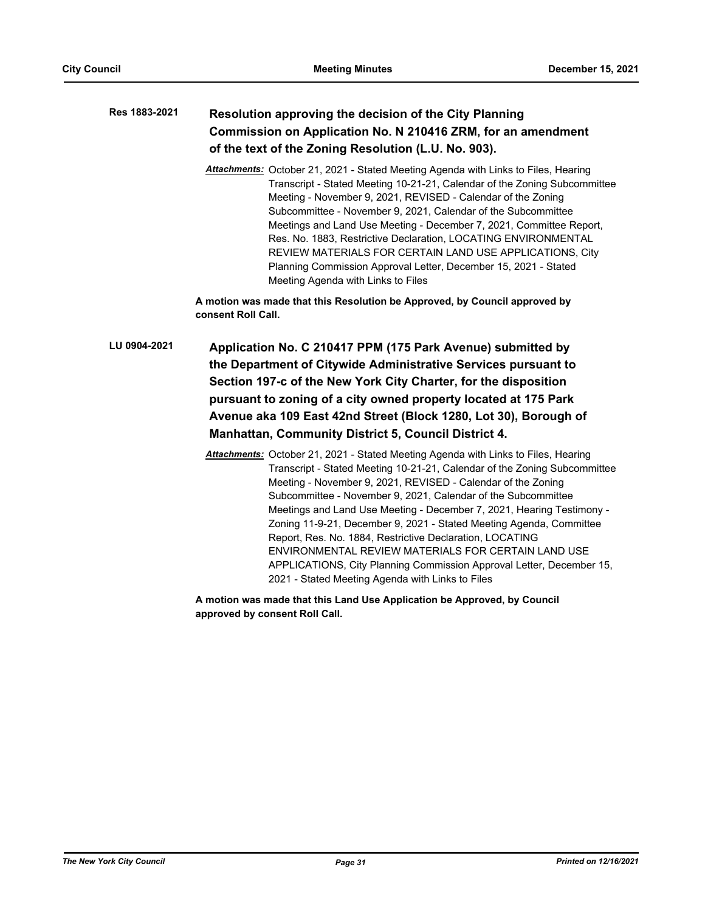**Res 1883-2021** **Resolution approving the decision of the City Planning Commission on Application No. N 210416 ZRM, for an amendment of the text of the Zoning Resolution (L.U. No. 903).**

***Attachments:*** October 21, 2021 - Stated Meeting Agenda with Links to Files, Hearing Transcript - Stated Meeting 10-21-21, Calendar of the Zoning Subcommittee Meeting - November 9, 2021, REVISED - Calendar of the Zoning Subcommittee - November 9, 2021, Calendar of the Subcommittee Meetings and Land Use Meeting - December 7, 2021, Committee Report, Res. No. 1883, Restrictive Declaration, LOCATING ENVIRONMENTAL REVIEW MATERIALS FOR CERTAIN LAND USE APPLICATIONS, City Planning Commission Approval Letter, December 15, 2021 - Stated Meeting Agenda with Links to Files

**A motion was made that this Resolution be Approved, by Council approved by consent Roll Call.**

**LU 0904-2021** **Application No. C 210417 PPM (175 Park Avenue) submitted by the Department of Citywide Administrative Services pursuant to Section 197-c of the New York City Charter, for the disposition pursuant to zoning of a city owned property located at 175 Park Avenue aka 109 East 42nd Street (Block 1280, Lot 30), Borough of Manhattan, Community District 5, Council District 4.**

***Attachments:*** October 21, 2021 - Stated Meeting Agenda with Links to Files, Hearing Transcript - Stated Meeting 10-21-21, Calendar of the Zoning Subcommittee Meeting - November 9, 2021, REVISED - Calendar of the Zoning Subcommittee - November 9, 2021, Calendar of the Subcommittee Meetings and Land Use Meeting - December 7, 2021, Hearing Testimony - Zoning 11-9-21, December 9, 2021 - Stated Meeting Agenda, Committee Report, Res. No. 1884, Restrictive Declaration, LOCATING ENVIRONMENTAL REVIEW MATERIALS FOR CERTAIN LAND USE APPLICATIONS, City Planning Commission Approval Letter, December 15, 2021 - Stated Meeting Agenda with Links to Files

**A motion was made that this Land Use Application be Approved, by Council approved by consent Roll Call.**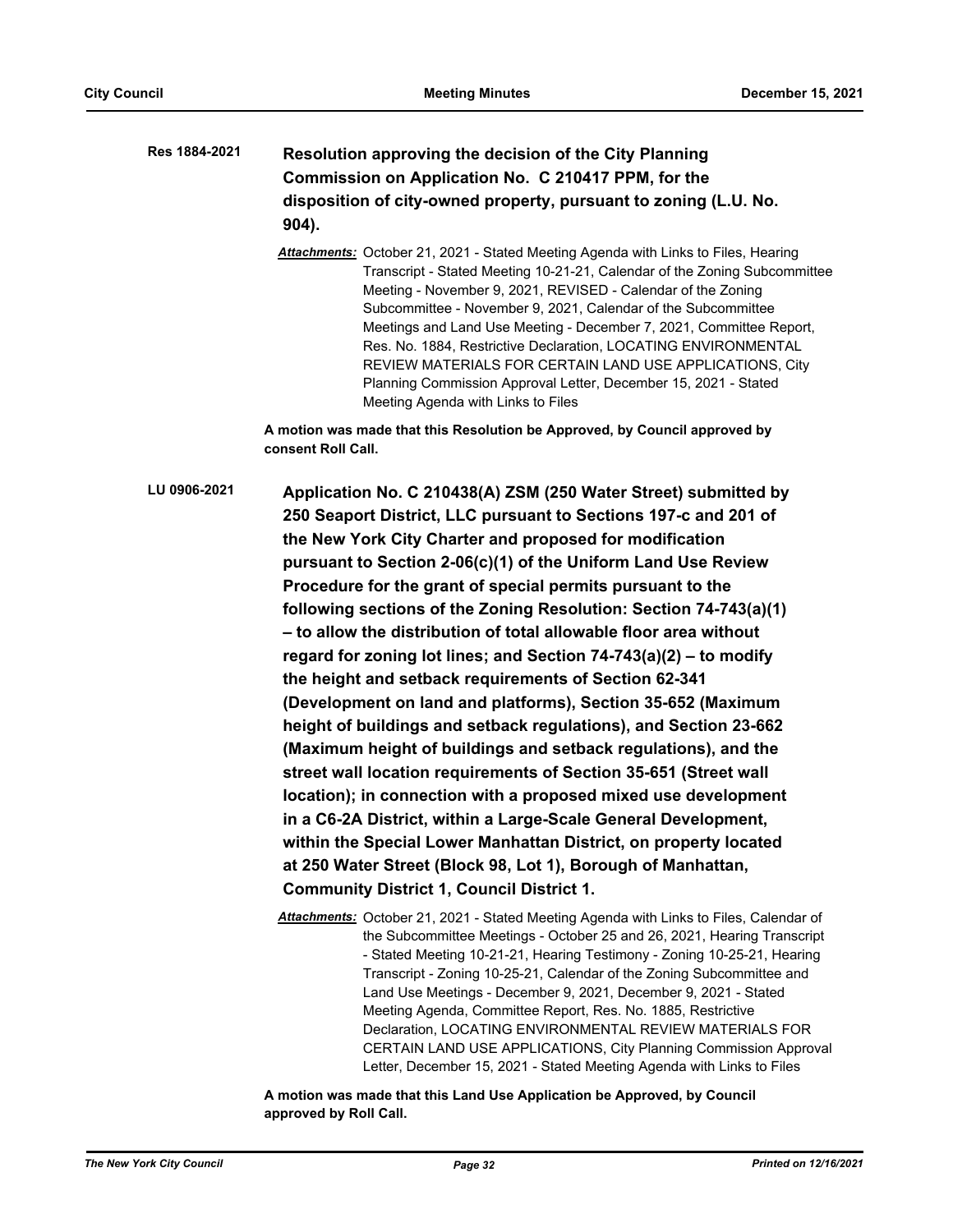**Res 1884-2021** **Resolution approving the decision of the City Planning Commission on Application No. C 210417 PPM, for the disposition of city-owned property, pursuant to zoning (L.U. No. 904).**

***Attachments:*** October 21, 2021 - Stated Meeting Agenda with Links to Files, Hearing Transcript - Stated Meeting 10-21-21, Calendar of the Zoning Subcommittee Meeting - November 9, 2021, REVISED - Calendar of the Zoning Subcommittee - November 9, 2021, Calendar of the Subcommittee Meetings and Land Use Meeting - December 7, 2021, Committee Report, Res. No. 1884, Restrictive Declaration, LOCATING ENVIRONMENTAL REVIEW MATERIALS FOR CERTAIN LAND USE APPLICATIONS, City Planning Commission Approval Letter, December 15, 2021 - Stated Meeting Agenda with Links to Files

**A motion was made that this Resolution be Approved, by Council approved by consent Roll Call.**

**LU 0906-2021** **Application No. C 210438(A) ZSM (250 Water Street) submitted by 250 Seaport District, LLC pursuant to Sections 197-c and 201 of the New York City Charter and proposed for modification pursuant to Section 2-06(c)(1) of the Uniform Land Use Review Procedure for the grant of special permits pursuant to the following sections of the Zoning Resolution: Section 74-743(a)(1) – to allow the distribution of total allowable floor area without regard for zoning lot lines; and Section 74-743(a)(2) – to modify the height and setback requirements of Section 62-341 (Development on land and platforms), Section 35-652 (Maximum height of buildings and setback regulations), and Section 23-662 (Maximum height of buildings and setback regulations), and the street wall location requirements of Section 35-651 (Street wall location); in connection with a proposed mixed use development in a C6-2A District, within a Large-Scale General Development, within the Special Lower Manhattan District, on property located at 250 Water Street (Block 98, Lot 1), Borough of Manhattan, Community District 1, Council District 1.**

***Attachments:*** October 21, 2021 - Stated Meeting Agenda with Links to Files, Calendar of the Subcommittee Meetings - October 25 and 26, 2021, Hearing Transcript - Stated Meeting 10-21-21, Hearing Testimony - Zoning 10-25-21, Hearing Transcript - Zoning 10-25-21, Calendar of the Zoning Subcommittee and Land Use Meetings - December 9, 2021, December 9, 2021 - Stated Meeting Agenda, Committee Report, Res. No. 1885, Restrictive Declaration, LOCATING ENVIRONMENTAL REVIEW MATERIALS FOR CERTAIN LAND USE APPLICATIONS, City Planning Commission Approval Letter, December 15, 2021 - Stated Meeting Agenda with Links to Files

**A motion was made that this Land Use Application be Approved, by Council approved by Roll Call.**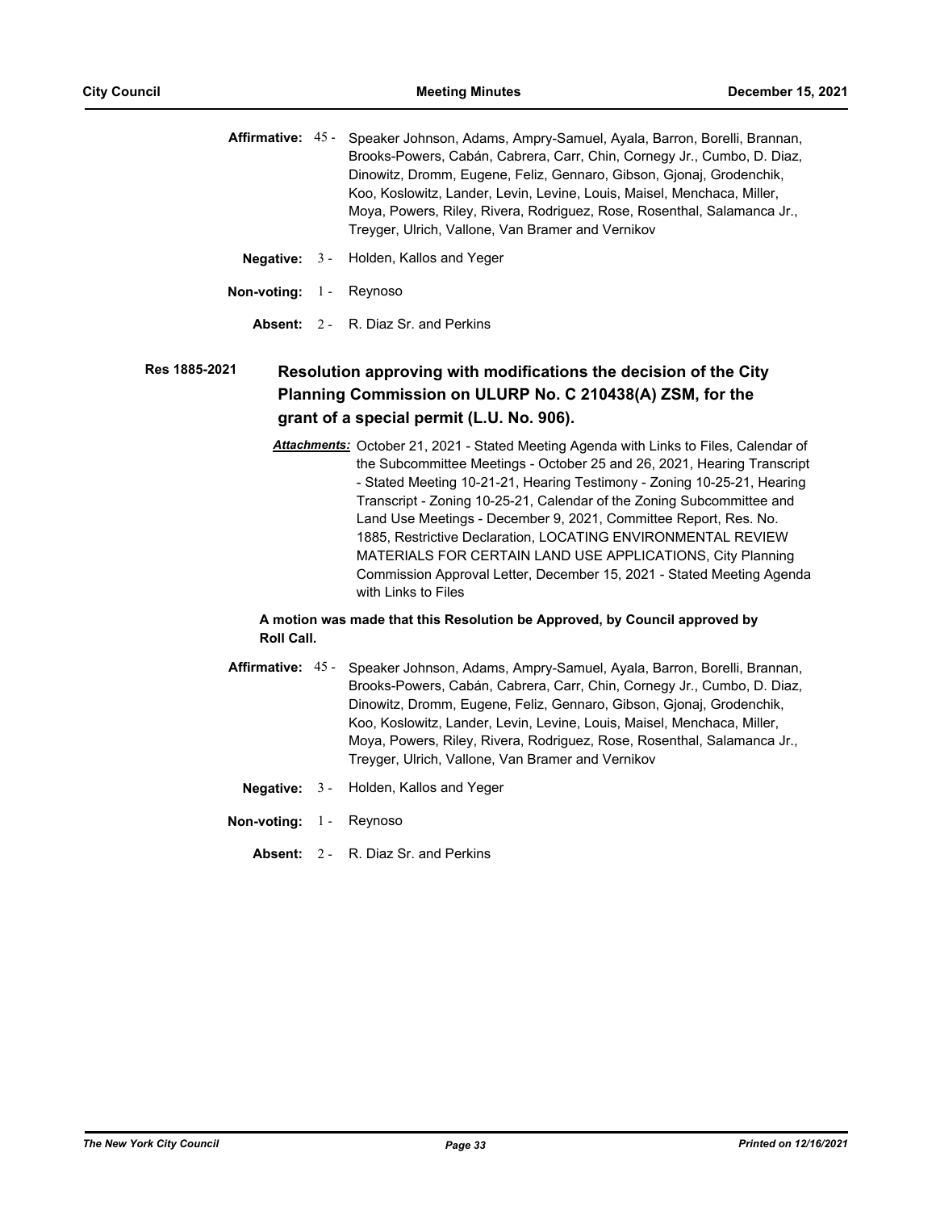**Affirmative:** 45 - Speaker Johnson, Adams, Ampry-Samuel, Ayala, Barron, Borelli, Brannan, Brooks-Powers, Cabán, Cabrera, Carr, Chin, Cornegy Jr., Cumbo, D. Diaz, Dinowitz, Dromm, Eugene, Feliz, Gennaro, Gibson, Gjonaj, Grodenchik, Koo, Koslowitz, Lander, Levin, Levine, Louis, Maisel, Menchaca, Miller, Moya, Powers, Riley, Rivera, Rodriguez, Rose, Rosenthal, Salamanca Jr., Treyger, Ulrich, Vallone, Van Bramer and Vernikov

**Negative:** 3 - Holden, Kallos and Yeger

**Non-voting:** 1 - Reynoso

**Absent:** 2 - R. Diaz Sr. and Perkins

**Res 1885-2021**

### Resolution approving with modifications the decision of the City Planning Commission on ULURP No. C 210438(A) ZSM, for the grant of a special permit (L.U. No. 906).

***Attachments:*** October 21, 2021 - Stated Meeting Agenda with Links to Files, Calendar of the Subcommittee Meetings - October 25 and 26, 2021, Hearing Transcript - Stated Meeting 10-21-21, Hearing Testimony - Zoning 10-25-21, Hearing Transcript - Zoning 10-25-21, Calendar of the Zoning Subcommittee and Land Use Meetings - December 9, 2021, Committee Report, Res. No. 1885, Restrictive Declaration, LOCATING ENVIRONMENTAL REVIEW MATERIALS FOR CERTAIN LAND USE APPLICATIONS, City Planning Commission Approval Letter, December 15, 2021 - Stated Meeting Agenda with Links to Files

**A motion was made that this Resolution be Approved, by Council approved by Roll Call.**

**Affirmative:** 45 - Speaker Johnson, Adams, Ampry-Samuel, Ayala, Barron, Borelli, Brannan, Brooks-Powers, Cabán, Cabrera, Carr, Chin, Cornegy Jr., Cumbo, D. Diaz, Dinowitz, Dromm, Eugene, Feliz, Gennaro, Gibson, Gjonaj, Grodenchik, Koo, Koslowitz, Lander, Levin, Levine, Louis, Maisel, Menchaca, Miller, Moya, Powers, Riley, Rivera, Rodriguez, Rose, Rosenthal, Salamanca Jr., Treyger, Ulrich, Vallone, Van Bramer and Vernikov

**Negative:** 3 - Holden, Kallos and Yeger

**Non-voting:** 1 - Reynoso

**Absent:** 2 - R. Diaz Sr. and Perkins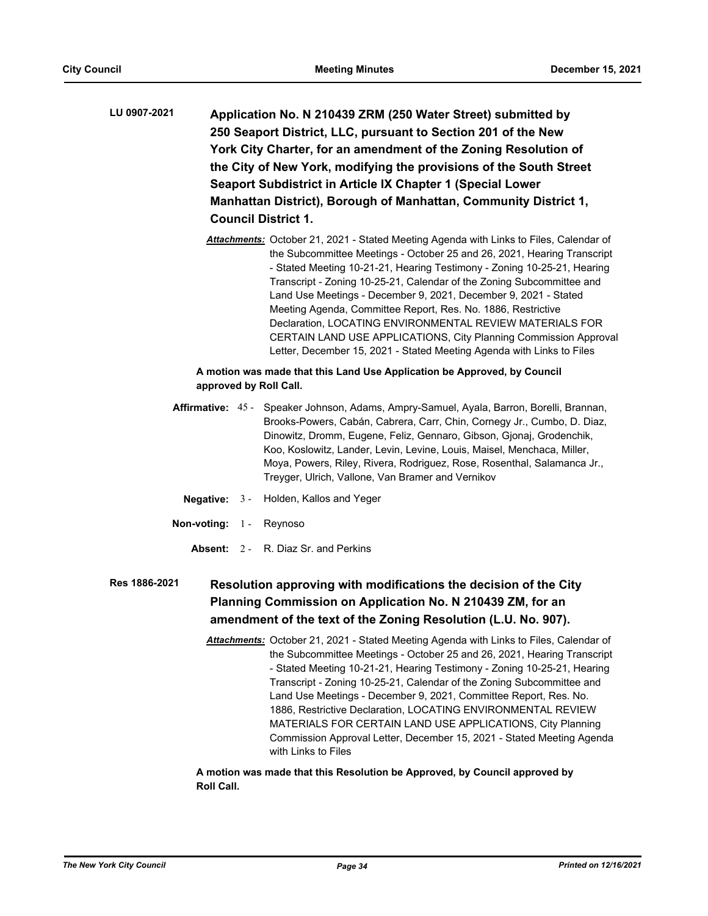**LU 0907-2021** **Application No. N 210439 ZRM (250 Water Street) submitted by 250 Seaport District, LLC, pursuant to Section 201 of the New York City Charter, for an amendment of the Zoning Resolution of the City of New York, modifying the provisions of the South Street Seaport Subdistrict in Article IX Chapter 1 (Special Lower Manhattan District), Borough of Manhattan, Community District 1, Council District 1.**

***Attachments:*** October 21, 2021 - Stated Meeting Agenda with Links to Files, Calendar of the Subcommittee Meetings - October 25 and 26, 2021, Hearing Transcript - Stated Meeting 10-21-21, Hearing Testimony - Zoning 10-25-21, Hearing Transcript - Zoning 10-25-21, Calendar of the Zoning Subcommittee and Land Use Meetings - December 9, 2021, December 9, 2021 - Stated Meeting Agenda, Committee Report, Res. No. 1886, Restrictive Declaration, LOCATING ENVIRONMENTAL REVIEW MATERIALS FOR CERTAIN LAND USE APPLICATIONS, City Planning Commission Approval Letter, December 15, 2021 - Stated Meeting Agenda with Links to Files

**A motion was made that this Land Use Application be Approved, by Council approved by Roll Call.**

**Affirmative:** 45 - Speaker Johnson, Adams, Ampry-Samuel, Ayala, Barron, Borelli, Brannan, Brooks-Powers, Cabán, Cabrera, Carr, Chin, Cornegy Jr., Cumbo, D. Diaz, Dinowitz, Dromm, Eugene, Feliz, Gennaro, Gibson, Gjonaj, Grodenchik, Koo, Koslowitz, Lander, Levin, Levine, Louis, Maisel, Menchaca, Miller, Moya, Powers, Riley, Rivera, Rodriguez, Rose, Rosenthal, Salamanca Jr., Treyger, Ulrich, Vallone, Van Bramer and Vernikov

**Negative:** 3 - Holden, Kallos and Yeger

**Non-voting:** 1 - Reynoso

**Absent:** 2 - R. Diaz Sr. and Perkins

**Res 1886-2021** **Resolution approving with modifications the decision of the City Planning Commission on Application No. N 210439 ZM, for an amendment of the text of the Zoning Resolution (L.U. No. 907).**

***Attachments:*** October 21, 2021 - Stated Meeting Agenda with Links to Files, Calendar of the Subcommittee Meetings - October 25 and 26, 2021, Hearing Transcript - Stated Meeting 10-21-21, Hearing Testimony - Zoning 10-25-21, Hearing Transcript - Zoning 10-25-21, Calendar of the Zoning Subcommittee and Land Use Meetings - December 9, 2021, Committee Report, Res. No. 1886, Restrictive Declaration, LOCATING ENVIRONMENTAL REVIEW MATERIALS FOR CERTAIN LAND USE APPLICATIONS, City Planning Commission Approval Letter, December 15, 2021 - Stated Meeting Agenda with Links to Files

**A motion was made that this Resolution be Approved, by Council approved by Roll Call.**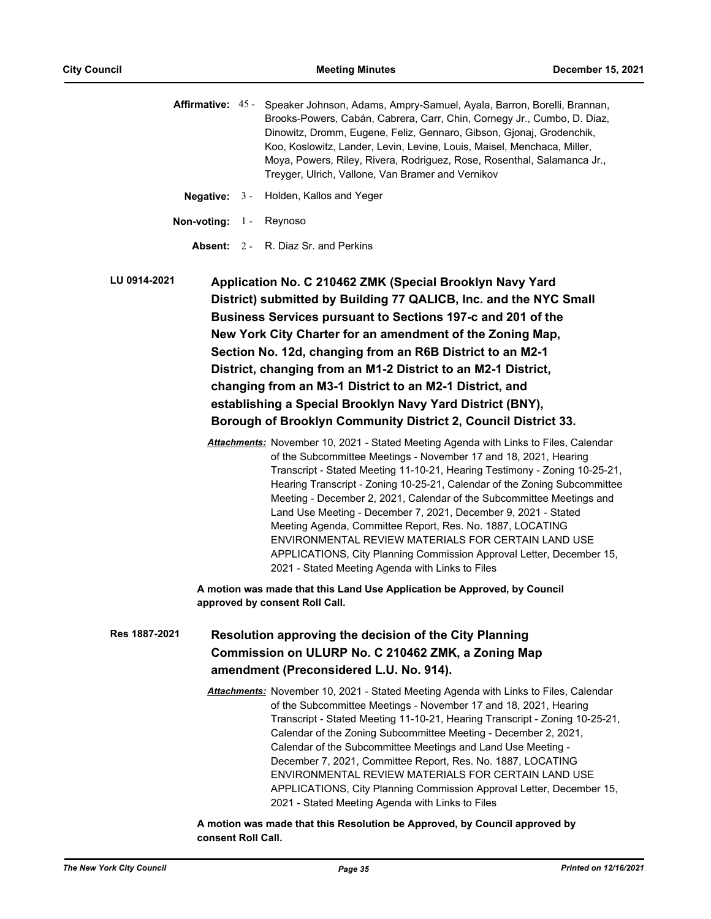**Affirmative:** 45 - Speaker Johnson, Adams, Ampry-Samuel, Ayala, Barron, Borelli, Brannan, Brooks-Powers, Cabán, Cabrera, Carr, Chin, Cornegy Jr., Cumbo, D. Diaz, Dinowitz, Dromm, Eugene, Feliz, Gennaro, Gibson, Gjonaj, Grodenchik, Koo, Koslowitz, Lander, Levin, Levine, Louis, Maisel, Menchaca, Miller, Moya, Powers, Riley, Rivera, Rodriguez, Rose, Rosenthal, Salamanca Jr., Treyger, Ulrich, Vallone, Van Bramer and Vernikov

**Negative:** 3 - Holden, Kallos and Yeger

**Non-voting:** 1 - Reynoso

**Absent:** 2 - R. Diaz Sr. and Perkins

**LU 0914-2021** **Application No. C 210462 ZMK (Special Brooklyn Navy Yard District) submitted by Building 77 QALICB, Inc. and the NYC Small Business Services pursuant to Sections 197-c and 201 of the New York City Charter for an amendment of the Zoning Map, Section No. 12d, changing from an R6B District to an M2-1 District, changing from an M1-2 District to an M2-1 District, changing from an M3-1 District to an M2-1 District, and establishing a Special Brooklyn Navy Yard District (BNY), Borough of Brooklyn Community District 2, Council District 33.**

***Attachments:*** November 10, 2021 - Stated Meeting Agenda with Links to Files, Calendar of the Subcommittee Meetings - November 17 and 18, 2021, Hearing Transcript - Stated Meeting 11-10-21, Hearing Testimony - Zoning 10-25-21, Hearing Transcript - Zoning 10-25-21, Calendar of the Zoning Subcommittee Meeting - December 2, 2021, Calendar of the Subcommittee Meetings and Land Use Meeting - December 7, 2021, December 9, 2021 - Stated Meeting Agenda, Committee Report, Res. No. 1887, LOCATING ENVIRONMENTAL REVIEW MATERIALS FOR CERTAIN LAND USE APPLICATIONS, City Planning Commission Approval Letter, December 15, 2021 - Stated Meeting Agenda with Links to Files

**A motion was made that this Land Use Application be Approved, by Council approved by consent Roll Call.**

**Res 1887-2021** **Resolution approving the decision of the City Planning Commission on ULURP No. C 210462 ZMK, a Zoning Map amendment (Preconsidered L.U. No. 914).**

***Attachments:*** November 10, 2021 - Stated Meeting Agenda with Links to Files, Calendar of the Subcommittee Meetings - November 17 and 18, 2021, Hearing Transcript - Stated Meeting 11-10-21, Hearing Transcript - Zoning 10-25-21, Calendar of the Zoning Subcommittee Meeting - December 2, 2021, Calendar of the Subcommittee Meetings and Land Use Meeting - December 7, 2021, Committee Report, Res. No. 1887, LOCATING ENVIRONMENTAL REVIEW MATERIALS FOR CERTAIN LAND USE APPLICATIONS, City Planning Commission Approval Letter, December 15, 2021 - Stated Meeting Agenda with Links to Files

**A motion was made that this Resolution be Approved, by Council approved by consent Roll Call.**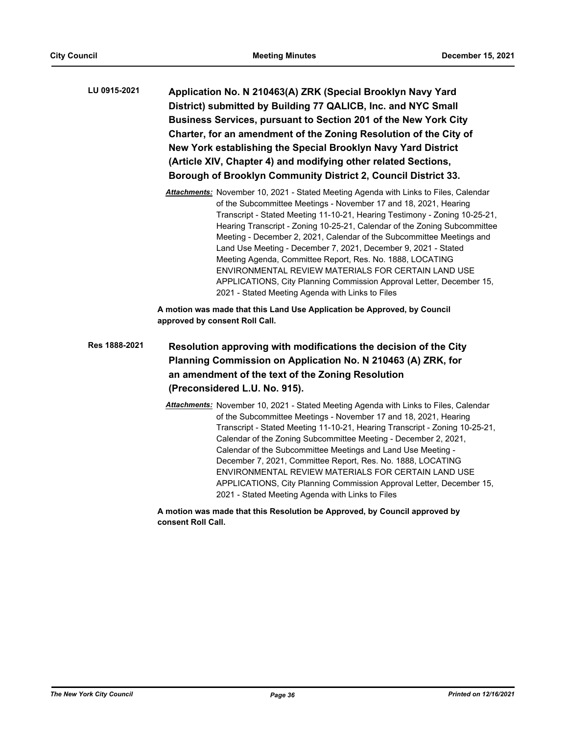**LU 0915-2021** **Application No. N 210463(A) ZRK (Special Brooklyn Navy Yard District) submitted by Building 77 QALICB, Inc. and NYC Small Business Services, pursuant to Section 201 of the New York City Charter, for an amendment of the Zoning Resolution of the City of New York establishing the Special Brooklyn Navy Yard District (Article XIV, Chapter 4) and modifying other related Sections, Borough of Brooklyn Community District 2, Council District 33.**

***Attachments:*** November 10, 2021 - Stated Meeting Agenda with Links to Files, Calendar of the Subcommittee Meetings - November 17 and 18, 2021, Hearing Transcript - Stated Meeting 11-10-21, Hearing Testimony - Zoning 10-25-21, Hearing Transcript - Zoning 10-25-21, Calendar of the Zoning Subcommittee Meeting - December 2, 2021, Calendar of the Subcommittee Meetings and Land Use Meeting - December 7, 2021, December 9, 2021 - Stated Meeting Agenda, Committee Report, Res. No. 1888, LOCATING ENVIRONMENTAL REVIEW MATERIALS FOR CERTAIN LAND USE APPLICATIONS, City Planning Commission Approval Letter, December 15, 2021 - Stated Meeting Agenda with Links to Files

**A motion was made that this Land Use Application be Approved, by Council approved by consent Roll Call.**

**Res 1888-2021** **Resolution approving with modifications the decision of the City Planning Commission on Application No. N 210463 (A) ZRK, for an amendment of the text of the Zoning Resolution (Preconsidered L.U. No. 915).**

***Attachments:*** November 10, 2021 - Stated Meeting Agenda with Links to Files, Calendar of the Subcommittee Meetings - November 17 and 18, 2021, Hearing Transcript - Stated Meeting 11-10-21, Hearing Transcript - Zoning 10-25-21, Calendar of the Zoning Subcommittee Meeting - December 2, 2021, Calendar of the Subcommittee Meetings and Land Use Meeting - December 7, 2021, Committee Report, Res. No. 1888, LOCATING ENVIRONMENTAL REVIEW MATERIALS FOR CERTAIN LAND USE APPLICATIONS, City Planning Commission Approval Letter, December 15, 2021 - Stated Meeting Agenda with Links to Files

**A motion was made that this Resolution be Approved, by Council approved by consent Roll Call.**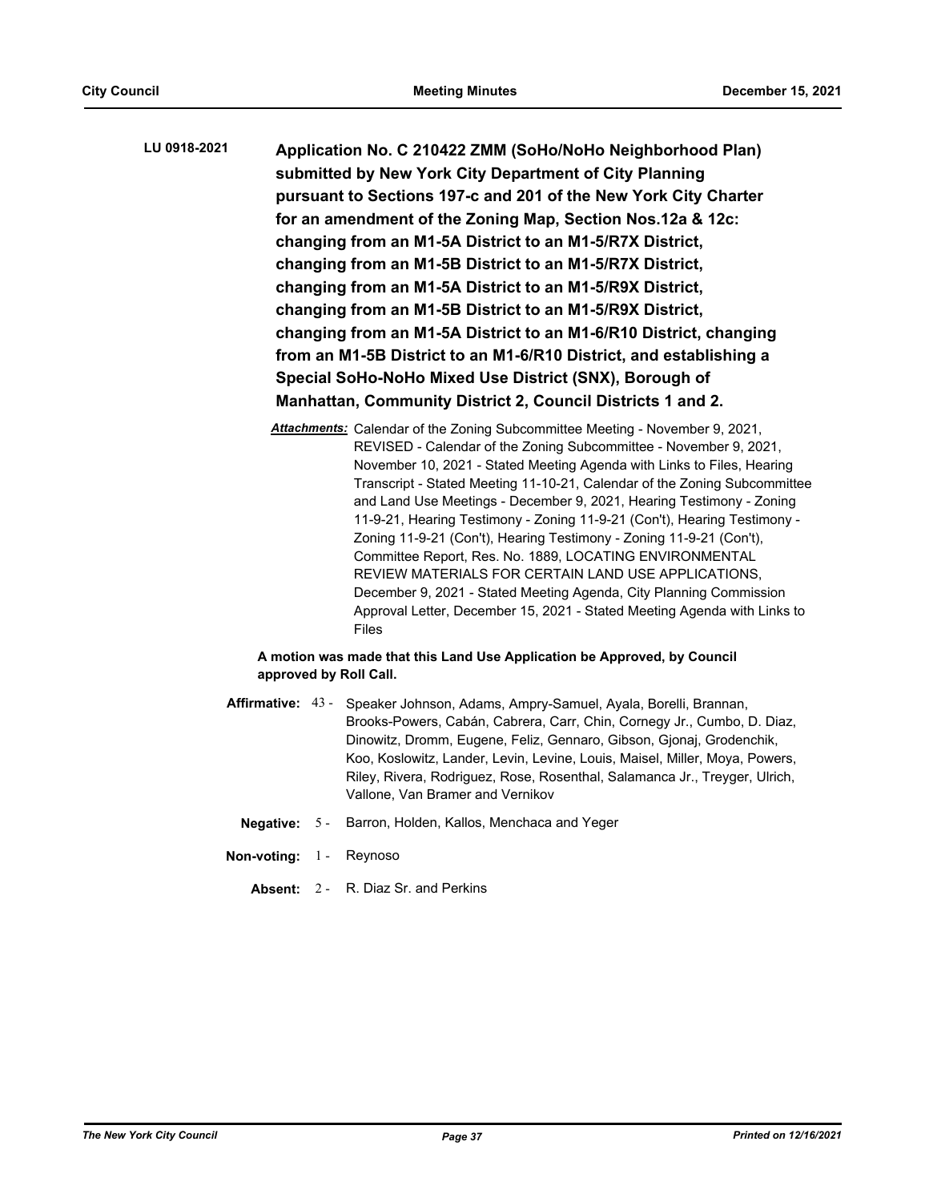**LU 0918-2021** **Application No. C 210422 ZMM (SoHo/NoHo Neighborhood Plan) submitted by New York City Department of City Planning pursuant to Sections 197-c and 201 of the New York City Charter for an amendment of the Zoning Map, Section Nos.12a & 12c: changing from an M1-5A District to an M1-5/R7X District, changing from an M1-5B District to an M1-5/R7X District, changing from an M1-5A District to an M1-5/R9X District, changing from an M1-5B District to an M1-5/R9X District, changing from an M1-5A District to an M1-6/R10 District, changing from an M1-5B District to an M1-6/R10 District, and establishing a Special SoHo-NoHo Mixed Use District (SNX), Borough of Manhattan, Community District 2, Council Districts 1 and 2.**

***Attachments:*** Calendar of the Zoning Subcommittee Meeting - November 9, 2021, REVISED - Calendar of the Zoning Subcommittee - November 9, 2021, November 10, 2021 - Stated Meeting Agenda with Links to Files, Hearing Transcript - Stated Meeting 11-10-21, Calendar of the Zoning Subcommittee and Land Use Meetings - December 9, 2021, Hearing Testimony - Zoning 11-9-21, Hearing Testimony - Zoning 11-9-21 (Con't), Hearing Testimony - Zoning 11-9-21 (Con't), Hearing Testimony - Zoning 11-9-21 (Con't), Committee Report, Res. No. 1889, LOCATING ENVIRONMENTAL REVIEW MATERIALS FOR CERTAIN LAND USE APPLICATIONS, December 9, 2021 - Stated Meeting Agenda, City Planning Commission Approval Letter, December 15, 2021 - Stated Meeting Agenda with Links to Files

**A motion was made that this Land Use Application be Approved, by Council approved by Roll Call.**

**Affirmative:** 43 - Speaker Johnson, Adams, Ampry-Samuel, Ayala, Borelli, Brannan, Brooks-Powers, Cabán, Cabrera, Carr, Chin, Cornegy Jr., Cumbo, D. Diaz, Dinowitz, Dromm, Eugene, Feliz, Gennaro, Gibson, Gjonaj, Grodenchik, Koo, Koslowitz, Lander, Levin, Levine, Louis, Maisel, Miller, Moya, Powers, Riley, Rivera, Rodriguez, Rose, Rosenthal, Salamanca Jr., Treyger, Ulrich, Vallone, Van Bramer and Vernikov

**Negative:** 5 - Barron, Holden, Kallos, Menchaca and Yeger

**Non-voting:** 1 - Reynoso

**Absent:** 2 - R. Diaz Sr. and Perkins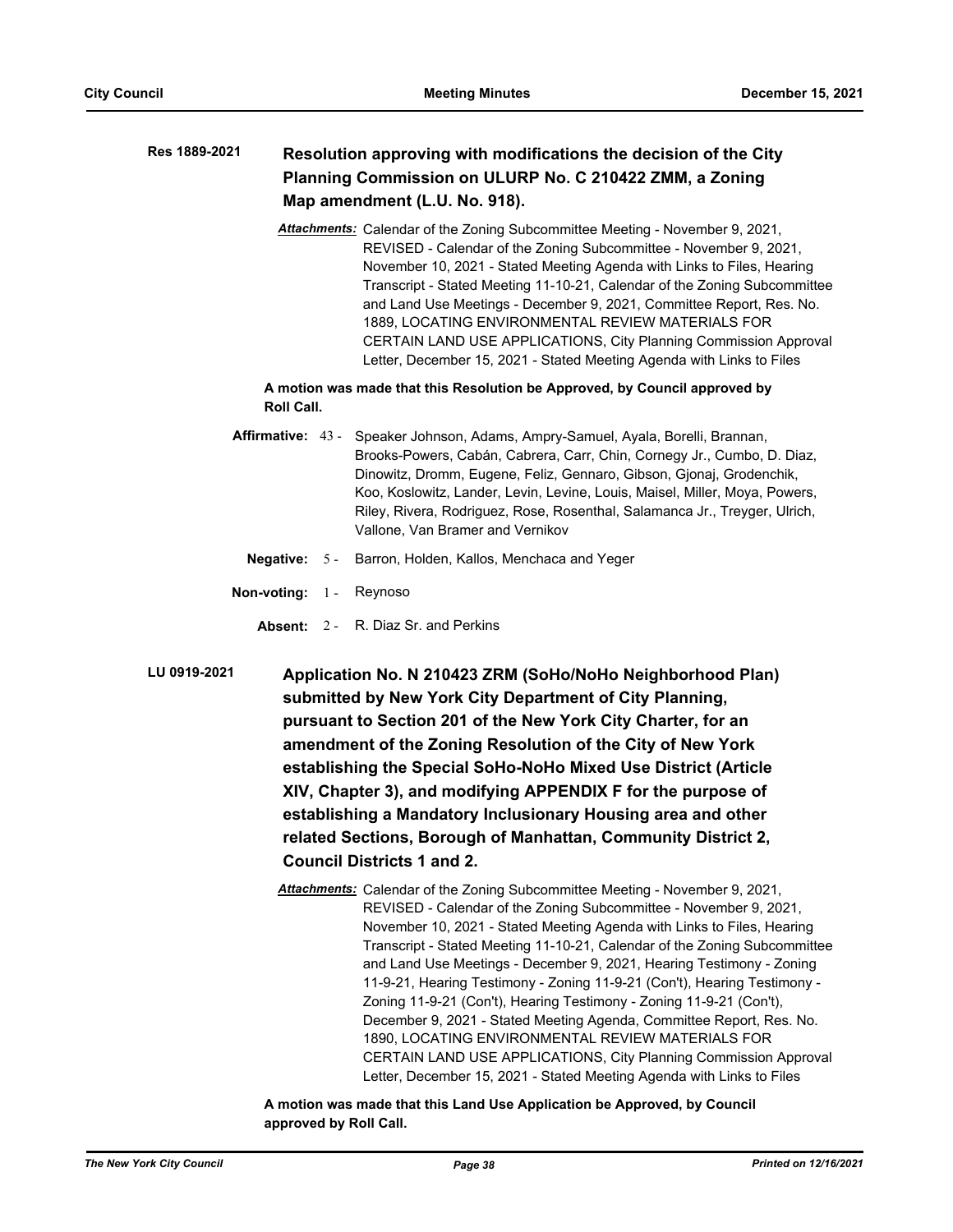**Res 1889-2021** **Resolution approving with modifications the decision of the City Planning Commission on ULURP No. C 210422 ZMM, a Zoning Map amendment (L.U. No. 918).**

*Attachments:* Calendar of the Zoning Subcommittee Meeting - November 9, 2021, REVISED - Calendar of the Zoning Subcommittee - November 9, 2021, November 10, 2021 - Stated Meeting Agenda with Links to Files, Hearing Transcript - Stated Meeting 11-10-21, Calendar of the Zoning Subcommittee and Land Use Meetings - December 9, 2021, Committee Report, Res. No. 1889, LOCATING ENVIRONMENTAL REVIEW MATERIALS FOR CERTAIN LAND USE APPLICATIONS, City Planning Commission Approval Letter, December 15, 2021 - Stated Meeting Agenda with Links to Files

**A motion was made that this Resolution be Approved, by Council approved by Roll Call.**

**Affirmative:** 43 - Speaker Johnson, Adams, Ampry-Samuel, Ayala, Borelli, Brannan, Brooks-Powers, Cabán, Cabrera, Carr, Chin, Cornegy Jr., Cumbo, D. Diaz, Dinowitz, Dromm, Eugene, Feliz, Gennaro, Gibson, Gjonaj, Grodenchik, Koo, Koslowitz, Lander, Levin, Levine, Louis, Maisel, Miller, Moya, Powers, Riley, Rivera, Rodriguez, Rose, Rosenthal, Salamanca Jr., Treyger, Ulrich, Vallone, Van Bramer and Vernikov

**Negative:** 5 - Barron, Holden, Kallos, Menchaca and Yeger

**Non-voting:** 1 - Reynoso

**Absent:** 2 - R. Diaz Sr. and Perkins

**LU 0919-2021** **Application No. N 210423 ZRM (SoHo/NoHo Neighborhood Plan) submitted by New York City Department of City Planning, pursuant to Section 201 of the New York City Charter, for an amendment of the Zoning Resolution of the City of New York establishing the Special SoHo-NoHo Mixed Use District (Article XIV, Chapter 3), and modifying APPENDIX F for the purpose of establishing a Mandatory Inclusionary Housing area and other related Sections, Borough of Manhattan, Community District 2, Council Districts 1 and 2.**

*Attachments:* Calendar of the Zoning Subcommittee Meeting - November 9, 2021, REVISED - Calendar of the Zoning Subcommittee - November 9, 2021, November 10, 2021 - Stated Meeting Agenda with Links to Files, Hearing Transcript - Stated Meeting 11-10-21, Calendar of the Zoning Subcommittee and Land Use Meetings - December 9, 2021, Hearing Testimony - Zoning 11-9-21, Hearing Testimony - Zoning 11-9-21 (Con't), Hearing Testimony - Zoning 11-9-21 (Con't), Hearing Testimony - Zoning 11-9-21 (Con't), December 9, 2021 - Stated Meeting Agenda, Committee Report, Res. No. 1890, LOCATING ENVIRONMENTAL REVIEW MATERIALS FOR CERTAIN LAND USE APPLICATIONS, City Planning Commission Approval Letter, December 15, 2021 - Stated Meeting Agenda with Links to Files

**A motion was made that this Land Use Application be Approved, by Council approved by Roll Call.**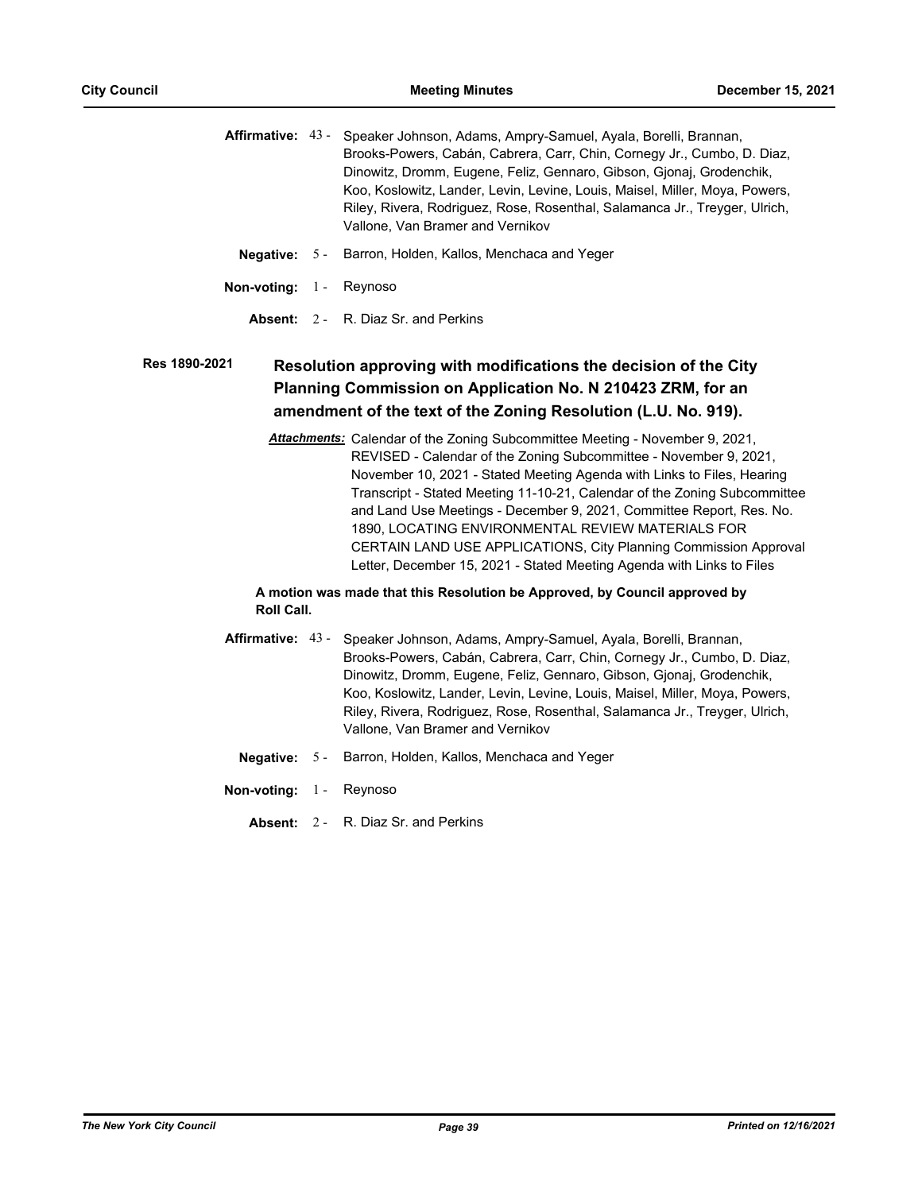**Affirmative:** 43 - Speaker Johnson, Adams, Ampry-Samuel, Ayala, Borelli, Brannan, Brooks-Powers, Cabán, Cabrera, Carr, Chin, Cornegy Jr., Cumbo, D. Diaz, Dinowitz, Dromm, Eugene, Feliz, Gennaro, Gibson, Gjonaj, Grodenchik, Koo, Koslowitz, Lander, Levin, Levine, Louis, Maisel, Miller, Moya, Powers, Riley, Rivera, Rodriguez, Rose, Rosenthal, Salamanca Jr., Treyger, Ulrich, Vallone, Van Bramer and Vernikov

**Negative:** 5 - Barron, Holden, Kallos, Menchaca and Yeger

**Non-voting:** 1 - Reynoso

**Absent:** 2 - R. Diaz Sr. and Perkins

**Res 1890-2021**

## Resolution approving with modifications the decision of the City Planning Commission on Application No. N 210423 ZRM, for an amendment of the text of the Zoning Resolution (L.U. No. 919).

***Attachments:*** Calendar of the Zoning Subcommittee Meeting - November 9, 2021, REVISED - Calendar of the Zoning Subcommittee - November 9, 2021, November 10, 2021 - Stated Meeting Agenda with Links to Files, Hearing Transcript - Stated Meeting 11-10-21, Calendar of the Zoning Subcommittee and Land Use Meetings - December 9, 2021, Committee Report, Res. No. 1890, LOCATING ENVIRONMENTAL REVIEW MATERIALS FOR CERTAIN LAND USE APPLICATIONS, City Planning Commission Approval Letter, December 15, 2021 - Stated Meeting Agenda with Links to Files

**A motion was made that this Resolution be Approved, by Council approved by Roll Call.**

**Affirmative:** 43 - Speaker Johnson, Adams, Ampry-Samuel, Ayala, Borelli, Brannan, Brooks-Powers, Cabán, Cabrera, Carr, Chin, Cornegy Jr., Cumbo, D. Diaz, Dinowitz, Dromm, Eugene, Feliz, Gennaro, Gibson, Gjonaj, Grodenchik, Koo, Koslowitz, Lander, Levin, Levine, Louis, Maisel, Miller, Moya, Powers, Riley, Rivera, Rodriguez, Rose, Rosenthal, Salamanca Jr., Treyger, Ulrich, Vallone, Van Bramer and Vernikov

**Negative:** 5 - Barron, Holden, Kallos, Menchaca and Yeger

**Non-voting:** 1 - Reynoso

**Absent:** 2 - R. Diaz Sr. and Perkins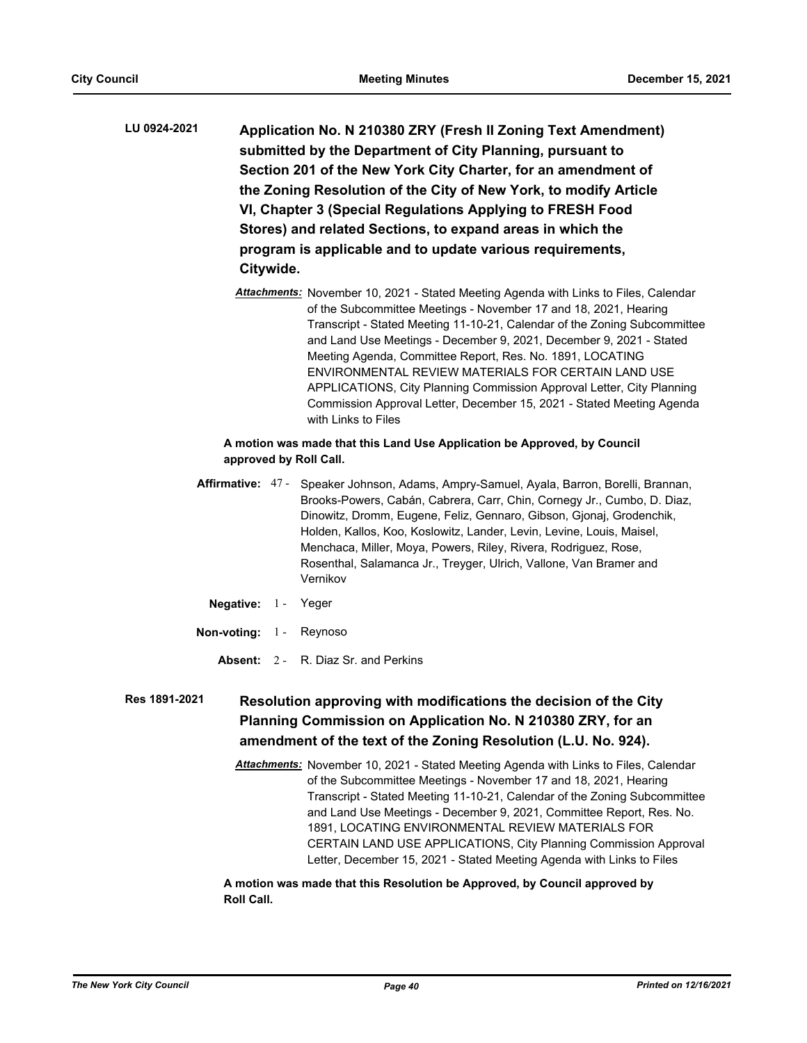**LU 0924-2021** **Application No. N 210380 ZRY (Fresh II Zoning Text Amendment) submitted by the Department of City Planning, pursuant to Section 201 of the New York City Charter, for an amendment of the Zoning Resolution of the City of New York, to modify Article VI, Chapter 3 (Special Regulations Applying to FRESH Food Stores) and related Sections, to expand areas in which the program is applicable and to update various requirements, Citywide.**

***Attachments:*** November 10, 2021 - Stated Meeting Agenda with Links to Files, Calendar of the Subcommittee Meetings - November 17 and 18, 2021, Hearing Transcript - Stated Meeting 11-10-21, Calendar of the Zoning Subcommittee and Land Use Meetings - December 9, 2021, December 9, 2021 - Stated Meeting Agenda, Committee Report, Res. No. 1891, LOCATING ENVIRONMENTAL REVIEW MATERIALS FOR CERTAIN LAND USE APPLICATIONS, City Planning Commission Approval Letter, City Planning Commission Approval Letter, December 15, 2021 - Stated Meeting Agenda with Links to Files

**A motion was made that this Land Use Application be Approved, by Council approved by Roll Call.**

**Affirmative:** 47 - Speaker Johnson, Adams, Ampry-Samuel, Ayala, Barron, Borelli, Brannan, Brooks-Powers, Cabán, Cabrera, Carr, Chin, Cornegy Jr., Cumbo, D. Diaz, Dinowitz, Dromm, Eugene, Feliz, Gennaro, Gibson, Gjonaj, Grodenchik, Holden, Kallos, Koo, Koslowitz, Lander, Levin, Levine, Louis, Maisel, Menchaca, Miller, Moya, Powers, Riley, Rivera, Rodriguez, Rose, Rosenthal, Salamanca Jr., Treyger, Ulrich, Vallone, Van Bramer and Vernikov

**Negative:** 1 - Yeger

**Non-voting:** 1 - Reynoso

**Absent:** 2 - R. Diaz Sr. and Perkins

**Res 1891-2021** **Resolution approving with modifications the decision of the City Planning Commission on Application No. N 210380 ZRY, for an amendment of the text of the Zoning Resolution (L.U. No. 924).**

***Attachments:*** November 10, 2021 - Stated Meeting Agenda with Links to Files, Calendar of the Subcommittee Meetings - November 17 and 18, 2021, Hearing Transcript - Stated Meeting 11-10-21, Calendar of the Zoning Subcommittee and Land Use Meetings - December 9, 2021, Committee Report, Res. No. 1891, LOCATING ENVIRONMENTAL REVIEW MATERIALS FOR CERTAIN LAND USE APPLICATIONS, City Planning Commission Approval Letter, December 15, 2021 - Stated Meeting Agenda with Links to Files

**A motion was made that this Resolution be Approved, by Council approved by Roll Call.**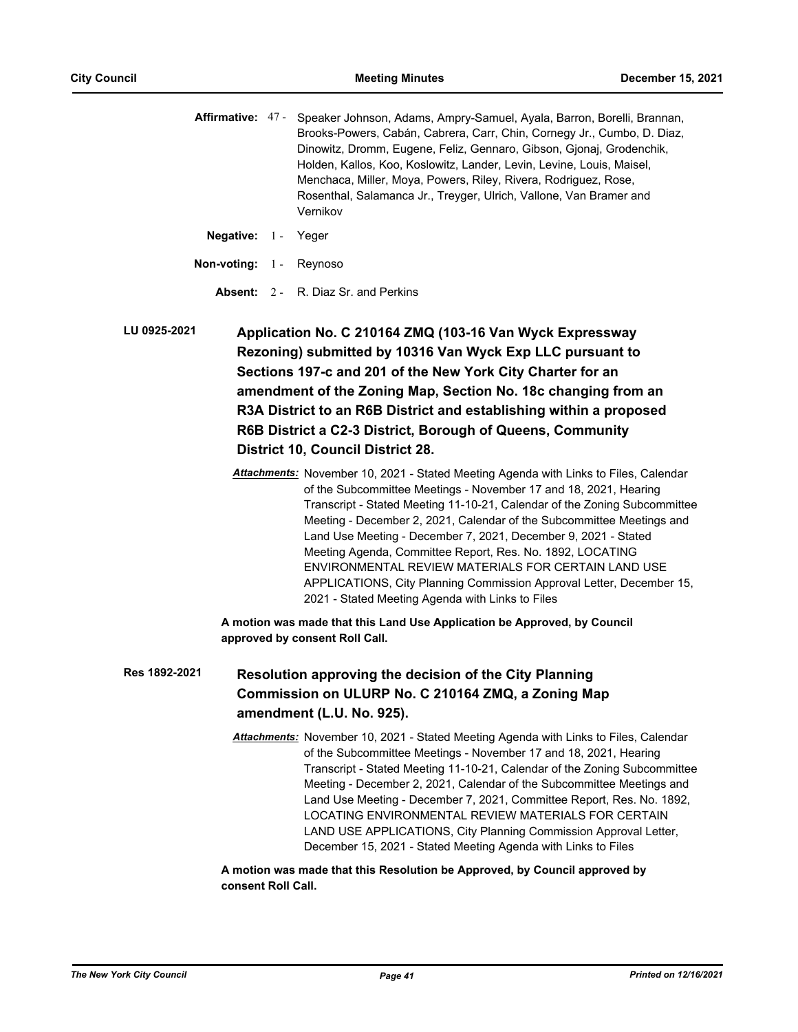**Affirmative:** 47 - Speaker Johnson, Adams, Ampry-Samuel, Ayala, Barron, Borelli, Brannan, Brooks-Powers, Cabán, Cabrera, Carr, Chin, Cornegy Jr., Cumbo, D. Diaz, Dinowitz, Dromm, Eugene, Feliz, Gennaro, Gibson, Gjonaj, Grodenchik, Holden, Kallos, Koo, Koslowitz, Lander, Levin, Levine, Louis, Maisel, Menchaca, Miller, Moya, Powers, Riley, Rivera, Rodriguez, Rose, Rosenthal, Salamanca Jr., Treyger, Ulrich, Vallone, Van Bramer and Vernikov

**Negative:** 1 - Yeger

**Non-voting:** 1 - Reynoso

**Absent:** 2 - R. Diaz Sr. and Perkins

**LU 0925-2021**

**Application No. C 210164 ZMQ (103-16 Van Wyck Expressway Rezoning) submitted by 10316 Van Wyck Exp LLC pursuant to Sections 197-c and 201 of the New York City Charter for an amendment of the Zoning Map, Section No. 18c changing from an R3A District to an R6B District and establishing within a proposed R6B District a C2-3 District, Borough of Queens, Community District 10, Council District 28.**

***Attachments:*** November 10, 2021 - Stated Meeting Agenda with Links to Files, Calendar of the Subcommittee Meetings - November 17 and 18, 2021, Hearing Transcript - Stated Meeting 11-10-21, Calendar of the Zoning Subcommittee Meeting - December 2, 2021, Calendar of the Subcommittee Meetings and Land Use Meeting - December 7, 2021, December 9, 2021 - Stated Meeting Agenda, Committee Report, Res. No. 1892, LOCATING ENVIRONMENTAL REVIEW MATERIALS FOR CERTAIN LAND USE APPLICATIONS, City Planning Commission Approval Letter, December 15, 2021 - Stated Meeting Agenda with Links to Files

**A motion was made that this Land Use Application be Approved, by Council approved by consent Roll Call.**

**Res 1892-2021**

**Resolution approving the decision of the City Planning Commission on ULURP No. C 210164 ZMQ, a Zoning Map amendment (L.U. No. 925).**

***Attachments:*** November 10, 2021 - Stated Meeting Agenda with Links to Files, Calendar of the Subcommittee Meetings - November 17 and 18, 2021, Hearing Transcript - Stated Meeting 11-10-21, Calendar of the Zoning Subcommittee Meeting - December 2, 2021, Calendar of the Subcommittee Meetings and Land Use Meeting - December 7, 2021, Committee Report, Res. No. 1892, LOCATING ENVIRONMENTAL REVIEW MATERIALS FOR CERTAIN LAND USE APPLICATIONS, City Planning Commission Approval Letter, December 15, 2021 - Stated Meeting Agenda with Links to Files

**A motion was made that this Resolution be Approved, by Council approved by consent Roll Call.**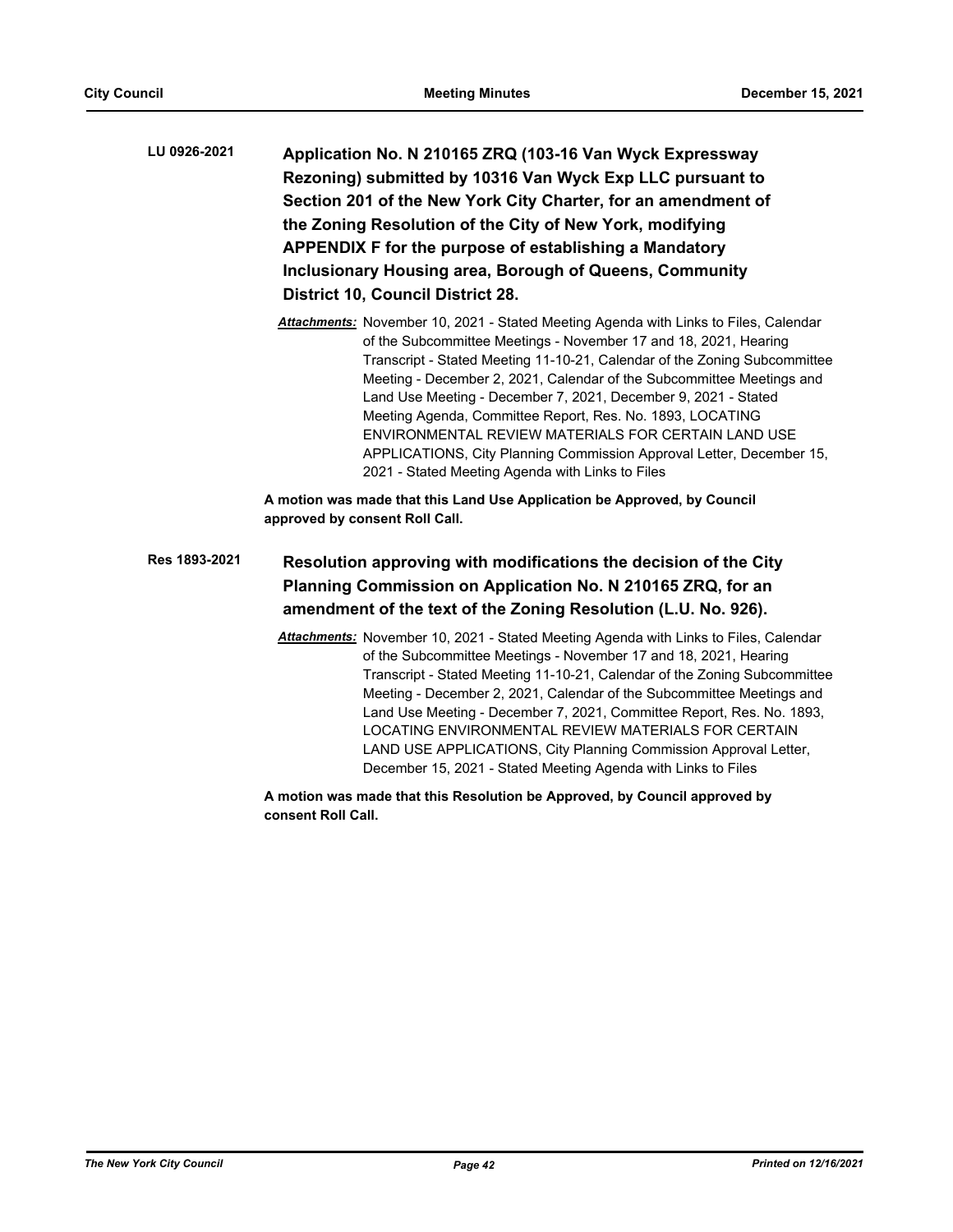**LU 0926-2021** **Application No. N 210165 ZRQ (103-16 Van Wyck Expressway Rezoning) submitted by 10316 Van Wyck Exp LLC pursuant to Section 201 of the New York City Charter, for an amendment of the Zoning Resolution of the City of New York, modifying APPENDIX F for the purpose of establishing a Mandatory Inclusionary Housing area, Borough of Queens, Community District 10, Council District 28.**

***Attachments:*** November 10, 2021 - Stated Meeting Agenda with Links to Files, Calendar of the Subcommittee Meetings - November 17 and 18, 2021, Hearing Transcript - Stated Meeting 11-10-21, Calendar of the Zoning Subcommittee Meeting - December 2, 2021, Calendar of the Subcommittee Meetings and Land Use Meeting - December 7, 2021, December 9, 2021 - Stated Meeting Agenda, Committee Report, Res. No. 1893, LOCATING ENVIRONMENTAL REVIEW MATERIALS FOR CERTAIN LAND USE APPLICATIONS, City Planning Commission Approval Letter, December 15, 2021 - Stated Meeting Agenda with Links to Files

**A motion was made that this Land Use Application be Approved, by Council approved by consent Roll Call.**

**Res 1893-2021** **Resolution approving with modifications the decision of the City Planning Commission on Application No. N 210165 ZRQ, for an amendment of the text of the Zoning Resolution (L.U. No. 926).**

***Attachments:*** November 10, 2021 - Stated Meeting Agenda with Links to Files, Calendar of the Subcommittee Meetings - November 17 and 18, 2021, Hearing Transcript - Stated Meeting 11-10-21, Calendar of the Zoning Subcommittee Meeting - December 2, 2021, Calendar of the Subcommittee Meetings and Land Use Meeting - December 7, 2021, Committee Report, Res. No. 1893, LOCATING ENVIRONMENTAL REVIEW MATERIALS FOR CERTAIN LAND USE APPLICATIONS, City Planning Commission Approval Letter, December 15, 2021 - Stated Meeting Agenda with Links to Files

**A motion was made that this Resolution be Approved, by Council approved by consent Roll Call.**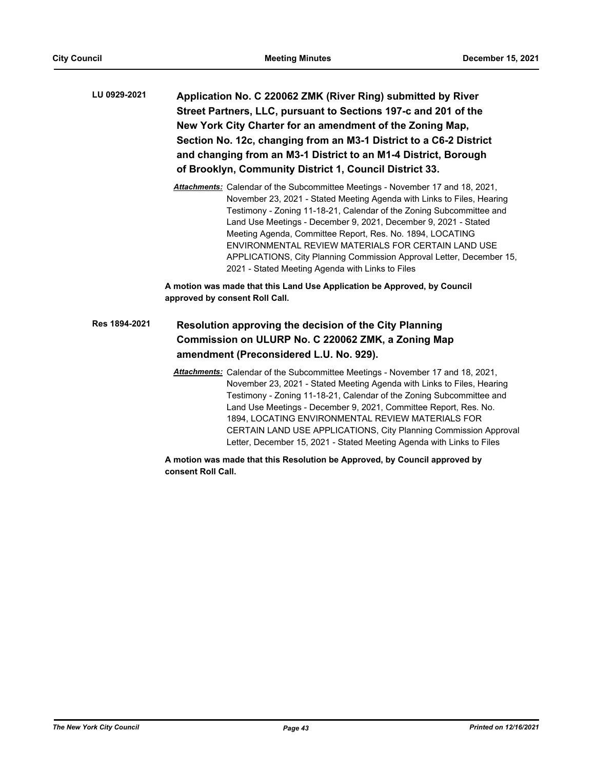**LU 0929-2021** **Application No. C 220062 ZMK (River Ring) submitted by River Street Partners, LLC, pursuant to Sections 197-c and 201 of the New York City Charter for an amendment of the Zoning Map, Section No. 12c, changing from an M3-1 District to a C6-2 District and changing from an M3-1 District to an M1-4 District, Borough of Brooklyn, Community District 1, Council District 33.**

***Attachments:*** Calendar of the Subcommittee Meetings - November 17 and 18, 2021, November 23, 2021 - Stated Meeting Agenda with Links to Files, Hearing Testimony - Zoning 11-18-21, Calendar of the Zoning Subcommittee and Land Use Meetings - December 9, 2021, December 9, 2021 - Stated Meeting Agenda, Committee Report, Res. No. 1894, LOCATING ENVIRONMENTAL REVIEW MATERIALS FOR CERTAIN LAND USE APPLICATIONS, City Planning Commission Approval Letter, December 15, 2021 - Stated Meeting Agenda with Links to Files

**A motion was made that this Land Use Application be Approved, by Council approved by consent Roll Call.**

**Res 1894-2021** **Resolution approving the decision of the City Planning Commission on ULURP No. C 220062 ZMK, a Zoning Map amendment (Preconsidered L.U. No. 929).**

***Attachments:*** Calendar of the Subcommittee Meetings - November 17 and 18, 2021, November 23, 2021 - Stated Meeting Agenda with Links to Files, Hearing Testimony - Zoning 11-18-21, Calendar of the Zoning Subcommittee and Land Use Meetings - December 9, 2021, Committee Report, Res. No. 1894, LOCATING ENVIRONMENTAL REVIEW MATERIALS FOR CERTAIN LAND USE APPLICATIONS, City Planning Commission Approval Letter, December 15, 2021 - Stated Meeting Agenda with Links to Files

**A motion was made that this Resolution be Approved, by Council approved by consent Roll Call.**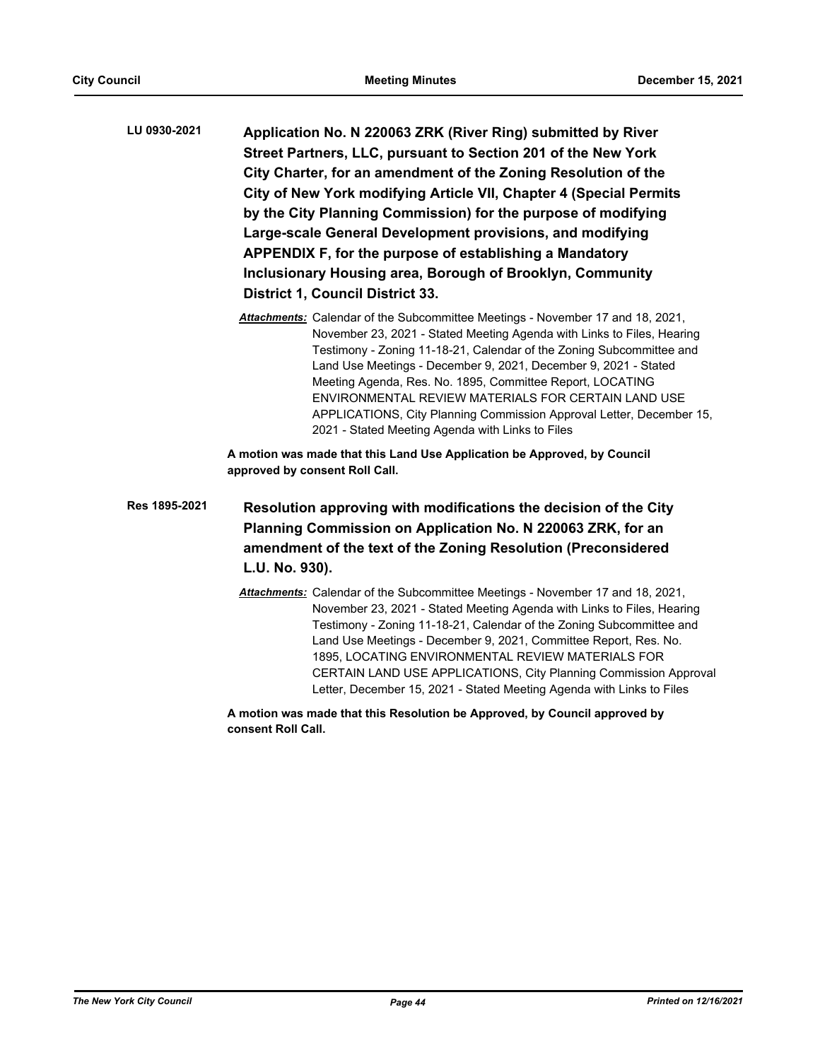**LU 0930-2021** **Application No. N 220063 ZRK (River Ring) submitted by River Street Partners, LLC, pursuant to Section 201 of the New York City Charter, for an amendment of the Zoning Resolution of the City of New York modifying Article VII, Chapter 4 (Special Permits by the City Planning Commission) for the purpose of modifying Large-scale General Development provisions, and modifying APPENDIX F, for the purpose of establishing a Mandatory Inclusionary Housing area, Borough of Brooklyn, Community District 1, Council District 33.**

***Attachments:*** Calendar of the Subcommittee Meetings - November 17 and 18, 2021, November 23, 2021 - Stated Meeting Agenda with Links to Files, Hearing Testimony - Zoning 11-18-21, Calendar of the Zoning Subcommittee and Land Use Meetings - December 9, 2021, December 9, 2021 - Stated Meeting Agenda, Res. No. 1895, Committee Report, LOCATING ENVIRONMENTAL REVIEW MATERIALS FOR CERTAIN LAND USE APPLICATIONS, City Planning Commission Approval Letter, December 15, 2021 - Stated Meeting Agenda with Links to Files

**A motion was made that this Land Use Application be Approved, by Council approved by consent Roll Call.**

**Res 1895-2021** **Resolution approving with modifications the decision of the City Planning Commission on Application No. N 220063 ZRK, for an amendment of the text of the Zoning Resolution (Preconsidered L.U. No. 930).**

***Attachments:*** Calendar of the Subcommittee Meetings - November 17 and 18, 2021, November 23, 2021 - Stated Meeting Agenda with Links to Files, Hearing Testimony - Zoning 11-18-21, Calendar of the Zoning Subcommittee and Land Use Meetings - December 9, 2021, Committee Report, Res. No. 1895, LOCATING ENVIRONMENTAL REVIEW MATERIALS FOR CERTAIN LAND USE APPLICATIONS, City Planning Commission Approval Letter, December 15, 2021 - Stated Meeting Agenda with Links to Files

**A motion was made that this Resolution be Approved, by Council approved by consent Roll Call.**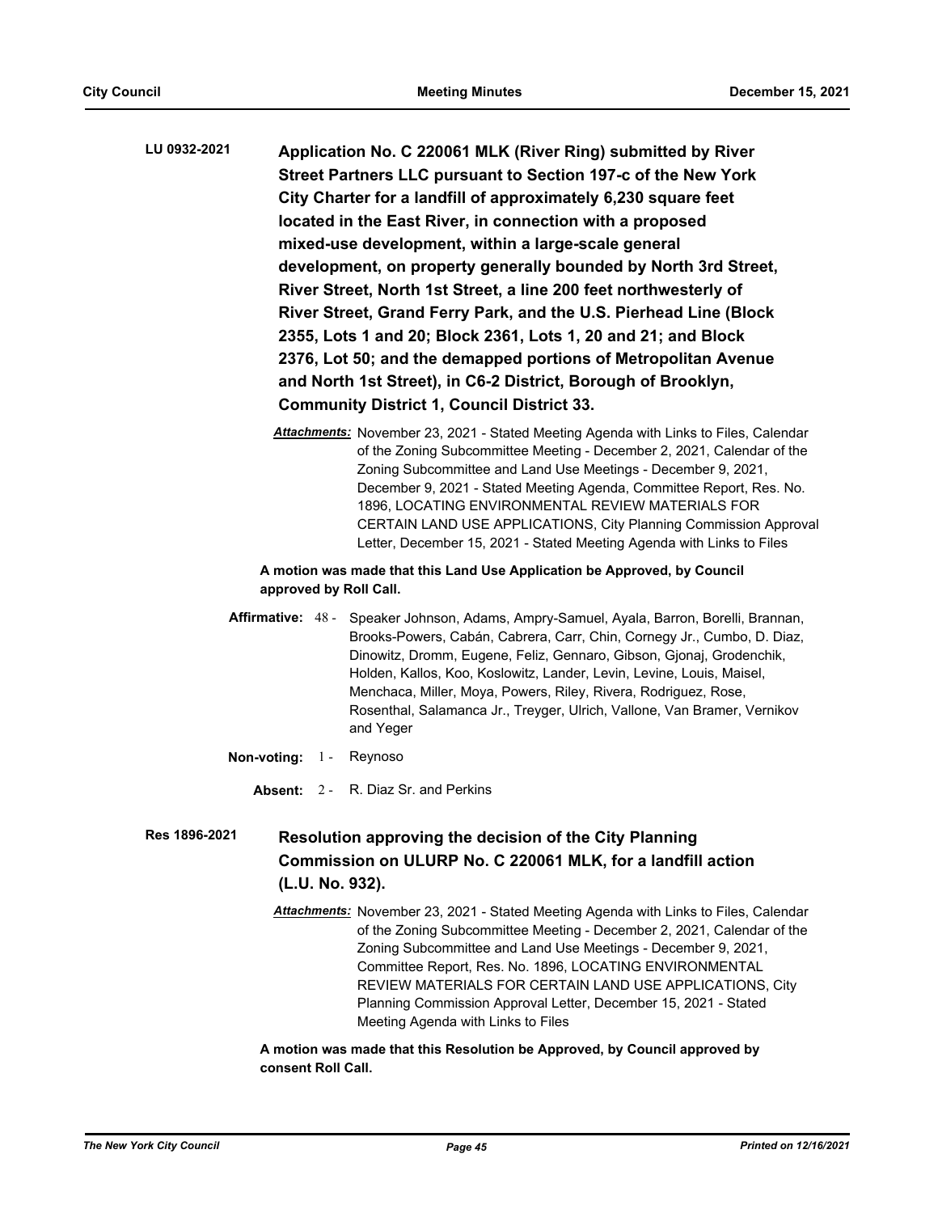**LU 0932-2021** **Application No. C 220061 MLK (River Ring) submitted by River Street Partners LLC pursuant to Section 197-c of the New York City Charter for a landfill of approximately 6,230 square feet located in the East River, in connection with a proposed mixed-use development, within a large-scale general development, on property generally bounded by North 3rd Street, River Street, North 1st Street, a line 200 feet northwesterly of River Street, Grand Ferry Park, and the U.S. Pierhead Line (Block 2355, Lots 1 and 20; Block 2361, Lots 1, 20 and 21; and Block 2376, Lot 50; and the demapped portions of Metropolitan Avenue and North 1st Street), in C6-2 District, Borough of Brooklyn, Community District 1, Council District 33.**

*Attachments:* November 23, 2021 - Stated Meeting Agenda with Links to Files, Calendar of the Zoning Subcommittee Meeting - December 2, 2021, Calendar of the Zoning Subcommittee and Land Use Meetings - December 9, 2021, December 9, 2021 - Stated Meeting Agenda, Committee Report, Res. No. 1896, LOCATING ENVIRONMENTAL REVIEW MATERIALS FOR CERTAIN LAND USE APPLICATIONS, City Planning Commission Approval Letter, December 15, 2021 - Stated Meeting Agenda with Links to Files

**A motion was made that this Land Use Application be Approved, by Council approved by Roll Call.**

**Affirmative:** 48 - Speaker Johnson, Adams, Ampry-Samuel, Ayala, Barron, Borelli, Brannan, Brooks-Powers, Cabán, Cabrera, Carr, Chin, Cornegy Jr., Cumbo, D. Diaz, Dinowitz, Dromm, Eugene, Feliz, Gennaro, Gibson, Gjonaj, Grodenchik, Holden, Kallos, Koo, Koslowitz, Lander, Levin, Levine, Louis, Maisel, Menchaca, Miller, Moya, Powers, Riley, Rivera, Rodriguez, Rose, Rosenthal, Salamanca Jr., Treyger, Ulrich, Vallone, Van Bramer, Vernikov and Yeger

**Non-voting:** 1 - Reynoso

**Absent:** 2 - R. Diaz Sr. and Perkins

**Res 1896-2021** **Resolution approving the decision of the City Planning Commission on ULURP No. C 220061 MLK, for a landfill action (L.U. No. 932).**

*Attachments:* November 23, 2021 - Stated Meeting Agenda with Links to Files, Calendar of the Zoning Subcommittee Meeting - December 2, 2021, Calendar of the Zoning Subcommittee and Land Use Meetings - December 9, 2021, Committee Report, Res. No. 1896, LOCATING ENVIRONMENTAL REVIEW MATERIALS FOR CERTAIN LAND USE APPLICATIONS, City Planning Commission Approval Letter, December 15, 2021 - Stated Meeting Agenda with Links to Files

**A motion was made that this Resolution be Approved, by Council approved by consent Roll Call.**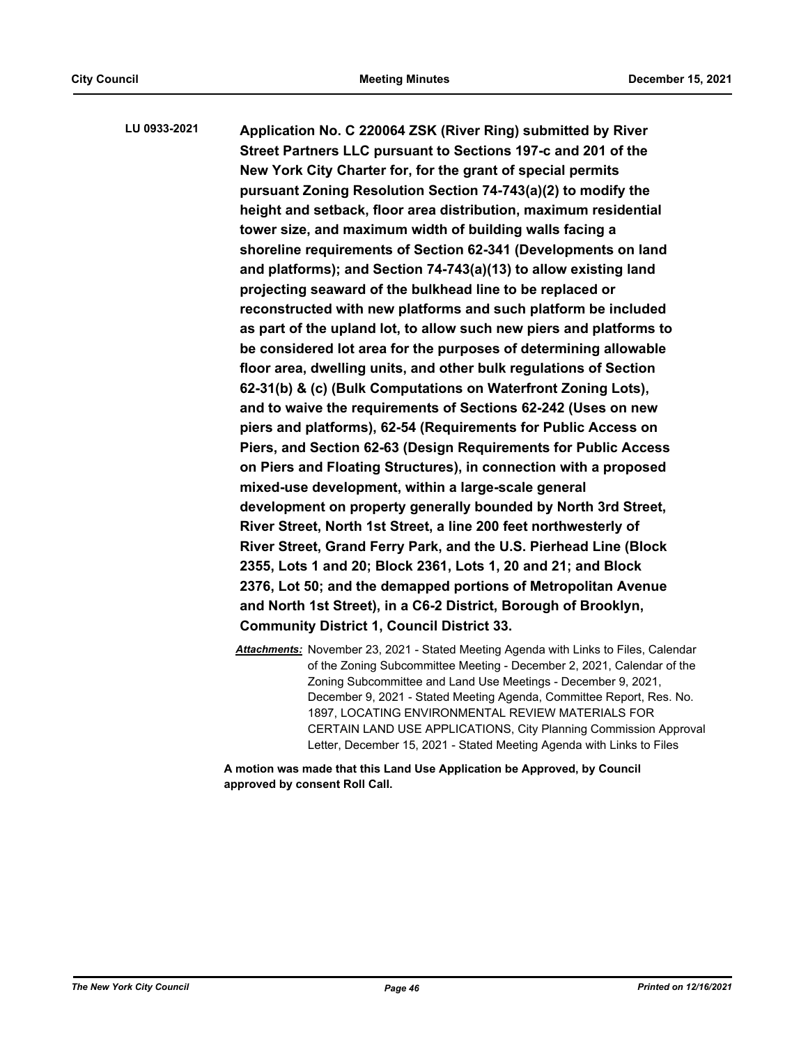**LU 0933-2021** **Application No. C 220064 ZSK (River Ring) submitted by River Street Partners LLC pursuant to Sections 197-c and 201 of the New York City Charter for, for the grant of special permits pursuant Zoning Resolution Section 74-743(a)(2) to modify the height and setback, floor area distribution, maximum residential tower size, and maximum width of building walls facing a shoreline requirements of Section 62-341 (Developments on land and platforms); and Section 74-743(a)(13) to allow existing land projecting seaward of the bulkhead line to be replaced or reconstructed with new platforms and such platform be included as part of the upland lot, to allow such new piers and platforms to be considered lot area for the purposes of determining allowable floor area, dwelling units, and other bulk regulations of Section 62-31(b) & (c) (Bulk Computations on Waterfront Zoning Lots), and to waive the requirements of Sections 62-242 (Uses on new piers and platforms), 62-54 (Requirements for Public Access on Piers, and Section 62-63 (Design Requirements for Public Access on Piers and Floating Structures), in connection with a proposed mixed-use development, within a large-scale general development on property generally bounded by North 3rd Street, River Street, North 1st Street, a line 200 feet northwesterly of River Street, Grand Ferry Park, and the U.S. Pierhead Line (Block 2355, Lots 1 and 20; Block 2361, Lots 1, 20 and 21; and Block 2376, Lot 50; and the demapped portions of Metropolitan Avenue and North 1st Street), in a C6-2 District, Borough of Brooklyn, Community District 1, Council District 33.**

***Attachments:*** November 23, 2021 - Stated Meeting Agenda with Links to Files, Calendar of the Zoning Subcommittee Meeting - December 2, 2021, Calendar of the Zoning Subcommittee and Land Use Meetings - December 9, 2021, December 9, 2021 - Stated Meeting Agenda, Committee Report, Res. No. 1897, LOCATING ENVIRONMENTAL REVIEW MATERIALS FOR CERTAIN LAND USE APPLICATIONS, City Planning Commission Approval Letter, December 15, 2021 - Stated Meeting Agenda with Links to Files

**A motion was made that this Land Use Application be Approved, by Council approved by consent Roll Call.**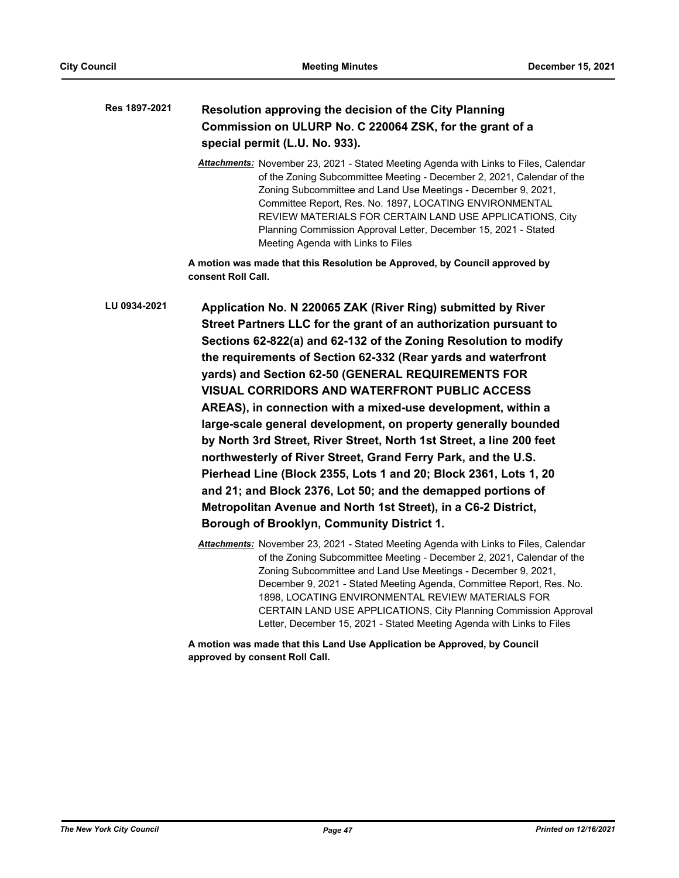**Res 1897-2021** **Resolution approving the decision of the City Planning Commission on ULURP No. C 220064 ZSK, for the grant of a special permit (L.U. No. 933).**

*Attachments:* November 23, 2021 - Stated Meeting Agenda with Links to Files, Calendar of the Zoning Subcommittee Meeting - December 2, 2021, Calendar of the Zoning Subcommittee and Land Use Meetings - December 9, 2021, Committee Report, Res. No. 1897, LOCATING ENVIRONMENTAL REVIEW MATERIALS FOR CERTAIN LAND USE APPLICATIONS, City Planning Commission Approval Letter, December 15, 2021 - Stated Meeting Agenda with Links to Files

**A motion was made that this Resolution be Approved, by Council approved by consent Roll Call.**

**LU 0934-2021** **Application No. N 220065 ZAK (River Ring) submitted by River Street Partners LLC for the grant of an authorization pursuant to Sections 62-822(a) and 62-132 of the Zoning Resolution to modify the requirements of Section 62-332 (Rear yards and waterfront yards) and Section 62-50 (GENERAL REQUIREMENTS FOR VISUAL CORRIDORS AND WATERFRONT PUBLIC ACCESS AREAS), in connection with a mixed-use development, within a large-scale general development, on property generally bounded by North 3rd Street, River Street, North 1st Street, a line 200 feet northwesterly of River Street, Grand Ferry Park, and the U.S. Pierhead Line (Block 2355, Lots 1 and 20; Block 2361, Lots 1, 20 and 21; and Block 2376, Lot 50; and the demapped portions of Metropolitan Avenue and North 1st Street), in a C6-2 District, Borough of Brooklyn, Community District 1.**

*Attachments:* November 23, 2021 - Stated Meeting Agenda with Links to Files, Calendar of the Zoning Subcommittee Meeting - December 2, 2021, Calendar of the Zoning Subcommittee and Land Use Meetings - December 9, 2021, December 9, 2021 - Stated Meeting Agenda, Committee Report, Res. No. 1898, LOCATING ENVIRONMENTAL REVIEW MATERIALS FOR CERTAIN LAND USE APPLICATIONS, City Planning Commission Approval Letter, December 15, 2021 - Stated Meeting Agenda with Links to Files

**A motion was made that this Land Use Application be Approved, by Council approved by consent Roll Call.**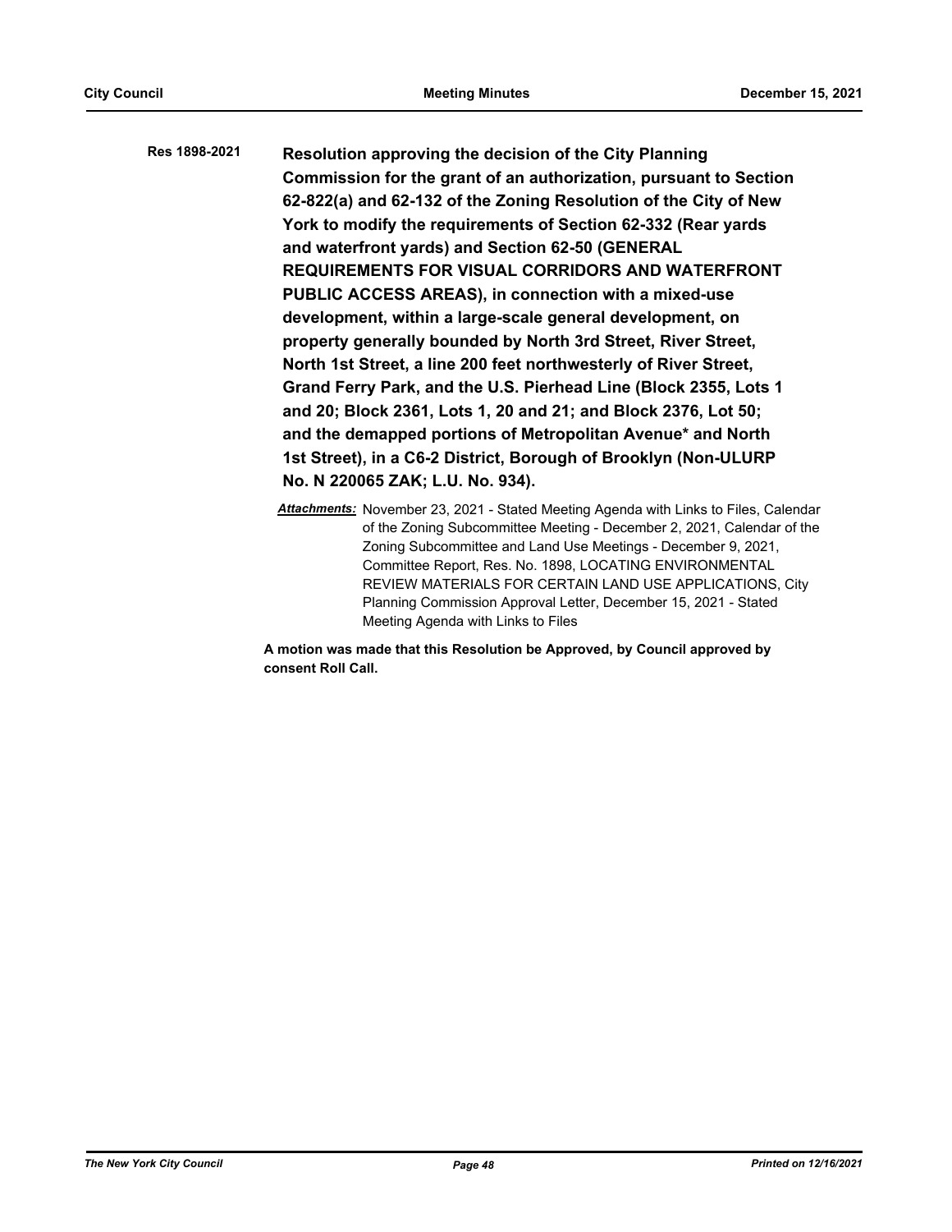**Res 1898-2021** **Resolution approving the decision of the City Planning Commission for the grant of an authorization, pursuant to Section 62-822(a) and 62-132 of the Zoning Resolution of the City of New York to modify the requirements of Section 62-332 (Rear yards and waterfront yards) and Section 62-50 (GENERAL REQUIREMENTS FOR VISUAL CORRIDORS AND WATERFRONT PUBLIC ACCESS AREAS), in connection with a mixed-use development, within a large-scale general development, on property generally bounded by North 3rd Street, River Street, North 1st Street, a line 200 feet northwesterly of River Street, Grand Ferry Park, and the U.S. Pierhead Line (Block 2355, Lots 1 and 20; Block 2361, Lots 1, 20 and 21; and Block 2376, Lot 50; and the demapped portions of Metropolitan Avenue* and North 1st Street), in a C6-2 District, Borough of Brooklyn (Non-ULURP No. N 220065 ZAK; L.U. No. 934).**

***Attachments:*** November 23, 2021 - Stated Meeting Agenda with Links to Files, Calendar of the Zoning Subcommittee Meeting - December 2, 2021, Calendar of the Zoning Subcommittee and Land Use Meetings - December 9, 2021, Committee Report, Res. No. 1898, LOCATING ENVIRONMENTAL REVIEW MATERIALS FOR CERTAIN LAND USE APPLICATIONS, City Planning Commission Approval Letter, December 15, 2021 - Stated Meeting Agenda with Links to Files

**A motion was made that this Resolution be Approved, by Council approved by consent Roll Call.**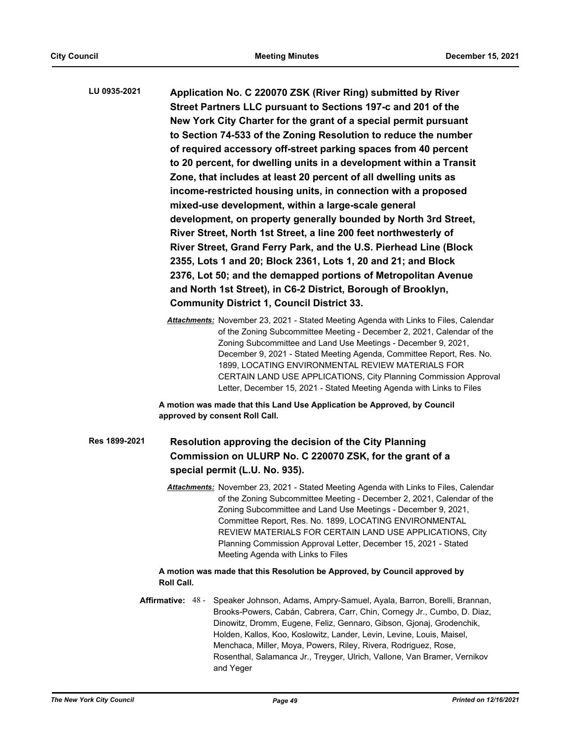**LU 0935-2021** **Application No. C 220070 ZSK (River Ring) submitted by River Street Partners LLC pursuant to Sections 197-c and 201 of the New York City Charter for the grant of a special permit pursuant to Section 74-533 of the Zoning Resolution to reduce the number of required accessory off-street parking spaces from 40 percent to 20 percent, for dwelling units in a development within a Transit Zone, that includes at least 20 percent of all dwelling units as income-restricted housing units, in connection with a proposed mixed-use development, within a large-scale general development, on property generally bounded by North 3rd Street, River Street, North 1st Street, a line 200 feet northwesterly of River Street, Grand Ferry Park, and the U.S. Pierhead Line (Block 2355, Lots 1 and 20; Block 2361, Lots 1, 20 and 21; and Block 2376, Lot 50; and the demapped portions of Metropolitan Avenue and North 1st Street), in C6-2 District, Borough of Brooklyn, Community District 1, Council District 33.**

*Attachments:* November 23, 2021 - Stated Meeting Agenda with Links to Files, Calendar of the Zoning Subcommittee Meeting - December 2, 2021, Calendar of the Zoning Subcommittee and Land Use Meetings - December 9, 2021, December 9, 2021 - Stated Meeting Agenda, Committee Report, Res. No. 1899, LOCATING ENVIRONMENTAL REVIEW MATERIALS FOR CERTAIN LAND USE APPLICATIONS, City Planning Commission Approval Letter, December 15, 2021 - Stated Meeting Agenda with Links to Files

**A motion was made that this Land Use Application be Approved, by Council approved by consent Roll Call.**

**Res 1899-2021** **Resolution approving the decision of the City Planning Commission on ULURP No. C 220070 ZSK, for the grant of a special permit (L.U. No. 935).**

*Attachments:* November 23, 2021 - Stated Meeting Agenda with Links to Files, Calendar of the Zoning Subcommittee Meeting - December 2, 2021, Calendar of the Zoning Subcommittee and Land Use Meetings - December 9, 2021, Committee Report, Res. No. 1899, LOCATING ENVIRONMENTAL REVIEW MATERIALS FOR CERTAIN LAND USE APPLICATIONS, City Planning Commission Approval Letter, December 15, 2021 - Stated Meeting Agenda with Links to Files

**A motion was made that this Resolution be Approved, by Council approved by Roll Call.**

**Affirmative:** 48 - Speaker Johnson, Adams, Ampry-Samuel, Ayala, Barron, Borelli, Brannan, Brooks-Powers, Cabán, Cabrera, Carr, Chin, Cornegy Jr., Cumbo, D. Diaz, Dinowitz, Dromm, Eugene, Feliz, Gennaro, Gibson, Gjonaj, Grodenchik, Holden, Kallos, Koo, Koslowitz, Lander, Levin, Levine, Louis, Maisel, Menchaca, Miller, Moya, Powers, Riley, Rivera, Rodriguez, Rose, Rosenthal, Salamanca Jr., Treyger, Ulrich, Vallone, Van Bramer, Vernikov and Yeger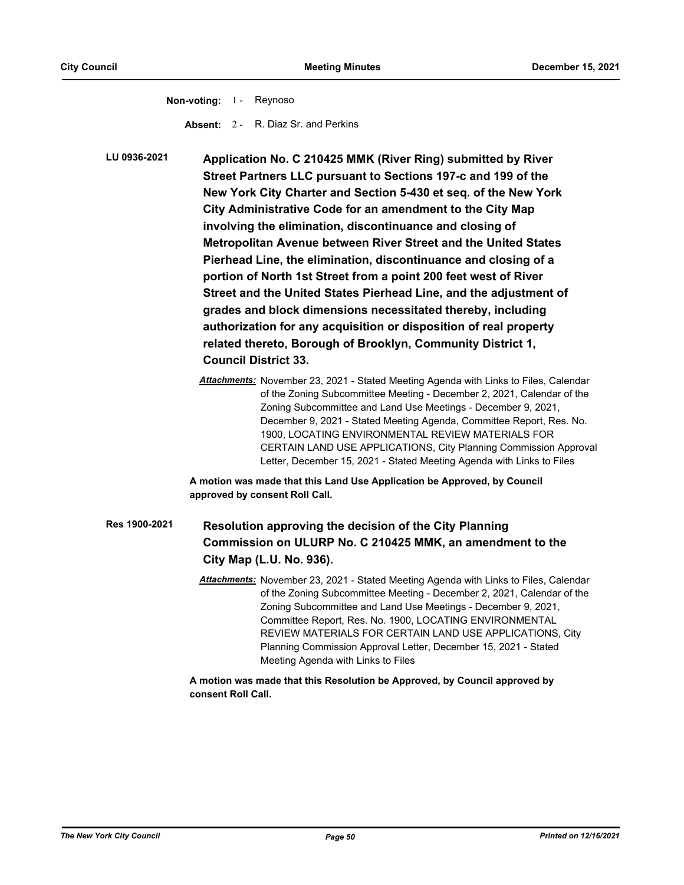**Non-voting:** 1 - Reynoso

**Absent:** 2 - R. Diaz Sr. and Perkins

**LU 0936-2021** **Application No. C 210425 MMK (River Ring) submitted by River Street Partners LLC pursuant to Sections 197-c and 199 of the New York City Charter and Section 5-430 et seq. of the New York City Administrative Code for an amendment to the City Map involving the elimination, discontinuance and closing of Metropolitan Avenue between River Street and the United States Pierhead Line, the elimination, discontinuance and closing of a portion of North 1st Street from a point 200 feet west of River Street and the United States Pierhead Line, and the adjustment of grades and block dimensions necessitated thereby, including authorization for any acquisition or disposition of real property related thereto, Borough of Brooklyn, Community District 1, Council District 33.**

*Attachments:* November 23, 2021 - Stated Meeting Agenda with Links to Files, Calendar of the Zoning Subcommittee Meeting - December 2, 2021, Calendar of the Zoning Subcommittee and Land Use Meetings - December 9, 2021, December 9, 2021 - Stated Meeting Agenda, Committee Report, Res. No. 1900, LOCATING ENVIRONMENTAL REVIEW MATERIALS FOR CERTAIN LAND USE APPLICATIONS, City Planning Commission Approval Letter, December 15, 2021 - Stated Meeting Agenda with Links to Files

**A motion was made that this Land Use Application be Approved, by Council approved by consent Roll Call.**

**Res 1900-2021** **Resolution approving the decision of the City Planning Commission on ULURP No. C 210425 MMK, an amendment to the City Map (L.U. No. 936).**

*Attachments:* November 23, 2021 - Stated Meeting Agenda with Links to Files, Calendar of the Zoning Subcommittee Meeting - December 2, 2021, Calendar of the Zoning Subcommittee and Land Use Meetings - December 9, 2021, Committee Report, Res. No. 1900, LOCATING ENVIRONMENTAL REVIEW MATERIALS FOR CERTAIN LAND USE APPLICATIONS, City Planning Commission Approval Letter, December 15, 2021 - Stated Meeting Agenda with Links to Files

**A motion was made that this Resolution be Approved, by Council approved by consent Roll Call.**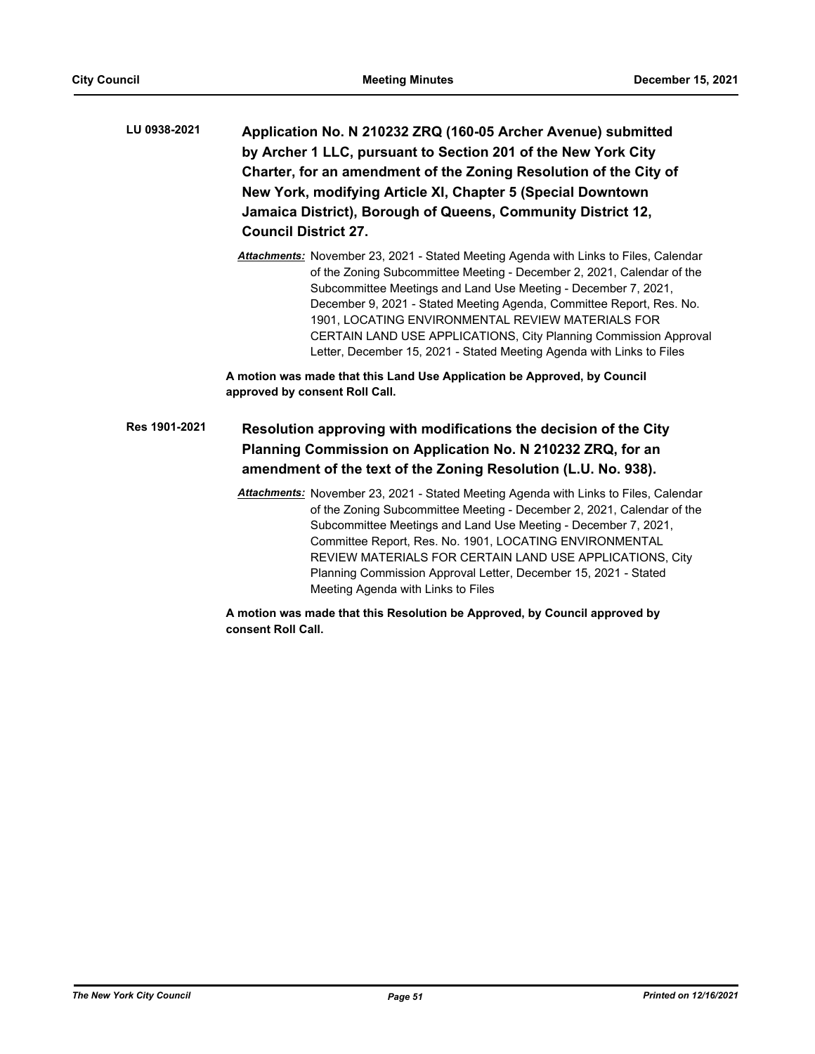**LU 0938-2021** **Application No. N 210232 ZRQ (160-05 Archer Avenue) submitted by Archer 1 LLC, pursuant to Section 201 of the New York City Charter, for an amendment of the Zoning Resolution of the City of New York, modifying Article XI, Chapter 5 (Special Downtown Jamaica District), Borough of Queens, Community District 12, Council District 27.**

***Attachments:*** November 23, 2021 - Stated Meeting Agenda with Links to Files, Calendar of the Zoning Subcommittee Meeting - December 2, 2021, Calendar of the Subcommittee Meetings and Land Use Meeting - December 7, 2021, December 9, 2021 - Stated Meeting Agenda, Committee Report, Res. No. 1901, LOCATING ENVIRONMENTAL REVIEW MATERIALS FOR CERTAIN LAND USE APPLICATIONS, City Planning Commission Approval Letter, December 15, 2021 - Stated Meeting Agenda with Links to Files

**A motion was made that this Land Use Application be Approved, by Council approved by consent Roll Call.**

**Res 1901-2021** **Resolution approving with modifications the decision of the City Planning Commission on Application No. N 210232 ZRQ, for an amendment of the text of the Zoning Resolution (L.U. No. 938).**

***Attachments:*** November 23, 2021 - Stated Meeting Agenda with Links to Files, Calendar of the Zoning Subcommittee Meeting - December 2, 2021, Calendar of the Subcommittee Meetings and Land Use Meeting - December 7, 2021, Committee Report, Res. No. 1901, LOCATING ENVIRONMENTAL REVIEW MATERIALS FOR CERTAIN LAND USE APPLICATIONS, City Planning Commission Approval Letter, December 15, 2021 - Stated Meeting Agenda with Links to Files

**A motion was made that this Resolution be Approved, by Council approved by consent Roll Call.**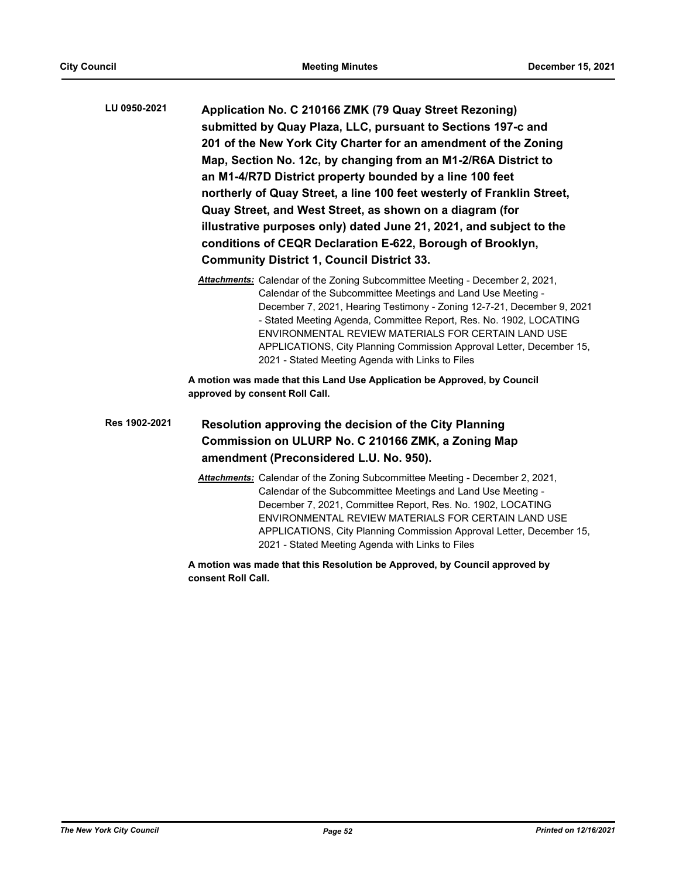**LU 0950-2021** **Application No. C 210166 ZMK (79 Quay Street Rezoning) submitted by Quay Plaza, LLC, pursuant to Sections 197-c and 201 of the New York City Charter for an amendment of the Zoning Map, Section No. 12c, by changing from an M1-2/R6A District to an M1-4/R7D District property bounded by a line 100 feet northerly of Quay Street, a line 100 feet westerly of Franklin Street, Quay Street, and West Street, as shown on a diagram (for illustrative purposes only) dated June 21, 2021, and subject to the conditions of CEQR Declaration E-622, Borough of Brooklyn, Community District 1, Council District 33.**

***Attachments:*** Calendar of the Zoning Subcommittee Meeting - December 2, 2021, Calendar of the Subcommittee Meetings and Land Use Meeting - December 7, 2021, Hearing Testimony - Zoning 12-7-21, December 9, 2021 - Stated Meeting Agenda, Committee Report, Res. No. 1902, LOCATING ENVIRONMENTAL REVIEW MATERIALS FOR CERTAIN LAND USE APPLICATIONS, City Planning Commission Approval Letter, December 15, 2021 - Stated Meeting Agenda with Links to Files

**A motion was made that this Land Use Application be Approved, by Council approved by consent Roll Call.**

**Res 1902-2021** **Resolution approving the decision of the City Planning Commission on ULURP No. C 210166 ZMK, a Zoning Map amendment (Preconsidered L.U. No. 950).**

***Attachments:*** Calendar of the Zoning Subcommittee Meeting - December 2, 2021, Calendar of the Subcommittee Meetings and Land Use Meeting - December 7, 2021, Committee Report, Res. No. 1902, LOCATING ENVIRONMENTAL REVIEW MATERIALS FOR CERTAIN LAND USE APPLICATIONS, City Planning Commission Approval Letter, December 15, 2021 - Stated Meeting Agenda with Links to Files

**A motion was made that this Resolution be Approved, by Council approved by consent Roll Call.**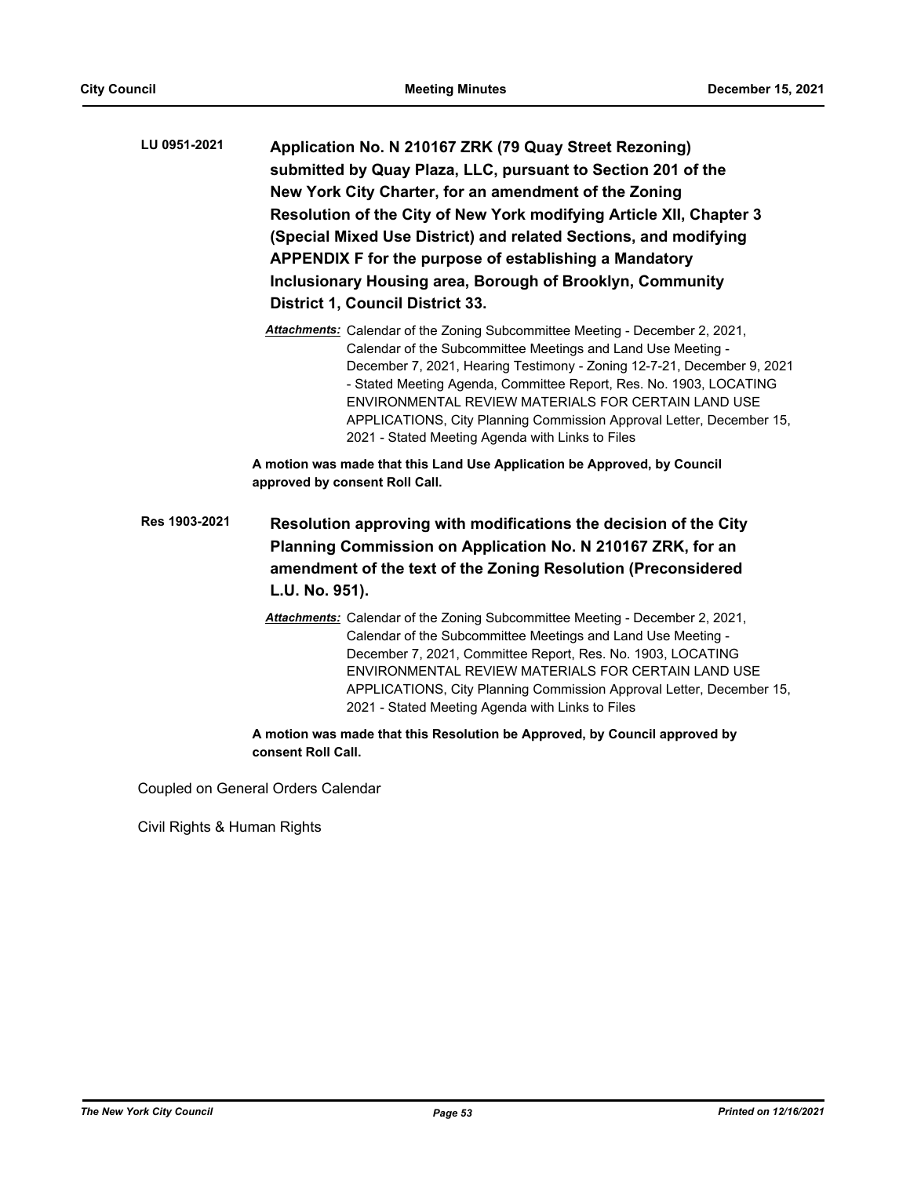**LU 0951-2021** **Application No. N 210167 ZRK (79 Quay Street Rezoning) submitted by Quay Plaza, LLC, pursuant to Section 201 of the New York City Charter, for an amendment of the Zoning Resolution of the City of New York modifying Article XII, Chapter 3 (Special Mixed Use District) and related Sections, and modifying APPENDIX F for the purpose of establishing a Mandatory Inclusionary Housing area, Borough of Brooklyn, Community District 1, Council District 33.**

***Attachments:*** Calendar of the Zoning Subcommittee Meeting - December 2, 2021, Calendar of the Subcommittee Meetings and Land Use Meeting - December 7, 2021, Hearing Testimony - Zoning 12-7-21, December 9, 2021 - Stated Meeting Agenda, Committee Report, Res. No. 1903, LOCATING ENVIRONMENTAL REVIEW MATERIALS FOR CERTAIN LAND USE APPLICATIONS, City Planning Commission Approval Letter, December 15, 2021 - Stated Meeting Agenda with Links to Files

**A motion was made that this Land Use Application be Approved, by Council approved by consent Roll Call.**

**Res 1903-2021** **Resolution approving with modifications the decision of the City Planning Commission on Application No. N 210167 ZRK, for an amendment of the text of the Zoning Resolution (Preconsidered L.U. No. 951).**

***Attachments:*** Calendar of the Zoning Subcommittee Meeting - December 2, 2021, Calendar of the Subcommittee Meetings and Land Use Meeting - December 7, 2021, Committee Report, Res. No. 1903, LOCATING ENVIRONMENTAL REVIEW MATERIALS FOR CERTAIN LAND USE APPLICATIONS, City Planning Commission Approval Letter, December 15, 2021 - Stated Meeting Agenda with Links to Files

**A motion was made that this Resolution be Approved, by Council approved by consent Roll Call.**

Coupled on General Orders Calendar

Civil Rights & Human Rights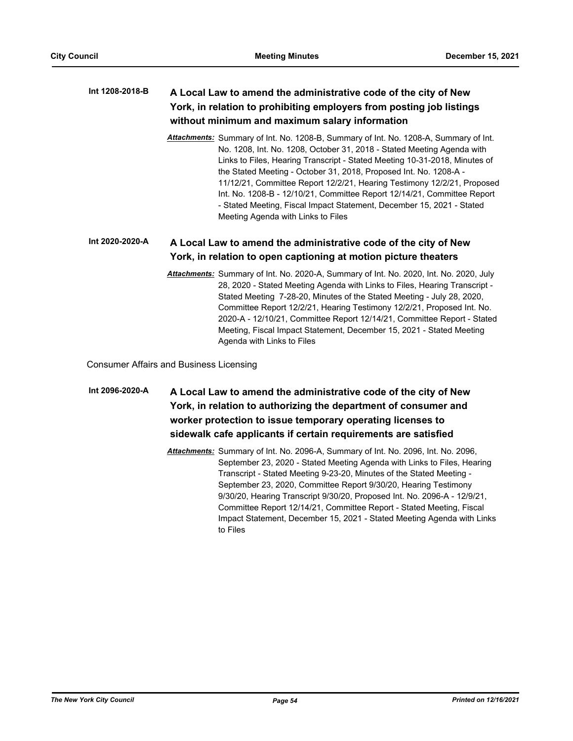**Int 1208-2018-B** **A Local Law to amend the administrative code of the city of New York, in relation to prohibiting employers from posting job listings without minimum and maximum salary information**

*Attachments:* Summary of Int. No. 1208-B, Summary of Int. No. 1208-A, Summary of Int. No. 1208, Int. No. 1208, October 31, 2018 - Stated Meeting Agenda with Links to Files, Hearing Transcript - Stated Meeting 10-31-2018, Minutes of the Stated Meeting - October 31, 2018, Proposed Int. No. 1208-A - 11/12/21, Committee Report 12/2/21, Hearing Testimony 12/2/21, Proposed Int. No. 1208-B - 12/10/21, Committee Report 12/14/21, Committee Report - Stated Meeting, Fiscal Impact Statement, December 15, 2021 - Stated Meeting Agenda with Links to Files

**Int 2020-2020-A** **A Local Law to amend the administrative code of the city of New York, in relation to open captioning at motion picture theaters**

*Attachments:* Summary of Int. No. 2020-A, Summary of Int. No. 2020, Int. No. 2020, July 28, 2020 - Stated Meeting Agenda with Links to Files, Hearing Transcript - Stated Meeting 7-28-20, Minutes of the Stated Meeting - July 28, 2020, Committee Report 12/2/21, Hearing Testimony 12/2/21, Proposed Int. No. 2020-A - 12/10/21, Committee Report 12/14/21, Committee Report - Stated Meeting, Fiscal Impact Statement, December 15, 2021 - Stated Meeting Agenda with Links to Files

Consumer Affairs and Business Licensing

**Int 2096-2020-A** **A Local Law to amend the administrative code of the city of New York, in relation to authorizing the department of consumer and worker protection to issue temporary operating licenses to sidewalk cafe applicants if certain requirements are satisfied**

*Attachments:* Summary of Int. No. 2096-A, Summary of Int. No. 2096, Int. No. 2096, September 23, 2020 - Stated Meeting Agenda with Links to Files, Hearing Transcript - Stated Meeting 9-23-20, Minutes of the Stated Meeting - September 23, 2020, Committee Report 9/30/20, Hearing Testimony 9/30/20, Hearing Transcript 9/30/20, Proposed Int. No. 2096-A - 12/9/21, Committee Report 12/14/21, Committee Report - Stated Meeting, Fiscal Impact Statement, December 15, 2021 - Stated Meeting Agenda with Links to Files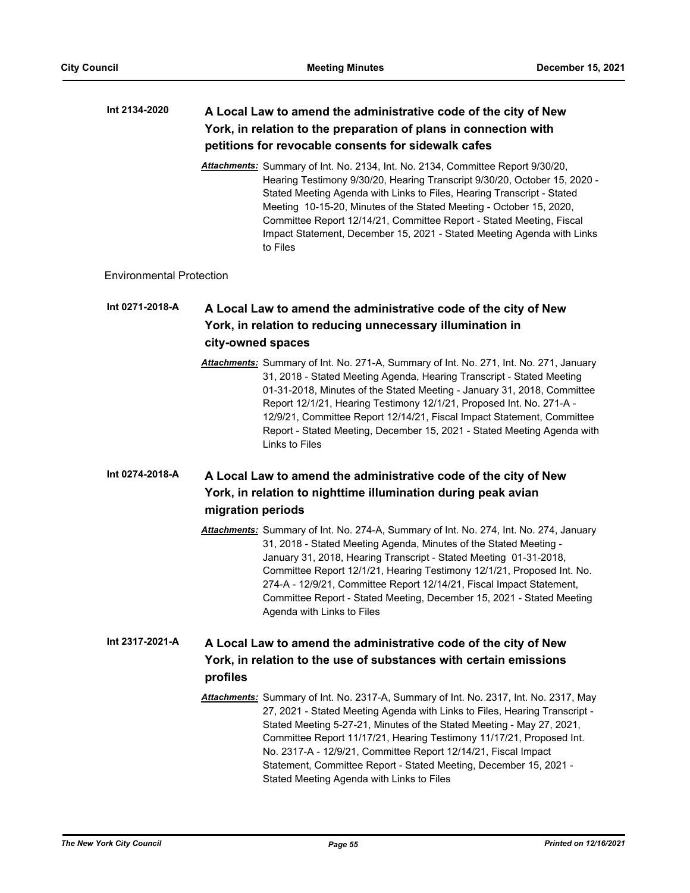**Int 2134-2020** **A Local Law to amend the administrative code of the city of New York, in relation to the preparation of plans in connection with petitions for revocable consents for sidewalk cafes**

*Attachments:* Summary of Int. No. 2134, Int. No. 2134, Committee Report 9/30/20, Hearing Testimony 9/30/20, Hearing Transcript 9/30/20, October 15, 2020 - Stated Meeting Agenda with Links to Files, Hearing Transcript - Stated Meeting 10-15-20, Minutes of the Stated Meeting - October 15, 2020, Committee Report 12/14/21, Committee Report - Stated Meeting, Fiscal Impact Statement, December 15, 2021 - Stated Meeting Agenda with Links to Files

Environmental Protection

**Int 0271-2018-A** **A Local Law to amend the administrative code of the city of New York, in relation to reducing unnecessary illumination in city-owned spaces**

*Attachments:* Summary of Int. No. 271-A, Summary of Int. No. 271, Int. No. 271, January 31, 2018 - Stated Meeting Agenda, Hearing Transcript - Stated Meeting 01-31-2018, Minutes of the Stated Meeting - January 31, 2018, Committee Report 12/1/21, Hearing Testimony 12/1/21, Proposed Int. No. 271-A - 12/9/21, Committee Report 12/14/21, Fiscal Impact Statement, Committee Report - Stated Meeting, December 15, 2021 - Stated Meeting Agenda with Links to Files

**Int 0274-2018-A** **A Local Law to amend the administrative code of the city of New York, in relation to nighttime illumination during peak avian migration periods**

*Attachments:* Summary of Int. No. 274-A, Summary of Int. No. 274, Int. No. 274, January 31, 2018 - Stated Meeting Agenda, Minutes of the Stated Meeting - January 31, 2018, Hearing Transcript - Stated Meeting 01-31-2018, Committee Report 12/1/21, Hearing Testimony 12/1/21, Proposed Int. No. 274-A - 12/9/21, Committee Report 12/14/21, Fiscal Impact Statement, Committee Report - Stated Meeting, December 15, 2021 - Stated Meeting Agenda with Links to Files

**Int 2317-2021-A** **A Local Law to amend the administrative code of the city of New York, in relation to the use of substances with certain emissions profiles**

*Attachments:* Summary of Int. No. 2317-A, Summary of Int. No. 2317, Int. No. 2317, May 27, 2021 - Stated Meeting Agenda with Links to Files, Hearing Transcript - Stated Meeting 5-27-21, Minutes of the Stated Meeting - May 27, 2021, Committee Report 11/17/21, Hearing Testimony 11/17/21, Proposed Int. No. 2317-A - 12/9/21, Committee Report 12/14/21, Fiscal Impact Statement, Committee Report - Stated Meeting, December 15, 2021 - Stated Meeting Agenda with Links to Files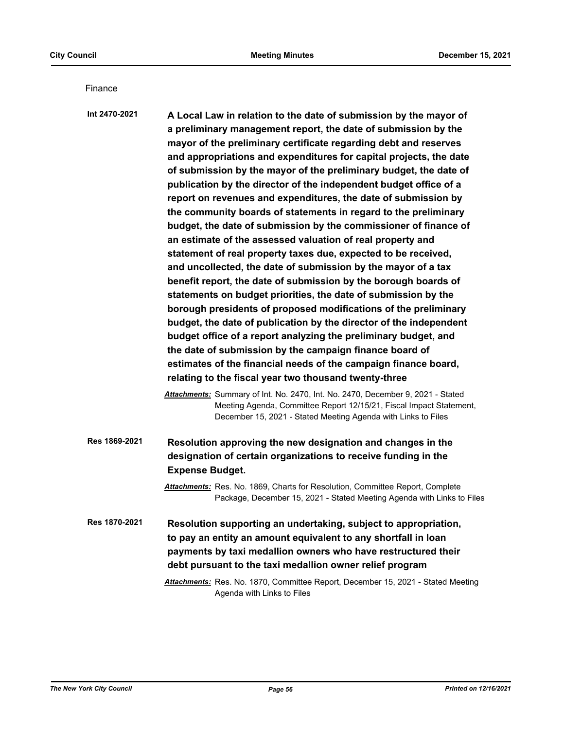Finance

**Int 2470-2021** **A Local Law in relation to the date of submission by the mayor of a preliminary management report, the date of submission by the mayor of the preliminary certificate regarding debt and reserves and appropriations and expenditures for capital projects, the date of submission by the mayor of the preliminary budget, the date of publication by the director of the independent budget office of a report on revenues and expenditures, the date of submission by the community boards of statements in regard to the preliminary budget, the date of submission by the commissioner of finance of an estimate of the assessed valuation of real property and statement of real property taxes due, expected to be received, and uncollected, the date of submission by the mayor of a tax benefit report, the date of submission by the borough boards of statements on budget priorities, the date of submission by the borough presidents of proposed modifications of the preliminary budget, the date of publication by the director of the independent budget office of a report analyzing the preliminary budget, and the date of submission by the campaign finance board of estimates of the financial needs of the campaign finance board, relating to the fiscal year two thousand twenty-three**

***Attachments:*** Summary of Int. No. 2470, Int. No. 2470, December 9, 2021 - Stated Meeting Agenda, Committee Report 12/15/21, Fiscal Impact Statement, December 15, 2021 - Stated Meeting Agenda with Links to Files

**Res 1869-2021** **Resolution approving the new designation and changes in the designation of certain organizations to receive funding in the Expense Budget.**

***Attachments:*** Res. No. 1869, Charts for Resolution, Committee Report, Complete Package, December 15, 2021 - Stated Meeting Agenda with Links to Files

**Res 1870-2021** **Resolution supporting an undertaking, subject to appropriation, to pay an entity an amount equivalent to any shortfall in loan payments by taxi medallion owners who have restructured their debt pursuant to the taxi medallion owner relief program**

***Attachments:*** Res. No. 1870, Committee Report, December 15, 2021 - Stated Meeting Agenda with Links to Files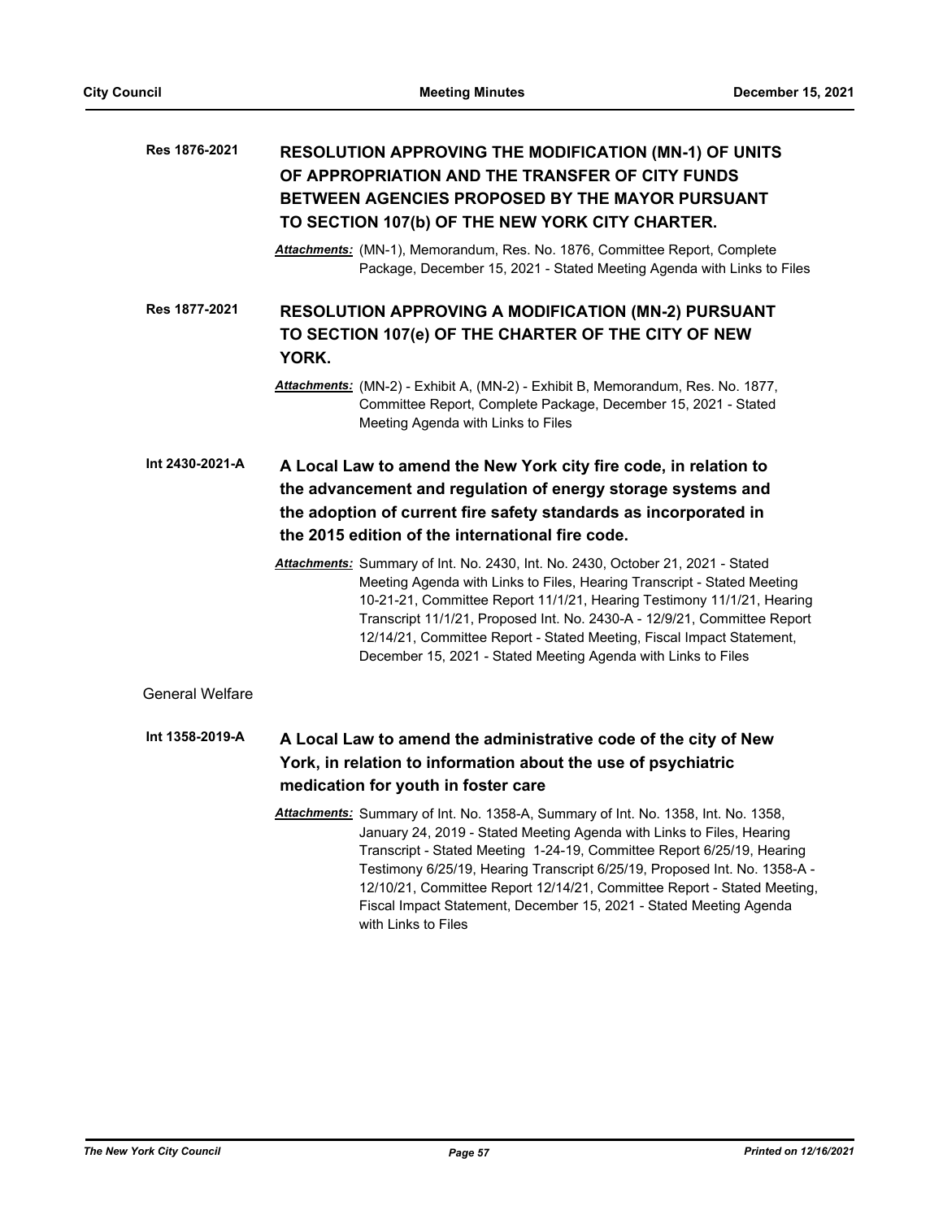**Res 1876-2021** **RESOLUTION APPROVING THE MODIFICATION (MN-1) OF UNITS OF APPROPRIATION AND THE TRANSFER OF CITY FUNDS BETWEEN AGENCIES PROPOSED BY THE MAYOR PURSUANT TO SECTION 107(b) OF THE NEW YORK CITY CHARTER.**

*Attachments:* (MN-1), Memorandum, Res. No. 1876, Committee Report, Complete Package, December 15, 2021 - Stated Meeting Agenda with Links to Files

**Res 1877-2021** **RESOLUTION APPROVING A MODIFICATION (MN-2) PURSUANT TO SECTION 107(e) OF THE CHARTER OF THE CITY OF NEW YORK.**

*Attachments:* (MN-2) - Exhibit A, (MN-2) - Exhibit B, Memorandum, Res. No. 1877, Committee Report, Complete Package, December 15, 2021 - Stated Meeting Agenda with Links to Files

**Int 2430-2021-A** **A Local Law to amend the New York city fire code, in relation to the advancement and regulation of energy storage systems and the adoption of current fire safety standards as incorporated in the 2015 edition of the international fire code.**

*Attachments:* Summary of Int. No. 2430, Int. No. 2430, October 21, 2021 - Stated Meeting Agenda with Links to Files, Hearing Transcript - Stated Meeting 10-21-21, Committee Report 11/1/21, Hearing Testimony 11/1/21, Hearing Transcript 11/1/21, Proposed Int. No. 2430-A - 12/9/21, Committee Report 12/14/21, Committee Report - Stated Meeting, Fiscal Impact Statement, December 15, 2021 - Stated Meeting Agenda with Links to Files

General Welfare

**Int 1358-2019-A** **A Local Law to amend the administrative code of the city of New York, in relation to information about the use of psychiatric medication for youth in foster care**

*Attachments:* Summary of Int. No. 1358-A, Summary of Int. No. 1358, Int. No. 1358, January 24, 2019 - Stated Meeting Agenda with Links to Files, Hearing Transcript - Stated Meeting 1-24-19, Committee Report 6/25/19, Hearing Testimony 6/25/19, Hearing Transcript 6/25/19, Proposed Int. No. 1358-A - 12/10/21, Committee Report 12/14/21, Committee Report - Stated Meeting, Fiscal Impact Statement, December 15, 2021 - Stated Meeting Agenda with Links to Files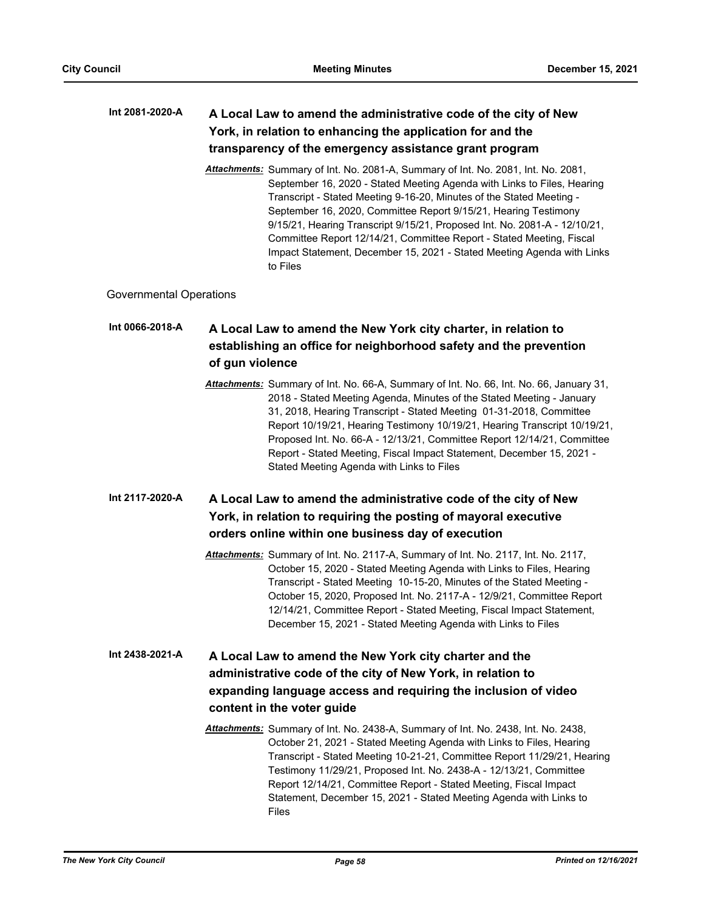**Int 2081-2020-A** **A Local Law to amend the administrative code of the city of New York, in relation to enhancing the application for and the transparency of the emergency assistance grant program**

*Attachments:* Summary of Int. No. 2081-A, Summary of Int. No. 2081, Int. No. 2081, September 16, 2020 - Stated Meeting Agenda with Links to Files, Hearing Transcript - Stated Meeting 9-16-20, Minutes of the Stated Meeting - September 16, 2020, Committee Report 9/15/21, Hearing Testimony 9/15/21, Hearing Transcript 9/15/21, Proposed Int. No. 2081-A - 12/10/21, Committee Report 12/14/21, Committee Report - Stated Meeting, Fiscal Impact Statement, December 15, 2021 - Stated Meeting Agenda with Links to Files

Governmental Operations

**Int 0066-2018-A** **A Local Law to amend the New York city charter, in relation to establishing an office for neighborhood safety and the prevention of gun violence**

*Attachments:* Summary of Int. No. 66-A, Summary of Int. No. 66, Int. No. 66, January 31, 2018 - Stated Meeting Agenda, Minutes of the Stated Meeting - January 31, 2018, Hearing Transcript - Stated Meeting 01-31-2018, Committee Report 10/19/21, Hearing Testimony 10/19/21, Hearing Transcript 10/19/21, Proposed Int. No. 66-A - 12/13/21, Committee Report 12/14/21, Committee Report - Stated Meeting, Fiscal Impact Statement, December 15, 2021 - Stated Meeting Agenda with Links to Files

**Int 2117-2020-A** **A Local Law to amend the administrative code of the city of New York, in relation to requiring the posting of mayoral executive orders online within one business day of execution**

*Attachments:* Summary of Int. No. 2117-A, Summary of Int. No. 2117, Int. No. 2117, October 15, 2020 - Stated Meeting Agenda with Links to Files, Hearing Transcript - Stated Meeting 10-15-20, Minutes of the Stated Meeting - October 15, 2020, Proposed Int. No. 2117-A - 12/9/21, Committee Report 12/14/21, Committee Report - Stated Meeting, Fiscal Impact Statement, December 15, 2021 - Stated Meeting Agenda with Links to Files

**Int 2438-2021-A** **A Local Law to amend the New York city charter and the administrative code of the city of New York, in relation to expanding language access and requiring the inclusion of video content in the voter guide**

*Attachments:* Summary of Int. No. 2438-A, Summary of Int. No. 2438, Int. No. 2438, October 21, 2021 - Stated Meeting Agenda with Links to Files, Hearing Transcript - Stated Meeting 10-21-21, Committee Report 11/29/21, Hearing Testimony 11/29/21, Proposed Int. No. 2438-A - 12/13/21, Committee Report 12/14/21, Committee Report - Stated Meeting, Fiscal Impact Statement, December 15, 2021 - Stated Meeting Agenda with Links to Files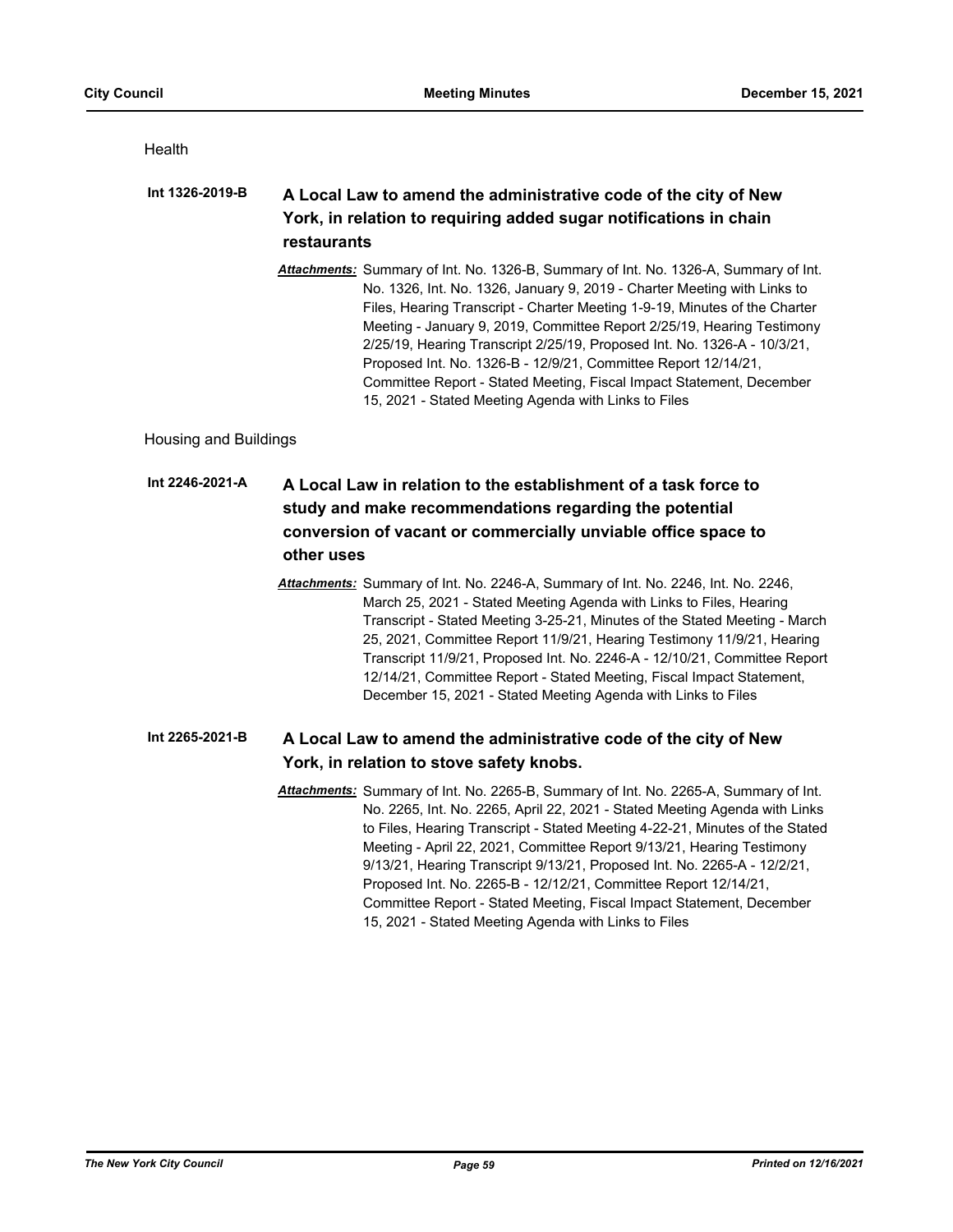Health

**Int 1326-2019-B** **A Local Law to amend the administrative code of the city of New York, in relation to requiring added sugar notifications in chain restaurants**

***Attachments:*** Summary of Int. No. 1326-B, Summary of Int. No. 1326-A, Summary of Int. No. 1326, Int. No. 1326, January 9, 2019 - Charter Meeting with Links to Files, Hearing Transcript - Charter Meeting 1-9-19, Minutes of the Charter Meeting - January 9, 2019, Committee Report 2/25/19, Hearing Testimony 2/25/19, Hearing Transcript 2/25/19, Proposed Int. No. 1326-A - 10/3/21, Proposed Int. No. 1326-B - 12/9/21, Committee Report 12/14/21, Committee Report - Stated Meeting, Fiscal Impact Statement, December 15, 2021 - Stated Meeting Agenda with Links to Files

Housing and Buildings

**Int 2246-2021-A** **A Local Law in relation to the establishment of a task force to study and make recommendations regarding the potential conversion of vacant or commercially unviable office space to other uses**

***Attachments:*** Summary of Int. No. 2246-A, Summary of Int. No. 2246, Int. No. 2246, March 25, 2021 - Stated Meeting Agenda with Links to Files, Hearing Transcript - Stated Meeting 3-25-21, Minutes of the Stated Meeting - March 25, 2021, Committee Report 11/9/21, Hearing Testimony 11/9/21, Hearing Transcript 11/9/21, Proposed Int. No. 2246-A - 12/10/21, Committee Report 12/14/21, Committee Report - Stated Meeting, Fiscal Impact Statement, December 15, 2021 - Stated Meeting Agenda with Links to Files

**Int 2265-2021-B** **A Local Law to amend the administrative code of the city of New York, in relation to stove safety knobs.**

***Attachments:*** Summary of Int. No. 2265-B, Summary of Int. No. 2265-A, Summary of Int. No. 2265, Int. No. 2265, April 22, 2021 - Stated Meeting Agenda with Links to Files, Hearing Transcript - Stated Meeting 4-22-21, Minutes of the Stated Meeting - April 22, 2021, Committee Report 9/13/21, Hearing Testimony 9/13/21, Hearing Transcript 9/13/21, Proposed Int. No. 2265-A - 12/2/21, Proposed Int. No. 2265-B - 12/12/21, Committee Report 12/14/21, Committee Report - Stated Meeting, Fiscal Impact Statement, December 15, 2021 - Stated Meeting Agenda with Links to Files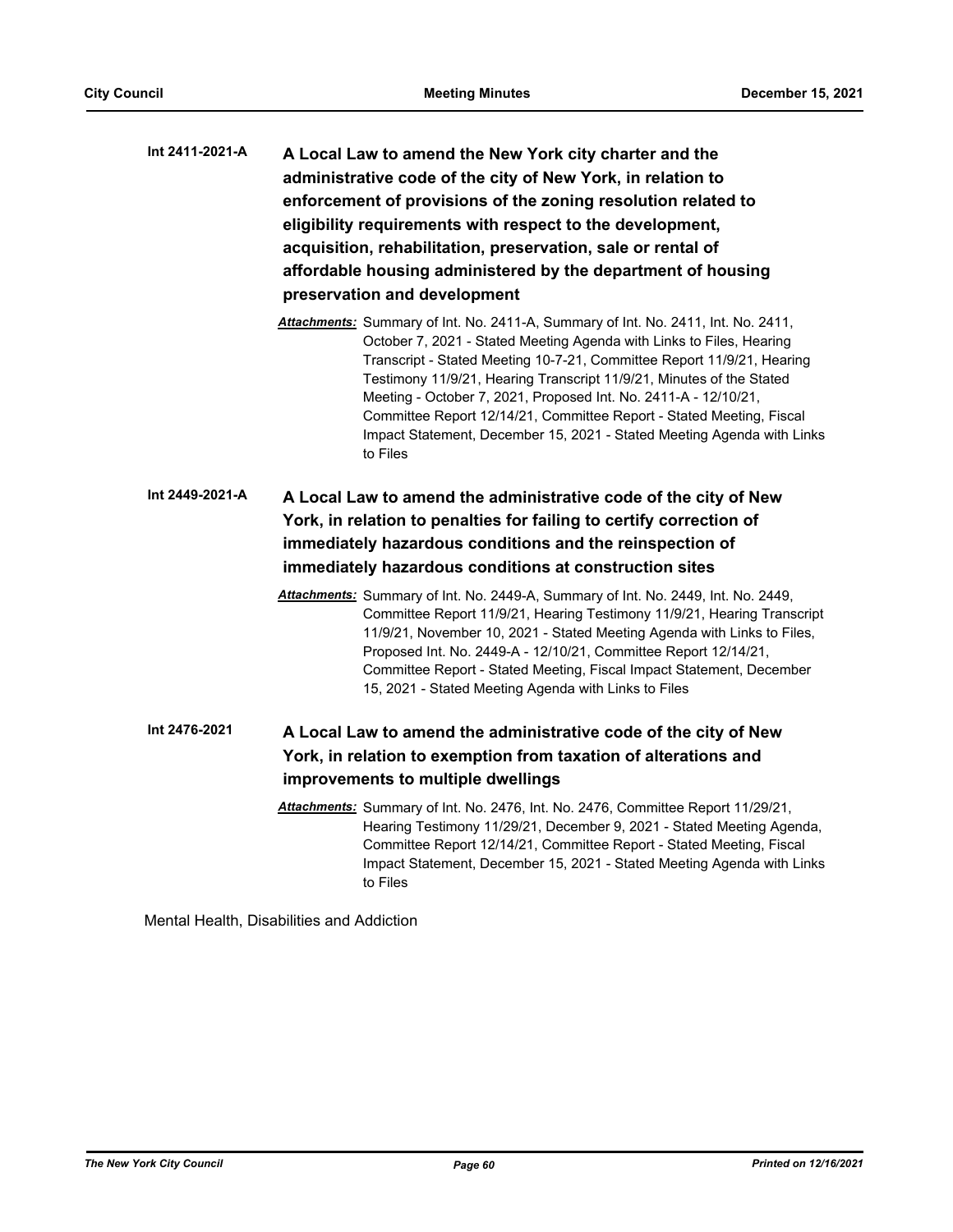**Int 2411-2021-A** **A Local Law to amend the New York city charter and the administrative code of the city of New York, in relation to enforcement of provisions of the zoning resolution related to eligibility requirements with respect to the development, acquisition, rehabilitation, preservation, sale or rental of affordable housing administered by the department of housing preservation and development**

*Attachments:* Summary of Int. No. 2411-A, Summary of Int. No. 2411, Int. No. 2411, October 7, 2021 - Stated Meeting Agenda with Links to Files, Hearing Transcript - Stated Meeting 10-7-21, Committee Report 11/9/21, Hearing Testimony 11/9/21, Hearing Transcript 11/9/21, Minutes of the Stated Meeting - October 7, 2021, Proposed Int. No. 2411-A - 12/10/21, Committee Report 12/14/21, Committee Report - Stated Meeting, Fiscal Impact Statement, December 15, 2021 - Stated Meeting Agenda with Links to Files

**Int 2449-2021-A** **A Local Law to amend the administrative code of the city of New York, in relation to penalties for failing to certify correction of immediately hazardous conditions and the reinspection of immediately hazardous conditions at construction sites**

*Attachments:* Summary of Int. No. 2449-A, Summary of Int. No. 2449, Int. No. 2449, Committee Report 11/9/21, Hearing Testimony 11/9/21, Hearing Transcript 11/9/21, November 10, 2021 - Stated Meeting Agenda with Links to Files, Proposed Int. No. 2449-A - 12/10/21, Committee Report 12/14/21, Committee Report - Stated Meeting, Fiscal Impact Statement, December 15, 2021 - Stated Meeting Agenda with Links to Files

**Int 2476-2021** **A Local Law to amend the administrative code of the city of New York, in relation to exemption from taxation of alterations and improvements to multiple dwellings**

*Attachments:* Summary of Int. No. 2476, Int. No. 2476, Committee Report 11/29/21, Hearing Testimony 11/29/21, December 9, 2021 - Stated Meeting Agenda, Committee Report 12/14/21, Committee Report - Stated Meeting, Fiscal Impact Statement, December 15, 2021 - Stated Meeting Agenda with Links to Files

Mental Health, Disabilities and Addiction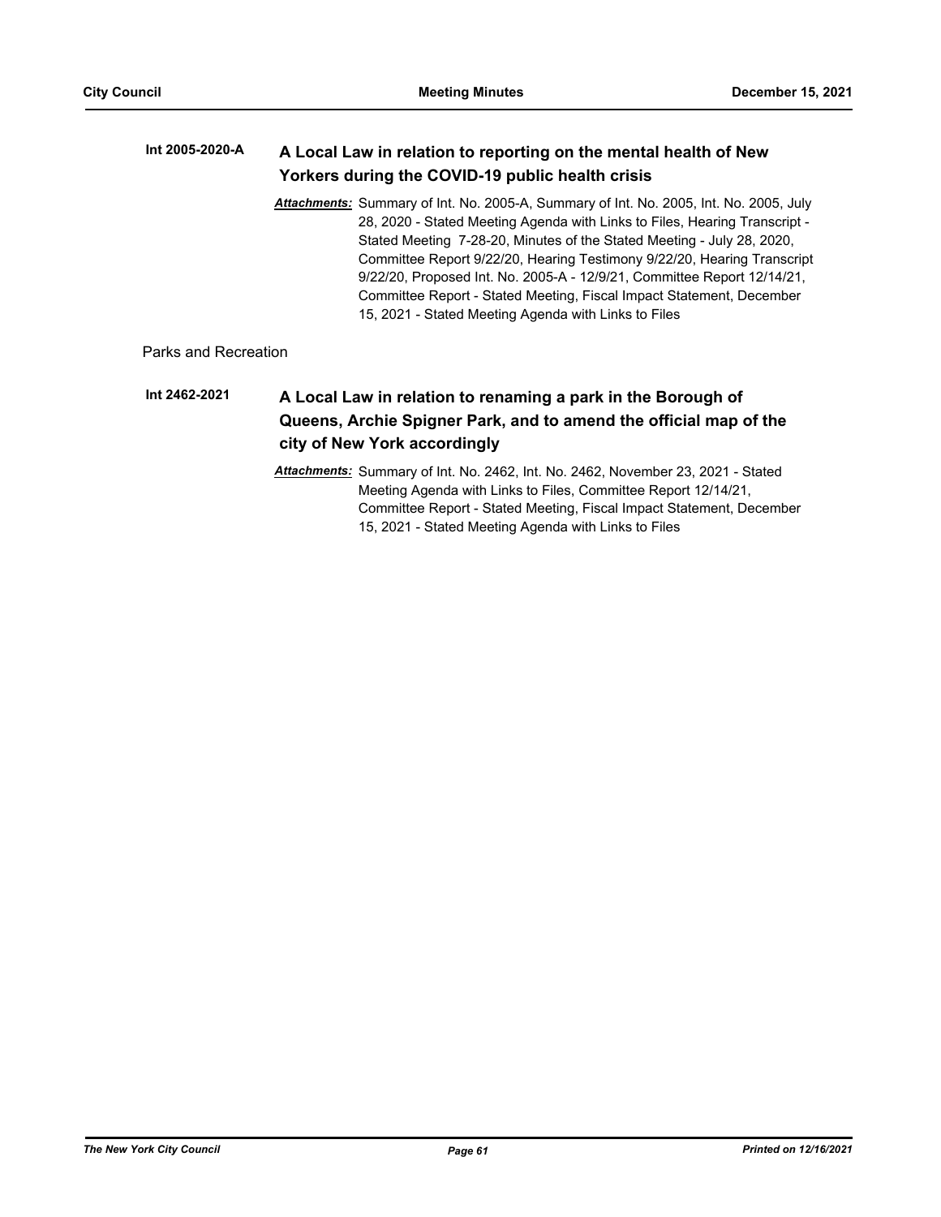**Int 2005-2020-A** **A Local Law in relation to reporting on the mental health of New Yorkers during the COVID-19 public health crisis**

***Attachments:*** Summary of Int. No. 2005-A, Summary of Int. No. 2005, Int. No. 2005, July 28, 2020 - Stated Meeting Agenda with Links to Files, Hearing Transcript - Stated Meeting 7-28-20, Minutes of the Stated Meeting - July 28, 2020, Committee Report 9/22/20, Hearing Testimony 9/22/20, Hearing Transcript 9/22/20, Proposed Int. No. 2005-A - 12/9/21, Committee Report 12/14/21, Committee Report - Stated Meeting, Fiscal Impact Statement, December 15, 2021 - Stated Meeting Agenda with Links to Files

Parks and Recreation

**Int 2462-2021** **A Local Law in relation to renaming a park in the Borough of Queens, Archie Spigner Park, and to amend the official map of the city of New York accordingly**

***Attachments:*** Summary of Int. No. 2462, Int. No. 2462, November 23, 2021 - Stated Meeting Agenda with Links to Files, Committee Report 12/14/21, Committee Report - Stated Meeting, Fiscal Impact Statement, December 15, 2021 - Stated Meeting Agenda with Links to Files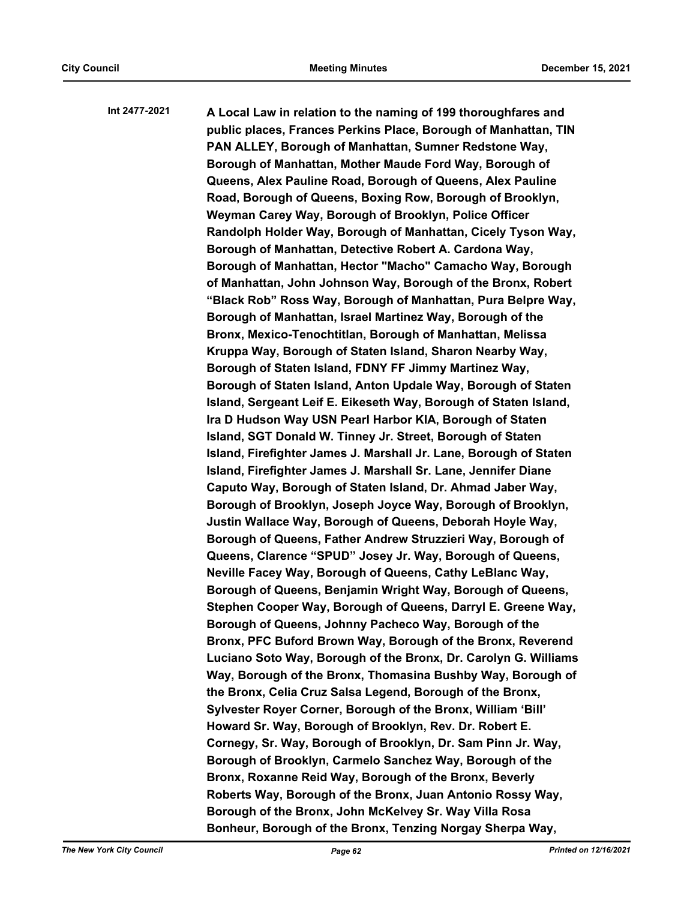**Int 2477-2021** **A Local Law in relation to the naming of 199 thoroughfares and public places, Frances Perkins Place, Borough of Manhattan, TIN PAN ALLEY, Borough of Manhattan, Sumner Redstone Way, Borough of Manhattan, Mother Maude Ford Way, Borough of Queens, Alex Pauline Road, Borough of Queens, Alex Pauline Road, Borough of Queens, Boxing Row, Borough of Brooklyn, Weyman Carey Way, Borough of Brooklyn, Police Officer Randolph Holder Way, Borough of Manhattan, Cicely Tyson Way, Borough of Manhattan, Detective Robert A. Cardona Way, Borough of Manhattan, Hector "Macho" Camacho Way, Borough of Manhattan, John Johnson Way, Borough of the Bronx, Robert "Black Rob" Ross Way, Borough of Manhattan, Pura Belpre Way, Borough of Manhattan, Israel Martinez Way, Borough of the Bronx, Mexico-Tenochtitlan, Borough of Manhattan, Melissa Kruppa Way, Borough of Staten Island, Sharon Nearby Way, Borough of Staten Island, FDNY FF Jimmy Martinez Way, Borough of Staten Island, Anton Updale Way, Borough of Staten Island, Sergeant Leif E. Eikeseth Way, Borough of Staten Island, Ira D Hudson Way USN Pearl Harbor KIA, Borough of Staten Island, SGT Donald W. Tinney Jr. Street, Borough of Staten Island, Firefighter James J. Marshall Jr. Lane, Borough of Staten Island, Firefighter James J. Marshall Sr. Lane, Jennifer Diane Caputo Way, Borough of Staten Island, Dr. Ahmad Jaber Way, Borough of Brooklyn, Joseph Joyce Way, Borough of Brooklyn, Justin Wallace Way, Borough of Queens, Deborah Hoyle Way, Borough of Queens, Father Andrew Struzzieri Way, Borough of Queens, Clarence "SPUD" Josey Jr. Way, Borough of Queens, Neville Facey Way, Borough of Queens, Cathy LeBlanc Way, Borough of Queens, Benjamin Wright Way, Borough of Queens, Stephen Cooper Way, Borough of Queens, Darryl E. Greene Way, Borough of Queens, Johnny Pacheco Way, Borough of the Bronx, PFC Buford Brown Way, Borough of the Bronx, Reverend Luciano Soto Way, Borough of the Bronx, Dr. Carolyn G. Williams Way, Borough of the Bronx, Thomasina Bushby Way, Borough of the Bronx, Celia Cruz Salsa Legend, Borough of the Bronx, Sylvester Royer Corner, Borough of the Bronx, William 'Bill' Howard Sr. Way, Borough of Brooklyn, Rev. Dr. Robert E. Cornegy, Sr. Way, Borough of Brooklyn, Dr. Sam Pinn Jr. Way, Borough of Brooklyn, Carmelo Sanchez Way, Borough of the Bronx, Roxanne Reid Way, Borough of the Bronx, Beverly Roberts Way, Borough of the Bronx, Juan Antonio Rossy Way, Borough of the Bronx, John McKelvey Sr. Way Villa Rosa Bonheur, Borough of the Bronx, Tenzing Norgay Sherpa Way,**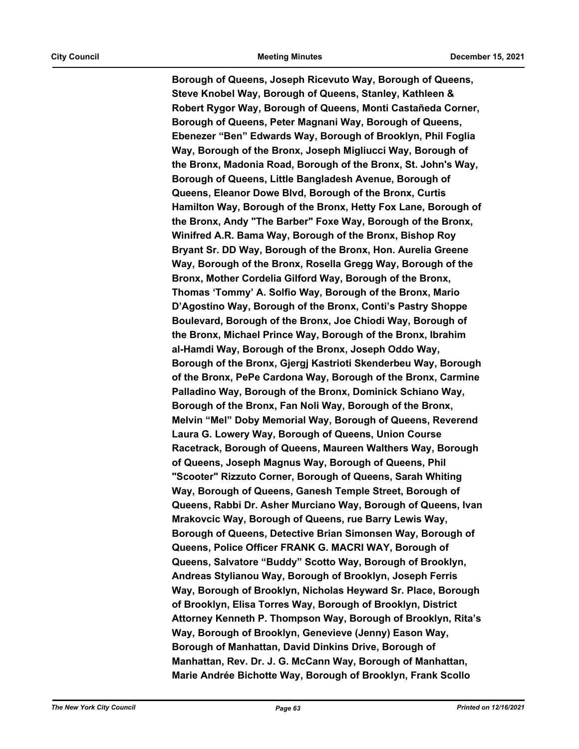**Borough of Queens, Joseph Ricevuto Way, Borough of Queens, Steve Knobel Way, Borough of Queens, Stanley, Kathleen & Robert Rygor Way, Borough of Queens, Monti Castañeda Corner, Borough of Queens, Peter Magnani Way, Borough of Queens, Ebenezer "Ben" Edwards Way, Borough of Brooklyn, Phil Foglia Way, Borough of the Bronx, Joseph Migliucci Way, Borough of the Bronx, Madonia Road, Borough of the Bronx, St. John's Way, Borough of Queens, Little Bangladesh Avenue, Borough of Queens, Eleanor Dowe Blvd, Borough of the Bronx, Curtis Hamilton Way, Borough of the Bronx, Hetty Fox Lane, Borough of the Bronx, Andy "The Barber" Foxe Way, Borough of the Bronx, Winifred A.R. Bama Way, Borough of the Bronx, Bishop Roy Bryant Sr. DD Way, Borough of the Bronx, Hon. Aurelia Greene Way, Borough of the Bronx, Rosella Gregg Way, Borough of the Bronx, Mother Cordelia Gilford Way, Borough of the Bronx, Thomas 'Tommy' A. Solfio Way, Borough of the Bronx, Mario D'Agostino Way, Borough of the Bronx, Conti's Pastry Shoppe Boulevard, Borough of the Bronx, Joe Chiodi Way, Borough of the Bronx, Michael Prince Way, Borough of the Bronx, Ibrahim al-Hamdi Way, Borough of the Bronx, Joseph Oddo Way, Borough of the Bronx, Gjergj Kastrioti Skenderbeu Way, Borough of the Bronx, PePe Cardona Way, Borough of the Bronx, Carmine Palladino Way, Borough of the Bronx, Dominick Schiano Way, Borough of the Bronx, Fan Noli Way, Borough of the Bronx, Melvin "Mel" Doby Memorial Way, Borough of Queens, Reverend Laura G. Lowery Way, Borough of Queens, Union Course Racetrack, Borough of Queens, Maureen Walthers Way, Borough of Queens, Joseph Magnus Way, Borough of Queens, Phil "Scooter" Rizzuto Corner, Borough of Queens, Sarah Whiting Way, Borough of Queens, Ganesh Temple Street, Borough of Queens, Rabbi Dr. Asher Murciano Way, Borough of Queens, Ivan Mrakovcic Way, Borough of Queens, rue Barry Lewis Way, Borough of Queens, Detective Brian Simonsen Way, Borough of Queens, Police Officer FRANK G. MACRI WAY, Borough of Queens, Salvatore "Buddy" Scotto Way, Borough of Brooklyn, Andreas Stylianou Way, Borough of Brooklyn, Joseph Ferris Way, Borough of Brooklyn, Nicholas Heyward Sr. Place, Borough of Brooklyn, Elisa Torres Way, Borough of Brooklyn, District Attorney Kenneth P. Thompson Way, Borough of Brooklyn, Rita's Way, Borough of Brooklyn, Genevieve (Jenny) Eason Way, Borough of Manhattan, David Dinkins Drive, Borough of Manhattan, Rev. Dr. J. G. McCann Way, Borough of Manhattan, Marie Andrée Bichotte Way, Borough of Brooklyn, Frank Scollo**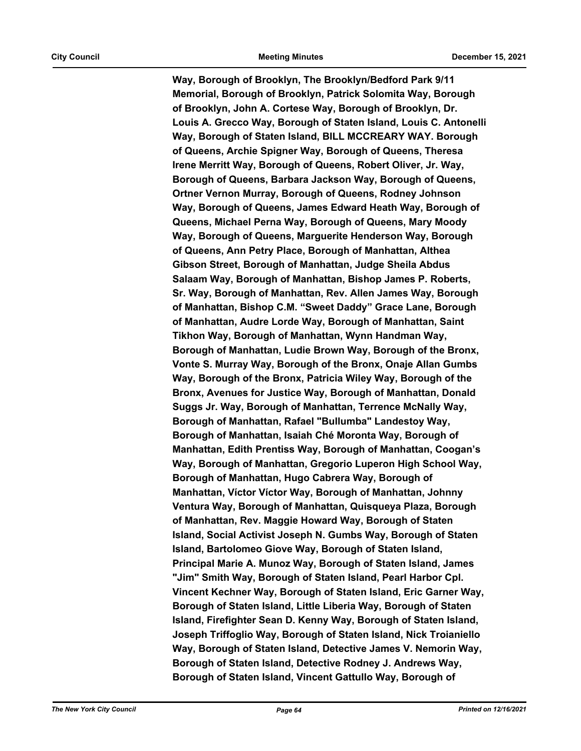**Way, Borough of Brooklyn, The Brooklyn/Bedford Park 9/11 Memorial, Borough of Brooklyn, Patrick Solomita Way, Borough of Brooklyn, John A. Cortese Way, Borough of Brooklyn, Dr. Louis A. Grecco Way, Borough of Staten Island, Louis C. Antonelli Way, Borough of Staten Island, BILL MCCREARY WAY. Borough of Queens, Archie Spigner Way, Borough of Queens, Theresa Irene Merritt Way, Borough of Queens, Robert Oliver, Jr. Way, Borough of Queens, Barbara Jackson Way, Borough of Queens, Ortner Vernon Murray, Borough of Queens, Rodney Johnson Way, Borough of Queens, James Edward Heath Way, Borough of Queens, Michael Perna Way, Borough of Queens, Mary Moody Way, Borough of Queens, Marguerite Henderson Way, Borough of Queens, Ann Petry Place, Borough of Manhattan, Althea Gibson Street, Borough of Manhattan, Judge Sheila Abdus Salaam Way, Borough of Manhattan, Bishop James P. Roberts, Sr. Way, Borough of Manhattan, Rev. Allen James Way, Borough of Manhattan, Bishop C.M. "Sweet Daddy" Grace Lane, Borough of Manhattan, Audre Lorde Way, Borough of Manhattan, Saint Tikhon Way, Borough of Manhattan, Wynn Handman Way, Borough of Manhattan, Ludie Brown Way, Borough of the Bronx, Vonte S. Murray Way, Borough of the Bronx, Onaje Allan Gumbs Way, Borough of the Bronx, Patricia Wiley Way, Borough of the Bronx, Avenues for Justice Way, Borough of Manhattan, Donald Suggs Jr. Way, Borough of Manhattan, Terrence McNally Way, Borough of Manhattan, Rafael "Bullumba" Landestoy Way, Borough of Manhattan, Isaiah Ché Moronta Way, Borough of Manhattan, Edith Prentiss Way, Borough of Manhattan, Coogan's Way, Borough of Manhattan, Gregorio Luperon High School Way, Borough of Manhattan, Hugo Cabrera Way, Borough of Manhattan, Víctor Víctor Way, Borough of Manhattan, Johnny Ventura Way, Borough of Manhattan, Quisqueya Plaza, Borough of Manhattan, Rev. Maggie Howard Way, Borough of Staten Island, Social Activist Joseph N. Gumbs Way, Borough of Staten Island, Bartolomeo Giove Way, Borough of Staten Island, Principal Marie A. Munoz Way, Borough of Staten Island, James "Jim" Smith Way, Borough of Staten Island, Pearl Harbor Cpl. Vincent Kechner Way, Borough of Staten Island, Eric Garner Way, Borough of Staten Island, Little Liberia Way, Borough of Staten Island, Firefighter Sean D. Kenny Way, Borough of Staten Island, Joseph Triffoglio Way, Borough of Staten Island, Nick Troianiello Way, Borough of Staten Island, Detective James V. Nemorin Way, Borough of Staten Island, Detective Rodney J. Andrews Way, Borough of Staten Island, Vincent Gattullo Way, Borough of**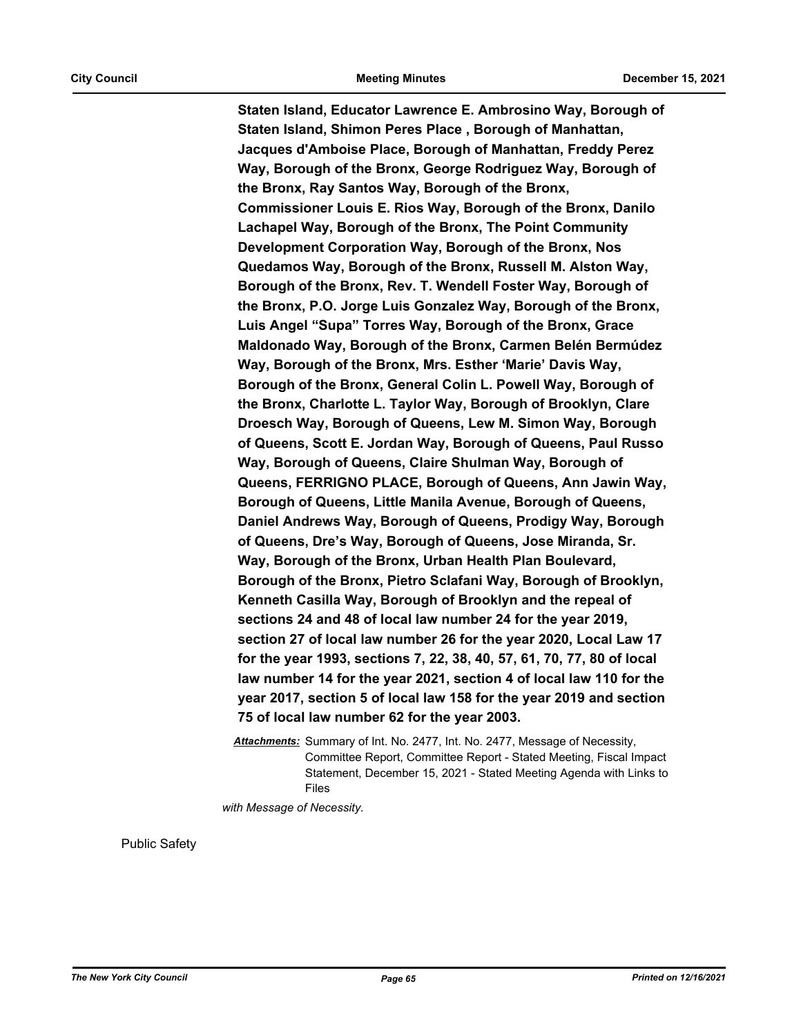**Staten Island, Educator Lawrence E. Ambrosino Way, Borough of Staten Island, Shimon Peres Place , Borough of Manhattan, Jacques d'Amboise Place, Borough of Manhattan, Freddy Perez Way, Borough of the Bronx, George Rodriguez Way, Borough of the Bronx, Ray Santos Way, Borough of the Bronx, Commissioner Louis E. Rios Way, Borough of the Bronx, Danilo Lachapel Way, Borough of the Bronx, The Point Community Development Corporation Way, Borough of the Bronx, Nos Quedamos Way, Borough of the Bronx, Russell M. Alston Way, Borough of the Bronx, Rev. T. Wendell Foster Way, Borough of the Bronx, P.O. Jorge Luis Gonzalez Way, Borough of the Bronx, Luis Angel "Supa" Torres Way, Borough of the Bronx, Grace Maldonado Way, Borough of the Bronx, Carmen Belén Bermúdez Way, Borough of the Bronx, Mrs. Esther 'Marie' Davis Way, Borough of the Bronx, General Colin L. Powell Way, Borough of the Bronx, Charlotte L. Taylor Way, Borough of Brooklyn, Clare Droesch Way, Borough of Queens, Lew M. Simon Way, Borough of Queens, Scott E. Jordan Way, Borough of Queens, Paul Russo Way, Borough of Queens, Claire Shulman Way, Borough of Queens, FERRIGNO PLACE, Borough of Queens, Ann Jawin Way, Borough of Queens, Little Manila Avenue, Borough of Queens, Daniel Andrews Way, Borough of Queens, Prodigy Way, Borough of Queens, Dre's Way, Borough of Queens, Jose Miranda, Sr. Way, Borough of the Bronx, Urban Health Plan Boulevard, Borough of the Bronx, Pietro Sclafani Way, Borough of Brooklyn, Kenneth Casilla Way, Borough of Brooklyn and the repeal of sections 24 and 48 of local law number 24 for the year 2019, section 27 of local law number 26 for the year 2020, Local Law 17 for the year 1993, sections 7, 22, 38, 40, 57, 61, 70, 77, 80 of local law number 14 for the year 2021, section 4 of local law 110 for the year 2017, section 5 of local law 158 for the year 2019 and section 75 of local law number 62 for the year 2003.**

***Attachments:*** Summary of Int. No. 2477, Int. No. 2477, Message of Necessity, Committee Report, Committee Report - Stated Meeting, Fiscal Impact Statement, December 15, 2021 - Stated Meeting Agenda with Links to Files

*with Message of Necessity.*

Public Safety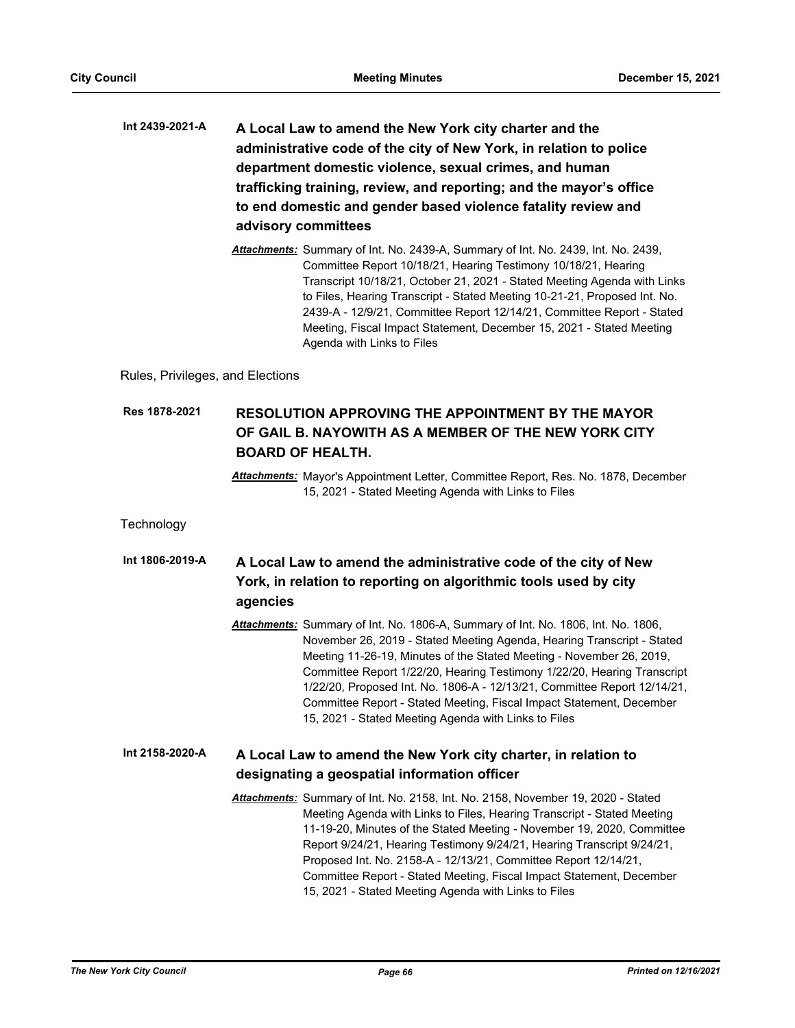**Int 2439-2021-A** **A Local Law to amend the New York city charter and the administrative code of the city of New York, in relation to police department domestic violence, sexual crimes, and human trafficking training, review, and reporting; and the mayor's office to end domestic and gender based violence fatality review and advisory committees**

*Attachments:* Summary of Int. No. 2439-A, Summary of Int. No. 2439, Int. No. 2439, Committee Report 10/18/21, Hearing Testimony 10/18/21, Hearing Transcript 10/18/21, October 21, 2021 - Stated Meeting Agenda with Links to Files, Hearing Transcript - Stated Meeting 10-21-21, Proposed Int. No. 2439-A - 12/9/21, Committee Report 12/14/21, Committee Report - Stated Meeting, Fiscal Impact Statement, December 15, 2021 - Stated Meeting Agenda with Links to Files

Rules, Privileges, and Elections

**Res 1878-2021** **RESOLUTION APPROVING THE APPOINTMENT BY THE MAYOR OF GAIL B. NAYOWITH AS A MEMBER OF THE NEW YORK CITY BOARD OF HEALTH.**

*Attachments:* Mayor's Appointment Letter, Committee Report, Res. No. 1878, December 15, 2021 - Stated Meeting Agenda with Links to Files

Technology

**Int 1806-2019-A** **A Local Law to amend the administrative code of the city of New York, in relation to reporting on algorithmic tools used by city agencies**

*Attachments:* Summary of Int. No. 1806-A, Summary of Int. No. 1806, Int. No. 1806, November 26, 2019 - Stated Meeting Agenda, Hearing Transcript - Stated Meeting 11-26-19, Minutes of the Stated Meeting - November 26, 2019, Committee Report 1/22/20, Hearing Testimony 1/22/20, Hearing Transcript 1/22/20, Proposed Int. No. 1806-A - 12/13/21, Committee Report 12/14/21, Committee Report - Stated Meeting, Fiscal Impact Statement, December 15, 2021 - Stated Meeting Agenda with Links to Files

**Int 2158-2020-A** **A Local Law to amend the New York city charter, in relation to designating a geospatial information officer**

*Attachments:* Summary of Int. No. 2158, Int. No. 2158, November 19, 2020 - Stated Meeting Agenda with Links to Files, Hearing Transcript - Stated Meeting 11-19-20, Minutes of the Stated Meeting - November 19, 2020, Committee Report 9/24/21, Hearing Testimony 9/24/21, Hearing Transcript 9/24/21, Proposed Int. No. 2158-A - 12/13/21, Committee Report 12/14/21, Committee Report - Stated Meeting, Fiscal Impact Statement, December 15, 2021 - Stated Meeting Agenda with Links to Files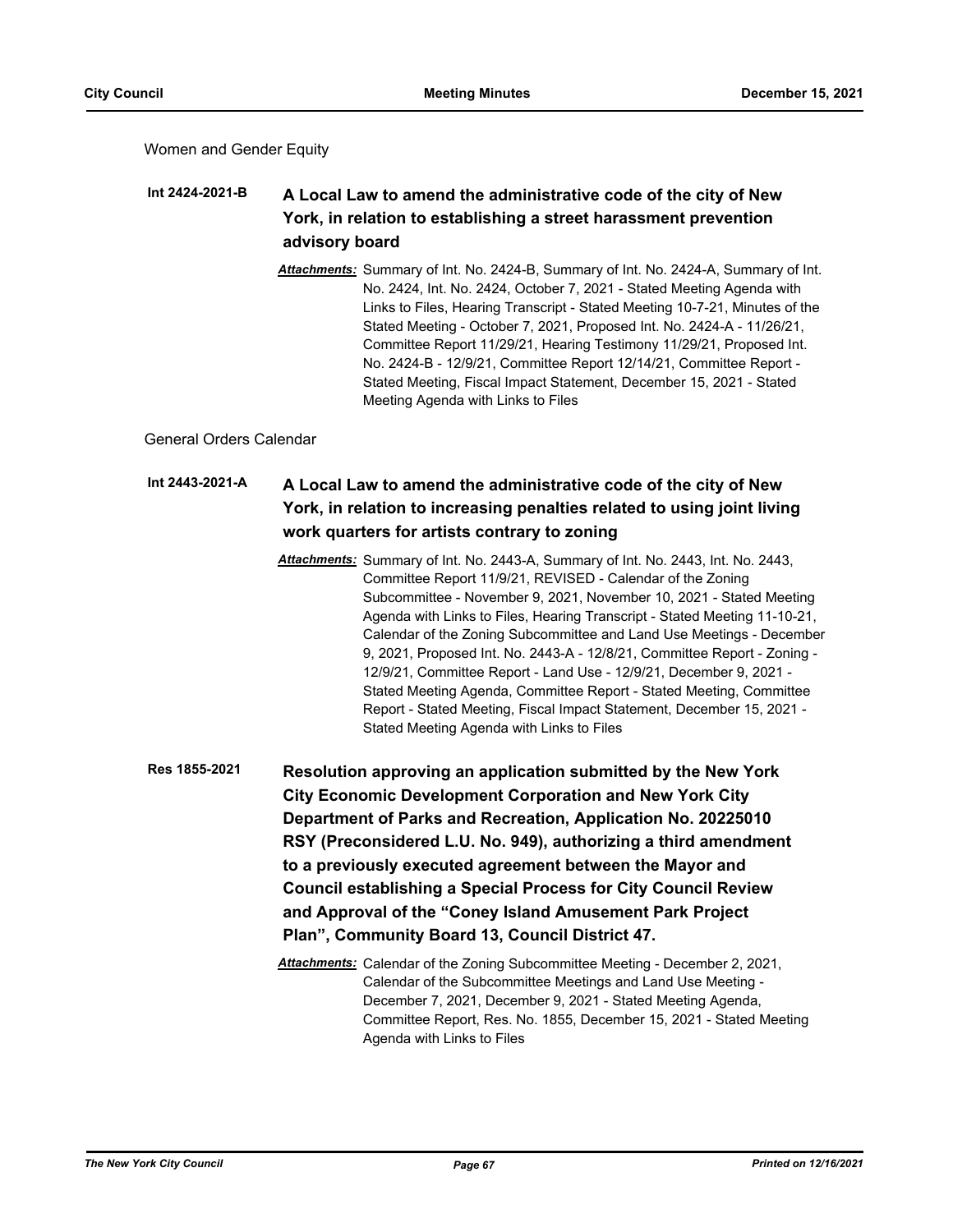Women and Gender Equity

**Int 2424-2021-B** **A Local Law to amend the administrative code of the city of New York, in relation to establishing a street harassment prevention advisory board**

*Attachments:* Summary of Int. No. 2424-B, Summary of Int. No. 2424-A, Summary of Int. No. 2424, Int. No. 2424, October 7, 2021 - Stated Meeting Agenda with Links to Files, Hearing Transcript - Stated Meeting 10-7-21, Minutes of the Stated Meeting - October 7, 2021, Proposed Int. No. 2424-A - 11/26/21, Committee Report 11/29/21, Hearing Testimony 11/29/21, Proposed Int. No. 2424-B - 12/9/21, Committee Report 12/14/21, Committee Report - Stated Meeting, Fiscal Impact Statement, December 15, 2021 - Stated Meeting Agenda with Links to Files

General Orders Calendar

**Int 2443-2021-A** **A Local Law to amend the administrative code of the city of New York, in relation to increasing penalties related to using joint living work quarters for artists contrary to zoning**

*Attachments:* Summary of Int. No. 2443-A, Summary of Int. No. 2443, Int. No. 2443, Committee Report 11/9/21, REVISED - Calendar of the Zoning Subcommittee - November 9, 2021, November 10, 2021 - Stated Meeting Agenda with Links to Files, Hearing Transcript - Stated Meeting 11-10-21, Calendar of the Zoning Subcommittee and Land Use Meetings - December 9, 2021, Proposed Int. No. 2443-A - 12/8/21, Committee Report - Zoning - 12/9/21, Committee Report - Land Use - 12/9/21, December 9, 2021 - Stated Meeting Agenda, Committee Report - Stated Meeting, Committee Report - Stated Meeting, Fiscal Impact Statement, December 15, 2021 - Stated Meeting Agenda with Links to Files

**Res 1855-2021** **Resolution approving an application submitted by the New York City Economic Development Corporation and New York City Department of Parks and Recreation, Application No. 20225010 RSY (Preconsidered L.U. No. 949), authorizing a third amendment to a previously executed agreement between the Mayor and Council establishing a Special Process for City Council Review and Approval of the "Coney Island Amusement Park Project Plan", Community Board 13, Council District 47.**

*Attachments:* Calendar of the Zoning Subcommittee Meeting - December 2, 2021, Calendar of the Subcommittee Meetings and Land Use Meeting - December 7, 2021, December 9, 2021 - Stated Meeting Agenda, Committee Report, Res. No. 1855, December 15, 2021 - Stated Meeting Agenda with Links to Files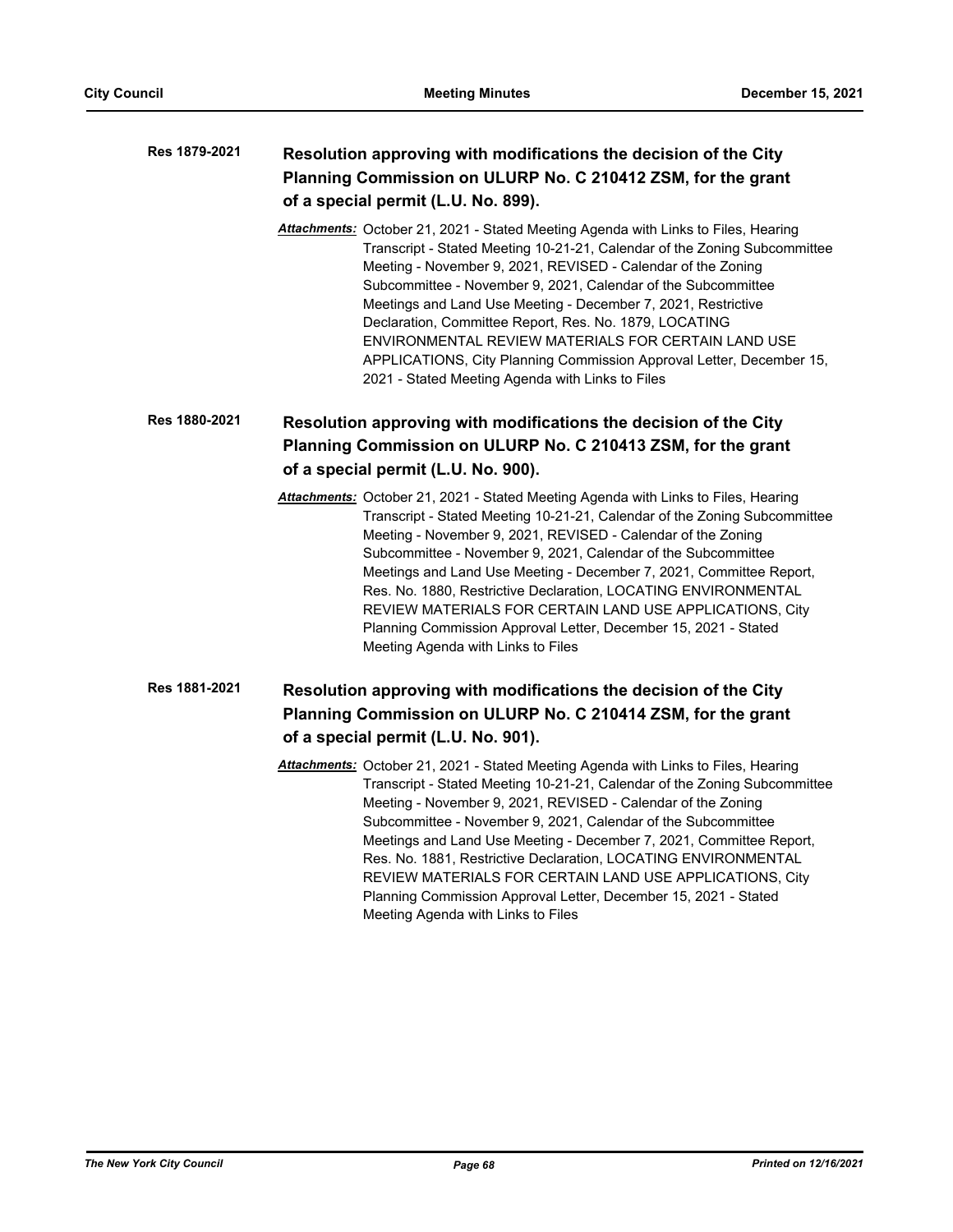**Res 1879-2021** **Resolution approving with modifications the decision of the City Planning Commission on ULURP No. C 210412 ZSM, for the grant of a special permit (L.U. No. 899).**

*Attachments:* October 21, 2021 - Stated Meeting Agenda with Links to Files, Hearing Transcript - Stated Meeting 10-21-21, Calendar of the Zoning Subcommittee Meeting - November 9, 2021, REVISED - Calendar of the Zoning Subcommittee - November 9, 2021, Calendar of the Subcommittee Meetings and Land Use Meeting - December 7, 2021, Restrictive Declaration, Committee Report, Res. No. 1879, LOCATING ENVIRONMENTAL REVIEW MATERIALS FOR CERTAIN LAND USE APPLICATIONS, City Planning Commission Approval Letter, December 15, 2021 - Stated Meeting Agenda with Links to Files

**Res 1880-2021** **Resolution approving with modifications the decision of the City Planning Commission on ULURP No. C 210413 ZSM, for the grant of a special permit (L.U. No. 900).**

*Attachments:* October 21, 2021 - Stated Meeting Agenda with Links to Files, Hearing Transcript - Stated Meeting 10-21-21, Calendar of the Zoning Subcommittee Meeting - November 9, 2021, REVISED - Calendar of the Zoning Subcommittee - November 9, 2021, Calendar of the Subcommittee Meetings and Land Use Meeting - December 7, 2021, Committee Report, Res. No. 1880, Restrictive Declaration, LOCATING ENVIRONMENTAL REVIEW MATERIALS FOR CERTAIN LAND USE APPLICATIONS, City Planning Commission Approval Letter, December 15, 2021 - Stated Meeting Agenda with Links to Files

**Res 1881-2021** **Resolution approving with modifications the decision of the City Planning Commission on ULURP No. C 210414 ZSM, for the grant of a special permit (L.U. No. 901).**

*Attachments:* October 21, 2021 - Stated Meeting Agenda with Links to Files, Hearing Transcript - Stated Meeting 10-21-21, Calendar of the Zoning Subcommittee Meeting - November 9, 2021, REVISED - Calendar of the Zoning Subcommittee - November 9, 2021, Calendar of the Subcommittee Meetings and Land Use Meeting - December 7, 2021, Committee Report, Res. No. 1881, Restrictive Declaration, LOCATING ENVIRONMENTAL REVIEW MATERIALS FOR CERTAIN LAND USE APPLICATIONS, City Planning Commission Approval Letter, December 15, 2021 - Stated Meeting Agenda with Links to Files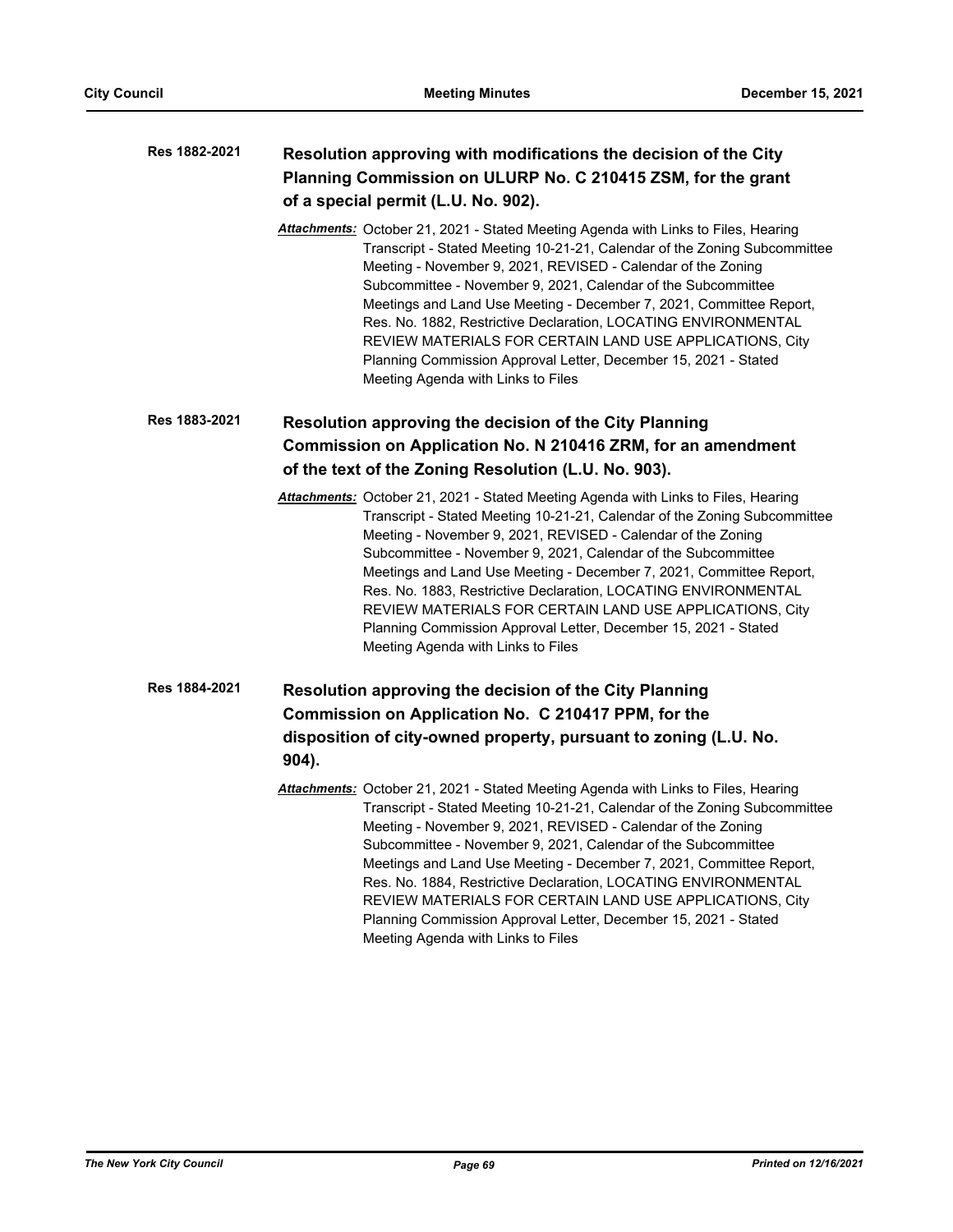**Res 1882-2021** **Resolution approving with modifications the decision of the City Planning Commission on ULURP No. C 210415 ZSM, for the grant of a special permit (L.U. No. 902).**

***Attachments:*** October 21, 2021 - Stated Meeting Agenda with Links to Files, Hearing Transcript - Stated Meeting 10-21-21, Calendar of the Zoning Subcommittee Meeting - November 9, 2021, REVISED - Calendar of the Zoning Subcommittee - November 9, 2021, Calendar of the Subcommittee Meetings and Land Use Meeting - December 7, 2021, Committee Report, Res. No. 1882, Restrictive Declaration, LOCATING ENVIRONMENTAL REVIEW MATERIALS FOR CERTAIN LAND USE APPLICATIONS, City Planning Commission Approval Letter, December 15, 2021 - Stated Meeting Agenda with Links to Files

**Res 1883-2021** **Resolution approving the decision of the City Planning Commission on Application No. N 210416 ZRM, for an amendment of the text of the Zoning Resolution (L.U. No. 903).**

***Attachments:*** October 21, 2021 - Stated Meeting Agenda with Links to Files, Hearing Transcript - Stated Meeting 10-21-21, Calendar of the Zoning Subcommittee Meeting - November 9, 2021, REVISED - Calendar of the Zoning Subcommittee - November 9, 2021, Calendar of the Subcommittee Meetings and Land Use Meeting - December 7, 2021, Committee Report, Res. No. 1883, Restrictive Declaration, LOCATING ENVIRONMENTAL REVIEW MATERIALS FOR CERTAIN LAND USE APPLICATIONS, City Planning Commission Approval Letter, December 15, 2021 - Stated Meeting Agenda with Links to Files

**Res 1884-2021** **Resolution approving the decision of the City Planning Commission on Application No. C 210417 PPM, for the disposition of city-owned property, pursuant to zoning (L.U. No. 904).**

***Attachments:*** October 21, 2021 - Stated Meeting Agenda with Links to Files, Hearing Transcript - Stated Meeting 10-21-21, Calendar of the Zoning Subcommittee Meeting - November 9, 2021, REVISED - Calendar of the Zoning Subcommittee - November 9, 2021, Calendar of the Subcommittee Meetings and Land Use Meeting - December 7, 2021, Committee Report, Res. No. 1884, Restrictive Declaration, LOCATING ENVIRONMENTAL REVIEW MATERIALS FOR CERTAIN LAND USE APPLICATIONS, City Planning Commission Approval Letter, December 15, 2021 - Stated Meeting Agenda with Links to Files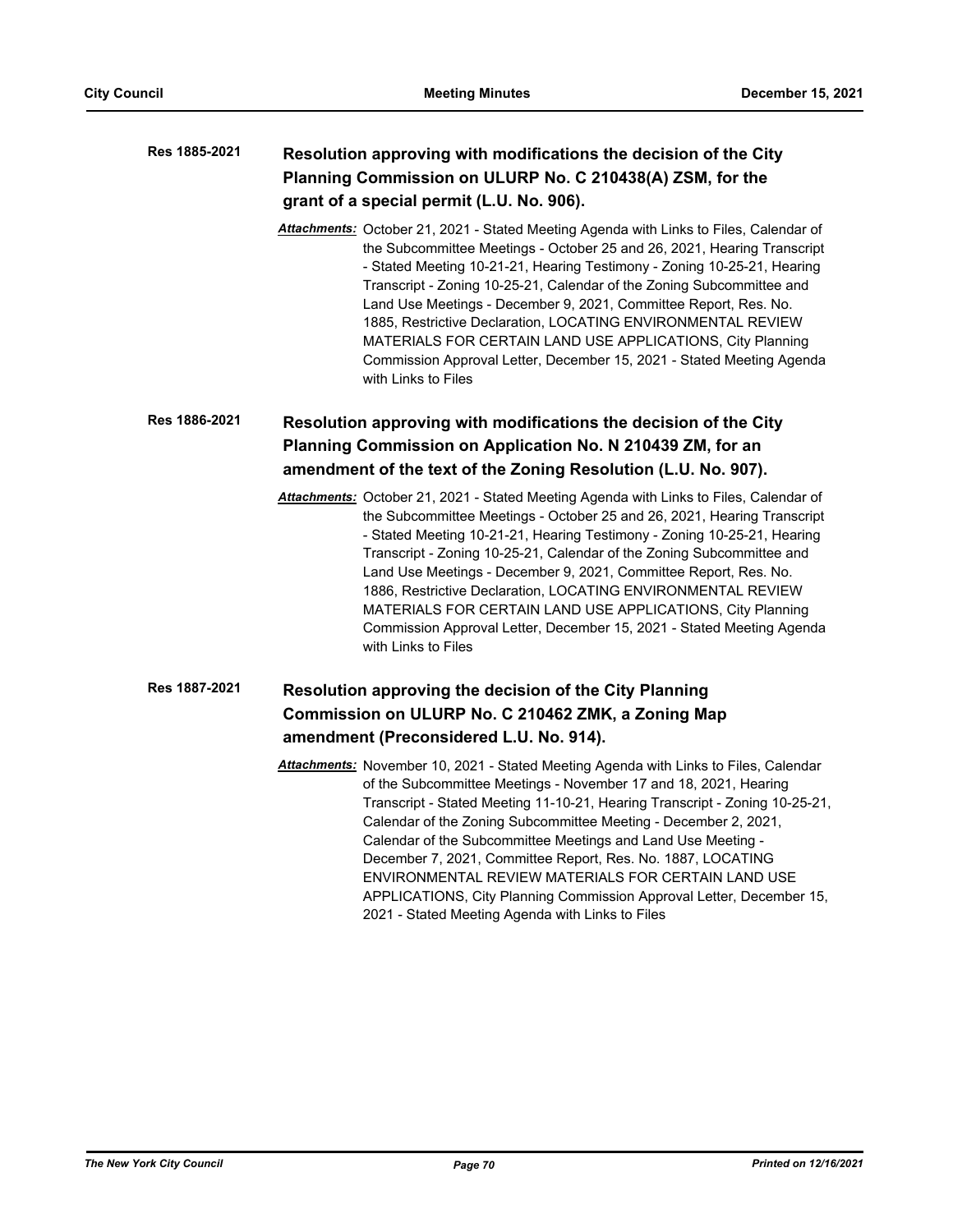**Res 1885-2021** **Resolution approving with modifications the decision of the City Planning Commission on ULURP No. C 210438(A) ZSM, for the grant of a special permit (L.U. No. 906).**

*Attachments:* October 21, 2021 - Stated Meeting Agenda with Links to Files, Calendar of the Subcommittee Meetings - October 25 and 26, 2021, Hearing Transcript - Stated Meeting 10-21-21, Hearing Testimony - Zoning 10-25-21, Hearing Transcript - Zoning 10-25-21, Calendar of the Zoning Subcommittee and Land Use Meetings - December 9, 2021, Committee Report, Res. No. 1885, Restrictive Declaration, LOCATING ENVIRONMENTAL REVIEW MATERIALS FOR CERTAIN LAND USE APPLICATIONS, City Planning Commission Approval Letter, December 15, 2021 - Stated Meeting Agenda with Links to Files

**Res 1886-2021** **Resolution approving with modifications the decision of the City Planning Commission on Application No. N 210439 ZM, for an amendment of the text of the Zoning Resolution (L.U. No. 907).**

*Attachments:* October 21, 2021 - Stated Meeting Agenda with Links to Files, Calendar of the Subcommittee Meetings - October 25 and 26, 2021, Hearing Transcript - Stated Meeting 10-21-21, Hearing Testimony - Zoning 10-25-21, Hearing Transcript - Zoning 10-25-21, Calendar of the Zoning Subcommittee and Land Use Meetings - December 9, 2021, Committee Report, Res. No. 1886, Restrictive Declaration, LOCATING ENVIRONMENTAL REVIEW MATERIALS FOR CERTAIN LAND USE APPLICATIONS, City Planning Commission Approval Letter, December 15, 2021 - Stated Meeting Agenda with Links to Files

**Res 1887-2021** **Resolution approving the decision of the City Planning Commission on ULURP No. C 210462 ZMK, a Zoning Map amendment (Preconsidered L.U. No. 914).**

*Attachments:* November 10, 2021 - Stated Meeting Agenda with Links to Files, Calendar of the Subcommittee Meetings - November 17 and 18, 2021, Hearing Transcript - Stated Meeting 11-10-21, Hearing Transcript - Zoning 10-25-21, Calendar of the Zoning Subcommittee Meeting - December 2, 2021, Calendar of the Subcommittee Meetings and Land Use Meeting - December 7, 2021, Committee Report, Res. No. 1887, LOCATING ENVIRONMENTAL REVIEW MATERIALS FOR CERTAIN LAND USE APPLICATIONS, City Planning Commission Approval Letter, December 15, 2021 - Stated Meeting Agenda with Links to Files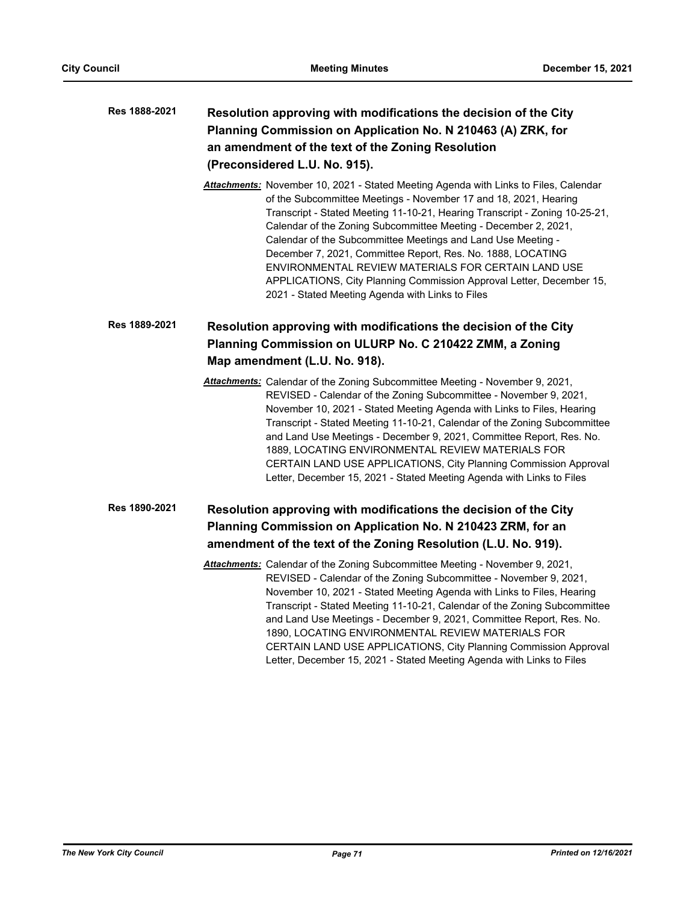**Res 1888-2021** **Resolution approving with modifications the decision of the City Planning Commission on Application No. N 210463 (A) ZRK, for an amendment of the text of the Zoning Resolution (Preconsidered L.U. No. 915).**

***Attachments:*** November 10, 2021 - Stated Meeting Agenda with Links to Files, Calendar of the Subcommittee Meetings - November 17 and 18, 2021, Hearing Transcript - Stated Meeting 11-10-21, Hearing Transcript - Zoning 10-25-21, Calendar of the Zoning Subcommittee Meeting - December 2, 2021, Calendar of the Subcommittee Meetings and Land Use Meeting - December 7, 2021, Committee Report, Res. No. 1888, LOCATING ENVIRONMENTAL REVIEW MATERIALS FOR CERTAIN LAND USE APPLICATIONS, City Planning Commission Approval Letter, December 15, 2021 - Stated Meeting Agenda with Links to Files

**Res 1889-2021** **Resolution approving with modifications the decision of the City Planning Commission on ULURP No. C 210422 ZMM, a Zoning Map amendment (L.U. No. 918).**

***Attachments:*** Calendar of the Zoning Subcommittee Meeting - November 9, 2021, REVISED - Calendar of the Zoning Subcommittee - November 9, 2021, November 10, 2021 - Stated Meeting Agenda with Links to Files, Hearing Transcript - Stated Meeting 11-10-21, Calendar of the Zoning Subcommittee and Land Use Meetings - December 9, 2021, Committee Report, Res. No. 1889, LOCATING ENVIRONMENTAL REVIEW MATERIALS FOR CERTAIN LAND USE APPLICATIONS, City Planning Commission Approval Letter, December 15, 2021 - Stated Meeting Agenda with Links to Files

**Res 1890-2021** **Resolution approving with modifications the decision of the City Planning Commission on Application No. N 210423 ZRM, for an amendment of the text of the Zoning Resolution (L.U. No. 919).**

***Attachments:*** Calendar of the Zoning Subcommittee Meeting - November 9, 2021, REVISED - Calendar of the Zoning Subcommittee - November 9, 2021, November 10, 2021 - Stated Meeting Agenda with Links to Files, Hearing Transcript - Stated Meeting 11-10-21, Calendar of the Zoning Subcommittee and Land Use Meetings - December 9, 2021, Committee Report, Res. No. 1890, LOCATING ENVIRONMENTAL REVIEW MATERIALS FOR CERTAIN LAND USE APPLICATIONS, City Planning Commission Approval Letter, December 15, 2021 - Stated Meeting Agenda with Links to Files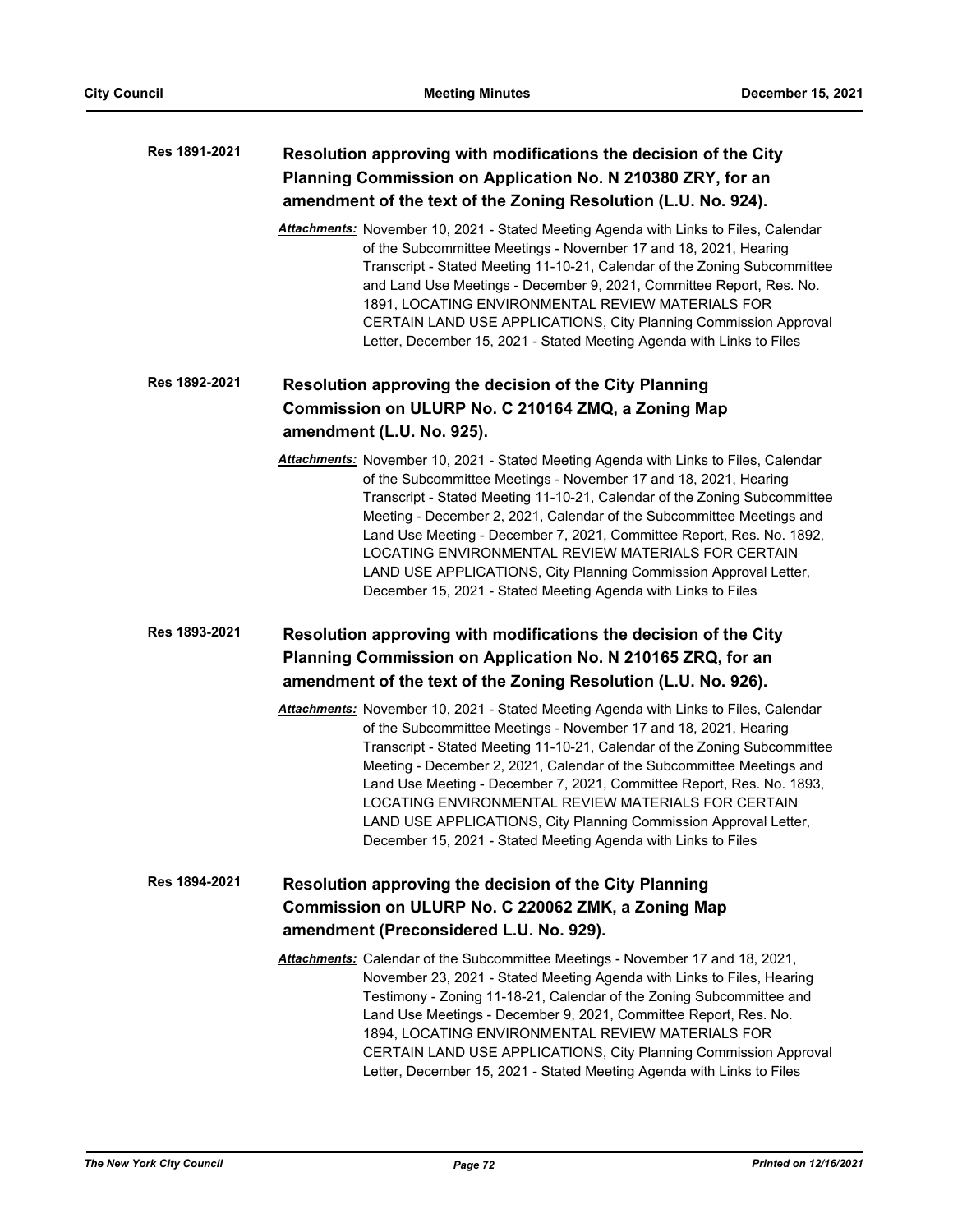**Res 1891-2021** **Resolution approving with modifications the decision of the City Planning Commission on Application No. N 210380 ZRY, for an amendment of the text of the Zoning Resolution (L.U. No. 924).**

*Attachments:* November 10, 2021 - Stated Meeting Agenda with Links to Files, Calendar of the Subcommittee Meetings - November 17 and 18, 2021, Hearing Transcript - Stated Meeting 11-10-21, Calendar of the Zoning Subcommittee and Land Use Meetings - December 9, 2021, Committee Report, Res. No. 1891, LOCATING ENVIRONMENTAL REVIEW MATERIALS FOR CERTAIN LAND USE APPLICATIONS, City Planning Commission Approval Letter, December 15, 2021 - Stated Meeting Agenda with Links to Files

**Res 1892-2021** **Resolution approving the decision of the City Planning Commission on ULURP No. C 210164 ZMQ, a Zoning Map amendment (L.U. No. 925).**

*Attachments:* November 10, 2021 - Stated Meeting Agenda with Links to Files, Calendar of the Subcommittee Meetings - November 17 and 18, 2021, Hearing Transcript - Stated Meeting 11-10-21, Calendar of the Zoning Subcommittee Meeting - December 2, 2021, Calendar of the Subcommittee Meetings and Land Use Meeting - December 7, 2021, Committee Report, Res. No. 1892, LOCATING ENVIRONMENTAL REVIEW MATERIALS FOR CERTAIN LAND USE APPLICATIONS, City Planning Commission Approval Letter, December 15, 2021 - Stated Meeting Agenda with Links to Files

**Res 1893-2021** **Resolution approving with modifications the decision of the City Planning Commission on Application No. N 210165 ZRQ, for an amendment of the text of the Zoning Resolution (L.U. No. 926).**

*Attachments:* November 10, 2021 - Stated Meeting Agenda with Links to Files, Calendar of the Subcommittee Meetings - November 17 and 18, 2021, Hearing Transcript - Stated Meeting 11-10-21, Calendar of the Zoning Subcommittee Meeting - December 2, 2021, Calendar of the Subcommittee Meetings and Land Use Meeting - December 7, 2021, Committee Report, Res. No. 1893, LOCATING ENVIRONMENTAL REVIEW MATERIALS FOR CERTAIN LAND USE APPLICATIONS, City Planning Commission Approval Letter, December 15, 2021 - Stated Meeting Agenda with Links to Files

**Res 1894-2021** **Resolution approving the decision of the City Planning Commission on ULURP No. C 220062 ZMK, a Zoning Map amendment (Preconsidered L.U. No. 929).**

*Attachments:* Calendar of the Subcommittee Meetings - November 17 and 18, 2021, November 23, 2021 - Stated Meeting Agenda with Links to Files, Hearing Testimony - Zoning 11-18-21, Calendar of the Zoning Subcommittee and Land Use Meetings - December 9, 2021, Committee Report, Res. No. 1894, LOCATING ENVIRONMENTAL REVIEW MATERIALS FOR CERTAIN LAND USE APPLICATIONS, City Planning Commission Approval Letter, December 15, 2021 - Stated Meeting Agenda with Links to Files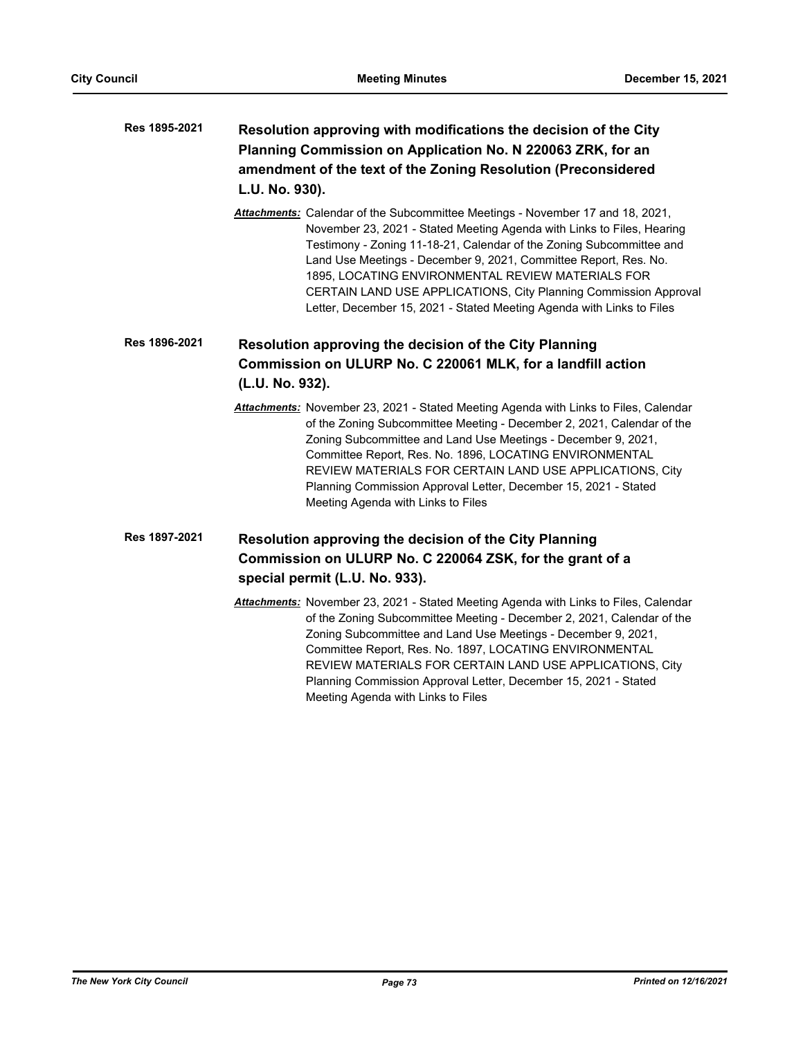**Res 1895-2021** **Resolution approving with modifications the decision of the City Planning Commission on Application No. N 220063 ZRK, for an amendment of the text of the Zoning Resolution (Preconsidered L.U. No. 930).**

***Attachments:*** Calendar of the Subcommittee Meetings - November 17 and 18, 2021, November 23, 2021 - Stated Meeting Agenda with Links to Files, Hearing Testimony - Zoning 11-18-21, Calendar of the Zoning Subcommittee and Land Use Meetings - December 9, 2021, Committee Report, Res. No. 1895, LOCATING ENVIRONMENTAL REVIEW MATERIALS FOR CERTAIN LAND USE APPLICATIONS, City Planning Commission Approval Letter, December 15, 2021 - Stated Meeting Agenda with Links to Files

**Res 1896-2021** **Resolution approving the decision of the City Planning Commission on ULURP No. C 220061 MLK, for a landfill action (L.U. No. 932).**

***Attachments:*** November 23, 2021 - Stated Meeting Agenda with Links to Files, Calendar of the Zoning Subcommittee Meeting - December 2, 2021, Calendar of the Zoning Subcommittee and Land Use Meetings - December 9, 2021, Committee Report, Res. No. 1896, LOCATING ENVIRONMENTAL REVIEW MATERIALS FOR CERTAIN LAND USE APPLICATIONS, City Planning Commission Approval Letter, December 15, 2021 - Stated Meeting Agenda with Links to Files

**Res 1897-2021** **Resolution approving the decision of the City Planning Commission on ULURP No. C 220064 ZSK, for the grant of a special permit (L.U. No. 933).**

***Attachments:*** November 23, 2021 - Stated Meeting Agenda with Links to Files, Calendar of the Zoning Subcommittee Meeting - December 2, 2021, Calendar of the Zoning Subcommittee and Land Use Meetings - December 9, 2021, Committee Report, Res. No. 1897, LOCATING ENVIRONMENTAL REVIEW MATERIALS FOR CERTAIN LAND USE APPLICATIONS, City Planning Commission Approval Letter, December 15, 2021 - Stated Meeting Agenda with Links to Files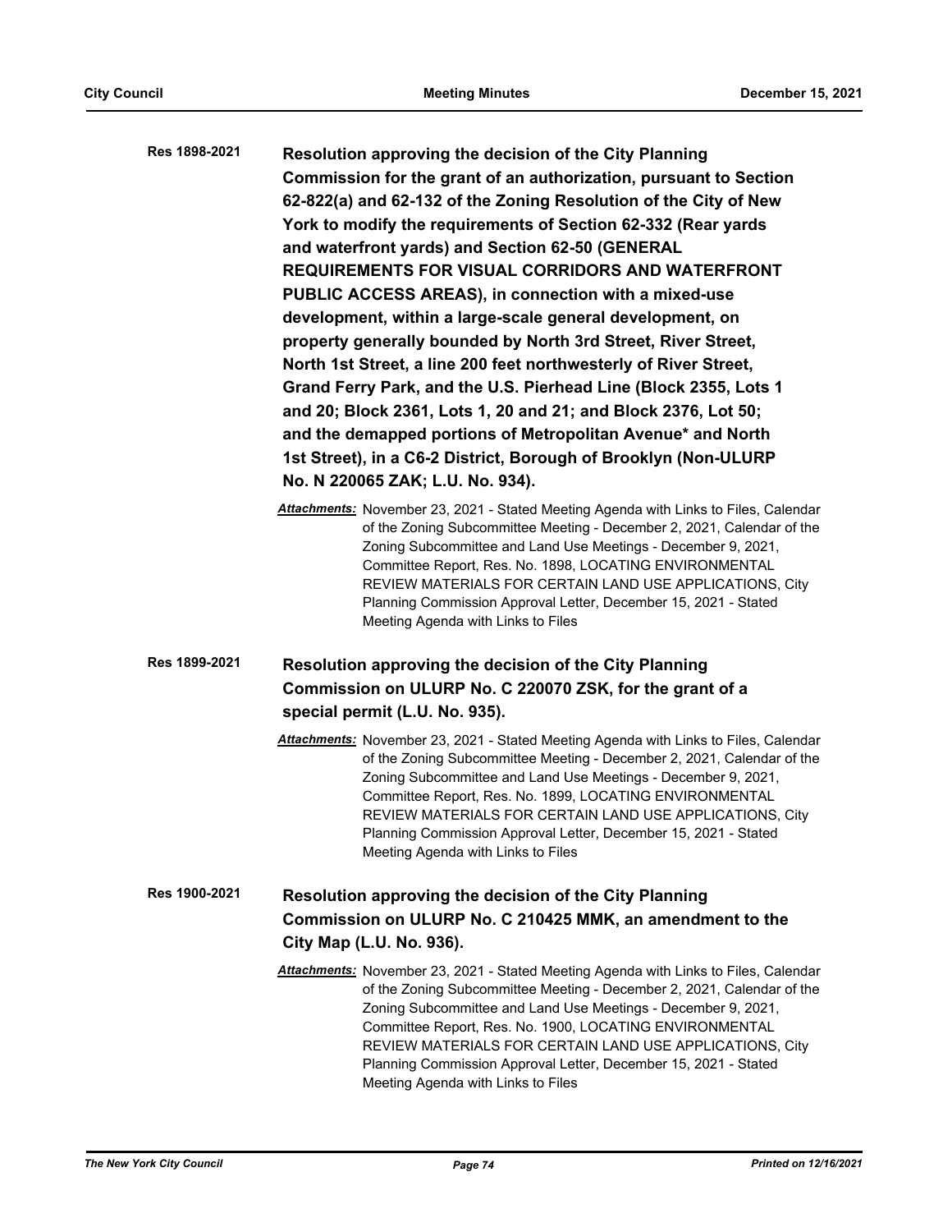**Res 1898-2021** **Resolution approving the decision of the City Planning Commission for the grant of an authorization, pursuant to Section 62-822(a) and 62-132 of the Zoning Resolution of the City of New York to modify the requirements of Section 62-332 (Rear yards and waterfront yards) and Section 62-50 (GENERAL REQUIREMENTS FOR VISUAL CORRIDORS AND WATERFRONT PUBLIC ACCESS AREAS), in connection with a mixed-use development, within a large-scale general development, on property generally bounded by North 3rd Street, River Street, North 1st Street, a line 200 feet northwesterly of River Street, Grand Ferry Park, and the U.S. Pierhead Line (Block 2355, Lots 1 and 20; Block 2361, Lots 1, 20 and 21; and Block 2376, Lot 50; and the demapped portions of Metropolitan Avenue* and North 1st Street), in a C6-2 District, Borough of Brooklyn (Non-ULURP No. N 220065 ZAK; L.U. No. 934).**

*Attachments:* November 23, 2021 - Stated Meeting Agenda with Links to Files, Calendar of the Zoning Subcommittee Meeting - December 2, 2021, Calendar of the Zoning Subcommittee and Land Use Meetings - December 9, 2021, Committee Report, Res. No. 1898, LOCATING ENVIRONMENTAL REVIEW MATERIALS FOR CERTAIN LAND USE APPLICATIONS, City Planning Commission Approval Letter, December 15, 2021 - Stated Meeting Agenda with Links to Files

**Res 1899-2021** **Resolution approving the decision of the City Planning Commission on ULURP No. C 220070 ZSK, for the grant of a special permit (L.U. No. 935).**

*Attachments:* November 23, 2021 - Stated Meeting Agenda with Links to Files, Calendar of the Zoning Subcommittee Meeting - December 2, 2021, Calendar of the Zoning Subcommittee and Land Use Meetings - December 9, 2021, Committee Report, Res. No. 1899, LOCATING ENVIRONMENTAL REVIEW MATERIALS FOR CERTAIN LAND USE APPLICATIONS, City Planning Commission Approval Letter, December 15, 2021 - Stated Meeting Agenda with Links to Files

**Res 1900-2021** **Resolution approving the decision of the City Planning Commission on ULURP No. C 210425 MMK, an amendment to the City Map (L.U. No. 936).**

*Attachments:* November 23, 2021 - Stated Meeting Agenda with Links to Files, Calendar of the Zoning Subcommittee Meeting - December 2, 2021, Calendar of the Zoning Subcommittee and Land Use Meetings - December 9, 2021, Committee Report, Res. No. 1900, LOCATING ENVIRONMENTAL REVIEW MATERIALS FOR CERTAIN LAND USE APPLICATIONS, City Planning Commission Approval Letter, December 15, 2021 - Stated Meeting Agenda with Links to Files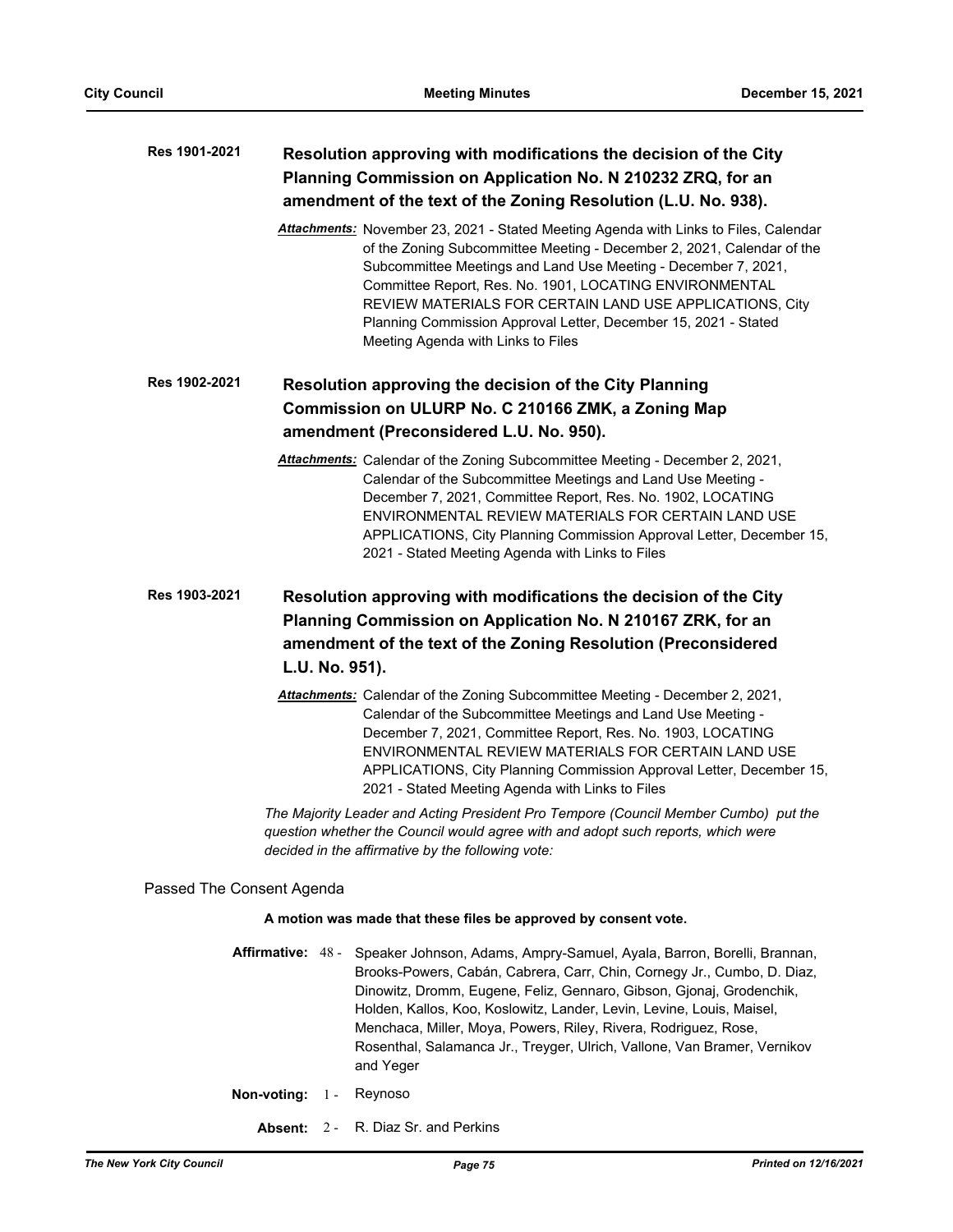**Res 1901-2021** **Resolution approving with modifications the decision of the City Planning Commission on Application No. N 210232 ZRQ, for an amendment of the text of the Zoning Resolution (L.U. No. 938).**

***Attachments:*** November 23, 2021 - Stated Meeting Agenda with Links to Files, Calendar of the Zoning Subcommittee Meeting - December 2, 2021, Calendar of the Subcommittee Meetings and Land Use Meeting - December 7, 2021, Committee Report, Res. No. 1901, LOCATING ENVIRONMENTAL REVIEW MATERIALS FOR CERTAIN LAND USE APPLICATIONS, City Planning Commission Approval Letter, December 15, 2021 - Stated Meeting Agenda with Links to Files

**Res 1902-2021** **Resolution approving the decision of the City Planning Commission on ULURP No. C 210166 ZMK, a Zoning Map amendment (Preconsidered L.U. No. 950).**

***Attachments:*** Calendar of the Zoning Subcommittee Meeting - December 2, 2021, Calendar of the Subcommittee Meetings and Land Use Meeting - December 7, 2021, Committee Report, Res. No. 1902, LOCATING ENVIRONMENTAL REVIEW MATERIALS FOR CERTAIN LAND USE APPLICATIONS, City Planning Commission Approval Letter, December 15, 2021 - Stated Meeting Agenda with Links to Files

**Res 1903-2021** **Resolution approving with modifications the decision of the City Planning Commission on Application No. N 210167 ZRK, for an amendment of the text of the Zoning Resolution (Preconsidered L.U. No. 951).**

***Attachments:*** Calendar of the Zoning Subcommittee Meeting - December 2, 2021, Calendar of the Subcommittee Meetings and Land Use Meeting - December 7, 2021, Committee Report, Res. No. 1903, LOCATING ENVIRONMENTAL REVIEW MATERIALS FOR CERTAIN LAND USE APPLICATIONS, City Planning Commission Approval Letter, December 15, 2021 - Stated Meeting Agenda with Links to Files

*The Majority Leader and Acting President Pro Tempore (Council Member Cumbo) put the question whether the Council would agree with and adopt such reports, which were decided in the affirmative by the following vote:*

Passed The Consent Agenda

**A motion was made that these files be approved by consent vote.**

**Affirmative:** 48 - Speaker Johnson, Adams, Ampry-Samuel, Ayala, Barron, Borelli, Brannan, Brooks-Powers, Cabán, Cabrera, Carr, Chin, Cornegy Jr., Cumbo, D. Diaz, Dinowitz, Dromm, Eugene, Feliz, Gennaro, Gibson, Gjonaj, Grodenchik, Holden, Kallos, Koo, Koslowitz, Lander, Levin, Levine, Louis, Maisel, Menchaca, Miller, Moya, Powers, Riley, Rivera, Rodriguez, Rose, Rosenthal, Salamanca Jr., Treyger, Ulrich, Vallone, Van Bramer, Vernikov and Yeger

**Non-voting:** 1 - Reynoso

**Absent:** 2 - R. Diaz Sr. and Perkins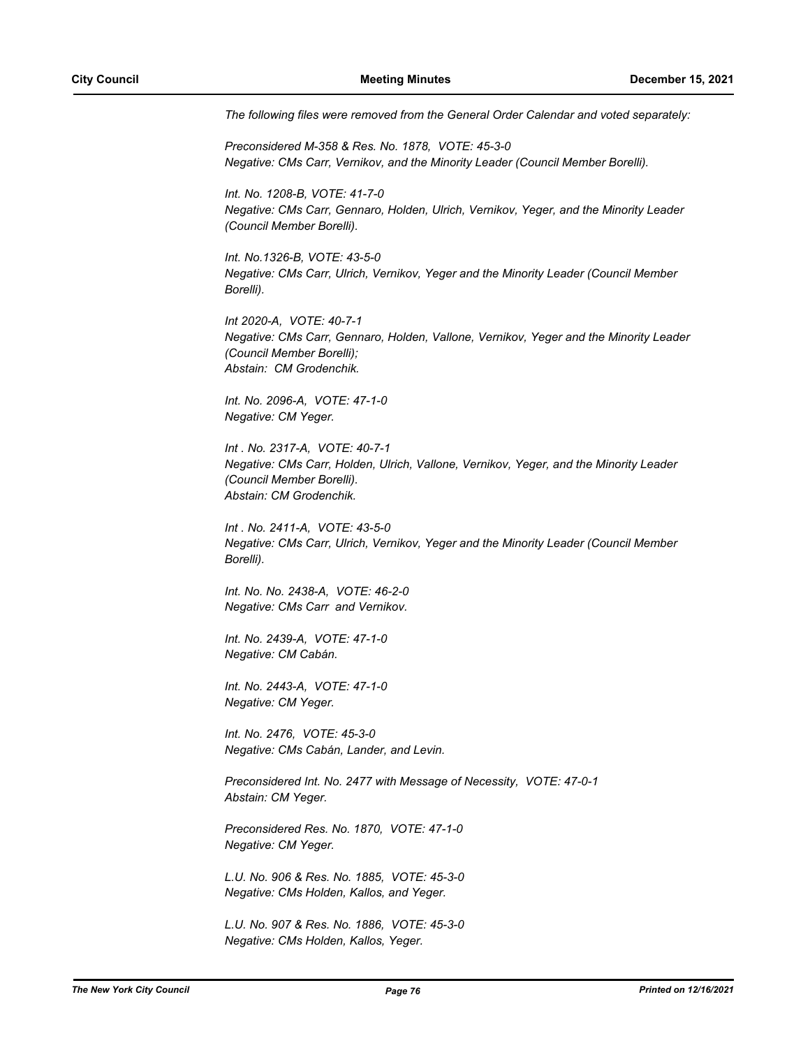*The following files were removed from the General Order Calendar and voted separately:*

*Preconsidered M-358 & Res. No. 1878, VOTE: 45-3-0*
*Negative: CMs Carr, Vernikov, and the Minority Leader (Council Member Borelli).*

*Int. No. 1208-B, VOTE: 41-7-0*
*Negative: CMs Carr, Gennaro, Holden, Ulrich, Vernikov, Yeger, and the Minority Leader (Council Member Borelli).*

*Int. No.1326-B, VOTE: 43-5-0*
*Negative: CMs Carr, Ulrich, Vernikov, Yeger and the Minority Leader (Council Member Borelli).*

*Int 2020-A, VOTE: 40-7-1*
*Negative: CMs Carr, Gennaro, Holden, Vallone, Vernikov, Yeger and the Minority Leader (Council Member Borelli);*
*Abstain: CM Grodenchik.*

*Int. No. 2096-A, VOTE: 47-1-0*
*Negative: CM Yeger.*

*Int . No. 2317-A, VOTE: 40-7-1*
*Negative: CMs Carr, Holden, Ulrich, Vallone, Vernikov, Yeger, and the Minority Leader (Council Member Borelli).*
*Abstain: CM Grodenchik.*

*Int . No. 2411-A, VOTE: 43-5-0*
*Negative: CMs Carr, Ulrich, Vernikov, Yeger and the Minority Leader (Council Member Borelli).*

*Int. No. No. 2438-A, VOTE: 46-2-0*
*Negative: CMs Carr and Vernikov.*

*Int. No. 2439-A, VOTE: 47-1-0*
*Negative: CM Cabán.*

*Int. No. 2443-A, VOTE: 47-1-0*
*Negative: CM Yeger.*

*Int. No. 2476, VOTE: 45-3-0*
*Negative: CMs Cabán, Lander, and Levin.*

*Preconsidered Int. No. 2477 with Message of Necessity, VOTE: 47-0-1*
*Abstain: CM Yeger.*

*Preconsidered Res. No. 1870, VOTE: 47-1-0*
*Negative: CM Yeger.*

*L.U. No. 906 & Res. No. 1885, VOTE: 45-3-0*
*Negative: CMs Holden, Kallos, and Yeger.*

*L.U. No. 907 & Res. No. 1886, VOTE: 45-3-0*
*Negative: CMs Holden, Kallos, Yeger.*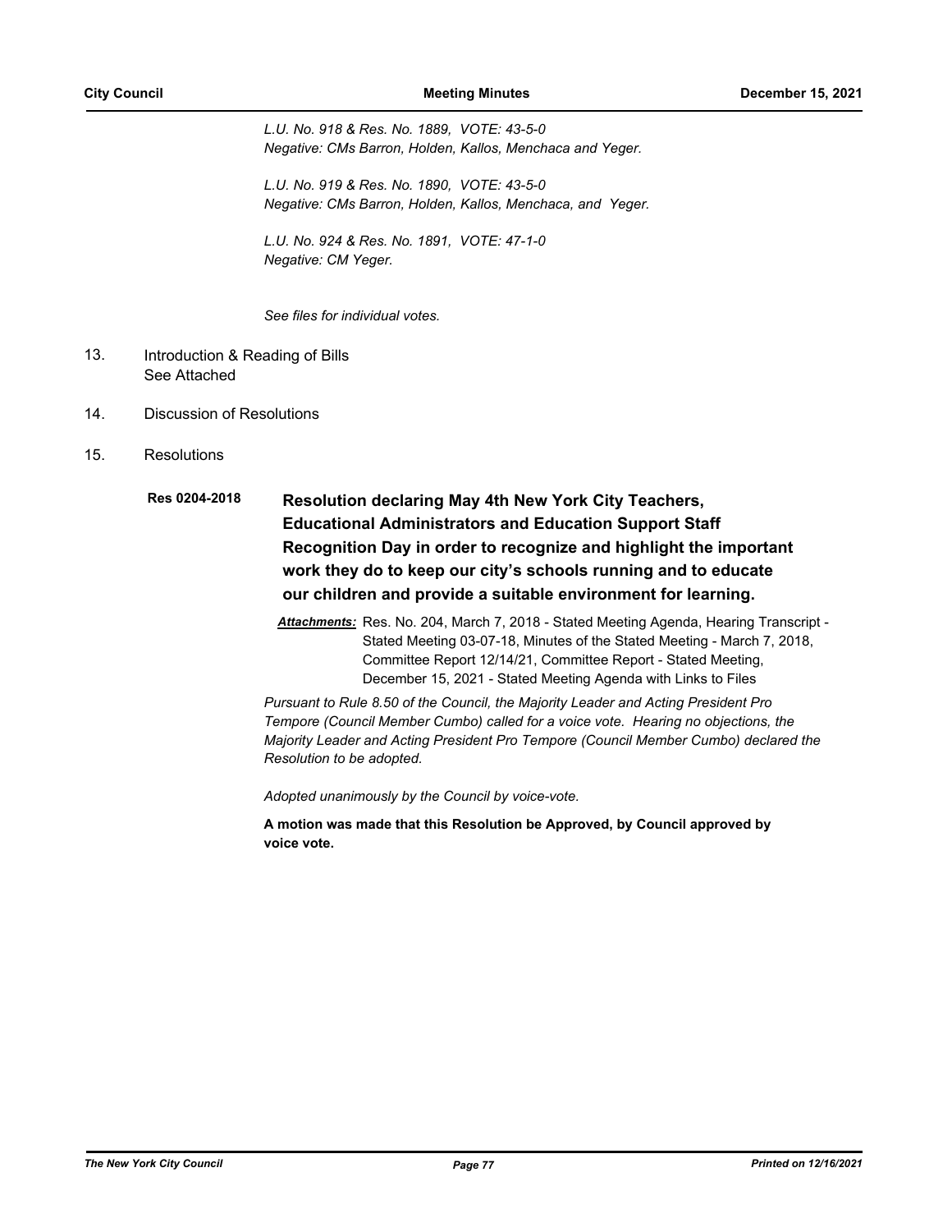*L.U. No. 918 & Res. No. 1889, VOTE: 43-5-0*
*Negative: CMs Barron, Holden, Kallos, Menchaca and Yeger.*

*L.U. No. 919 & Res. No. 1890, VOTE: 43-5-0*
*Negative: CMs Barron, Holden, Kallos, Menchaca, and Yeger.*

*L.U. No. 924 & Res. No. 1891, VOTE: 47-1-0*
*Negative: CM Yeger.*

*See files for individual votes.*

13. Introduction & Reading of Bills
    See Attached

14. Discussion of Resolutions

15. Resolutions

**Res 0204-2018** **Resolution declaring May 4th New York City Teachers, Educational Administrators and Education Support Staff Recognition Day in order to recognize and highlight the important work they do to keep our city's schools running and to educate our children and provide a suitable environment for learning.**

***Attachments:*** Res. No. 204, March 7, 2018 - Stated Meeting Agenda, Hearing Transcript - Stated Meeting 03-07-18, Minutes of the Stated Meeting - March 7, 2018, Committee Report 12/14/21, Committee Report - Stated Meeting, December 15, 2021 - Stated Meeting Agenda with Links to Files

*Pursuant to Rule 8.50 of the Council, the Majority Leader and Acting President Pro Tempore (Council Member Cumbo) called for a voice vote. Hearing no objections, the Majority Leader and Acting President Pro Tempore (Council Member Cumbo) declared the Resolution to be adopted.*

*Adopted unanimously by the Council by voice-vote.*

**A motion was made that this Resolution be Approved, by Council approved by voice vote.**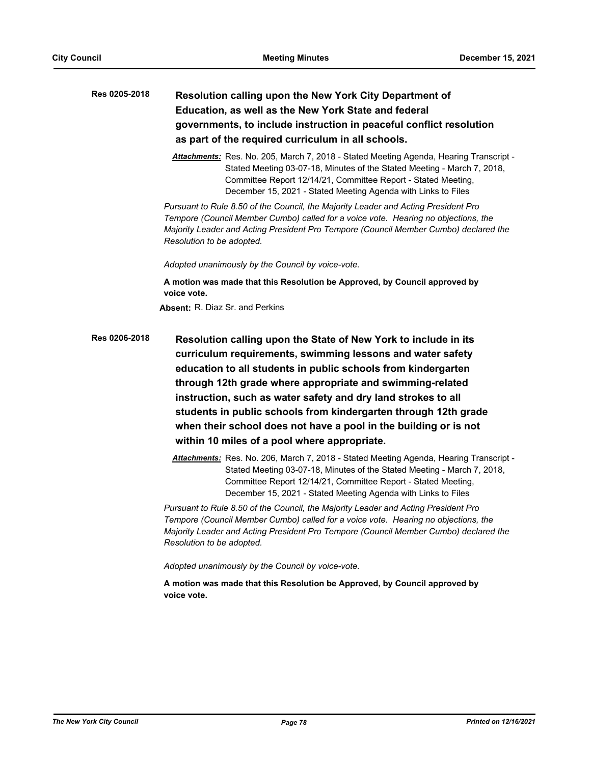**Res 0205-2018**

**Resolution calling upon the New York City Department of Education, as well as the New York State and federal governments, to include instruction in peaceful conflict resolution as part of the required curriculum in all schools.**

***Attachments:*** Res. No. 205, March 7, 2018 - Stated Meeting Agenda, Hearing Transcript - Stated Meeting 03-07-18, Minutes of the Stated Meeting - March 7, 2018, Committee Report 12/14/21, Committee Report - Stated Meeting, December 15, 2021 - Stated Meeting Agenda with Links to Files

*Pursuant to Rule 8.50 of the Council, the Majority Leader and Acting President Pro Tempore (Council Member Cumbo) called for a voice vote. Hearing no objections, the Majority Leader and Acting President Pro Tempore (Council Member Cumbo) declared the Resolution to be adopted.*

*Adopted unanimously by the Council by voice-vote.*

**A motion was made that this Resolution be Approved, by Council approved by voice vote.**

**Absent:** R. Diaz Sr. and Perkins

**Res 0206-2018**

**Resolution calling upon the State of New York to include in its curriculum requirements, swimming lessons and water safety education to all students in public schools from kindergarten through 12th grade where appropriate and swimming-related instruction, such as water safety and dry land strokes to all students in public schools from kindergarten through 12th grade when their school does not have a pool in the building or is not within 10 miles of a pool where appropriate.**

***Attachments:*** Res. No. 206, March 7, 2018 - Stated Meeting Agenda, Hearing Transcript - Stated Meeting 03-07-18, Minutes of the Stated Meeting - March 7, 2018, Committee Report 12/14/21, Committee Report - Stated Meeting, December 15, 2021 - Stated Meeting Agenda with Links to Files

*Pursuant to Rule 8.50 of the Council, the Majority Leader and Acting President Pro Tempore (Council Member Cumbo) called for a voice vote. Hearing no objections, the Majority Leader and Acting President Pro Tempore (Council Member Cumbo) declared the Resolution to be adopted.*

*Adopted unanimously by the Council by voice-vote.*

**A motion was made that this Resolution be Approved, by Council approved by voice vote.**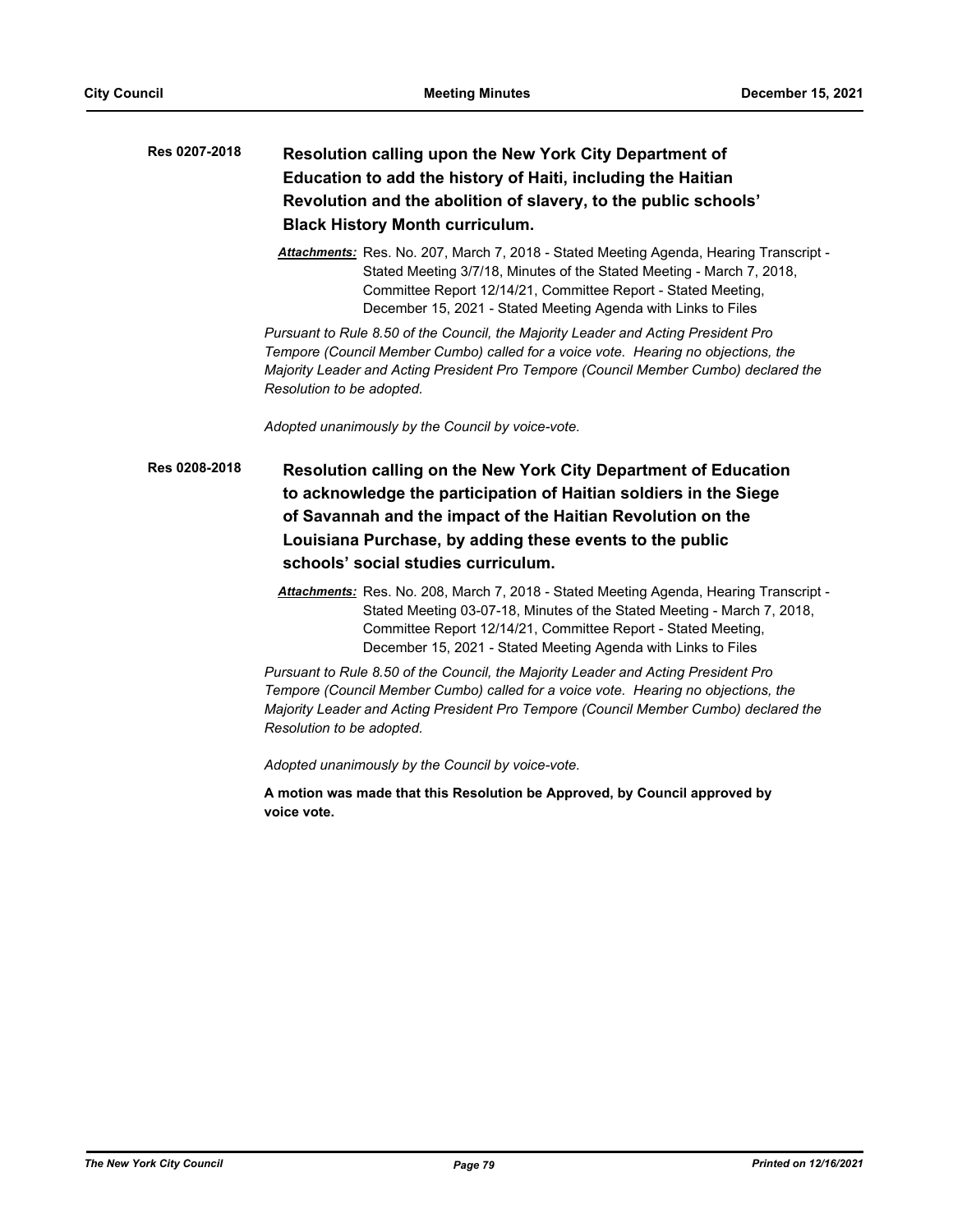**Res 0207-2018** **Resolution calling upon the New York City Department of Education to add the history of Haiti, including the Haitian Revolution and the abolition of slavery, to the public schools' Black History Month curriculum.**

***Attachments:*** Res. No. 207, March 7, 2018 - Stated Meeting Agenda, Hearing Transcript - Stated Meeting 3/7/18, Minutes of the Stated Meeting - March 7, 2018, Committee Report 12/14/21, Committee Report - Stated Meeting, December 15, 2021 - Stated Meeting Agenda with Links to Files

*Pursuant to Rule 8.50 of the Council, the Majority Leader and Acting President Pro Tempore (Council Member Cumbo) called for a voice vote. Hearing no objections, the Majority Leader and Acting President Pro Tempore (Council Member Cumbo) declared the Resolution to be adopted.*

*Adopted unanimously by the Council by voice-vote.*

**Res 0208-2018** **Resolution calling on the New York City Department of Education to acknowledge the participation of Haitian soldiers in the Siege of Savannah and the impact of the Haitian Revolution on the Louisiana Purchase, by adding these events to the public schools' social studies curriculum.**

***Attachments:*** Res. No. 208, March 7, 2018 - Stated Meeting Agenda, Hearing Transcript - Stated Meeting 03-07-18, Minutes of the Stated Meeting - March 7, 2018, Committee Report 12/14/21, Committee Report - Stated Meeting, December 15, 2021 - Stated Meeting Agenda with Links to Files

*Pursuant to Rule 8.50 of the Council, the Majority Leader and Acting President Pro Tempore (Council Member Cumbo) called for a voice vote. Hearing no objections, the Majority Leader and Acting President Pro Tempore (Council Member Cumbo) declared the Resolution to be adopted.*

*Adopted unanimously by the Council by voice-vote.*

**A motion was made that this Resolution be Approved, by Council approved by voice vote.**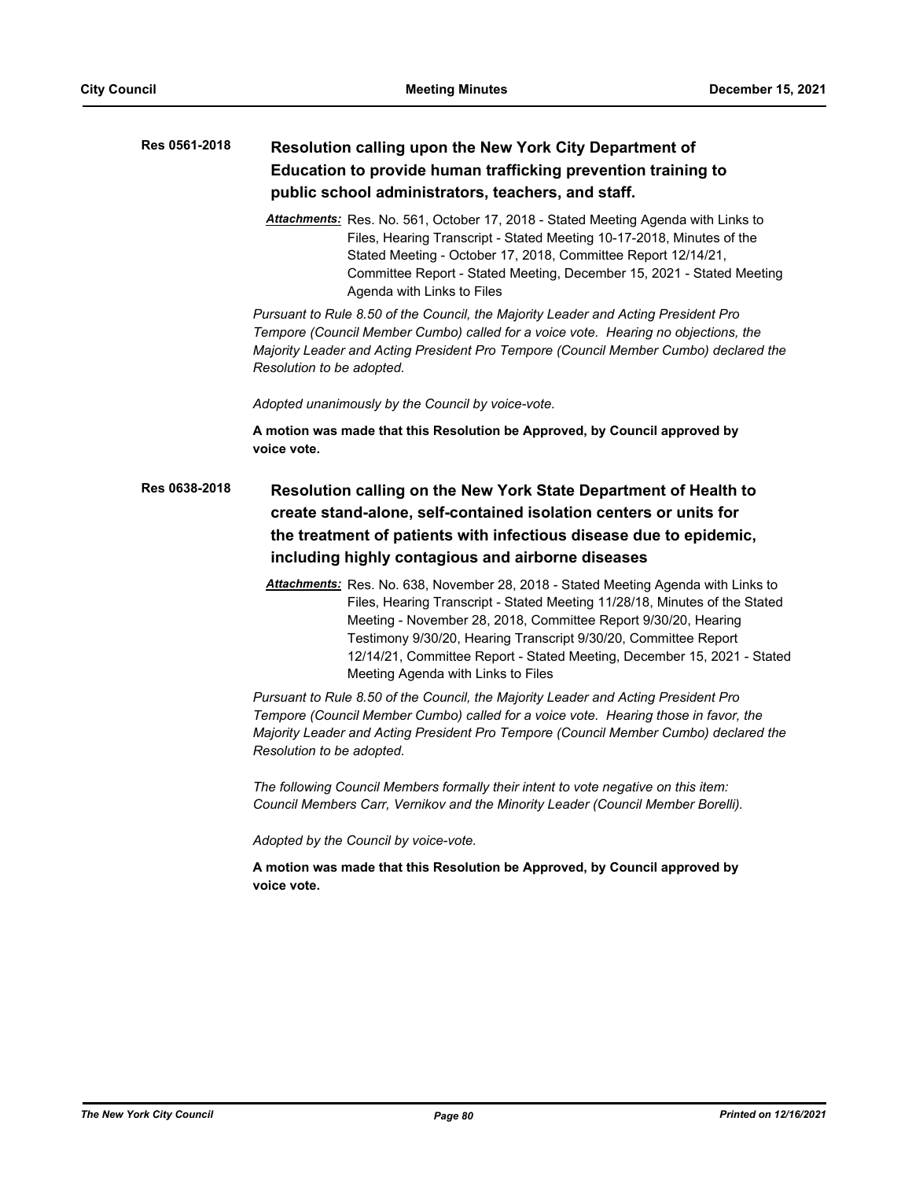**Res 0561-2018** **Resolution calling upon the New York City Department of Education to provide human trafficking prevention training to public school administrators, teachers, and staff.**

***Attachments:*** Res. No. 561, October 17, 2018 - Stated Meeting Agenda with Links to Files, Hearing Transcript - Stated Meeting 10-17-2018, Minutes of the Stated Meeting - October 17, 2018, Committee Report 12/14/21, Committee Report - Stated Meeting, December 15, 2021 - Stated Meeting Agenda with Links to Files

*Pursuant to Rule 8.50 of the Council, the Majority Leader and Acting President Pro Tempore (Council Member Cumbo) called for a voice vote. Hearing no objections, the Majority Leader and Acting President Pro Tempore (Council Member Cumbo) declared the Resolution to be adopted.*

*Adopted unanimously by the Council by voice-vote.*

**A motion was made that this Resolution be Approved, by Council approved by voice vote.**

**Res 0638-2018** **Resolution calling on the New York State Department of Health to create stand-alone, self-contained isolation centers or units for the treatment of patients with infectious disease due to epidemic, including highly contagious and airborne diseases**

***Attachments:*** Res. No. 638, November 28, 2018 - Stated Meeting Agenda with Links to Files, Hearing Transcript - Stated Meeting 11/28/18, Minutes of the Stated Meeting - November 28, 2018, Committee Report 9/30/20, Hearing Testimony 9/30/20, Hearing Transcript 9/30/20, Committee Report 12/14/21, Committee Report - Stated Meeting, December 15, 2021 - Stated Meeting Agenda with Links to Files

*Pursuant to Rule 8.50 of the Council, the Majority Leader and Acting President Pro Tempore (Council Member Cumbo) called for a voice vote. Hearing those in favor, the Majority Leader and Acting President Pro Tempore (Council Member Cumbo) declared the Resolution to be adopted.*

*The following Council Members formally their intent to vote negative on this item: Council Members Carr, Vernikov and the Minority Leader (Council Member Borelli).*

*Adopted by the Council by voice-vote.*

**A motion was made that this Resolution be Approved, by Council approved by voice vote.**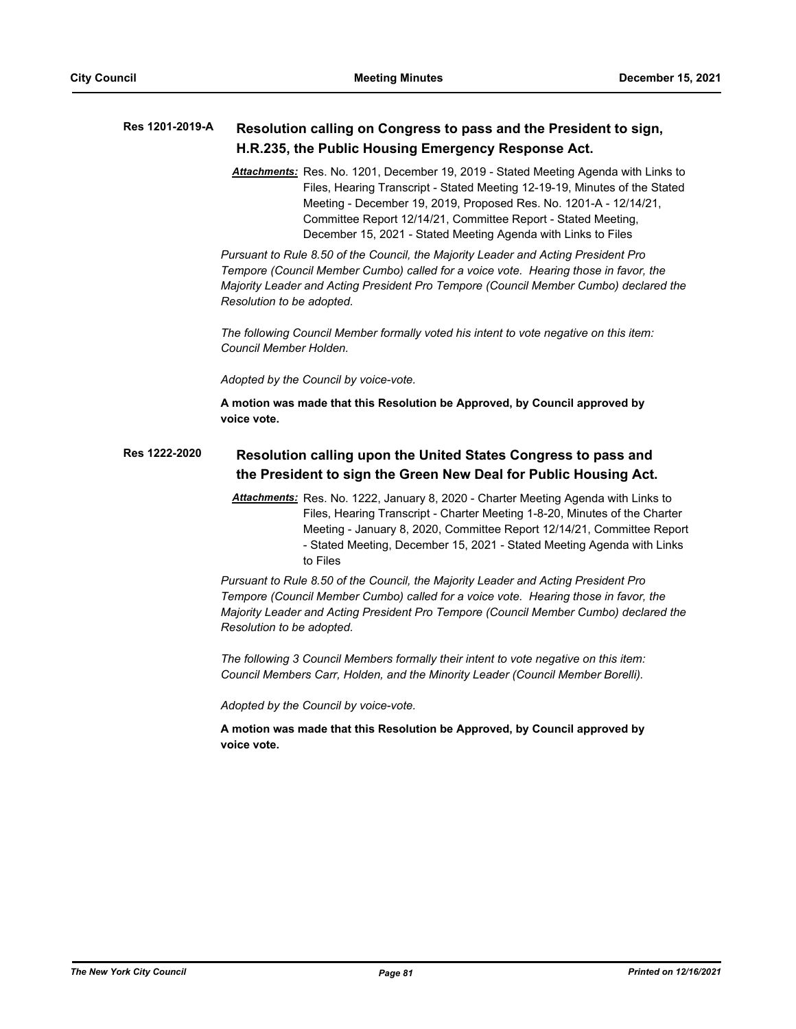**Res 1201-2019-A** **Resolution calling on Congress to pass and the President to sign, H.R.235, the Public Housing Emergency Response Act.**

***Attachments:*** Res. No. 1201, December 19, 2019 - Stated Meeting Agenda with Links to Files, Hearing Transcript - Stated Meeting 12-19-19, Minutes of the Stated Meeting - December 19, 2019, Proposed Res. No. 1201-A - 12/14/21, Committee Report 12/14/21, Committee Report - Stated Meeting, December 15, 2021 - Stated Meeting Agenda with Links to Files

*Pursuant to Rule 8.50 of the Council, the Majority Leader and Acting President Pro Tempore (Council Member Cumbo) called for a voice vote. Hearing those in favor, the Majority Leader and Acting President Pro Tempore (Council Member Cumbo) declared the Resolution to be adopted.*

*The following Council Member formally voted his intent to vote negative on this item: Council Member Holden.*

*Adopted by the Council by voice-vote.*

**A motion was made that this Resolution be Approved, by Council approved by voice vote.**

**Res 1222-2020** **Resolution calling upon the United States Congress to pass and the President to sign the Green New Deal for Public Housing Act.**

***Attachments:*** Res. No. 1222, January 8, 2020 - Charter Meeting Agenda with Links to Files, Hearing Transcript - Charter Meeting 1-8-20, Minutes of the Charter Meeting - January 8, 2020, Committee Report 12/14/21, Committee Report - Stated Meeting, December 15, 2021 - Stated Meeting Agenda with Links to Files

*Pursuant to Rule 8.50 of the Council, the Majority Leader and Acting President Pro Tempore (Council Member Cumbo) called for a voice vote. Hearing those in favor, the Majority Leader and Acting President Pro Tempore (Council Member Cumbo) declared the Resolution to be adopted.*

*The following 3 Council Members formally their intent to vote negative on this item: Council Members Carr, Holden, and the Minority Leader (Council Member Borelli).*

*Adopted by the Council by voice-vote.*

**A motion was made that this Resolution be Approved, by Council approved by voice vote.**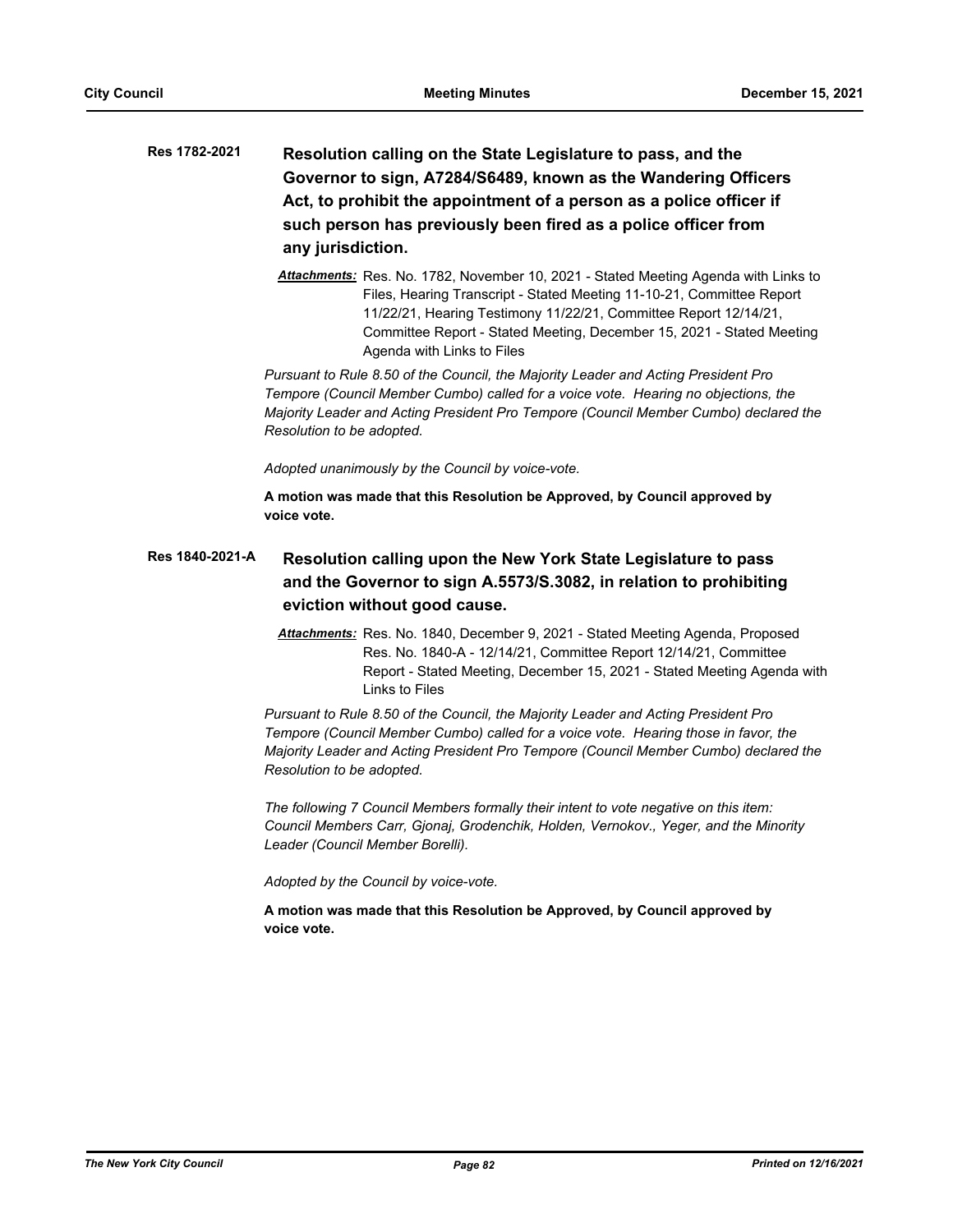**Res 1782-2021** **Resolution calling on the State Legislature to pass, and the Governor to sign, A7284/S6489, known as the Wandering Officers Act, to prohibit the appointment of a person as a police officer if such person has previously been fired as a police officer from any jurisdiction.**

***Attachments:*** Res. No. 1782, November 10, 2021 - Stated Meeting Agenda with Links to Files, Hearing Transcript - Stated Meeting 11-10-21, Committee Report 11/22/21, Hearing Testimony 11/22/21, Committee Report 12/14/21, Committee Report - Stated Meeting, December 15, 2021 - Stated Meeting Agenda with Links to Files

*Pursuant to Rule 8.50 of the Council, the Majority Leader and Acting President Pro Tempore (Council Member Cumbo) called for a voice vote. Hearing no objections, the Majority Leader and Acting President Pro Tempore (Council Member Cumbo) declared the Resolution to be adopted.*

*Adopted unanimously by the Council by voice-vote.*

**A motion was made that this Resolution be Approved, by Council approved by voice vote.**

**Res 1840-2021-A** **Resolution calling upon the New York State Legislature to pass and the Governor to sign A.5573/S.3082, in relation to prohibiting eviction without good cause.**

***Attachments:*** Res. No. 1840, December 9, 2021 - Stated Meeting Agenda, Proposed Res. No. 1840-A - 12/14/21, Committee Report 12/14/21, Committee Report - Stated Meeting, December 15, 2021 - Stated Meeting Agenda with Links to Files

*Pursuant to Rule 8.50 of the Council, the Majority Leader and Acting President Pro Tempore (Council Member Cumbo) called for a voice vote. Hearing those in favor, the Majority Leader and Acting President Pro Tempore (Council Member Cumbo) declared the Resolution to be adopted.*

*The following 7 Council Members formally their intent to vote negative on this item: Council Members Carr, Gjonaj, Grodenchik, Holden, Vernokov., Yeger, and the Minority Leader (Council Member Borelli).*

*Adopted by the Council by voice-vote.*

**A motion was made that this Resolution be Approved, by Council approved by voice vote.**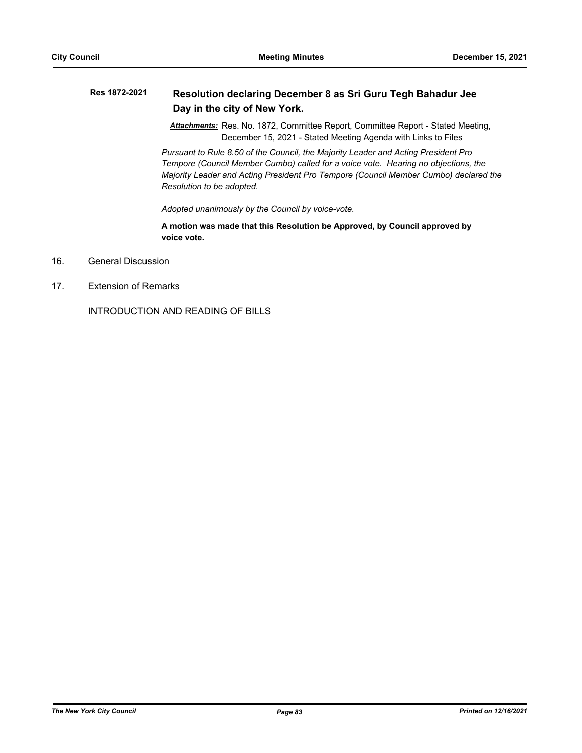**Res 1872-2021** **Resolution declaring December 8 as Sri Guru Tegh Bahadur Jee Day in the city of New York.**

***Attachments:*** Res. No. 1872, Committee Report, Committee Report - Stated Meeting, December 15, 2021 - Stated Meeting Agenda with Links to Files

*Pursuant to Rule 8.50 of the Council, the Majority Leader and Acting President Pro Tempore (Council Member Cumbo) called for a voice vote. Hearing no objections, the Majority Leader and Acting President Pro Tempore (Council Member Cumbo) declared the Resolution to be adopted.*

*Adopted unanimously by the Council by voice-vote.*

**A motion was made that this Resolution be Approved, by Council approved by voice vote.**

16. General Discussion

17. Extension of Remarks

INTRODUCTION AND READING OF BILLS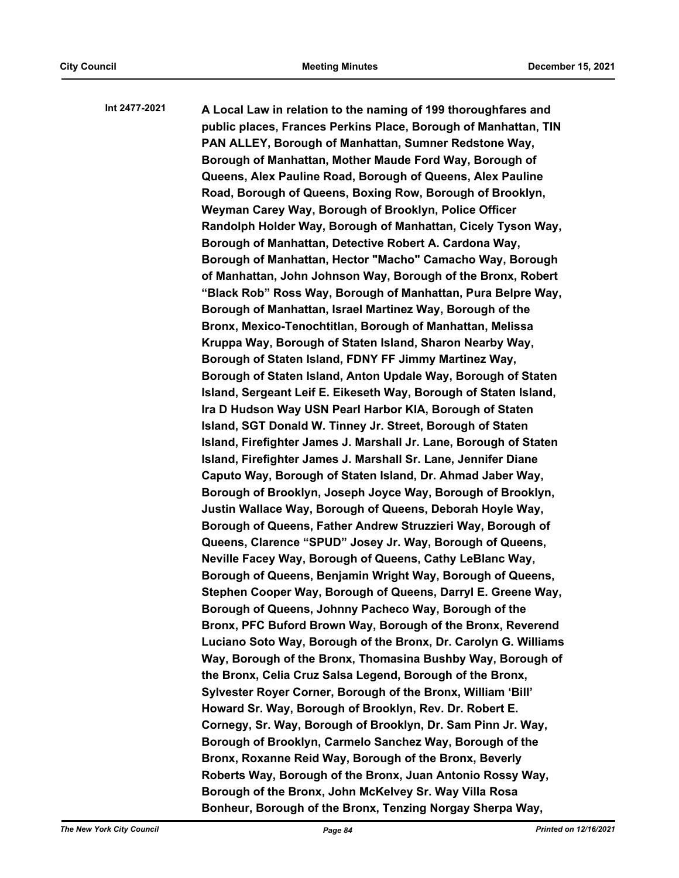**Int 2477-2021** **A Local Law in relation to the naming of 199 thoroughfares and public places, Frances Perkins Place, Borough of Manhattan, TIN PAN ALLEY, Borough of Manhattan, Sumner Redstone Way, Borough of Manhattan, Mother Maude Ford Way, Borough of Queens, Alex Pauline Road, Borough of Queens, Alex Pauline Road, Borough of Queens, Boxing Row, Borough of Brooklyn, Weyman Carey Way, Borough of Brooklyn, Police Officer Randolph Holder Way, Borough of Manhattan, Cicely Tyson Way, Borough of Manhattan, Detective Robert A. Cardona Way, Borough of Manhattan, Hector "Macho" Camacho Way, Borough of Manhattan, John Johnson Way, Borough of the Bronx, Robert “Black Rob” Ross Way, Borough of Manhattan, Pura Belpre Way, Borough of Manhattan, Israel Martinez Way, Borough of the Bronx, Mexico-Tenochtitlan, Borough of Manhattan, Melissa Kruppa Way, Borough of Staten Island, Sharon Nearby Way, Borough of Staten Island, FDNY FF Jimmy Martinez Way, Borough of Staten Island, Anton Updale Way, Borough of Staten Island, Sergeant Leif E. Eikeseth Way, Borough of Staten Island, Ira D Hudson Way USN Pearl Harbor KIA, Borough of Staten Island, SGT Donald W. Tinney Jr. Street, Borough of Staten Island, Firefighter James J. Marshall Jr. Lane, Borough of Staten Island, Firefighter James J. Marshall Sr. Lane, Jennifer Diane Caputo Way, Borough of Staten Island, Dr. Ahmad Jaber Way, Borough of Brooklyn, Joseph Joyce Way, Borough of Brooklyn, Justin Wallace Way, Borough of Queens, Deborah Hoyle Way, Borough of Queens, Father Andrew Struzzieri Way, Borough of Queens, Clarence “SPUD” Josey Jr. Way, Borough of Queens, Neville Facey Way, Borough of Queens, Cathy LeBlanc Way, Borough of Queens, Benjamin Wright Way, Borough of Queens, Stephen Cooper Way, Borough of Queens, Darryl E. Greene Way, Borough of Queens, Johnny Pacheco Way, Borough of the Bronx, PFC Buford Brown Way, Borough of the Bronx, Reverend Luciano Soto Way, Borough of the Bronx, Dr. Carolyn G. Williams Way, Borough of the Bronx, Thomasina Bushby Way, Borough of the Bronx, Celia Cruz Salsa Legend, Borough of the Bronx, Sylvester Royer Corner, Borough of the Bronx, William ‘Bill’ Howard Sr. Way, Borough of Brooklyn, Rev. Dr. Robert E. Cornegy, Sr. Way, Borough of Brooklyn, Dr. Sam Pinn Jr. Way, Borough of Brooklyn, Carmelo Sanchez Way, Borough of the Bronx, Roxanne Reid Way, Borough of the Bronx, Beverly Roberts Way, Borough of the Bronx, Juan Antonio Rossy Way, Borough of the Bronx, John McKelvey Sr. Way Villa Rosa Bonheur, Borough of the Bronx, Tenzing Norgay Sherpa Way,**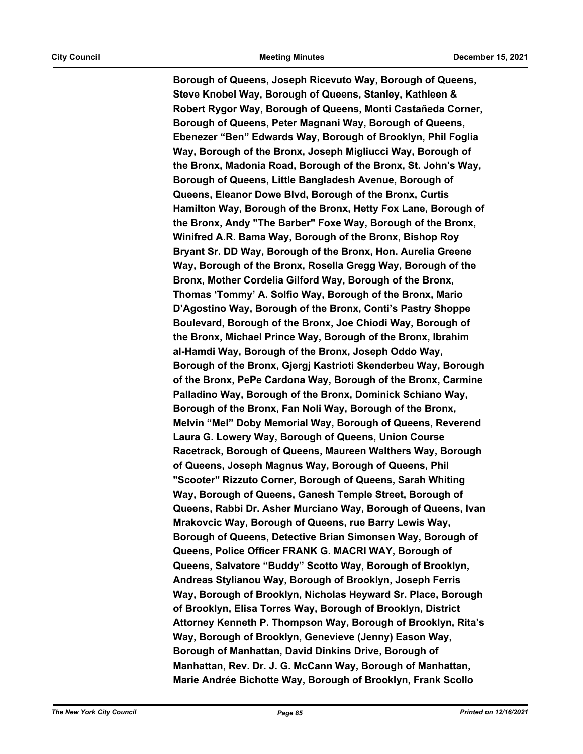**Borough of Queens, Joseph Ricevuto Way, Borough of Queens, Steve Knobel Way, Borough of Queens, Stanley, Kathleen & Robert Rygor Way, Borough of Queens, Monti Castañeda Corner, Borough of Queens, Peter Magnani Way, Borough of Queens, Ebenezer "Ben" Edwards Way, Borough of Brooklyn, Phil Foglia Way, Borough of the Bronx, Joseph Migliucci Way, Borough of the Bronx, Madonia Road, Borough of the Bronx, St. John's Way, Borough of Queens, Little Bangladesh Avenue, Borough of Queens, Eleanor Dowe Blvd, Borough of the Bronx, Curtis Hamilton Way, Borough of the Bronx, Hetty Fox Lane, Borough of the Bronx, Andy "The Barber" Foxe Way, Borough of the Bronx, Winifred A.R. Bama Way, Borough of the Bronx, Bishop Roy Bryant Sr. DD Way, Borough of the Bronx, Hon. Aurelia Greene Way, Borough of the Bronx, Rosella Gregg Way, Borough of the Bronx, Mother Cordelia Gilford Way, Borough of the Bronx, Thomas 'Tommy' A. Solfio Way, Borough of the Bronx, Mario D'Agostino Way, Borough of the Bronx, Conti's Pastry Shoppe Boulevard, Borough of the Bronx, Joe Chiodi Way, Borough of the Bronx, Michael Prince Way, Borough of the Bronx, Ibrahim al-Hamdi Way, Borough of the Bronx, Joseph Oddo Way, Borough of the Bronx, Gjergj Kastrioti Skenderbeu Way, Borough of the Bronx, PePe Cardona Way, Borough of the Bronx, Carmine Palladino Way, Borough of the Bronx, Dominick Schiano Way, Borough of the Bronx, Fan Noli Way, Borough of the Bronx, Melvin "Mel" Doby Memorial Way, Borough of Queens, Reverend Laura G. Lowery Way, Borough of Queens, Union Course Racetrack, Borough of Queens, Maureen Walthers Way, Borough of Queens, Joseph Magnus Way, Borough of Queens, Phil "Scooter" Rizzuto Corner, Borough of Queens, Sarah Whiting Way, Borough of Queens, Ganesh Temple Street, Borough of Queens, Rabbi Dr. Asher Murciano Way, Borough of Queens, Ivan Mrakovcic Way, Borough of Queens, rue Barry Lewis Way, Borough of Queens, Detective Brian Simonsen Way, Borough of Queens, Police Officer FRANK G. MACRI WAY, Borough of Queens, Salvatore "Buddy" Scotto Way, Borough of Brooklyn, Andreas Stylianou Way, Borough of Brooklyn, Joseph Ferris Way, Borough of Brooklyn, Nicholas Heyward Sr. Place, Borough of Brooklyn, Elisa Torres Way, Borough of Brooklyn, District Attorney Kenneth P. Thompson Way, Borough of Brooklyn, Rita's Way, Borough of Brooklyn, Genevieve (Jenny) Eason Way, Borough of Manhattan, David Dinkins Drive, Borough of Manhattan, Rev. Dr. J. G. McCann Way, Borough of Manhattan, Marie Andrée Bichotte Way, Borough of Brooklyn, Frank Scollo**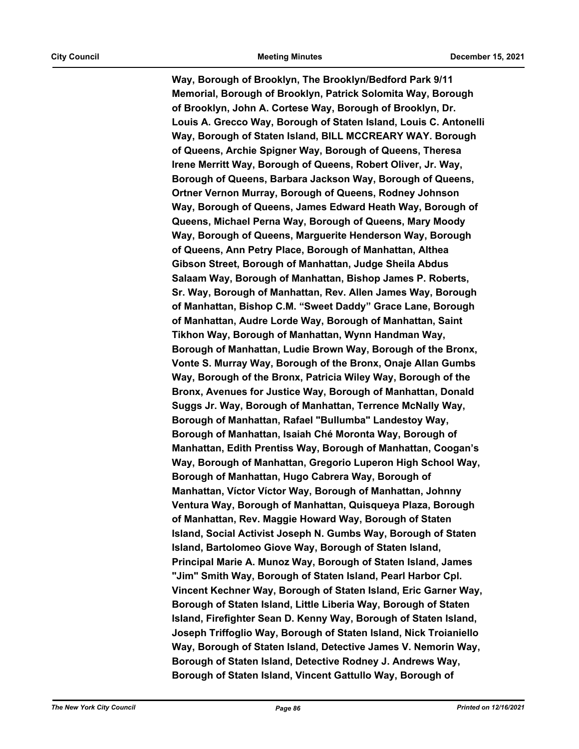**Way, Borough of Brooklyn, The Brooklyn/Bedford Park 9/11 Memorial, Borough of Brooklyn, Patrick Solomita Way, Borough of Brooklyn, John A. Cortese Way, Borough of Brooklyn, Dr. Louis A. Grecco Way, Borough of Staten Island, Louis C. Antonelli Way, Borough of Staten Island, BILL MCCREARY WAY. Borough of Queens, Archie Spigner Way, Borough of Queens, Theresa Irene Merritt Way, Borough of Queens, Robert Oliver, Jr. Way, Borough of Queens, Barbara Jackson Way, Borough of Queens, Ortner Vernon Murray, Borough of Queens, Rodney Johnson Way, Borough of Queens, James Edward Heath Way, Borough of Queens, Michael Perna Way, Borough of Queens, Mary Moody Way, Borough of Queens, Marguerite Henderson Way, Borough of Queens, Ann Petry Place, Borough of Manhattan, Althea Gibson Street, Borough of Manhattan, Judge Sheila Abdus Salaam Way, Borough of Manhattan, Bishop James P. Roberts, Sr. Way, Borough of Manhattan, Rev. Allen James Way, Borough of Manhattan, Bishop C.M. "Sweet Daddy" Grace Lane, Borough of Manhattan, Audre Lorde Way, Borough of Manhattan, Saint Tikhon Way, Borough of Manhattan, Wynn Handman Way, Borough of Manhattan, Ludie Brown Way, Borough of the Bronx, Vonte S. Murray Way, Borough of the Bronx, Onaje Allan Gumbs Way, Borough of the Bronx, Patricia Wiley Way, Borough of the Bronx, Avenues for Justice Way, Borough of Manhattan, Donald Suggs Jr. Way, Borough of Manhattan, Terrence McNally Way, Borough of Manhattan, Rafael "Bullumba" Landestoy Way, Borough of Manhattan, Isaiah Ché Moronta Way, Borough of Manhattan, Edith Prentiss Way, Borough of Manhattan, Coogan's Way, Borough of Manhattan, Gregorio Luperon High School Way, Borough of Manhattan, Hugo Cabrera Way, Borough of Manhattan, Víctor Víctor Way, Borough of Manhattan, Johnny Ventura Way, Borough of Manhattan, Quisqueya Plaza, Borough of Manhattan, Rev. Maggie Howard Way, Borough of Staten Island, Social Activist Joseph N. Gumbs Way, Borough of Staten Island, Bartolomeo Giove Way, Borough of Staten Island, Principal Marie A. Munoz Way, Borough of Staten Island, James "Jim" Smith Way, Borough of Staten Island, Pearl Harbor Cpl. Vincent Kechner Way, Borough of Staten Island, Eric Garner Way, Borough of Staten Island, Little Liberia Way, Borough of Staten Island, Firefighter Sean D. Kenny Way, Borough of Staten Island, Joseph Triffoglio Way, Borough of Staten Island, Nick Troianiello Way, Borough of Staten Island, Detective James V. Nemorin Way, Borough of Staten Island, Detective Rodney J. Andrews Way, Borough of Staten Island, Vincent Gattullo Way, Borough of**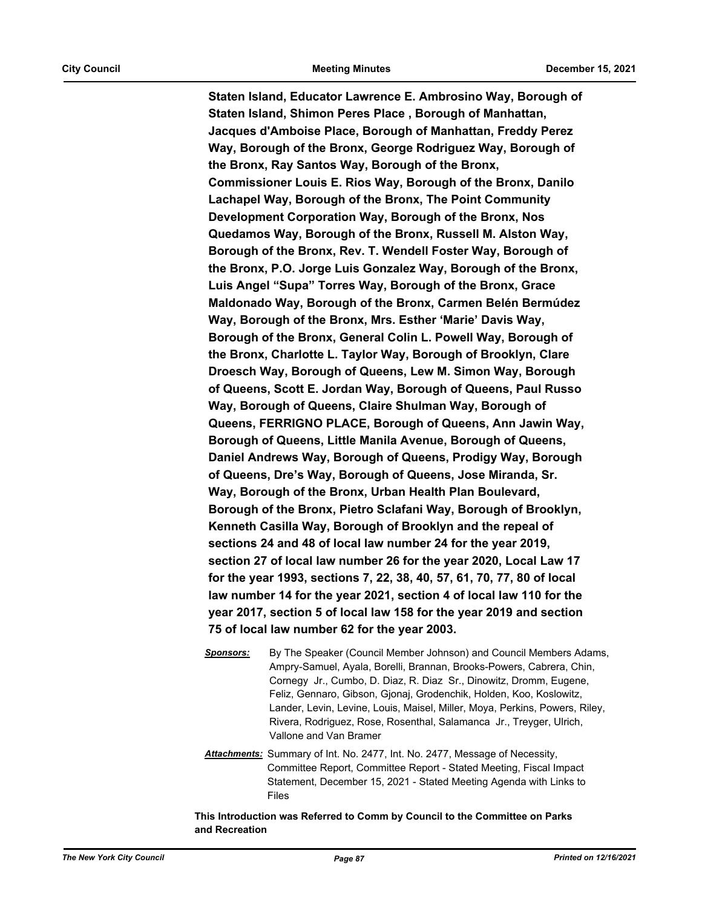**Staten Island, Educator Lawrence E. Ambrosino Way, Borough of Staten Island, Shimon Peres Place , Borough of Manhattan, Jacques d'Amboise Place, Borough of Manhattan, Freddy Perez Way, Borough of the Bronx, George Rodriguez Way, Borough of the Bronx, Ray Santos Way, Borough of the Bronx, Commissioner Louis E. Rios Way, Borough of the Bronx, Danilo Lachapel Way, Borough of the Bronx, The Point Community Development Corporation Way, Borough of the Bronx, Nos Quedamos Way, Borough of the Bronx, Russell M. Alston Way, Borough of the Bronx, Rev. T. Wendell Foster Way, Borough of the Bronx, P.O. Jorge Luis Gonzalez Way, Borough of the Bronx, Luis Angel "Supa" Torres Way, Borough of the Bronx, Grace Maldonado Way, Borough of the Bronx, Carmen Belén Bermúdez Way, Borough of the Bronx, Mrs. Esther 'Marie' Davis Way, Borough of the Bronx, General Colin L. Powell Way, Borough of the Bronx, Charlotte L. Taylor Way, Borough of Brooklyn, Clare Droesch Way, Borough of Queens, Lew M. Simon Way, Borough of Queens, Scott E. Jordan Way, Borough of Queens, Paul Russo Way, Borough of Queens, Claire Shulman Way, Borough of Queens, FERRIGNO PLACE, Borough of Queens, Ann Jawin Way, Borough of Queens, Little Manila Avenue, Borough of Queens, Daniel Andrews Way, Borough of Queens, Prodigy Way, Borough of Queens, Dre's Way, Borough of Queens, Jose Miranda, Sr. Way, Borough of the Bronx, Urban Health Plan Boulevard, Borough of the Bronx, Pietro Sclafani Way, Borough of Brooklyn, Kenneth Casilla Way, Borough of Brooklyn and the repeal of sections 24 and 48 of local law number 24 for the year 2019, section 27 of local law number 26 for the year 2020, Local Law 17 for the year 1993, sections 7, 22, 38, 40, 57, 61, 70, 77, 80 of local law number 14 for the year 2021, section 4 of local law 110 for the year 2017, section 5 of local law 158 for the year 2019 and section 75 of local law number 62 for the year 2003.**

***Sponsors:*** By The Speaker (Council Member Johnson) and Council Members Adams, Ampry-Samuel, Ayala, Borelli, Brannan, Brooks-Powers, Cabrera, Chin, Cornegy Jr., Cumbo, D. Diaz, R. Diaz Sr., Dinowitz, Dromm, Eugene, Feliz, Gennaro, Gibson, Gjonaj, Grodenchik, Holden, Koo, Koslowitz, Lander, Levin, Levine, Louis, Maisel, Miller, Moya, Perkins, Powers, Riley, Rivera, Rodriguez, Rose, Rosenthal, Salamanca Jr., Treyger, Ulrich, Vallone and Van Bramer

***Attachments:*** Summary of Int. No. 2477, Int. No. 2477, Message of Necessity, Committee Report, Committee Report - Stated Meeting, Fiscal Impact Statement, December 15, 2021 - Stated Meeting Agenda with Links to Files

**This Introduction was Referred to Comm by Council to the Committee on Parks and Recreation**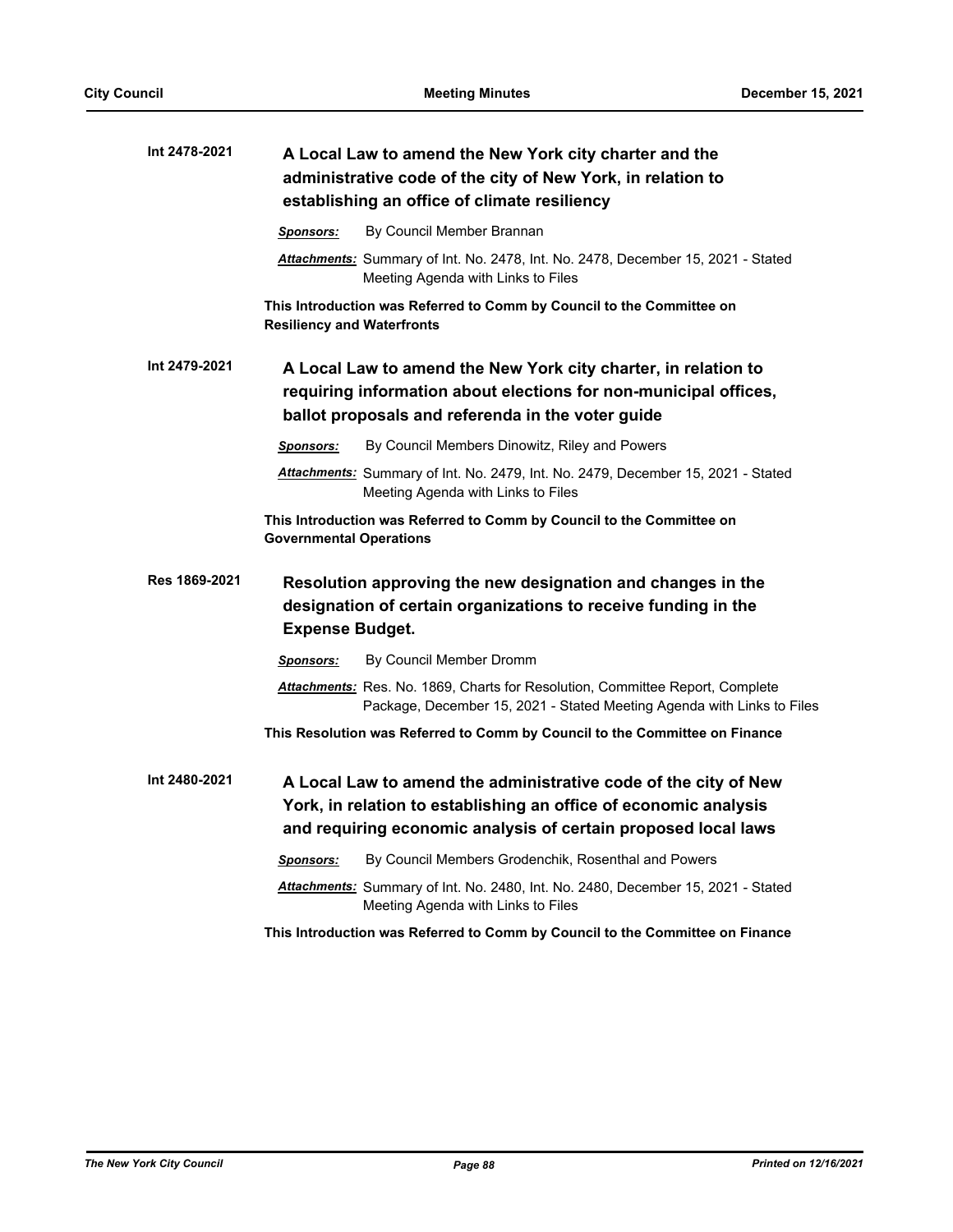**Int 2478-2021** **A Local Law to amend the New York city charter and the administrative code of the city of New York, in relation to establishing an office of climate resiliency**

***Sponsors:*** By Council Member Brannan

***Attachments:*** Summary of Int. No. 2478, Int. No. 2478, December 15, 2021 - Stated Meeting Agenda with Links to Files

**This Introduction was Referred to Comm by Council to the Committee on Resiliency and Waterfronts**

**Int 2479-2021** **A Local Law to amend the New York city charter, in relation to requiring information about elections for non-municipal offices, ballot proposals and referenda in the voter guide**

***Sponsors:*** By Council Members Dinowitz, Riley and Powers

***Attachments:*** Summary of Int. No. 2479, Int. No. 2479, December 15, 2021 - Stated Meeting Agenda with Links to Files

**This Introduction was Referred to Comm by Council to the Committee on Governmental Operations**

**Res 1869-2021** **Resolution approving the new designation and changes in the designation of certain organizations to receive funding in the Expense Budget.**

***Sponsors:*** By Council Member Dromm

***Attachments:*** Res. No. 1869, Charts for Resolution, Committee Report, Complete Package, December 15, 2021 - Stated Meeting Agenda with Links to Files

**This Resolution was Referred to Comm by Council to the Committee on Finance**

**Int 2480-2021** **A Local Law to amend the administrative code of the city of New York, in relation to establishing an office of economic analysis and requiring economic analysis of certain proposed local laws**

***Sponsors:*** By Council Members Grodenchik, Rosenthal and Powers

***Attachments:*** Summary of Int. No. 2480, Int. No. 2480, December 15, 2021 - Stated Meeting Agenda with Links to Files

**This Introduction was Referred to Comm by Council to the Committee on Finance**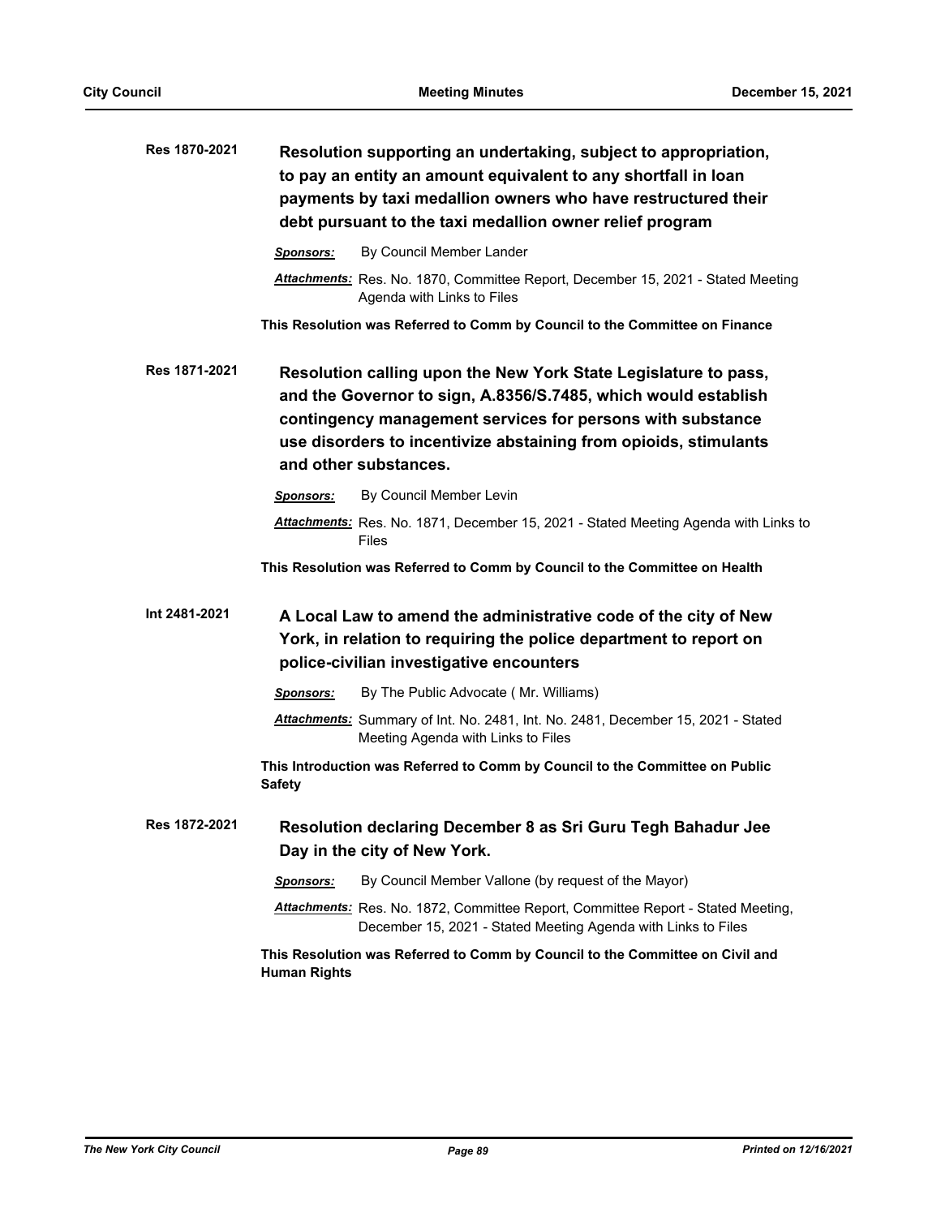**Res 1870-2021** **Resolution supporting an undertaking, subject to appropriation, to pay an entity an amount equivalent to any shortfall in loan payments by taxi medallion owners who have restructured their debt pursuant to the taxi medallion owner relief program**

***Sponsors:*** By Council Member Lander

***Attachments:*** Res. No. 1870, Committee Report, December 15, 2021 - Stated Meeting Agenda with Links to Files

**This Resolution was Referred to Comm by Council to the Committee on Finance**

**Res 1871-2021** **Resolution calling upon the New York State Legislature to pass, and the Governor to sign, A.8356/S.7485, which would establish contingency management services for persons with substance use disorders to incentivize abstaining from opioids, stimulants and other substances.**

***Sponsors:*** By Council Member Levin

***Attachments:*** Res. No. 1871, December 15, 2021 - Stated Meeting Agenda with Links to Files

**This Resolution was Referred to Comm by Council to the Committee on Health**

**Int 2481-2021** **A Local Law to amend the administrative code of the city of New York, in relation to requiring the police department to report on police-civilian investigative encounters**

***Sponsors:*** By The Public Advocate ( Mr. Williams)

***Attachments:*** Summary of Int. No. 2481, Int. No. 2481, December 15, 2021 - Stated Meeting Agenda with Links to Files

**This Introduction was Referred to Comm by Council to the Committee on Public Safety**

**Res 1872-2021** **Resolution declaring December 8 as Sri Guru Tegh Bahadur Jee Day in the city of New York.**

***Sponsors:*** By Council Member Vallone (by request of the Mayor)

***Attachments:*** Res. No. 1872, Committee Report, Committee Report - Stated Meeting, December 15, 2021 - Stated Meeting Agenda with Links to Files

**This Resolution was Referred to Comm by Council to the Committee on Civil and Human Rights**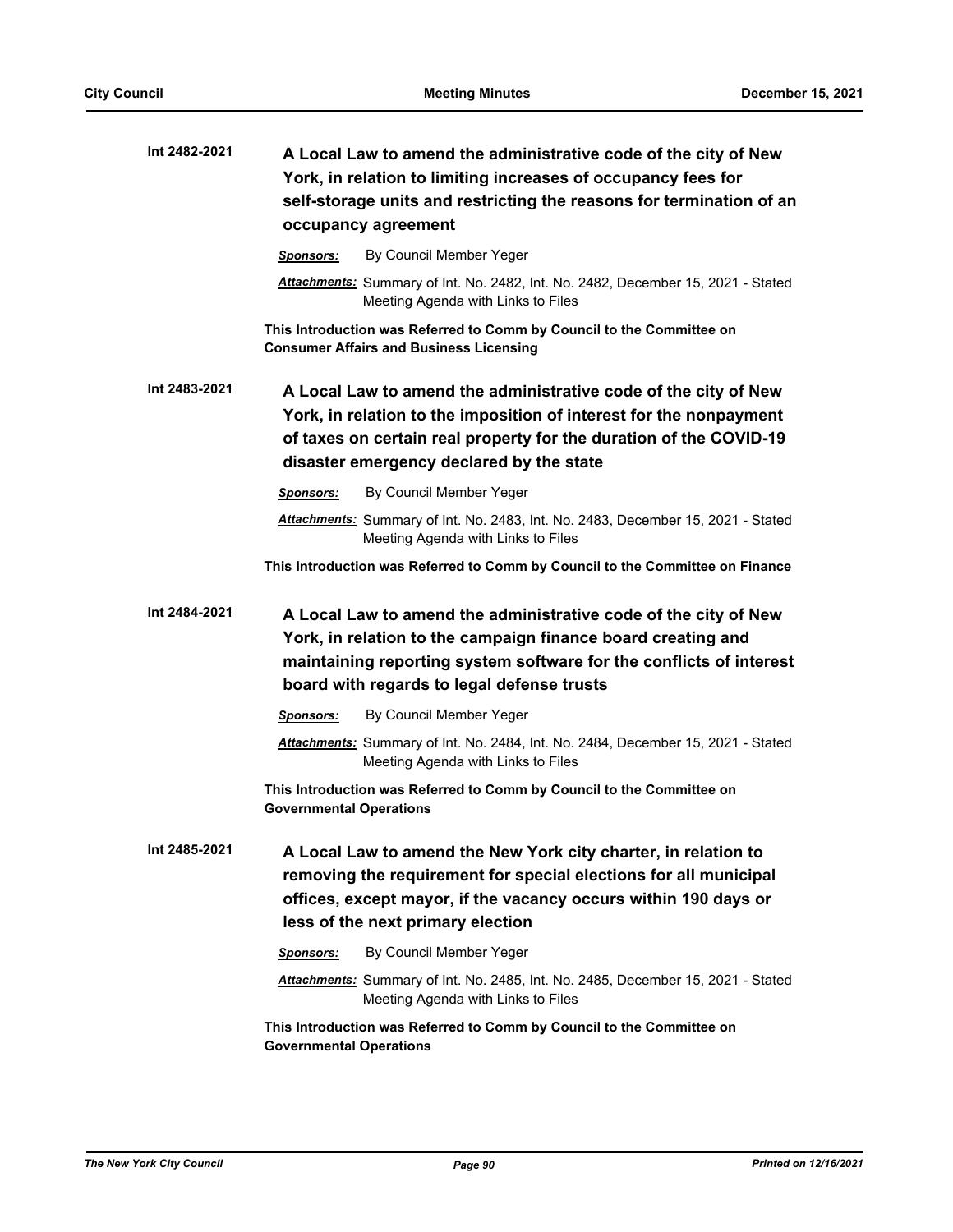**Int 2482-2021** **A Local Law to amend the administrative code of the city of New York, in relation to limiting increases of occupancy fees for self-storage units and restricting the reasons for termination of an occupancy agreement**

***Sponsors:*** By Council Member Yeger

***Attachments:*** Summary of Int. No. 2482, Int. No. 2482, December 15, 2021 - Stated Meeting Agenda with Links to Files

**This Introduction was Referred to Comm by Council to the Committee on Consumer Affairs and Business Licensing**

**Int 2483-2021** **A Local Law to amend the administrative code of the city of New York, in relation to the imposition of interest for the nonpayment of taxes on certain real property for the duration of the COVID-19 disaster emergency declared by the state**

***Sponsors:*** By Council Member Yeger

***Attachments:*** Summary of Int. No. 2483, Int. No. 2483, December 15, 2021 - Stated Meeting Agenda with Links to Files

**This Introduction was Referred to Comm by Council to the Committee on Finance**

**Int 2484-2021** **A Local Law to amend the administrative code of the city of New York, in relation to the campaign finance board creating and maintaining reporting system software for the conflicts of interest board with regards to legal defense trusts**

***Sponsors:*** By Council Member Yeger

***Attachments:*** Summary of Int. No. 2484, Int. No. 2484, December 15, 2021 - Stated Meeting Agenda with Links to Files

**This Introduction was Referred to Comm by Council to the Committee on Governmental Operations**

**Int 2485-2021** **A Local Law to amend the New York city charter, in relation to removing the requirement for special elections for all municipal offices, except mayor, if the vacancy occurs within 190 days or less of the next primary election**

***Sponsors:*** By Council Member Yeger

***Attachments:*** Summary of Int. No. 2485, Int. No. 2485, December 15, 2021 - Stated Meeting Agenda with Links to Files

**This Introduction was Referred to Comm by Council to the Committee on Governmental Operations**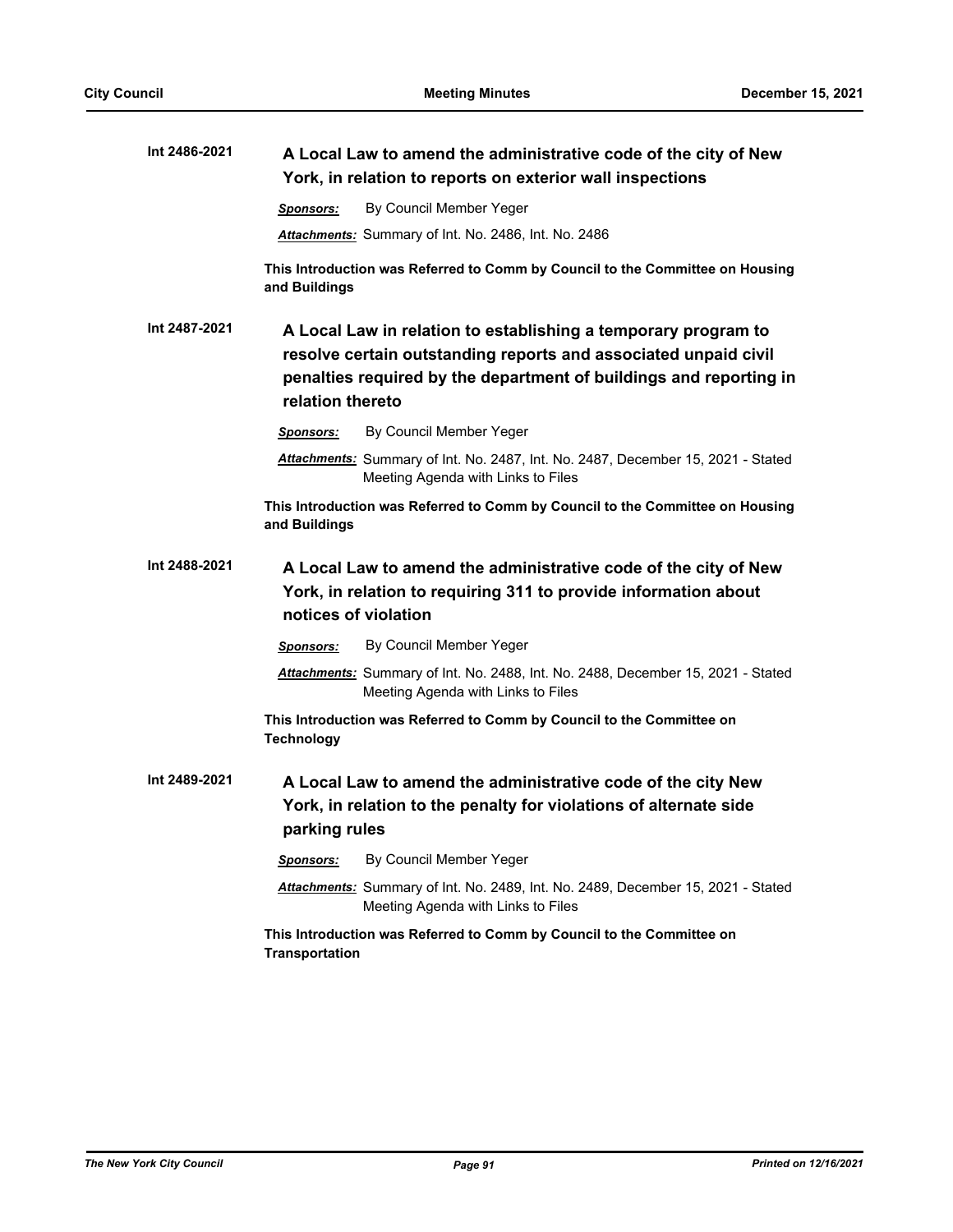**Int 2486-2021** **A Local Law to amend the administrative code of the city of New York, in relation to reports on exterior wall inspections**

***Sponsors:*** By Council Member Yeger

***Attachments:*** Summary of Int. No. 2486, Int. No. 2486

**This Introduction was Referred to Comm by Council to the Committee on Housing and Buildings**

**Int 2487-2021** **A Local Law in relation to establishing a temporary program to resolve certain outstanding reports and associated unpaid civil penalties required by the department of buildings and reporting in relation thereto**

***Sponsors:*** By Council Member Yeger

***Attachments:*** Summary of Int. No. 2487, Int. No. 2487, December 15, 2021 - Stated Meeting Agenda with Links to Files

**This Introduction was Referred to Comm by Council to the Committee on Housing and Buildings**

**Int 2488-2021** **A Local Law to amend the administrative code of the city of New York, in relation to requiring 311 to provide information about notices of violation**

***Sponsors:*** By Council Member Yeger

***Attachments:*** Summary of Int. No. 2488, Int. No. 2488, December 15, 2021 - Stated Meeting Agenda with Links to Files

**This Introduction was Referred to Comm by Council to the Committee on Technology**

**Int 2489-2021** **A Local Law to amend the administrative code of the city New York, in relation to the penalty for violations of alternate side parking rules**

***Sponsors:*** By Council Member Yeger

***Attachments:*** Summary of Int. No. 2489, Int. No. 2489, December 15, 2021 - Stated Meeting Agenda with Links to Files

**This Introduction was Referred to Comm by Council to the Committee on Transportation**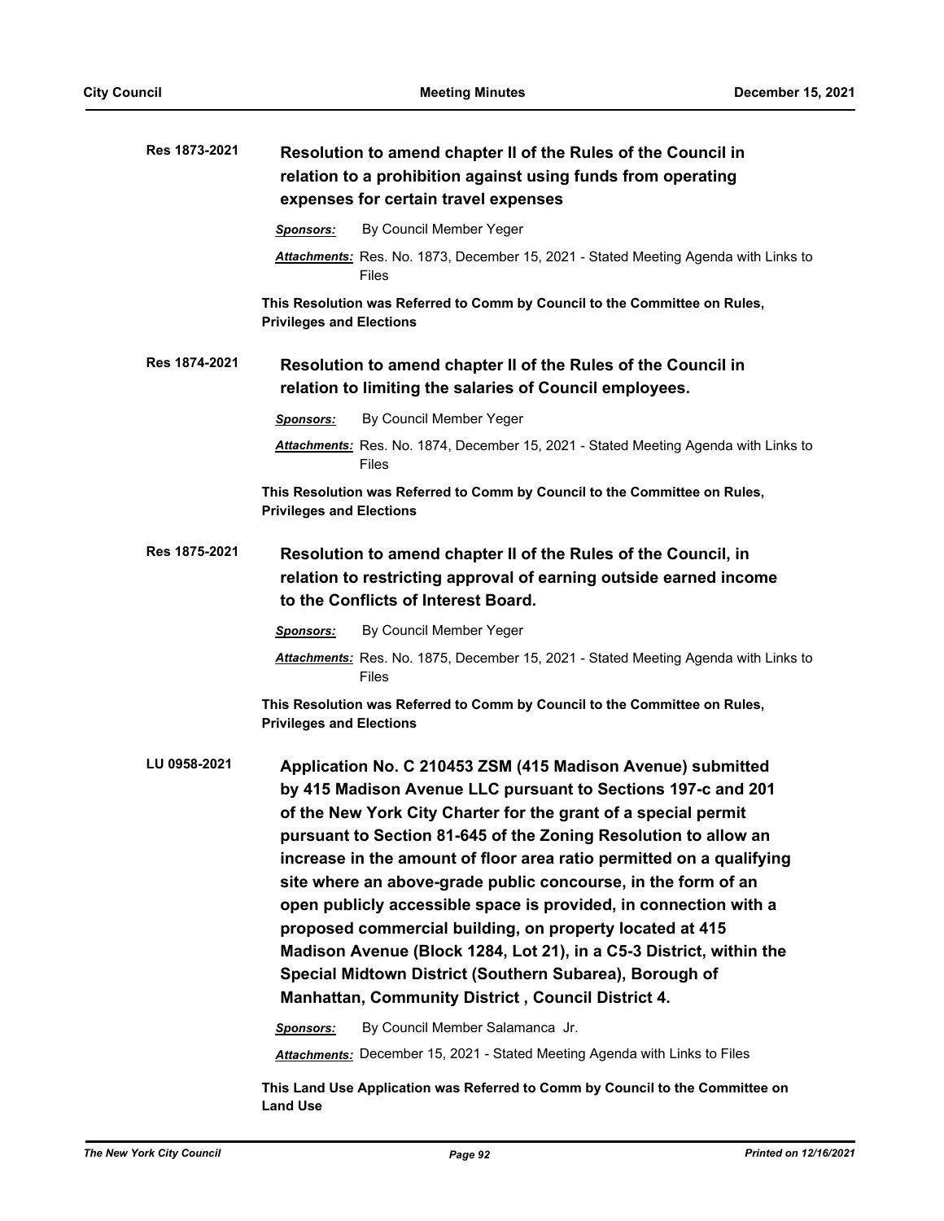**Res 1873-2021** **Resolution to amend chapter II of the Rules of the Council in relation to a prohibition against using funds from operating expenses for certain travel expenses**

***Sponsors:*** By Council Member Yeger

***Attachments:*** Res. No. 1873, December 15, 2021 - Stated Meeting Agenda with Links to Files

**This Resolution was Referred to Comm by Council to the Committee on Rules, Privileges and Elections**

**Res 1874-2021** **Resolution to amend chapter II of the Rules of the Council in relation to limiting the salaries of Council employees.**

***Sponsors:*** By Council Member Yeger

***Attachments:*** Res. No. 1874, December 15, 2021 - Stated Meeting Agenda with Links to Files

**This Resolution was Referred to Comm by Council to the Committee on Rules, Privileges and Elections**

**Res 1875-2021** **Resolution to amend chapter II of the Rules of the Council, in relation to restricting approval of earning outside earned income to the Conflicts of Interest Board.**

***Sponsors:*** By Council Member Yeger

***Attachments:*** Res. No. 1875, December 15, 2021 - Stated Meeting Agenda with Links to Files

**This Resolution was Referred to Comm by Council to the Committee on Rules, Privileges and Elections**

**LU 0958-2021** **Application No. C 210453 ZSM (415 Madison Avenue) submitted by 415 Madison Avenue LLC pursuant to Sections 197-c and 201 of the New York City Charter for the grant of a special permit pursuant to Section 81-645 of the Zoning Resolution to allow an increase in the amount of floor area ratio permitted on a qualifying site where an above-grade public concourse, in the form of an open publicly accessible space is provided, in connection with a proposed commercial building, on property located at 415 Madison Avenue (Block 1284, Lot 21), in a C5-3 District, within the Special Midtown District (Southern Subarea), Borough of Manhattan, Community District , Council District 4.**

***Sponsors:*** By Council Member Salamanca Jr.

***Attachments:*** December 15, 2021 - Stated Meeting Agenda with Links to Files

**This Land Use Application was Referred to Comm by Council to the Committee on Land Use**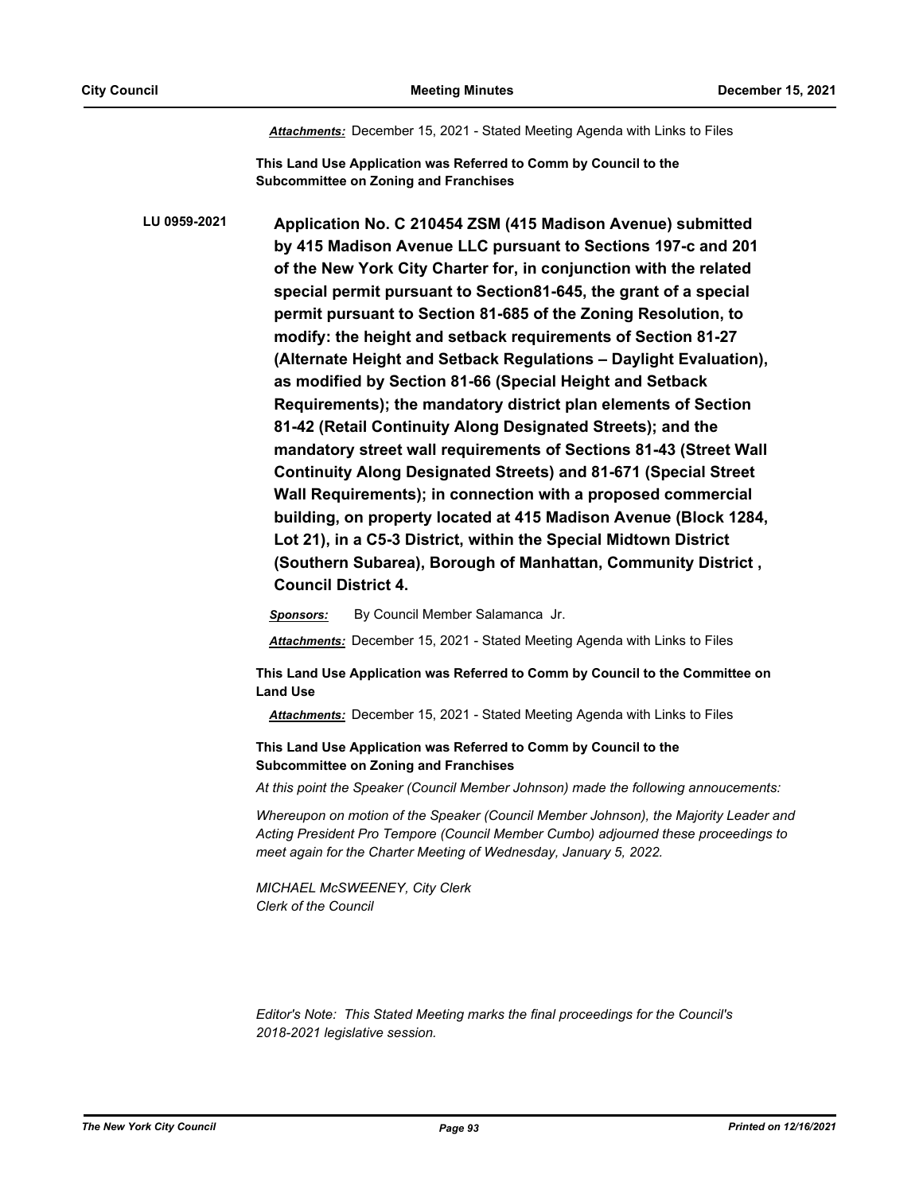***Attachments:*** December 15, 2021 - Stated Meeting Agenda with Links to Files

**This Land Use Application was Referred to Comm by Council to the Subcommittee on Zoning and Franchises**

**LU 0959-2021** **Application No. C 210454 ZSM (415 Madison Avenue) submitted by 415 Madison Avenue LLC pursuant to Sections 197-c and 201 of the New York City Charter for, in conjunction with the related special permit pursuant to Section81-645, the grant of a special permit pursuant to Section 81-685 of the Zoning Resolution, to modify: the height and setback requirements of Section 81-27 (Alternate Height and Setback Regulations – Daylight Evaluation), as modified by Section 81-66 (Special Height and Setback Requirements); the mandatory district plan elements of Section 81-42 (Retail Continuity Along Designated Streets); and the mandatory street wall requirements of Sections 81-43 (Street Wall Continuity Along Designated Streets) and 81-671 (Special Street Wall Requirements); in connection with a proposed commercial building, on property located at 415 Madison Avenue (Block 1284, Lot 21), in a C5-3 District, within the Special Midtown District (Southern Subarea), Borough of Manhattan, Community District , Council District 4.**

***Sponsors:*** By Council Member Salamanca Jr.

***Attachments:*** December 15, 2021 - Stated Meeting Agenda with Links to Files

**This Land Use Application was Referred to Comm by Council to the Committee on Land Use**

***Attachments:*** December 15, 2021 - Stated Meeting Agenda with Links to Files

**This Land Use Application was Referred to Comm by Council to the Subcommittee on Zoning and Franchises**

*At this point the Speaker (Council Member Johnson) made the following annoucements:*

*Whereupon on motion of the Speaker (Council Member Johnson), the Majority Leader and Acting President Pro Tempore (Council Member Cumbo) adjourned these proceedings to meet again for the Charter Meeting of Wednesday, January 5, 2022.*

*MICHAEL McSWEENEY, City Clerk*
*Clerk of the Council*

*Editor's Note: This Stated Meeting marks the final proceedings for the Council's 2018-2021 legislative session.*